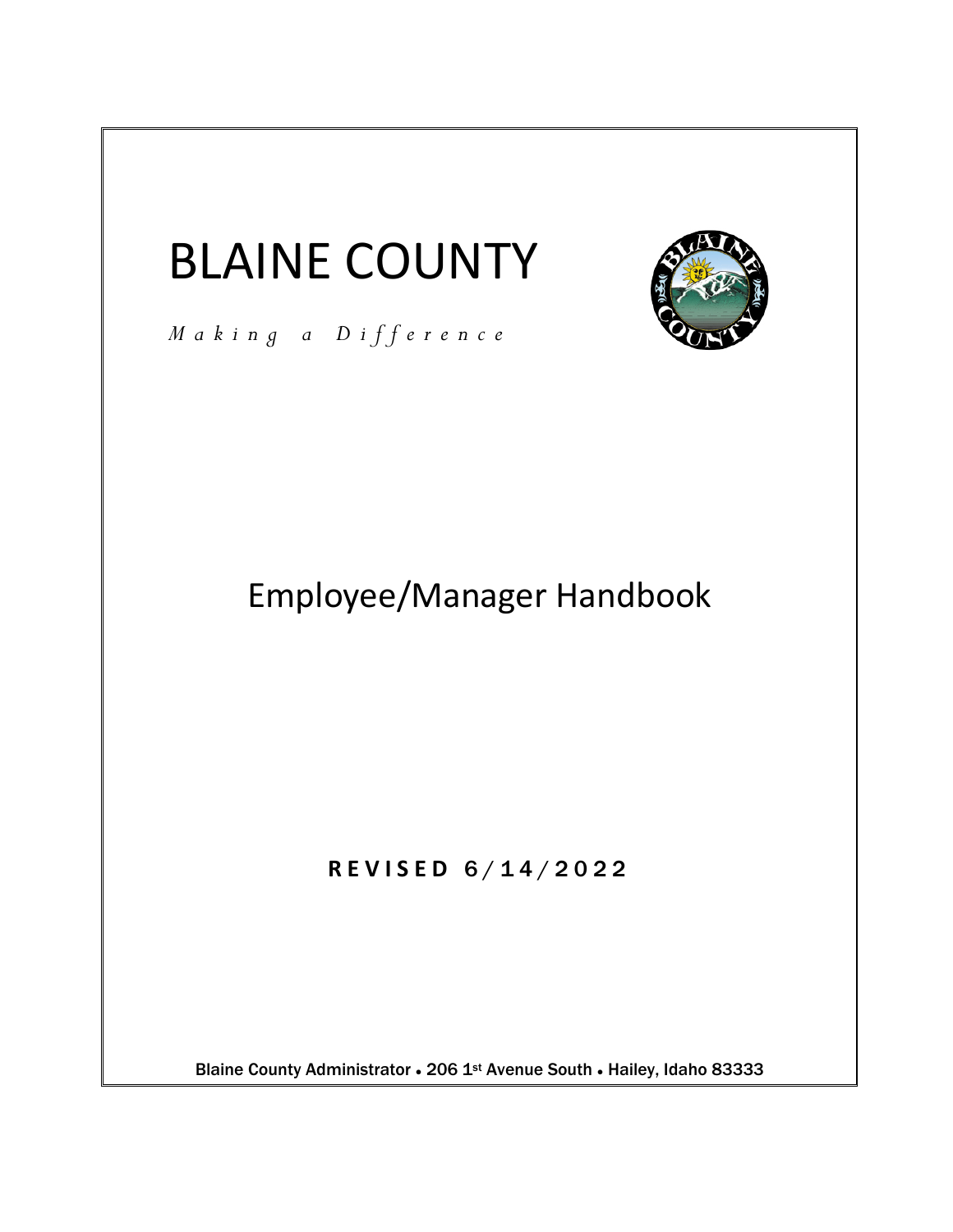# BLAINE COUNTY

*Making a Difference*

## Employee/Manager Handbook

**REVISED 6/14/2022**

Blaine County Administrator • 206 1st Avenue South • Hailey, Idaho 83333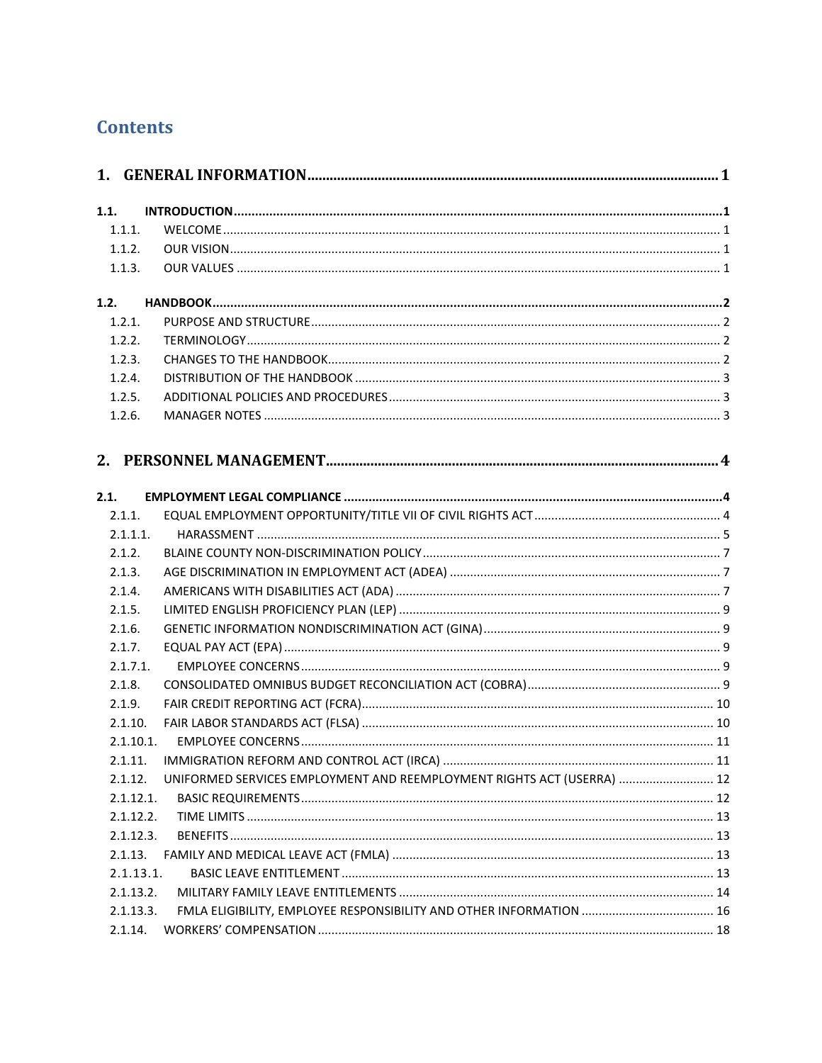# Contents

**1. GENERAL INFORMATION** .......... 1

**1.1. INTRODUCTION** .......... 1

- 1.1.1. WELCOME .......... 1
- 1.1.2. OUR VISION .......... 1
- 1.1.3. OUR VALUES .......... 1

**1.2. HANDBOOK** .......... 2

- 1.2.1. PURPOSE AND STRUCTURE .......... 2
- 1.2.2. TERMINOLOGY .......... 2
- 1.2.3. CHANGES TO THE HANDBOOK .......... 2
- 1.2.4. DISTRIBUTION OF THE HANDBOOK .......... 3
- 1.2.5. ADDITIONAL POLICIES AND PROCEDURES .......... 3
- 1.2.6. MANAGER NOTES .......... 3

**2. PERSONNEL MANAGEMENT** .......... 4

**2.1. EMPLOYMENT LEGAL COMPLIANCE** .......... 4

- 2.1.1. EQUAL EMPLOYMENT OPPORTUNITY/TITLE VII OF CIVIL RIGHTS ACT .......... 4
- 2.1.1.1. HARASSMENT .......... 5
- 2.1.2. BLAINE COUNTY NON-DISCRIMINATION POLICY .......... 7
- 2.1.3. AGE DISCRIMINATION IN EMPLOYMENT ACT (ADEA) .......... 7
- 2.1.4. AMERICANS WITH DISABILITIES ACT (ADA) .......... 7
- 2.1.5. LIMITED ENGLISH PROFICIENCY PLAN (LEP) .......... 9
- 2.1.6. GENETIC INFORMATION NONDISCRIMINATION ACT (GINA) .......... 9
- 2.1.7. EQUAL PAY ACT (EPA) .......... 9
- 2.1.7.1. EMPLOYEE CONCERNS .......... 9
- 2.1.8. CONSOLIDATED OMNIBUS BUDGET RECONCILIATION ACT (COBRA) .......... 9
- 2.1.9. FAIR CREDIT REPORTING ACT (FCRA) .......... 10
- 2.1.10. FAIR LABOR STANDARDS ACT (FLSA) .......... 10
- 2.1.10.1. EMPLOYEE CONCERNS .......... 11
- 2.1.11. IMMIGRATION REFORM AND CONTROL ACT (IRCA) .......... 11
- 2.1.12. UNIFORMED SERVICES EMPLOYMENT AND REEMPLOYMENT RIGHTS ACT (USERRA) .......... 12
- 2.1.12.1. BASIC REQUIREMENTS .......... 12
- 2.1.12.2. TIME LIMITS .......... 13
- 2.1.12.3. BENEFITS .......... 13
- 2.1.13. FAMILY AND MEDICAL LEAVE ACT (FMLA) .......... 13
- 2.1.13.1. BASIC LEAVE ENTITLEMENT .......... 13
- 2.1.13.2. MILITARY FAMILY LEAVE ENTITLEMENTS .......... 14
- 2.1.13.3. FMLA ELIGIBILITY, EMPLOYEE RESPONSIBILITY AND OTHER INFORMATION .......... 16
- 2.1.14. WORKERS' COMPENSATION .......... 18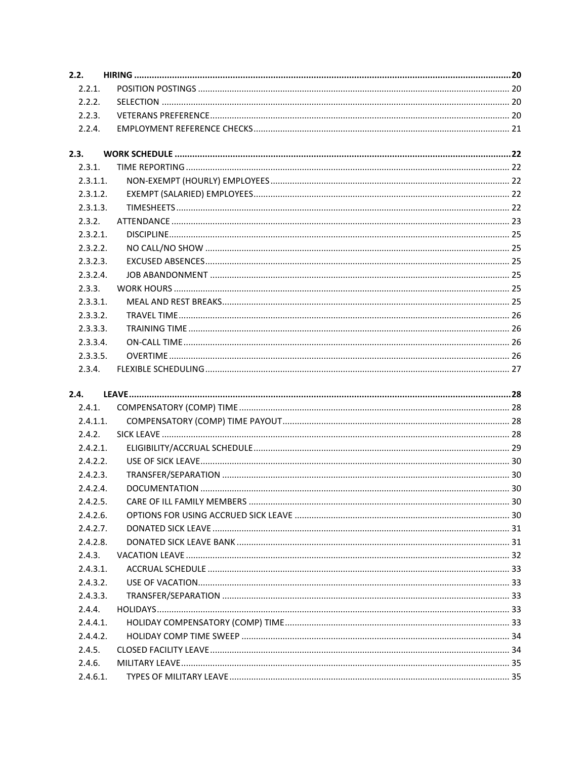| | | |
|---|---|---|
| **2.2.** | **HIRING** | **20** |
| 2.2.1. | POSITION POSTINGS | 20 |
| 2.2.2. | SELECTION | 20 |
| 2.2.3. | VETERANS PREFERENCE | 20 |
| 2.2.4. | EMPLOYMENT REFERENCE CHECKS | 21 |
| **2.3.** | **WORK SCHEDULE** | **22** |
| 2.3.1. | TIME REPORTING | 22 |
| 2.3.1.1. | NON-EXEMPT (HOURLY) EMPLOYEES | 22 |
| 2.3.1.2. | EXEMPT (SALARIED) EMPLOYEES | 22 |
| 2.3.1.3. | TIMESHEETS | 22 |
| 2.3.2. | ATTENDANCE | 23 |
| 2.3.2.1. | DISCIPLINE | 25 |
| 2.3.2.2. | NO CALL/NO SHOW | 25 |
| 2.3.2.3. | EXCUSED ABSENCES | 25 |
| 2.3.2.4. | JOB ABANDONMENT | 25 |
| 2.3.3. | WORK HOURS | 25 |
| 2.3.3.1. | MEAL AND REST BREAKS | 25 |
| 2.3.3.2. | TRAVEL TIME | 26 |
| 2.3.3.3. | TRAINING TIME | 26 |
| 2.3.3.4. | ON-CALL TIME | 26 |
| 2.3.3.5. | OVERTIME | 26 |
| 2.3.4. | FLEXIBLE SCHEDULING | 27 |
| **2.4.** | **LEAVE** | **28** |
| 2.4.1. | COMPENSATORY (COMP) TIME | 28 |
| 2.4.1.1. | COMPENSATORY (COMP) TIME PAYOUT | 28 |
| 2.4.2. | SICK LEAVE | 28 |
| 2.4.2.1. | ELIGIBILITY/ACCRUAL SCHEDULE | 29 |
| 2.4.2.2. | USE OF SICK LEAVE | 30 |
| 2.4.2.3. | TRANSFER/SEPARATION | 30 |
| 2.4.2.4. | DOCUMENTATION | 30 |
| 2.4.2.5. | CARE OF ILL FAMILY MEMBERS | 30 |
| 2.4.2.6. | OPTIONS FOR USING ACCRUED SICK LEAVE | 30 |
| 2.4.2.7. | DONATED SICK LEAVE | 31 |
| 2.4.2.8. | DONATED SICK LEAVE BANK | 31 |
| 2.4.3. | VACATION LEAVE | 32 |
| 2.4.3.1. | ACCRUAL SCHEDULE | 33 |
| 2.4.3.2. | USE OF VACATION | 33 |
| 2.4.3.3. | TRANSFER/SEPARATION | 33 |
| 2.4.4. | HOLIDAYS | 33 |
| 2.4.4.1. | HOLIDAY COMPENSATORY (COMP) TIME | 33 |
| 2.4.4.2. | HOLIDAY COMP TIME SWEEP | 34 |
| 2.4.5. | CLOSED FACILITY LEAVE | 34 |
| 2.4.6. | MILITARY LEAVE | 35 |
| 2.4.6.1. | TYPES OF MILITARY LEAVE | 35 |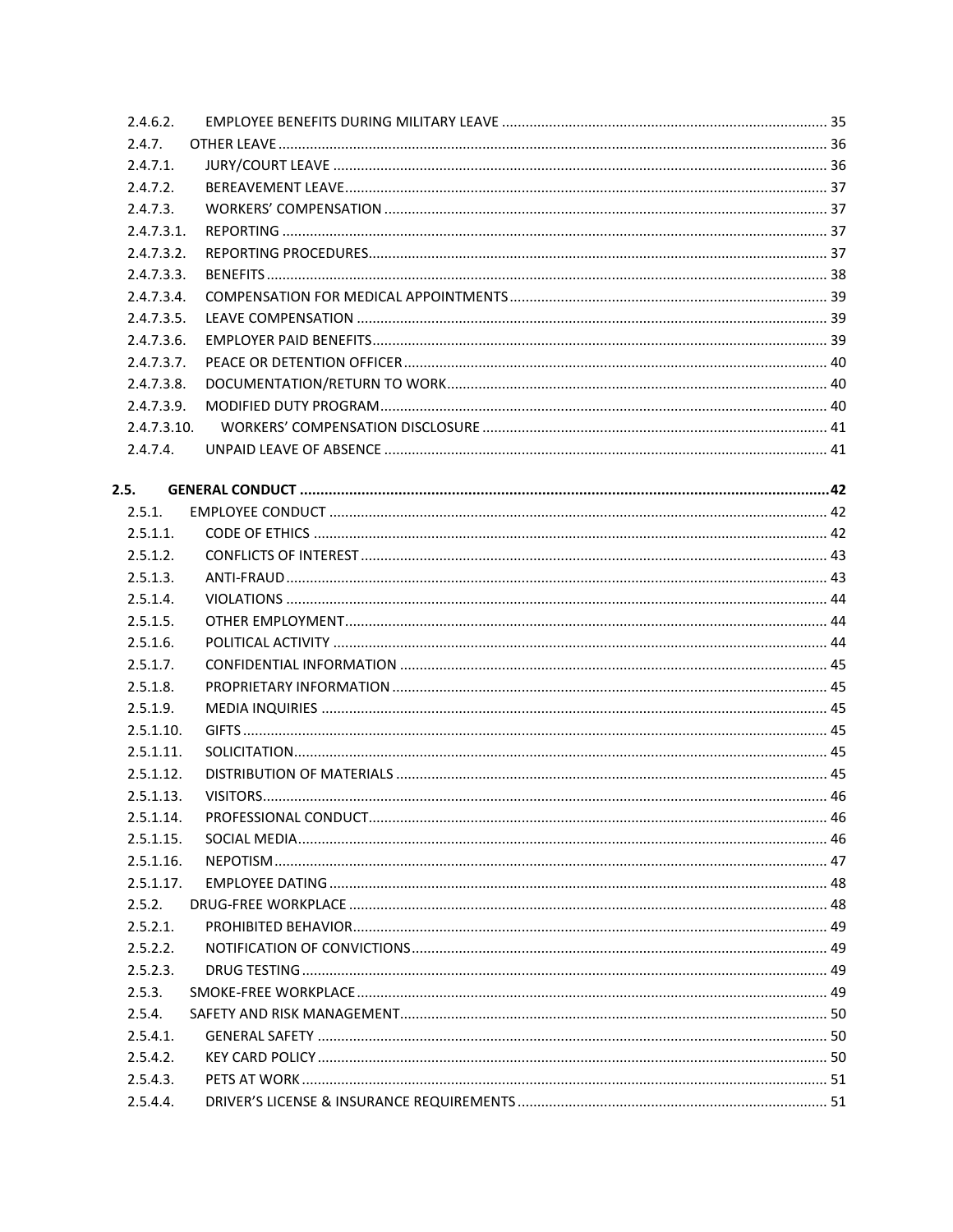2.4.6.2. EMPLOYEE BENEFITS DURING MILITARY LEAVE ..... 35
2.4.7. OTHER LEAVE ..... 36
2.4.7.1. JURY/COURT LEAVE ..... 36
2.4.7.2. BEREAVEMENT LEAVE ..... 37
2.4.7.3. WORKERS' COMPENSATION ..... 37
2.4.7.3.1. REPORTING ..... 37
2.4.7.3.2. REPORTING PROCEDURES ..... 37
2.4.7.3.3. BENEFITS ..... 38
2.4.7.3.4. COMPENSATION FOR MEDICAL APPOINTMENTS ..... 39
2.4.7.3.5. LEAVE COMPENSATION ..... 39
2.4.7.3.6. EMPLOYER PAID BENEFITS ..... 39
2.4.7.3.7. PEACE OR DETENTION OFFICER ..... 40
2.4.7.3.8. DOCUMENTATION/RETURN TO WORK ..... 40
2.4.7.3.9. MODIFIED DUTY PROGRAM ..... 40
2.4.7.3.10. WORKERS' COMPENSATION DISCLOSURE ..... 41
2.4.7.4. UNPAID LEAVE OF ABSENCE ..... 41

**2.5. GENERAL CONDUCT ..... 42**

2.5.1. EMPLOYEE CONDUCT ..... 42
2.5.1.1. CODE OF ETHICS ..... 42
2.5.1.2. CONFLICTS OF INTEREST ..... 43
2.5.1.3. ANTI-FRAUD ..... 43
2.5.1.4. VIOLATIONS ..... 44
2.5.1.5. OTHER EMPLOYMENT ..... 44
2.5.1.6. POLITICAL ACTIVITY ..... 44
2.5.1.7. CONFIDENTIAL INFORMATION ..... 45
2.5.1.8. PROPRIETARY INFORMATION ..... 45
2.5.1.9. MEDIA INQUIRIES ..... 45
2.5.1.10. GIFTS ..... 45
2.5.1.11. SOLICITATION ..... 45
2.5.1.12. DISTRIBUTION OF MATERIALS ..... 45
2.5.1.13. VISITORS ..... 46
2.5.1.14. PROFESSIONAL CONDUCT ..... 46
2.5.1.15. SOCIAL MEDIA ..... 46
2.5.1.16. NEPOTISM ..... 47
2.5.1.17. EMPLOYEE DATING ..... 48
2.5.2. DRUG-FREE WORKPLACE ..... 48
2.5.2.1. PROHIBITED BEHAVIOR ..... 49
2.5.2.2. NOTIFICATION OF CONVICTIONS ..... 49
2.5.2.3. DRUG TESTING ..... 49
2.5.3. SMOKE-FREE WORKPLACE ..... 49
2.5.4. SAFETY AND RISK MANAGEMENT ..... 50
2.5.4.1. GENERAL SAFETY ..... 50
2.5.4.2. KEY CARD POLICY ..... 50
2.5.4.3. PETS AT WORK ..... 51
2.5.4.4. DRIVER'S LICENSE & INSURANCE REQUIREMENTS ..... 51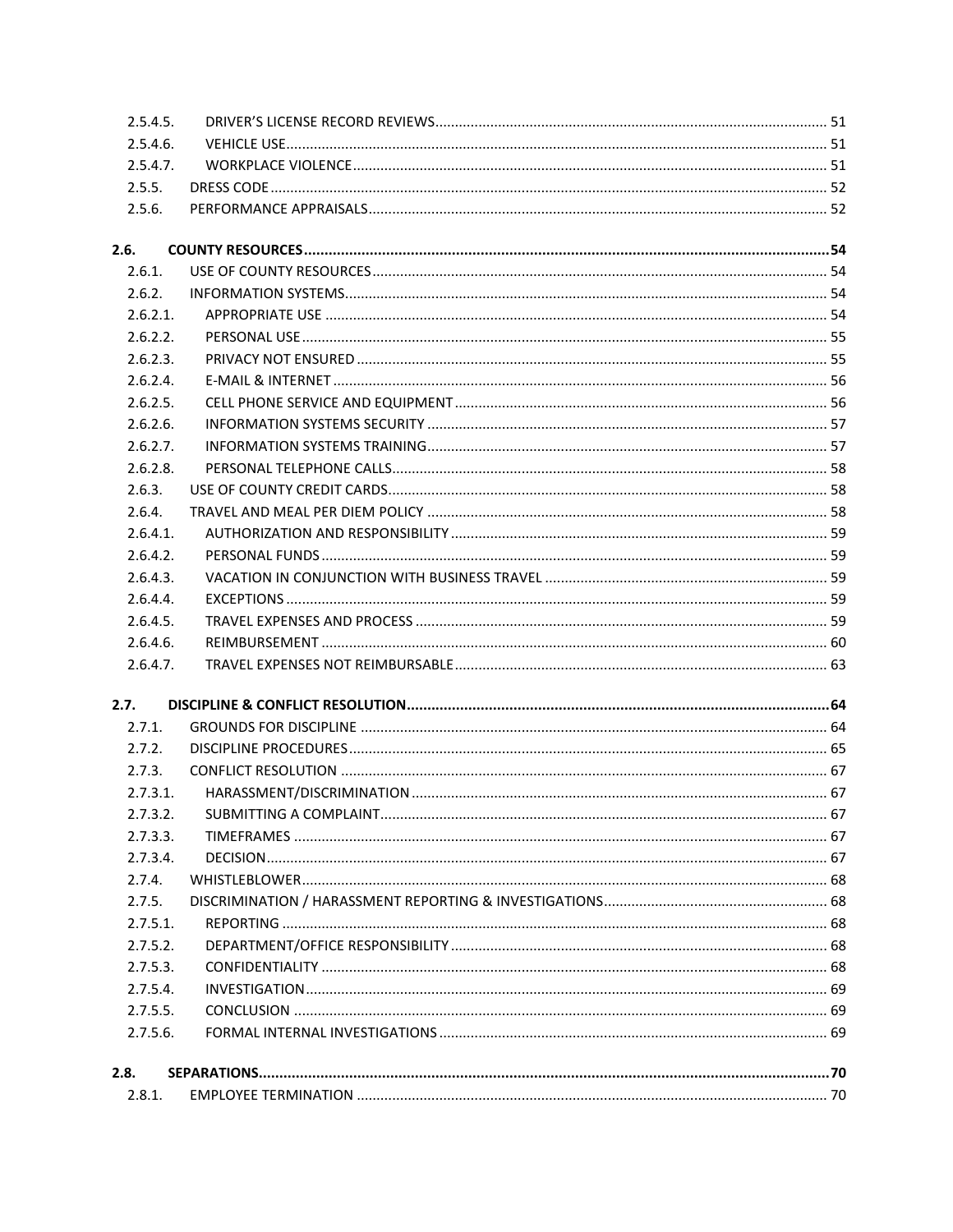| | | |
|---|---|---|
| 2.5.4.5. | DRIVER'S LICENSE RECORD REVIEWS | 51 |
| 2.5.4.6. | VEHICLE USE | 51 |
| 2.5.4.7. | WORKPLACE VIOLENCE | 51 |
| 2.5.5. | DRESS CODE | 52 |
| 2.5.6. | PERFORMANCE APPRAISALS | 52 |
| **2.6.** | **COUNTY RESOURCES** | **54** |
| 2.6.1. | USE OF COUNTY RESOURCES | 54 |
| 2.6.2. | INFORMATION SYSTEMS | 54 |
| 2.6.2.1. | APPROPRIATE USE | 54 |
| 2.6.2.2. | PERSONAL USE | 55 |
| 2.6.2.3. | PRIVACY NOT ENSURED | 55 |
| 2.6.2.4. | E-MAIL & INTERNET | 56 |
| 2.6.2.5. | CELL PHONE SERVICE AND EQUIPMENT | 56 |
| 2.6.2.6. | INFORMATION SYSTEMS SECURITY | 57 |
| 2.6.2.7. | INFORMATION SYSTEMS TRAINING | 57 |
| 2.6.2.8. | PERSONAL TELEPHONE CALLS | 58 |
| 2.6.3. | USE OF COUNTY CREDIT CARDS | 58 |
| 2.6.4. | TRAVEL AND MEAL PER DIEM POLICY | 58 |
| 2.6.4.1. | AUTHORIZATION AND RESPONSIBILITY | 59 |
| 2.6.4.2. | PERSONAL FUNDS | 59 |
| 2.6.4.3. | VACATION IN CONJUNCTION WITH BUSINESS TRAVEL | 59 |
| 2.6.4.4. | EXCEPTIONS | 59 |
| 2.6.4.5. | TRAVEL EXPENSES AND PROCESS | 59 |
| 2.6.4.6. | REIMBURSEMENT | 60 |
| 2.6.4.7. | TRAVEL EXPENSES NOT REIMBURSABLE | 63 |
| **2.7.** | **DISCIPLINE & CONFLICT RESOLUTION** | **64** |
| 2.7.1. | GROUNDS FOR DISCIPLINE | 64 |
| 2.7.2. | DISCIPLINE PROCEDURES | 65 |
| 2.7.3. | CONFLICT RESOLUTION | 67 |
| 2.7.3.1. | HARASSMENT/DISCRIMINATION | 67 |
| 2.7.3.2. | SUBMITTING A COMPLAINT | 67 |
| 2.7.3.3. | TIMEFRAMES | 67 |
| 2.7.3.4. | DECISION | 67 |
| 2.7.4. | WHISTLEBLOWER | 68 |
| 2.7.5. | DISCRIMINATION / HARASSMENT REPORTING & INVESTIGATIONS | 68 |
| 2.7.5.1. | REPORTING | 68 |
| 2.7.5.2. | DEPARTMENT/OFFICE RESPONSIBILITY | 68 |
| 2.7.5.3. | CONFIDENTIALITY | 68 |
| 2.7.5.4. | INVESTIGATION | 69 |
| 2.7.5.5. | CONCLUSION | 69 |
| 2.7.5.6. | FORMAL INTERNAL INVESTIGATIONS | 69 |
| **2.8.** | **SEPARATIONS** | **70** |
| 2.8.1. | EMPLOYEE TERMINATION | 70 |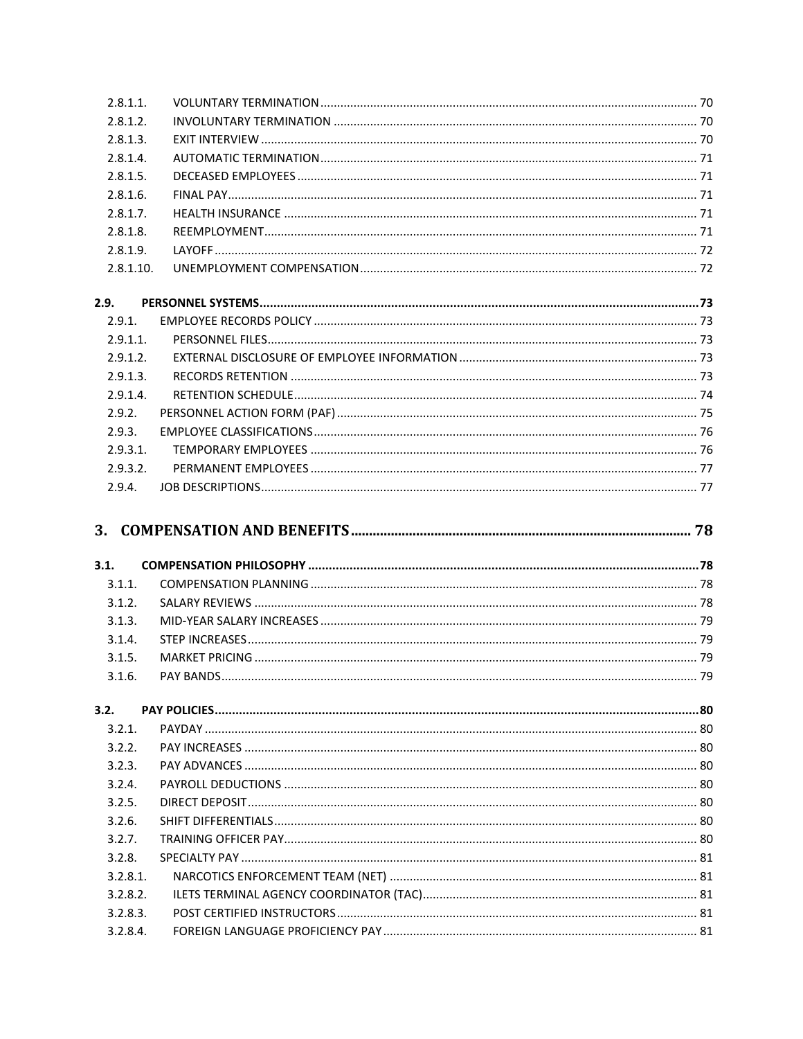2.8.1.1. VOLUNTARY TERMINATION ... 70
2.8.1.2. INVOLUNTARY TERMINATION ... 70
2.8.1.3. EXIT INTERVIEW ... 70
2.8.1.4. AUTOMATIC TERMINATION ... 71
2.8.1.5. DECEASED EMPLOYEES ... 71
2.8.1.6. FINAL PAY ... 71
2.8.1.7. HEALTH INSURANCE ... 71
2.8.1.8. REEMPLOYMENT ... 71
2.8.1.9. LAYOFF ... 72
2.8.1.10. UNEMPLOYMENT COMPENSATION ... 72

**2.9. PERSONNEL SYSTEMS ... 73**

2.9.1. EMPLOYEE RECORDS POLICY ... 73
2.9.1.1. PERSONNEL FILES ... 73
2.9.1.2. EXTERNAL DISCLOSURE OF EMPLOYEE INFORMATION ... 73
2.9.1.3. RECORDS RETENTION ... 73
2.9.1.4. RETENTION SCHEDULE ... 74
2.9.2. PERSONNEL ACTION FORM (PAF) ... 75
2.9.3. EMPLOYEE CLASSIFICATIONS ... 76
2.9.3.1. TEMPORARY EMPLOYEES ... 76
2.9.3.2. PERMANENT EMPLOYEES ... 77
2.9.4. JOB DESCRIPTIONS ... 77

# 3. COMPENSATION AND BENEFITS ... 78

**3.1. COMPENSATION PHILOSOPHY ... 78**

3.1.1. COMPENSATION PLANNING ... 78
3.1.2. SALARY REVIEWS ... 78
3.1.3. MID-YEAR SALARY INCREASES ... 79
3.1.4. STEP INCREASES ... 79
3.1.5. MARKET PRICING ... 79
3.1.6. PAY BANDS ... 79

**3.2. PAY POLICIES ... 80**

3.2.1. PAYDAY ... 80
3.2.2. PAY INCREASES ... 80
3.2.3. PAY ADVANCES ... 80
3.2.4. PAYROLL DEDUCTIONS ... 80
3.2.5. DIRECT DEPOSIT ... 80
3.2.6. SHIFT DIFFERENTIALS ... 80
3.2.7. TRAINING OFFICER PAY ... 80
3.2.8. SPECIALTY PAY ... 81
3.2.8.1. NARCOTICS ENFORCEMENT TEAM (NET) ... 81
3.2.8.2. ILETS TERMINAL AGENCY COORDINATOR (TAC) ... 81
3.2.8.3. POST CERTIFIED INSTRUCTORS ... 81
3.2.8.4. FOREIGN LANGUAGE PROFICIENCY PAY ... 81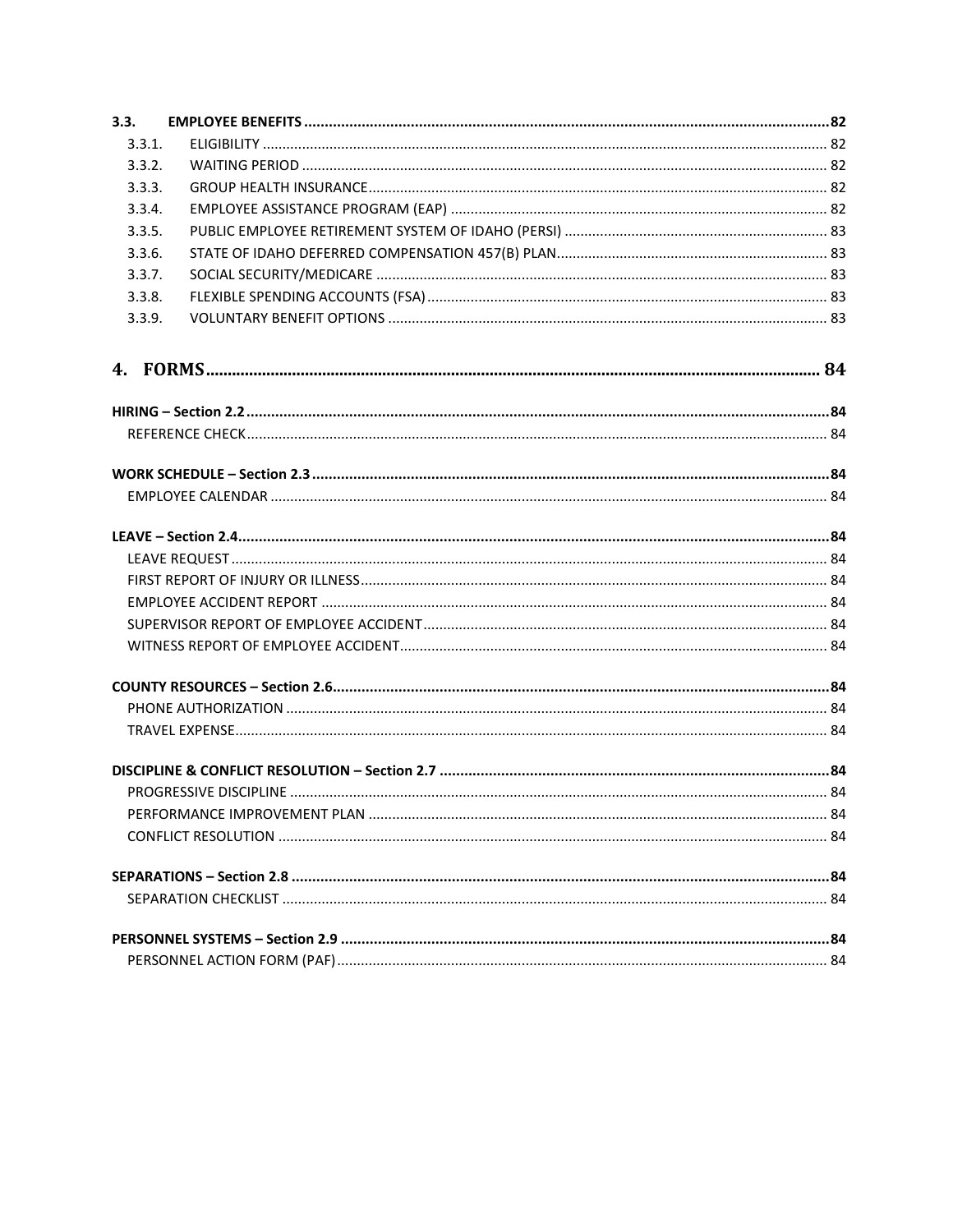**3.3. EMPLOYEE BENEFITS** .......... **82**

- 3.3.1. ELIGIBILITY .......... 82
- 3.3.2. WAITING PERIOD .......... 82
- 3.3.3. GROUP HEALTH INSURANCE .......... 82
- 3.3.4. EMPLOYEE ASSISTANCE PROGRAM (EAP) .......... 82
- 3.3.5. PUBLIC EMPLOYEE RETIREMENT SYSTEM OF IDAHO (PERSI) .......... 83
- 3.3.6. STATE OF IDAHO DEFERRED COMPENSATION 457(B) PLAN .......... 83
- 3.3.7. SOCIAL SECURITY/MEDICARE .......... 83
- 3.3.8. FLEXIBLE SPENDING ACCOUNTS (FSA) .......... 83
- 3.3.9. VOLUNTARY BENEFIT OPTIONS .......... 83

## 4. FORMS .......... 84

**HIRING – Section 2.2** .......... **84**

- REFERENCE CHECK .......... 84

**WORK SCHEDULE – Section 2.3** .......... **84**

- EMPLOYEE CALENDAR .......... 84

**LEAVE – Section 2.4** .......... **84**

- LEAVE REQUEST .......... 84
- FIRST REPORT OF INJURY OR ILLNESS .......... 84
- EMPLOYEE ACCIDENT REPORT .......... 84
- SUPERVISOR REPORT OF EMPLOYEE ACCIDENT .......... 84
- WITNESS REPORT OF EMPLOYEE ACCIDENT .......... 84

**COUNTY RESOURCES – Section 2.6** .......... **84**

- PHONE AUTHORIZATION .......... 84
- TRAVEL EXPENSE .......... 84

**DISCIPLINE & CONFLICT RESOLUTION – Section 2.7** .......... **84**

- PROGRESSIVE DISCIPLINE .......... 84
- PERFORMANCE IMPROVEMENT PLAN .......... 84
- CONFLICT RESOLUTION .......... 84

**SEPARATIONS – Section 2.8** .......... **84**

- SEPARATION CHECKLIST .......... 84

**PERSONNEL SYSTEMS – Section 2.9** .......... **84**

- PERSONNEL ACTION FORM (PAF) .......... 84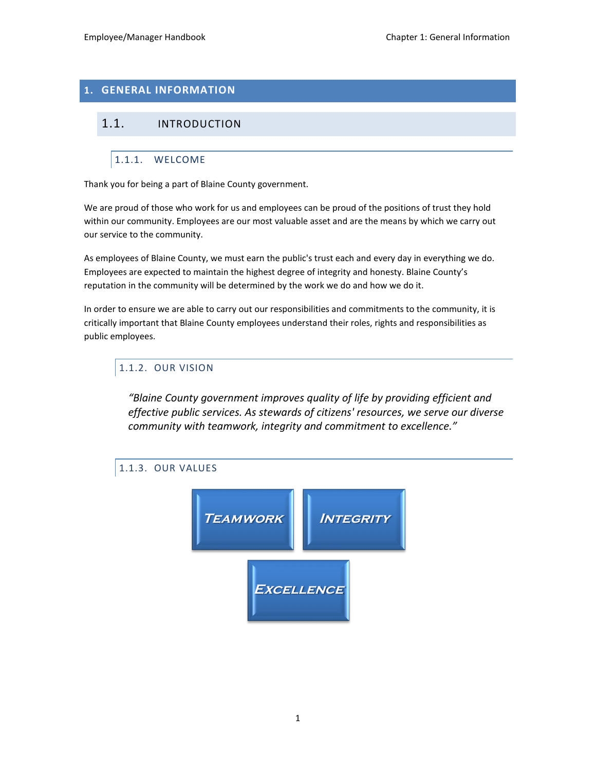# 1. GENERAL INFORMATION

## 1.1. INTRODUCTION

### 1.1.1. WELCOME

Thank you for being a part of Blaine County government.

We are proud of those who work for us and employees can be proud of the positions of trust they hold within our community. Employees are our most valuable asset and are the means by which we carry out our service to the community.

As employees of Blaine County, we must earn the public's trust each and every day in everything we do. Employees are expected to maintain the highest degree of integrity and honesty. Blaine County's reputation in the community will be determined by the work we do and how we do it.

In order to ensure we are able to carry out our responsibilities and commitments to the community, it is critically important that Blaine County employees understand their roles, rights and responsibilities as public employees.

### 1.1.2. OUR VISION

> *"Blaine County government improves quality of life by providing efficient and effective public services. As stewards of citizens' resources, we serve our diverse community with teamwork, integrity and commitment to excellence."*

### 1.1.3. OUR VALUES

**TEAMWORK**

**INTEGRITY**

**EXCELLENCE**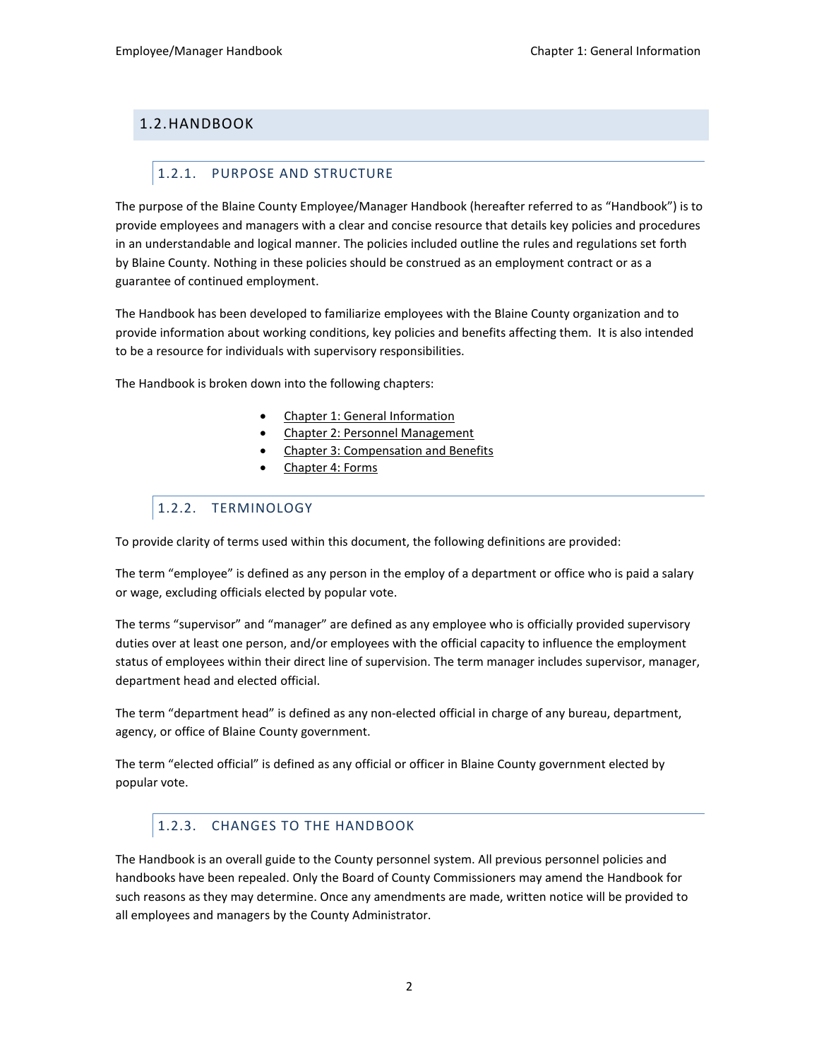## 1.2. HANDBOOK

### 1.2.1. PURPOSE AND STRUCTURE

The purpose of the Blaine County Employee/Manager Handbook (hereafter referred to as "Handbook") is to provide employees and managers with a clear and concise resource that details key policies and procedures in an understandable and logical manner. The policies included outline the rules and regulations set forth by Blaine County. Nothing in these policies should be construed as an employment contract or as a guarantee of continued employment.

The Handbook has been developed to familiarize employees with the Blaine County organization and to provide information about working conditions, key policies and benefits affecting them. It is also intended to be a resource for individuals with supervisory responsibilities.

The Handbook is broken down into the following chapters:

- Chapter 1: General Information
- Chapter 2: Personnel Management
- Chapter 3: Compensation and Benefits
- Chapter 4: Forms

### 1.2.2. TERMINOLOGY

To provide clarity of terms used within this document, the following definitions are provided:

The term "employee" is defined as any person in the employ of a department or office who is paid a salary or wage, excluding officials elected by popular vote.

The terms "supervisor" and "manager" are defined as any employee who is officially provided supervisory duties over at least one person, and/or employees with the official capacity to influence the employment status of employees within their direct line of supervision. The term manager includes supervisor, manager, department head and elected official.

The term "department head" is defined as any non-elected official in charge of any bureau, department, agency, or office of Blaine County government.

The term "elected official" is defined as any official or officer in Blaine County government elected by popular vote.

### 1.2.3. CHANGES TO THE HANDBOOK

The Handbook is an overall guide to the County personnel system. All previous personnel policies and handbooks have been repealed. Only the Board of County Commissioners may amend the Handbook for such reasons as they may determine. Once any amendments are made, written notice will be provided to all employees and managers by the County Administrator.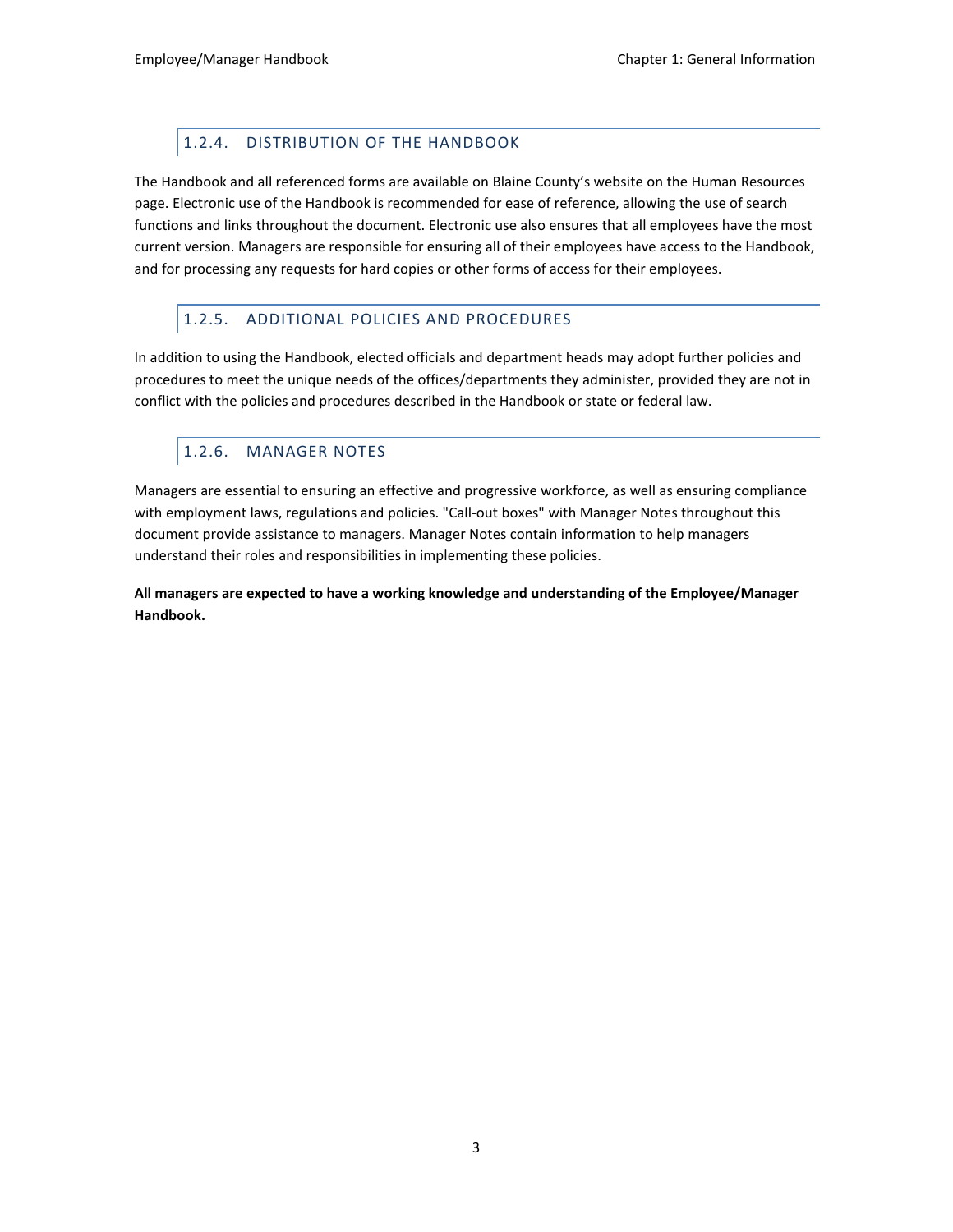### 1.2.4. DISTRIBUTION OF THE HANDBOOK

The Handbook and all referenced forms are available on Blaine County's website on the Human Resources page. Electronic use of the Handbook is recommended for ease of reference, allowing the use of search functions and links throughout the document. Electronic use also ensures that all employees have the most current version. Managers are responsible for ensuring all of their employees have access to the Handbook, and for processing any requests for hard copies or other forms of access for their employees.

### 1.2.5. ADDITIONAL POLICIES AND PROCEDURES

In addition to using the Handbook, elected officials and department heads may adopt further policies and procedures to meet the unique needs of the offices/departments they administer, provided they are not in conflict with the policies and procedures described in the Handbook or state or federal law.

### 1.2.6. MANAGER NOTES

Managers are essential to ensuring an effective and progressive workforce, as well as ensuring compliance with employment laws, regulations and policies. "Call-out boxes" with Manager Notes throughout this document provide assistance to managers. Manager Notes contain information to help managers understand their roles and responsibilities in implementing these policies.

**All managers are expected to have a working knowledge and understanding of the Employee/Manager Handbook.**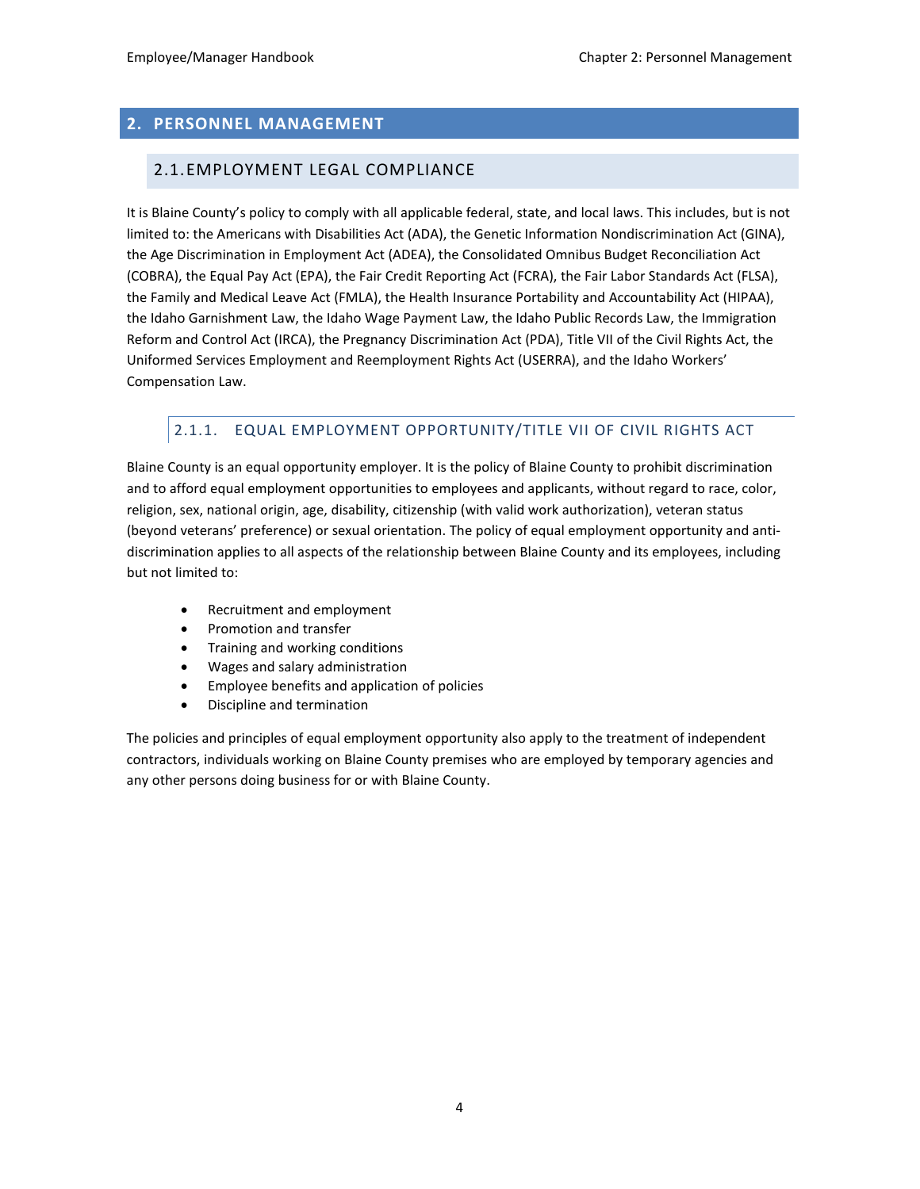# 2. PERSONNEL MANAGEMENT

## 2.1. EMPLOYMENT LEGAL COMPLIANCE

It is Blaine County's policy to comply with all applicable federal, state, and local laws. This includes, but is not limited to: the Americans with Disabilities Act (ADA), the Genetic Information Nondiscrimination Act (GINA), the Age Discrimination in Employment Act (ADEA), the Consolidated Omnibus Budget Reconciliation Act (COBRA), the Equal Pay Act (EPA), the Fair Credit Reporting Act (FCRA), the Fair Labor Standards Act (FLSA), the Family and Medical Leave Act (FMLA), the Health Insurance Portability and Accountability Act (HIPAA), the Idaho Garnishment Law, the Idaho Wage Payment Law, the Idaho Public Records Law, the Immigration Reform and Control Act (IRCA), the Pregnancy Discrimination Act (PDA), Title VII of the Civil Rights Act, the Uniformed Services Employment and Reemployment Rights Act (USERRA), and the Idaho Workers' Compensation Law.

### 2.1.1. EQUAL EMPLOYMENT OPPORTUNITY/TITLE VII OF CIVIL RIGHTS ACT

Blaine County is an equal opportunity employer. It is the policy of Blaine County to prohibit discrimination and to afford equal employment opportunities to employees and applicants, without regard to race, color, religion, sex, national origin, age, disability, citizenship (with valid work authorization), veteran status (beyond veterans' preference) or sexual orientation. The policy of equal employment opportunity and anti-discrimination applies to all aspects of the relationship between Blaine County and its employees, including but not limited to:

- Recruitment and employment
- Promotion and transfer
- Training and working conditions
- Wages and salary administration
- Employee benefits and application of policies
- Discipline and termination

The policies and principles of equal employment opportunity also apply to the treatment of independent contractors, individuals working on Blaine County premises who are employed by temporary agencies and any other persons doing business for or with Blaine County.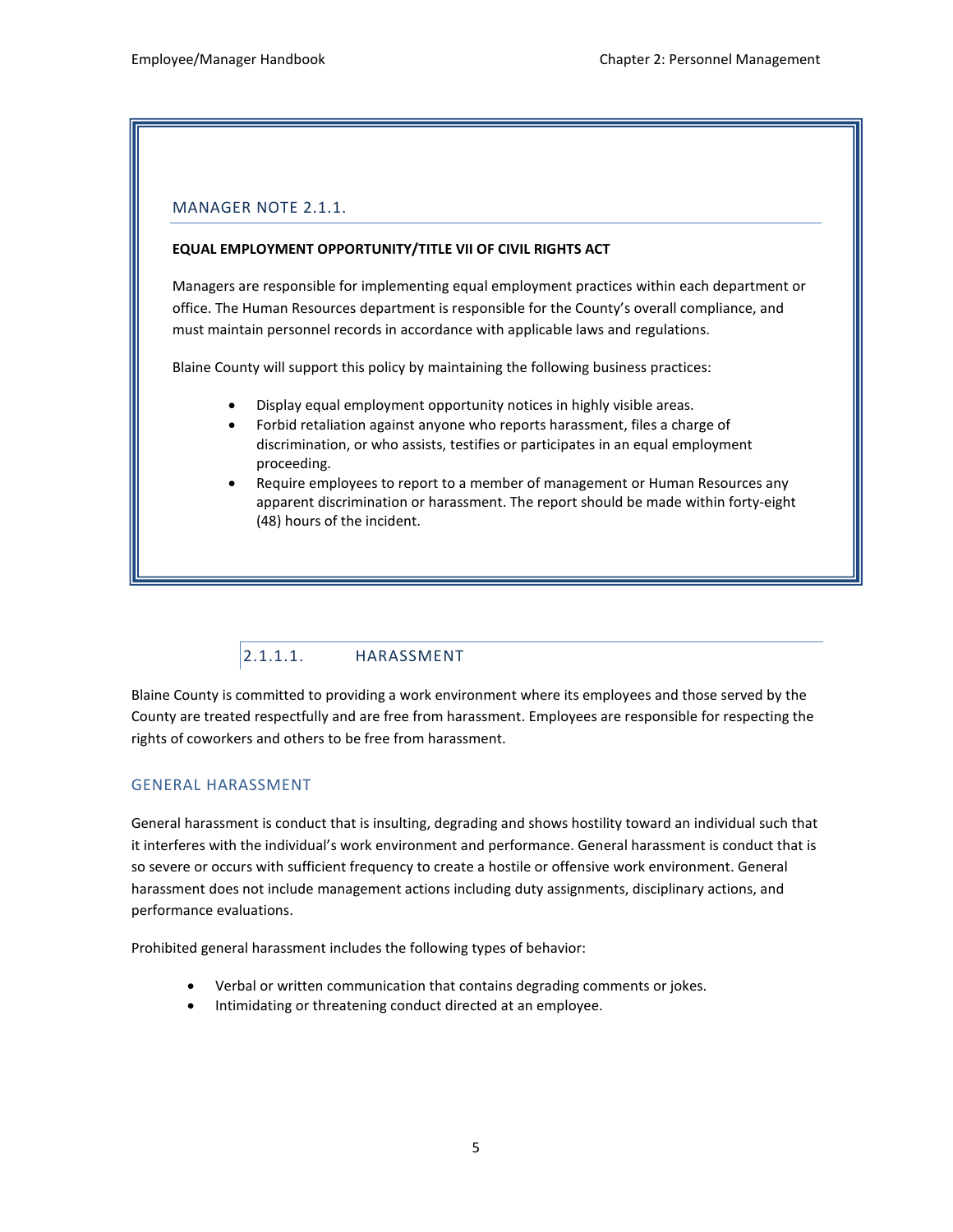### MANAGER NOTE 2.1.1.

**EQUAL EMPLOYMENT OPPORTUNITY/TITLE VII OF CIVIL RIGHTS ACT**

Managers are responsible for implementing equal employment practices within each department or office. The Human Resources department is responsible for the County's overall compliance, and must maintain personnel records in accordance with applicable laws and regulations.

Blaine County will support this policy by maintaining the following business practices:

- Display equal employment opportunity notices in highly visible areas.
- Forbid retaliation against anyone who reports harassment, files a charge of discrimination, or who assists, testifies or participates in an equal employment proceeding.
- Require employees to report to a member of management or Human Resources any apparent discrimination or harassment. The report should be made within forty-eight (48) hours of the incident.

## 2.1.1.1. HARASSMENT

Blaine County is committed to providing a work environment where its employees and those served by the County are treated respectfully and are free from harassment. Employees are responsible for respecting the rights of coworkers and others to be free from harassment.

### GENERAL HARASSMENT

General harassment is conduct that is insulting, degrading and shows hostility toward an individual such that it interferes with the individual's work environment and performance. General harassment is conduct that is so severe or occurs with sufficient frequency to create a hostile or offensive work environment. General harassment does not include management actions including duty assignments, disciplinary actions, and performance evaluations.

Prohibited general harassment includes the following types of behavior:

- Verbal or written communication that contains degrading comments or jokes.
- Intimidating or threatening conduct directed at an employee.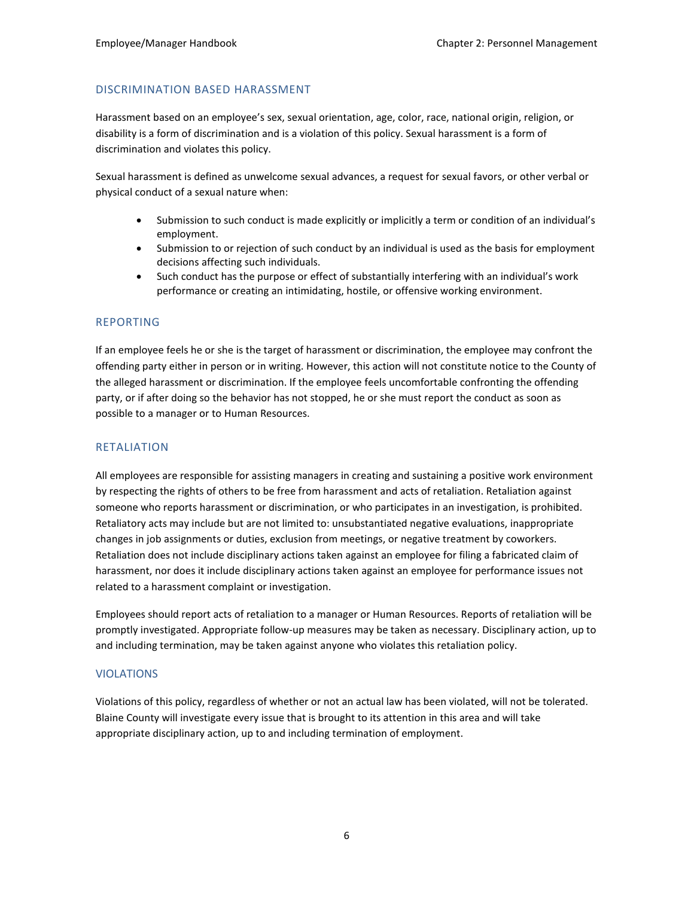## DISCRIMINATION BASED HARASSMENT

Harassment based on an employee's sex, sexual orientation, age, color, race, national origin, religion, or disability is a form of discrimination and is a violation of this policy. Sexual harassment is a form of discrimination and violates this policy.

Sexual harassment is defined as unwelcome sexual advances, a request for sexual favors, or other verbal or physical conduct of a sexual nature when:

- Submission to such conduct is made explicitly or implicitly a term or condition of an individual's employment.
- Submission to or rejection of such conduct by an individual is used as the basis for employment decisions affecting such individuals.
- Such conduct has the purpose or effect of substantially interfering with an individual's work performance or creating an intimidating, hostile, or offensive working environment.

## REPORTING

If an employee feels he or she is the target of harassment or discrimination, the employee may confront the offending party either in person or in writing. However, this action will not constitute notice to the County of the alleged harassment or discrimination. If the employee feels uncomfortable confronting the offending party, or if after doing so the behavior has not stopped, he or she must report the conduct as soon as possible to a manager or to Human Resources.

## RETALIATION

All employees are responsible for assisting managers in creating and sustaining a positive work environment by respecting the rights of others to be free from harassment and acts of retaliation. Retaliation against someone who reports harassment or discrimination, or who participates in an investigation, is prohibited. Retaliatory acts may include but are not limited to: unsubstantiated negative evaluations, inappropriate changes in job assignments or duties, exclusion from meetings, or negative treatment by coworkers. Retaliation does not include disciplinary actions taken against an employee for filing a fabricated claim of harassment, nor does it include disciplinary actions taken against an employee for performance issues not related to a harassment complaint or investigation.

Employees should report acts of retaliation to a manager or Human Resources. Reports of retaliation will be promptly investigated. Appropriate follow-up measures may be taken as necessary. Disciplinary action, up to and including termination, may be taken against anyone who violates this retaliation policy.

## VIOLATIONS

Violations of this policy, regardless of whether or not an actual law has been violated, will not be tolerated. Blaine County will investigate every issue that is brought to its attention in this area and will take appropriate disciplinary action, up to and including termination of employment.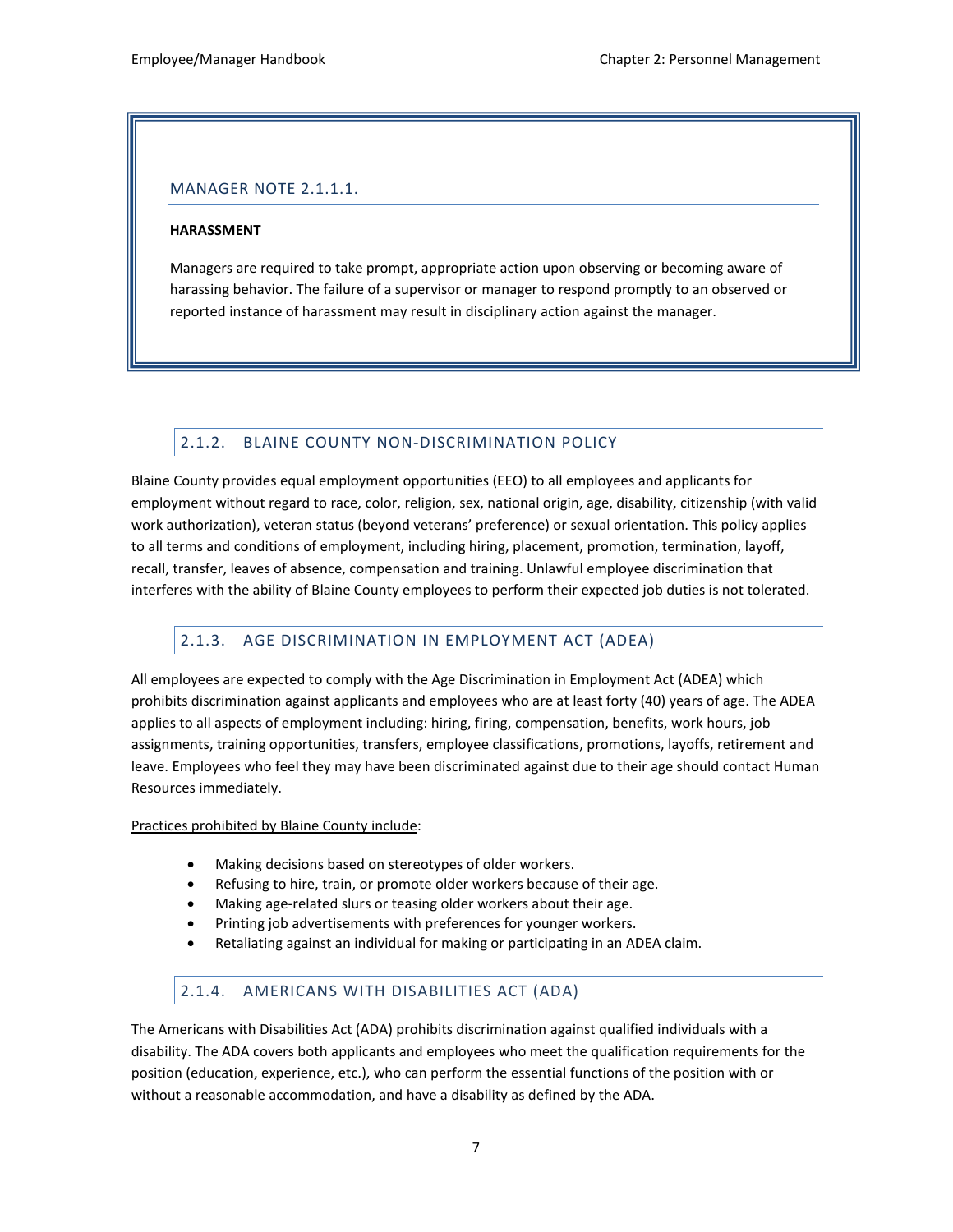#### MANAGER NOTE 2.1.1.1.

**HARASSMENT**

Managers are required to take prompt, appropriate action upon observing or becoming aware of harassing behavior. The failure of a supervisor or manager to respond promptly to an observed or reported instance of harassment may result in disciplinary action against the manager.

### 2.1.2. BLAINE COUNTY NON-DISCRIMINATION POLICY

Blaine County provides equal employment opportunities (EEO) to all employees and applicants for employment without regard to race, color, religion, sex, national origin, age, disability, citizenship (with valid work authorization), veteran status (beyond veterans' preference) or sexual orientation. This policy applies to all terms and conditions of employment, including hiring, placement, promotion, termination, layoff, recall, transfer, leaves of absence, compensation and training. Unlawful employee discrimination that interferes with the ability of Blaine County employees to perform their expected job duties is not tolerated.

### 2.1.3. AGE DISCRIMINATION IN EMPLOYMENT ACT (ADEA)

All employees are expected to comply with the Age Discrimination in Employment Act (ADEA) which prohibits discrimination against applicants and employees who are at least forty (40) years of age. The ADEA applies to all aspects of employment including: hiring, firing, compensation, benefits, work hours, job assignments, training opportunities, transfers, employee classifications, promotions, layoffs, retirement and leave. Employees who feel they may have been discriminated against due to their age should contact Human Resources immediately.

<u>Practices prohibited by Blaine County include</u>:

- Making decisions based on stereotypes of older workers.
- Refusing to hire, train, or promote older workers because of their age.
- Making age-related slurs or teasing older workers about their age.
- Printing job advertisements with preferences for younger workers.
- Retaliating against an individual for making or participating in an ADEA claim.

### 2.1.4. AMERICANS WITH DISABILITIES ACT (ADA)

The Americans with Disabilities Act (ADA) prohibits discrimination against qualified individuals with a disability. The ADA covers both applicants and employees who meet the qualification requirements for the position (education, experience, etc.), who can perform the essential functions of the position with or without a reasonable accommodation, and have a disability as defined by the ADA.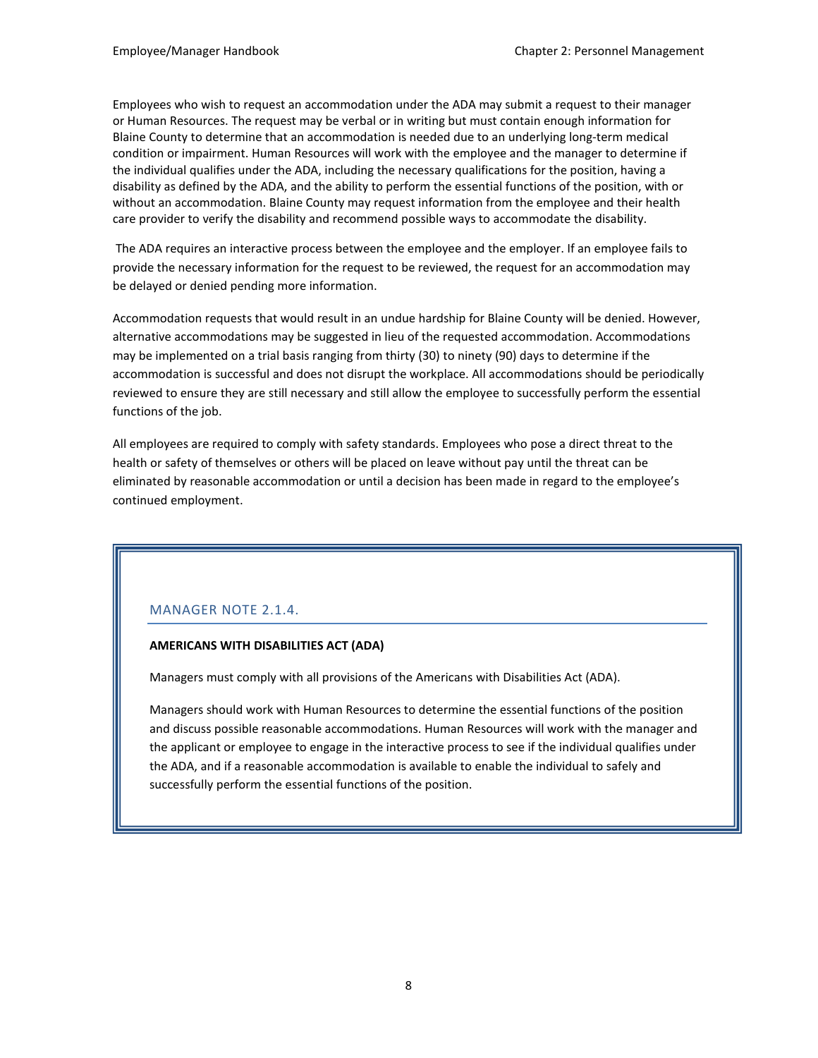Employees who wish to request an accommodation under the ADA may submit a request to their manager or Human Resources. The request may be verbal or in writing but must contain enough information for Blaine County to determine that an accommodation is needed due to an underlying long-term medical condition or impairment. Human Resources will work with the employee and the manager to determine if the individual qualifies under the ADA, including the necessary qualifications for the position, having a disability as defined by the ADA, and the ability to perform the essential functions of the position, with or without an accommodation. Blaine County may request information from the employee and their health care provider to verify the disability and recommend possible ways to accommodate the disability.

The ADA requires an interactive process between the employee and the employer. If an employee fails to provide the necessary information for the request to be reviewed, the request for an accommodation may be delayed or denied pending more information.

Accommodation requests that would result in an undue hardship for Blaine County will be denied. However, alternative accommodations may be suggested in lieu of the requested accommodation. Accommodations may be implemented on a trial basis ranging from thirty (30) to ninety (90) days to determine if the accommodation is successful and does not disrupt the workplace. All accommodations should be periodically reviewed to ensure they are still necessary and still allow the employee to successfully perform the essential functions of the job.

All employees are required to comply with safety standards. Employees who pose a direct threat to the health or safety of themselves or others will be placed on leave without pay until the threat can be eliminated by reasonable accommodation or until a decision has been made in regard to the employee's continued employment.

## MANAGER NOTE 2.1.4.

**AMERICANS WITH DISABILITIES ACT (ADA)**

Managers must comply with all provisions of the Americans with Disabilities Act (ADA).

Managers should work with Human Resources to determine the essential functions of the position and discuss possible reasonable accommodations. Human Resources will work with the manager and the applicant or employee to engage in the interactive process to see if the individual qualifies under the ADA, and if a reasonable accommodation is available to enable the individual to safely and successfully perform the essential functions of the position.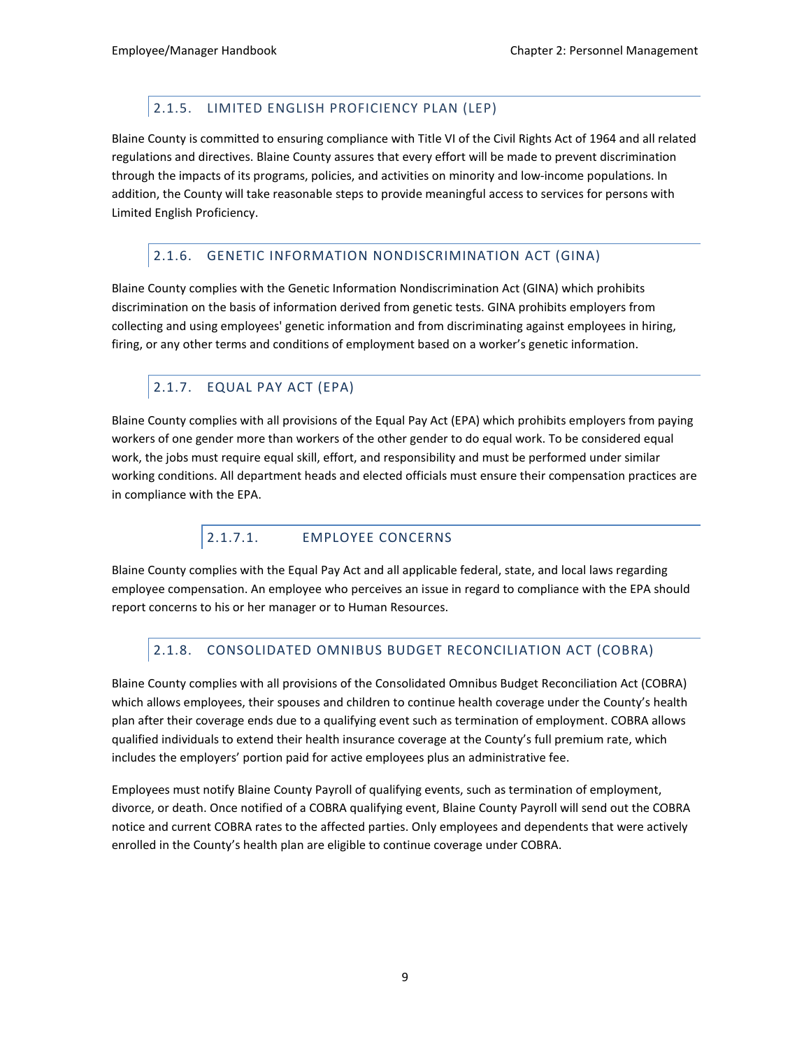### 2.1.5. LIMITED ENGLISH PROFICIENCY PLAN (LEP)

Blaine County is committed to ensuring compliance with Title VI of the Civil Rights Act of 1964 and all related regulations and directives. Blaine County assures that every effort will be made to prevent discrimination through the impacts of its programs, policies, and activities on minority and low-income populations. In addition, the County will take reasonable steps to provide meaningful access to services for persons with Limited English Proficiency.

### 2.1.6. GENETIC INFORMATION NONDISCRIMINATION ACT (GINA)

Blaine County complies with the Genetic Information Nondiscrimination Act (GINA) which prohibits discrimination on the basis of information derived from genetic tests. GINA prohibits employers from collecting and using employees' genetic information and from discriminating against employees in hiring, firing, or any other terms and conditions of employment based on a worker's genetic information.

### 2.1.7. EQUAL PAY ACT (EPA)

Blaine County complies with all provisions of the Equal Pay Act (EPA) which prohibits employers from paying workers of one gender more than workers of the other gender to do equal work. To be considered equal work, the jobs must require equal skill, effort, and responsibility and must be performed under similar working conditions. All department heads and elected officials must ensure their compensation practices are in compliance with the EPA.

#### 2.1.7.1. EMPLOYEE CONCERNS

Blaine County complies with the Equal Pay Act and all applicable federal, state, and local laws regarding employee compensation. An employee who perceives an issue in regard to compliance with the EPA should report concerns to his or her manager or to Human Resources.

### 2.1.8. CONSOLIDATED OMNIBUS BUDGET RECONCILIATION ACT (COBRA)

Blaine County complies with all provisions of the Consolidated Omnibus Budget Reconciliation Act (COBRA) which allows employees, their spouses and children to continue health coverage under the County's health plan after their coverage ends due to a qualifying event such as termination of employment. COBRA allows qualified individuals to extend their health insurance coverage at the County's full premium rate, which includes the employers' portion paid for active employees plus an administrative fee.

Employees must notify Blaine County Payroll of qualifying events, such as termination of employment, divorce, or death. Once notified of a COBRA qualifying event, Blaine County Payroll will send out the COBRA notice and current COBRA rates to the affected parties. Only employees and dependents that were actively enrolled in the County's health plan are eligible to continue coverage under COBRA.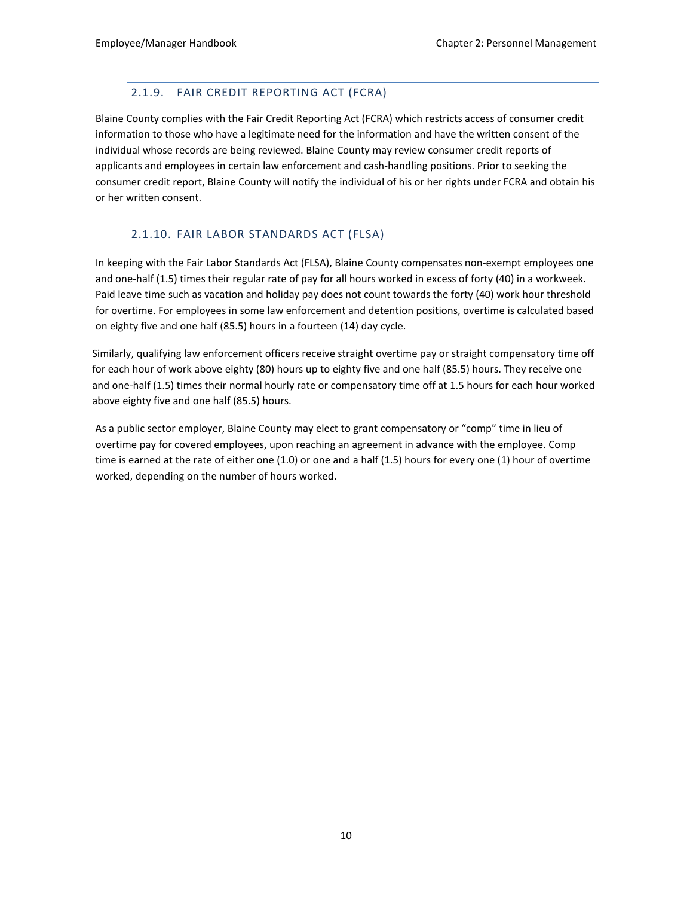### 2.1.9. FAIR CREDIT REPORTING ACT (FCRA)

Blaine County complies with the Fair Credit Reporting Act (FCRA) which restricts access of consumer credit information to those who have a legitimate need for the information and have the written consent of the individual whose records are being reviewed. Blaine County may review consumer credit reports of applicants and employees in certain law enforcement and cash-handling positions. Prior to seeking the consumer credit report, Blaine County will notify the individual of his or her rights under FCRA and obtain his or her written consent.

### 2.1.10. FAIR LABOR STANDARDS ACT (FLSA)

In keeping with the Fair Labor Standards Act (FLSA), Blaine County compensates non-exempt employees one and one-half (1.5) times their regular rate of pay for all hours worked in excess of forty (40) in a workweek. Paid leave time such as vacation and holiday pay does not count towards the forty (40) work hour threshold for overtime. For employees in some law enforcement and detention positions, overtime is calculated based on eighty five and one half (85.5) hours in a fourteen (14) day cycle.

Similarly, qualifying law enforcement officers receive straight overtime pay or straight compensatory time off for each hour of work above eighty (80) hours up to eighty five and one half (85.5) hours. They receive one and one-half (1.5) times their normal hourly rate or compensatory time off at 1.5 hours for each hour worked above eighty five and one half (85.5) hours.

As a public sector employer, Blaine County may elect to grant compensatory or "comp" time in lieu of overtime pay for covered employees, upon reaching an agreement in advance with the employee. Comp time is earned at the rate of either one (1.0) or one and a half (1.5) hours for every one (1) hour of overtime worked, depending on the number of hours worked.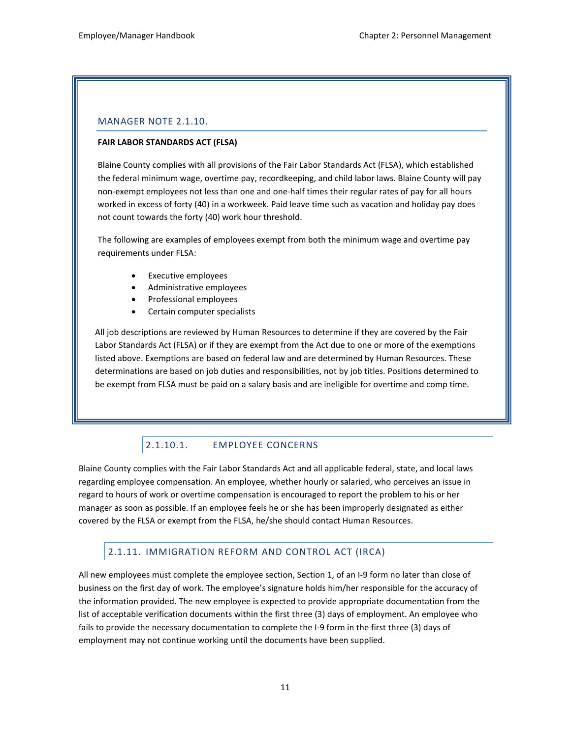### MANAGER NOTE 2.1.10.

**FAIR LABOR STANDARDS ACT (FLSA)**

Blaine County complies with all provisions of the Fair Labor Standards Act (FLSA), which established the federal minimum wage, overtime pay, recordkeeping, and child labor laws. Blaine County will pay non-exempt employees not less than one and one-half times their regular rates of pay for all hours worked in excess of forty (40) in a workweek. Paid leave time such as vacation and holiday pay does not count towards the forty (40) work hour threshold.

The following are examples of employees exempt from both the minimum wage and overtime pay requirements under FLSA:

- Executive employees
- Administrative employees
- Professional employees
- Certain computer specialists

All job descriptions are reviewed by Human Resources to determine if they are covered by the Fair Labor Standards Act (FLSA) or if they are exempt from the Act due to one or more of the exemptions listed above. Exemptions are based on federal law and are determined by Human Resources. These determinations are based on job duties and responsibilities, not by job titles. Positions determined to be exempt from FLSA must be paid on a salary basis and are ineligible for overtime and comp time.

#### 2.1.10.1. EMPLOYEE CONCERNS

Blaine County complies with the Fair Labor Standards Act and all applicable federal, state, and local laws regarding employee compensation. An employee, whether hourly or salaried, who perceives an issue in regard to hours of work or overtime compensation is encouraged to report the problem to his or her manager as soon as possible. If an employee feels he or she has been improperly designated as either covered by the FLSA or exempt from the FLSA, he/she should contact Human Resources.

### 2.1.11. IMMIGRATION REFORM AND CONTROL ACT (IRCA)

All new employees must complete the employee section, Section 1, of an I-9 form no later than close of business on the first day of work. The employee's signature holds him/her responsible for the accuracy of the information provided. The new employee is expected to provide appropriate documentation from the list of acceptable verification documents within the first three (3) days of employment. An employee who fails to provide the necessary documentation to complete the I-9 form in the first three (3) days of employment may not continue working until the documents have been supplied.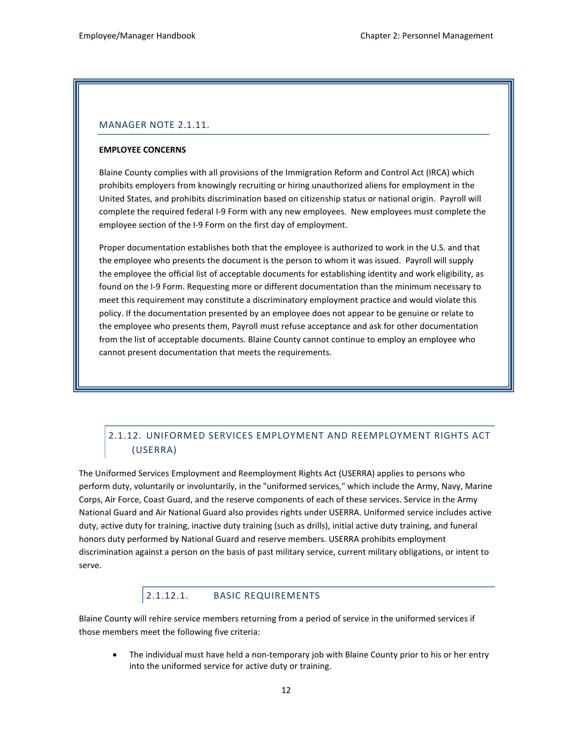### MANAGER NOTE 2.1.11.

**EMPLOYEE CONCERNS**

Blaine County complies with all provisions of the Immigration Reform and Control Act (IRCA) which prohibits employers from knowingly recruiting or hiring unauthorized aliens for employment in the United States, and prohibits discrimination based on citizenship status or national origin. Payroll will complete the required federal I-9 Form with any new employees. New employees must complete the employee section of the I-9 Form on the first day of employment.

Proper documentation establishes both that the employee is authorized to work in the U.S. and that the employee who presents the document is the person to whom it was issued. Payroll will supply the employee the official list of acceptable documents for establishing identity and work eligibility, as found on the I-9 Form. Requesting more or different documentation than the minimum necessary to meet this requirement may constitute a discriminatory employment practice and would violate this policy. If the documentation presented by an employee does not appear to be genuine or relate to the employee who presents them, Payroll must refuse acceptance and ask for other documentation from the list of acceptable documents. Blaine County cannot continue to employ an employee who cannot present documentation that meets the requirements.

## 2.1.12. UNIFORMED SERVICES EMPLOYMENT AND REEMPLOYMENT RIGHTS ACT (USERRA)

The Uniformed Services Employment and Reemployment Rights Act (USERRA) applies to persons who perform duty, voluntarily or involuntarily, in the "uniformed services," which include the Army, Navy, Marine Corps, Air Force, Coast Guard, and the reserve components of each of these services. Service in the Army National Guard and Air National Guard also provides rights under USERRA. Uniformed service includes active duty, active duty for training, inactive duty training (such as drills), initial active duty training, and funeral honors duty performed by National Guard and reserve members. USERRA prohibits employment discrimination against a person on the basis of past military service, current military obligations, or intent to serve.

### 2.1.12.1. BASIC REQUIREMENTS

Blaine County will rehire service members returning from a period of service in the uniformed services if those members meet the following five criteria:

- The individual must have held a non-temporary job with Blaine County prior to his or her entry into the uniformed service for active duty or training.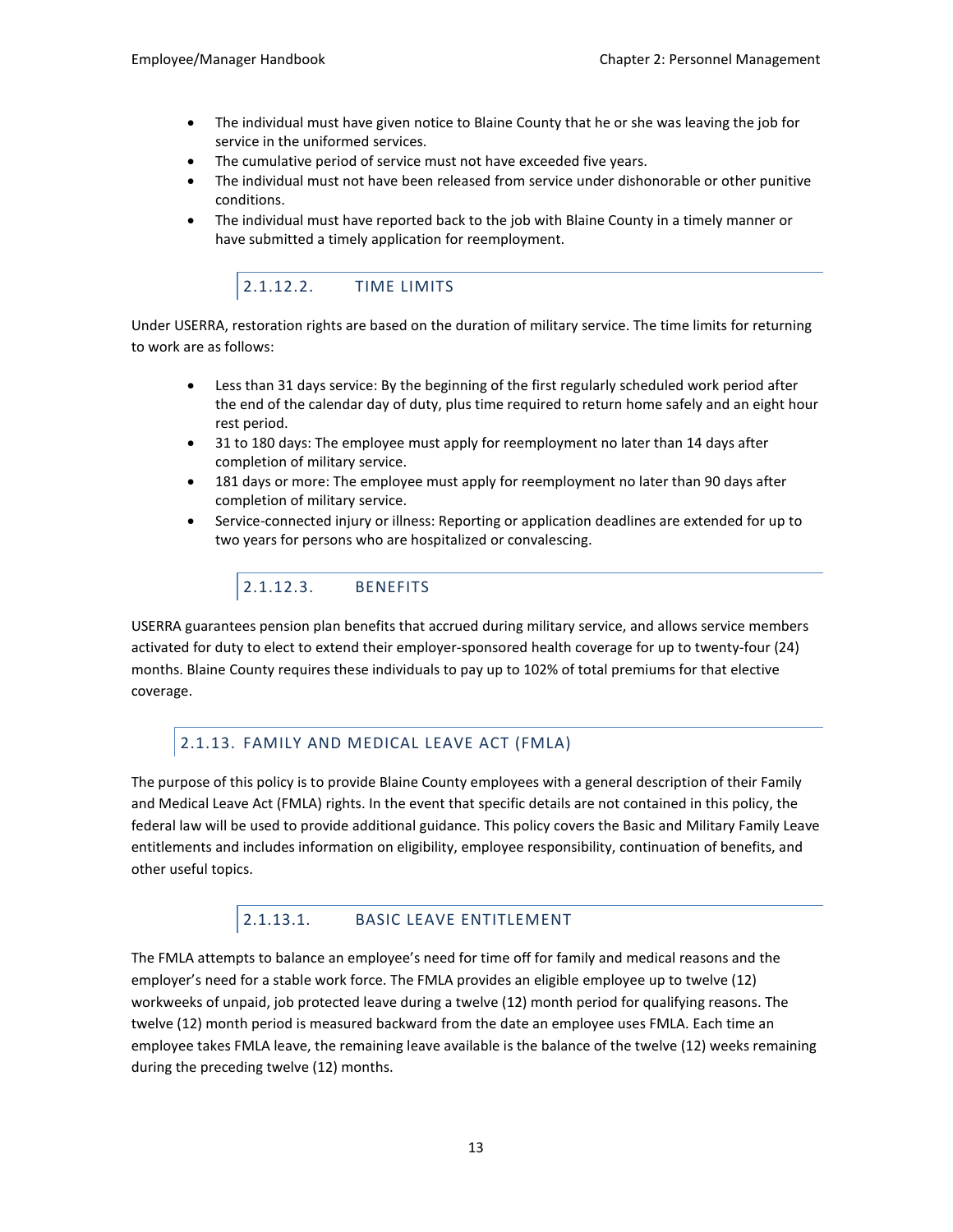- The individual must have given notice to Blaine County that he or she was leaving the job for service in the uniformed services.
- The cumulative period of service must not have exceeded five years.
- The individual must not have been released from service under dishonorable or other punitive conditions.
- The individual must have reported back to the job with Blaine County in a timely manner or have submitted a timely application for reemployment.

#### 2.1.12.2. TIME LIMITS

Under USERRA, restoration rights are based on the duration of military service. The time limits for returning to work are as follows:

- Less than 31 days service: By the beginning of the first regularly scheduled work period after the end of the calendar day of duty, plus time required to return home safely and an eight hour rest period.
- 31 to 180 days: The employee must apply for reemployment no later than 14 days after completion of military service.
- 181 days or more: The employee must apply for reemployment no later than 90 days after completion of military service.
- Service-connected injury or illness: Reporting or application deadlines are extended for up to two years for persons who are hospitalized or convalescing.

#### 2.1.12.3. BENEFITS

USERRA guarantees pension plan benefits that accrued during military service, and allows service members activated for duty to elect to extend their employer-sponsored health coverage for up to twenty-four (24) months. Blaine County requires these individuals to pay up to 102% of total premiums for that elective coverage.

### 2.1.13. FAMILY AND MEDICAL LEAVE ACT (FMLA)

The purpose of this policy is to provide Blaine County employees with a general description of their Family and Medical Leave Act (FMLA) rights. In the event that specific details are not contained in this policy, the federal law will be used to provide additional guidance. This policy covers the Basic and Military Family Leave entitlements and includes information on eligibility, employee responsibility, continuation of benefits, and other useful topics.

#### 2.1.13.1. BASIC LEAVE ENTITLEMENT

The FMLA attempts to balance an employee's need for time off for family and medical reasons and the employer's need for a stable work force. The FMLA provides an eligible employee up to twelve (12) workweeks of unpaid, job protected leave during a twelve (12) month period for qualifying reasons. The twelve (12) month period is measured backward from the date an employee uses FMLA. Each time an employee takes FMLA leave, the remaining leave available is the balance of the twelve (12) weeks remaining during the preceding twelve (12) months.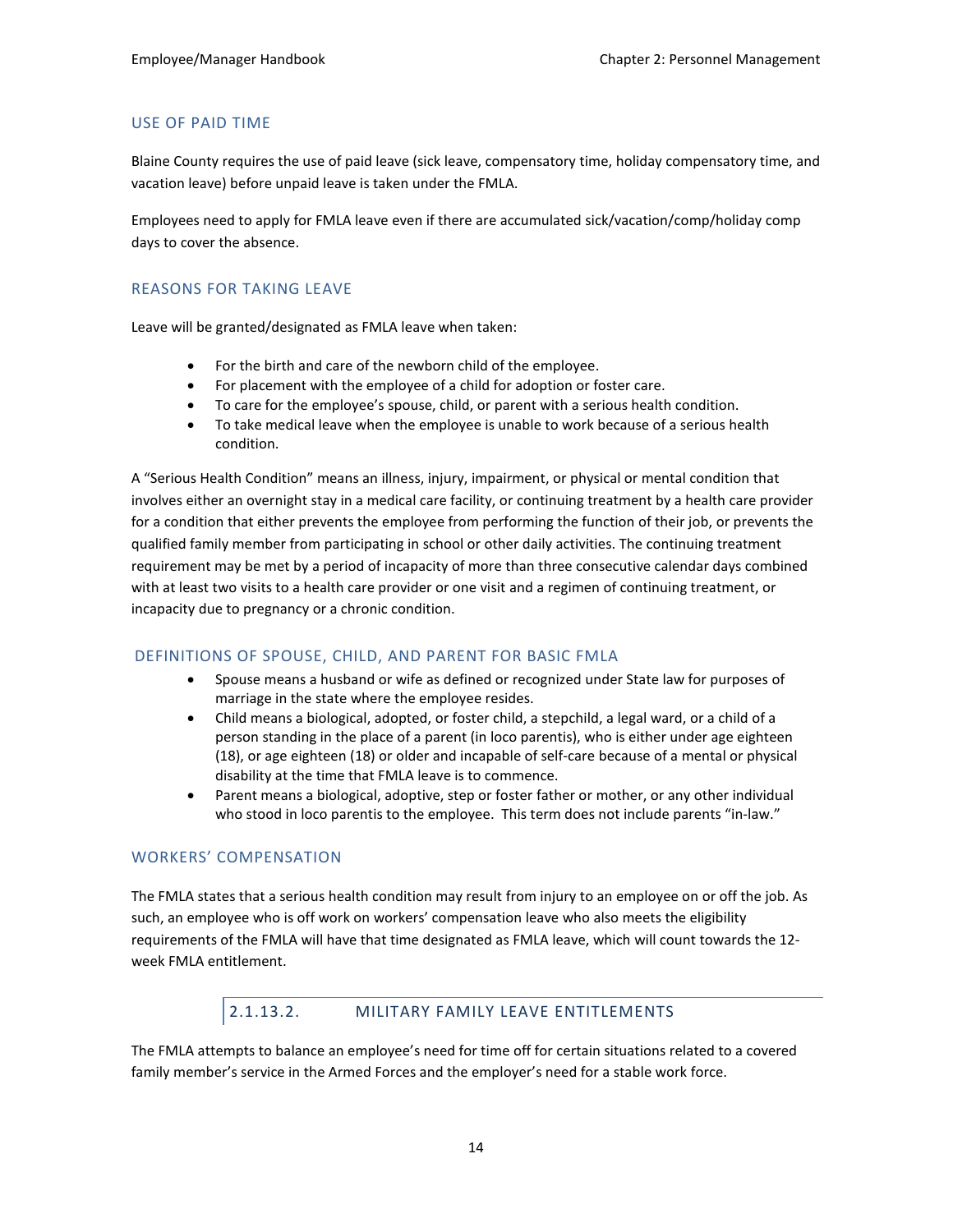### USE OF PAID TIME

Blaine County requires the use of paid leave (sick leave, compensatory time, holiday compensatory time, and vacation leave) before unpaid leave is taken under the FMLA.

Employees need to apply for FMLA leave even if there are accumulated sick/vacation/comp/holiday comp days to cover the absence.

### REASONS FOR TAKING LEAVE

Leave will be granted/designated as FMLA leave when taken:

- For the birth and care of the newborn child of the employee.
- For placement with the employee of a child for adoption or foster care.
- To care for the employee's spouse, child, or parent with a serious health condition.
- To take medical leave when the employee is unable to work because of a serious health condition.

A "Serious Health Condition" means an illness, injury, impairment, or physical or mental condition that involves either an overnight stay in a medical care facility, or continuing treatment by a health care provider for a condition that either prevents the employee from performing the function of their job, or prevents the qualified family member from participating in school or other daily activities. The continuing treatment requirement may be met by a period of incapacity of more than three consecutive calendar days combined with at least two visits to a health care provider or one visit and a regimen of continuing treatment, or incapacity due to pregnancy or a chronic condition.

### DEFINITIONS OF SPOUSE, CHILD, AND PARENT FOR BASIC FMLA

- Spouse means a husband or wife as defined or recognized under State law for purposes of marriage in the state where the employee resides.
- Child means a biological, adopted, or foster child, a stepchild, a legal ward, or a child of a person standing in the place of a parent (in loco parentis), who is either under age eighteen (18), or age eighteen (18) or older and incapable of self-care because of a mental or physical disability at the time that FMLA leave is to commence.
- Parent means a biological, adoptive, step or foster father or mother, or any other individual who stood in loco parentis to the employee. This term does not include parents "in-law."

### WORKERS' COMPENSATION

The FMLA states that a serious health condition may result from injury to an employee on or off the job. As such, an employee who is off work on workers' compensation leave who also meets the eligibility requirements of the FMLA will have that time designated as FMLA leave, which will count towards the 12-week FMLA entitlement.

## 2.1.13.2. MILITARY FAMILY LEAVE ENTITLEMENTS

The FMLA attempts to balance an employee's need for time off for certain situations related to a covered family member's service in the Armed Forces and the employer's need for a stable work force.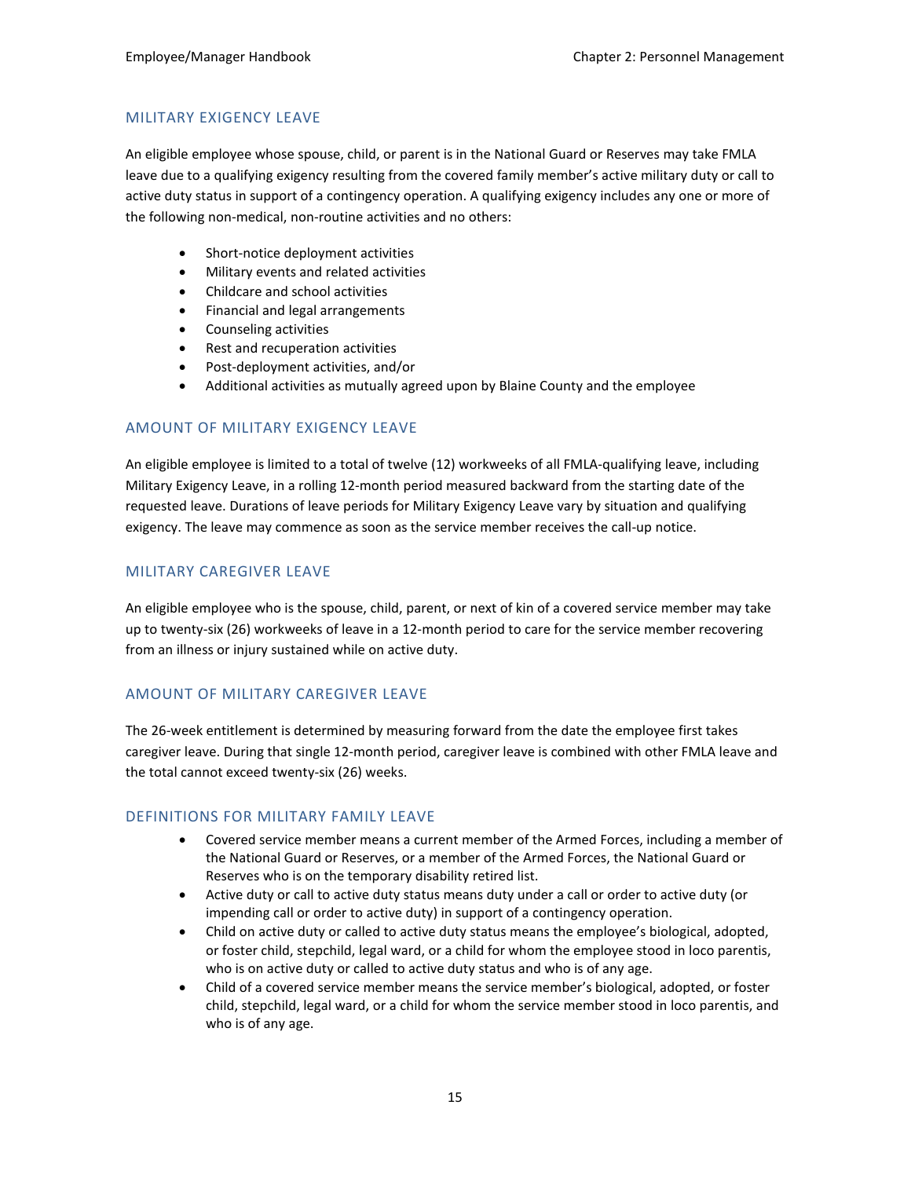## MILITARY EXIGENCY LEAVE

An eligible employee whose spouse, child, or parent is in the National Guard or Reserves may take FMLA leave due to a qualifying exigency resulting from the covered family member's active military duty or call to active duty status in support of a contingency operation. A qualifying exigency includes any one or more of the following non-medical, non-routine activities and no others:

- Short-notice deployment activities
- Military events and related activities
- Childcare and school activities
- Financial and legal arrangements
- Counseling activities
- Rest and recuperation activities
- Post-deployment activities, and/or
- Additional activities as mutually agreed upon by Blaine County and the employee

## AMOUNT OF MILITARY EXIGENCY LEAVE

An eligible employee is limited to a total of twelve (12) workweeks of all FMLA-qualifying leave, including Military Exigency Leave, in a rolling 12-month period measured backward from the starting date of the requested leave. Durations of leave periods for Military Exigency Leave vary by situation and qualifying exigency. The leave may commence as soon as the service member receives the call-up notice.

## MILITARY CAREGIVER LEAVE

An eligible employee who is the spouse, child, parent, or next of kin of a covered service member may take up to twenty-six (26) workweeks of leave in a 12-month period to care for the service member recovering from an illness or injury sustained while on active duty.

## AMOUNT OF MILITARY CAREGIVER LEAVE

The 26-week entitlement is determined by measuring forward from the date the employee first takes caregiver leave. During that single 12-month period, caregiver leave is combined with other FMLA leave and the total cannot exceed twenty-six (26) weeks.

## DEFINITIONS FOR MILITARY FAMILY LEAVE

- Covered service member means a current member of the Armed Forces, including a member of the National Guard or Reserves, or a member of the Armed Forces, the National Guard or Reserves who is on the temporary disability retired list.
- Active duty or call to active duty status means duty under a call or order to active duty (or impending call or order to active duty) in support of a contingency operation.
- Child on active duty or called to active duty status means the employee's biological, adopted, or foster child, stepchild, legal ward, or a child for whom the employee stood in loco parentis, who is on active duty or called to active duty status and who is of any age.
- Child of a covered service member means the service member's biological, adopted, or foster child, stepchild, legal ward, or a child for whom the service member stood in loco parentis, and who is of any age.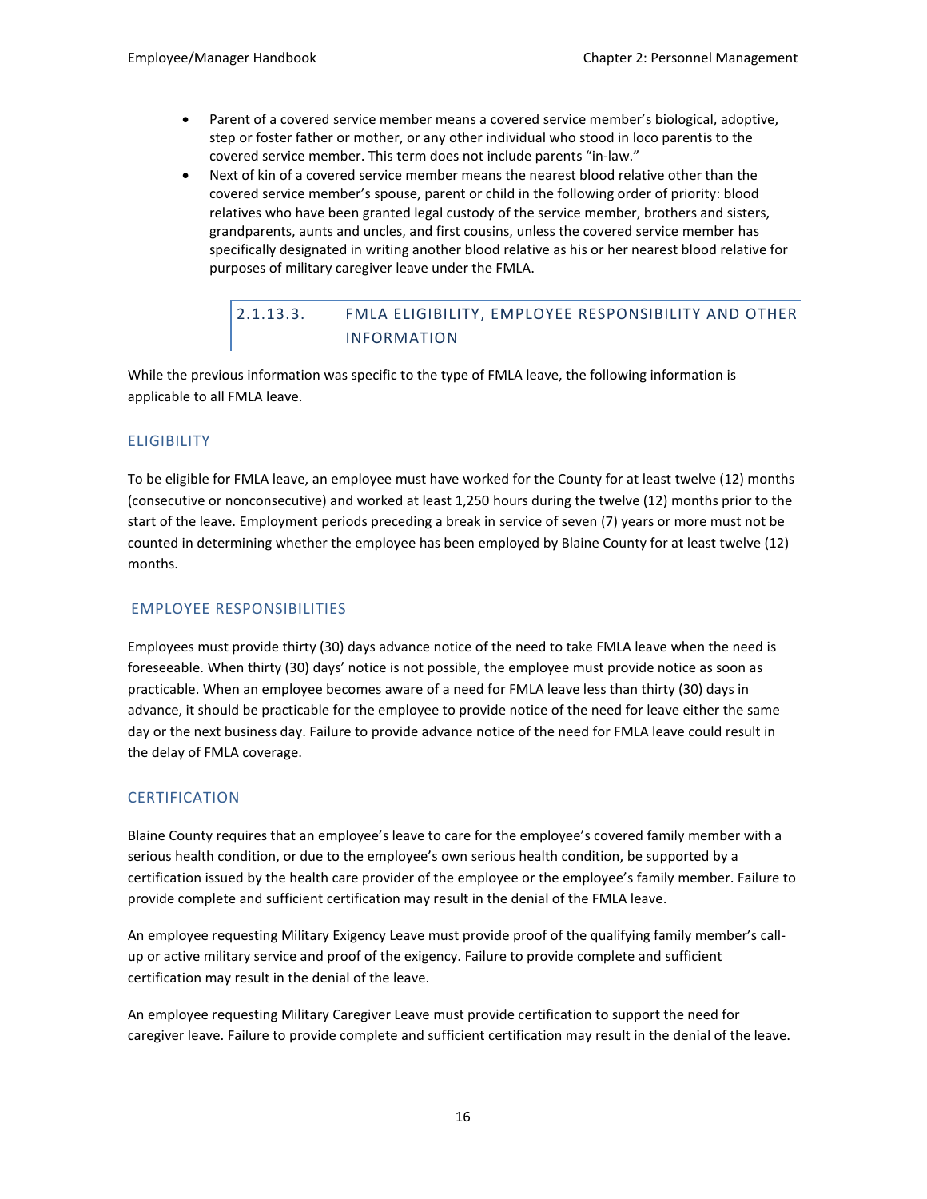- Parent of a covered service member means a covered service member's biological, adoptive, step or foster father or mother, or any other individual who stood in loco parentis to the covered service member. This term does not include parents "in-law."
- Next of kin of a covered service member means the nearest blood relative other than the covered service member's spouse, parent or child in the following order of priority: blood relatives who have been granted legal custody of the service member, brothers and sisters, grandparents, aunts and uncles, and first cousins, unless the covered service member has specifically designated in writing another blood relative as his or her nearest blood relative for purposes of military caregiver leave under the FMLA.

#### 2.1.13.3. FMLA ELIGIBILITY, EMPLOYEE RESPONSIBILITY AND OTHER INFORMATION

While the previous information was specific to the type of FMLA leave, the following information is applicable to all FMLA leave.

##### ELIGIBILITY

To be eligible for FMLA leave, an employee must have worked for the County for at least twelve (12) months (consecutive or nonconsecutive) and worked at least 1,250 hours during the twelve (12) months prior to the start of the leave. Employment periods preceding a break in service of seven (7) years or more must not be counted in determining whether the employee has been employed by Blaine County for at least twelve (12) months.

##### EMPLOYEE RESPONSIBILITIES

Employees must provide thirty (30) days advance notice of the need to take FMLA leave when the need is foreseeable. When thirty (30) days' notice is not possible, the employee must provide notice as soon as practicable. When an employee becomes aware of a need for FMLA leave less than thirty (30) days in advance, it should be practicable for the employee to provide notice of the need for leave either the same day or the next business day. Failure to provide advance notice of the need for FMLA leave could result in the delay of FMLA coverage.

##### CERTIFICATION

Blaine County requires that an employee's leave to care for the employee's covered family member with a serious health condition, or due to the employee's own serious health condition, be supported by a certification issued by the health care provider of the employee or the employee's family member. Failure to provide complete and sufficient certification may result in the denial of the FMLA leave.

An employee requesting Military Exigency Leave must provide proof of the qualifying family member's call-up or active military service and proof of the exigency. Failure to provide complete and sufficient certification may result in the denial of the leave.

An employee requesting Military Caregiver Leave must provide certification to support the need for caregiver leave. Failure to provide complete and sufficient certification may result in the denial of the leave.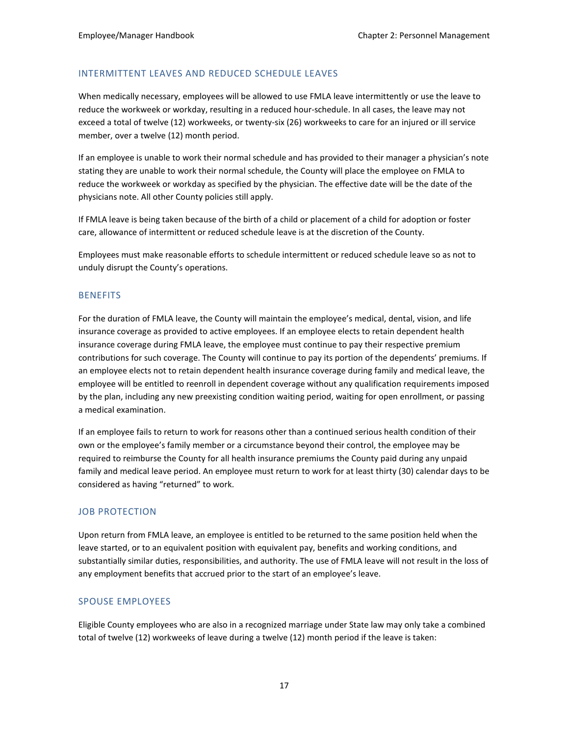### INTERMITTENT LEAVES AND REDUCED SCHEDULE LEAVES

When medically necessary, employees will be allowed to use FMLA leave intermittently or use the leave to reduce the workweek or workday, resulting in a reduced hour-schedule. In all cases, the leave may not exceed a total of twelve (12) workweeks, or twenty-six (26) workweeks to care for an injured or ill service member, over a twelve (12) month period.

If an employee is unable to work their normal schedule and has provided to their manager a physician's note stating they are unable to work their normal schedule, the County will place the employee on FMLA to reduce the workweek or workday as specified by the physician. The effective date will be the date of the physicians note. All other County policies still apply.

If FMLA leave is being taken because of the birth of a child or placement of a child for adoption or foster care, allowance of intermittent or reduced schedule leave is at the discretion of the County.

Employees must make reasonable efforts to schedule intermittent or reduced schedule leave so as not to unduly disrupt the County's operations.

### BENEFITS

For the duration of FMLA leave, the County will maintain the employee's medical, dental, vision, and life insurance coverage as provided to active employees. If an employee elects to retain dependent health insurance coverage during FMLA leave, the employee must continue to pay their respective premium contributions for such coverage. The County will continue to pay its portion of the dependents' premiums. If an employee elects not to retain dependent health insurance coverage during family and medical leave, the employee will be entitled to reenroll in dependent coverage without any qualification requirements imposed by the plan, including any new preexisting condition waiting period, waiting for open enrollment, or passing a medical examination.

If an employee fails to return to work for reasons other than a continued serious health condition of their own or the employee's family member or a circumstance beyond their control, the employee may be required to reimburse the County for all health insurance premiums the County paid during any unpaid family and medical leave period. An employee must return to work for at least thirty (30) calendar days to be considered as having "returned" to work.

### JOB PROTECTION

Upon return from FMLA leave, an employee is entitled to be returned to the same position held when the leave started, or to an equivalent position with equivalent pay, benefits and working conditions, and substantially similar duties, responsibilities, and authority. The use of FMLA leave will not result in the loss of any employment benefits that accrued prior to the start of an employee's leave.

### SPOUSE EMPLOYEES

Eligible County employees who are also in a recognized marriage under State law may only take a combined total of twelve (12) workweeks of leave during a twelve (12) month period if the leave is taken: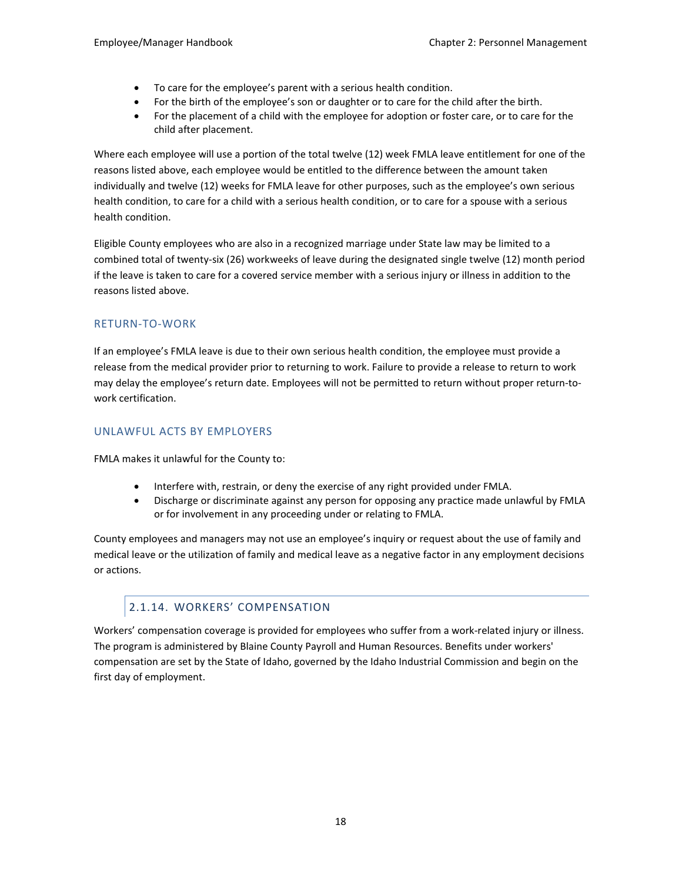- To care for the employee's parent with a serious health condition.
- For the birth of the employee's son or daughter or to care for the child after the birth.
- For the placement of a child with the employee for adoption or foster care, or to care for the child after placement.

Where each employee will use a portion of the total twelve (12) week FMLA leave entitlement for one of the reasons listed above, each employee would be entitled to the difference between the amount taken individually and twelve (12) weeks for FMLA leave for other purposes, such as the employee's own serious health condition, to care for a child with a serious health condition, or to care for a spouse with a serious health condition.

Eligible County employees who are also in a recognized marriage under State law may be limited to a combined total of twenty-six (26) workweeks of leave during the designated single twelve (12) month period if the leave is taken to care for a covered service member with a serious injury or illness in addition to the reasons listed above.

#### RETURN-TO-WORK

If an employee's FMLA leave is due to their own serious health condition, the employee must provide a release from the medical provider prior to returning to work. Failure to provide a release to return to work may delay the employee's return date. Employees will not be permitted to return without proper return-to-work certification.

#### UNLAWFUL ACTS BY EMPLOYERS

FMLA makes it unlawful for the County to:

- Interfere with, restrain, or deny the exercise of any right provided under FMLA.
- Discharge or discriminate against any person for opposing any practice made unlawful by FMLA or for involvement in any proceeding under or relating to FMLA.

County employees and managers may not use an employee's inquiry or request about the use of family and medical leave or the utilization of family and medical leave as a negative factor in any employment decisions or actions.

### 2.1.14. WORKERS' COMPENSATION

Workers' compensation coverage is provided for employees who suffer from a work-related injury or illness. The program is administered by Blaine County Payroll and Human Resources. Benefits under workers' compensation are set by the State of Idaho, governed by the Idaho Industrial Commission and begin on the first day of employment.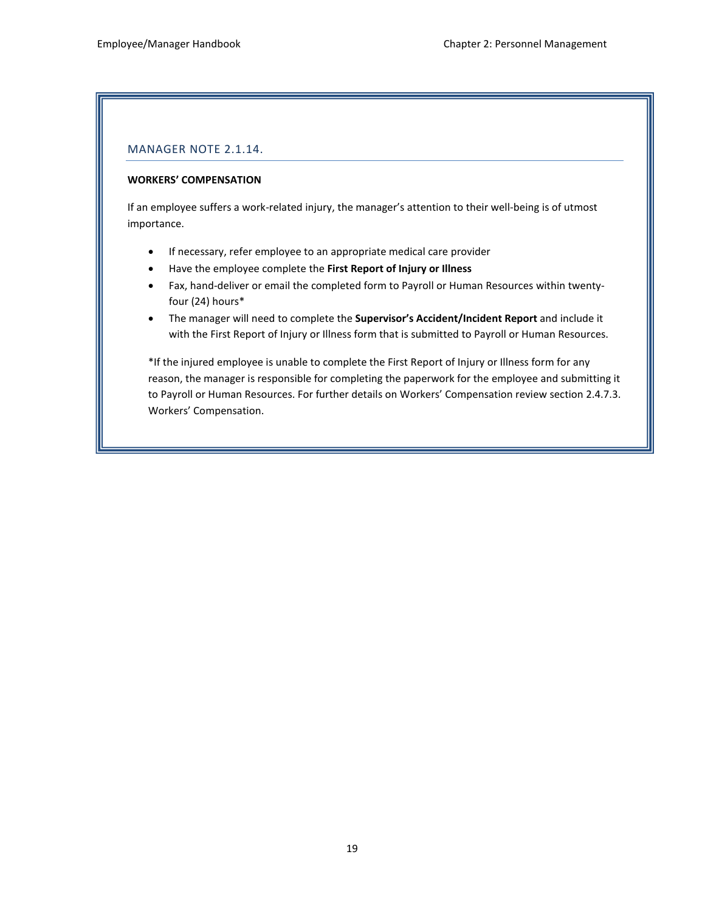## MANAGER NOTE 2.1.14.

**WORKERS' COMPENSATION**

If an employee suffers a work-related injury, the manager's attention to their well-being is of utmost importance.

- If necessary, refer employee to an appropriate medical care provider
- Have the employee complete the **First Report of Injury or Illness**
- Fax, hand-deliver or email the completed form to Payroll or Human Resources within twenty-four (24) hours*
- The manager will need to complete the **Supervisor's Accident/Incident Report** and include it with the First Report of Injury or Illness form that is submitted to Payroll or Human Resources.

*If the injured employee is unable to complete the First Report of Injury or Illness form for any reason, the manager is responsible for completing the paperwork for the employee and submitting it to Payroll or Human Resources. For further details on Workers' Compensation review section 2.4.7.3. Workers' Compensation.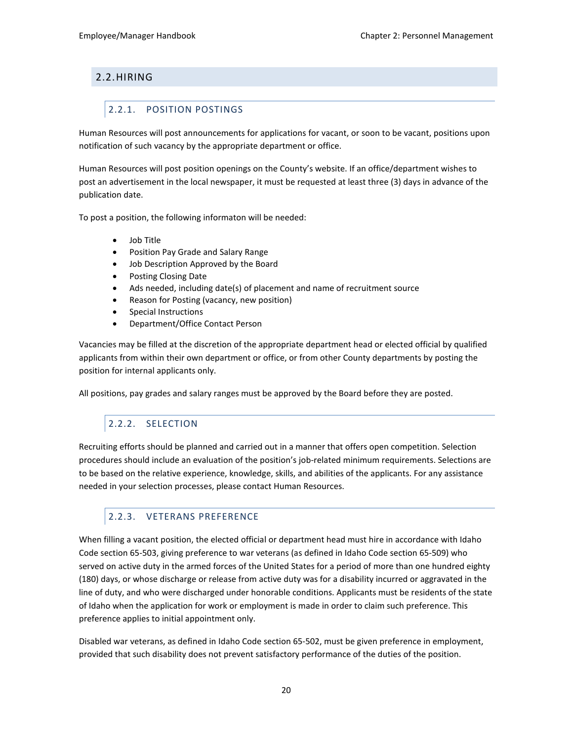## 2.2. HIRING

### 2.2.1. POSITION POSTINGS

Human Resources will post announcements for applications for vacant, or soon to be vacant, positions upon notification of such vacancy by the appropriate department or office.

Human Resources will post position openings on the County's website. If an office/department wishes to post an advertisement in the local newspaper, it must be requested at least three (3) days in advance of the publication date.

To post a position, the following informaton will be needed:

- Job Title
- Position Pay Grade and Salary Range
- Job Description Approved by the Board
- Posting Closing Date
- Ads needed, including date(s) of placement and name of recruitment source
- Reason for Posting (vacancy, new position)
- Special Instructions
- Department/Office Contact Person

Vacancies may be filled at the discretion of the appropriate department head or elected official by qualified applicants from within their own department or office, or from other County departments by posting the position for internal applicants only.

All positions, pay grades and salary ranges must be approved by the Board before they are posted.

### 2.2.2. SELECTION

Recruiting efforts should be planned and carried out in a manner that offers open competition. Selection procedures should include an evaluation of the position's job-related minimum requirements. Selections are to be based on the relative experience, knowledge, skills, and abilities of the applicants. For any assistance needed in your selection processes, please contact Human Resources.

### 2.2.3. VETERANS PREFERENCE

When filling a vacant position, the elected official or department head must hire in accordance with Idaho Code section 65-503, giving preference to war veterans (as defined in Idaho Code section 65-509) who served on active duty in the armed forces of the United States for a period of more than one hundred eighty (180) days, or whose discharge or release from active duty was for a disability incurred or aggravated in the line of duty, and who were discharged under honorable conditions. Applicants must be residents of the state of Idaho when the application for work or employment is made in order to claim such preference. This preference applies to initial appointment only.

Disabled war veterans, as defined in Idaho Code section 65-502, must be given preference in employment, provided that such disability does not prevent satisfactory performance of the duties of the position.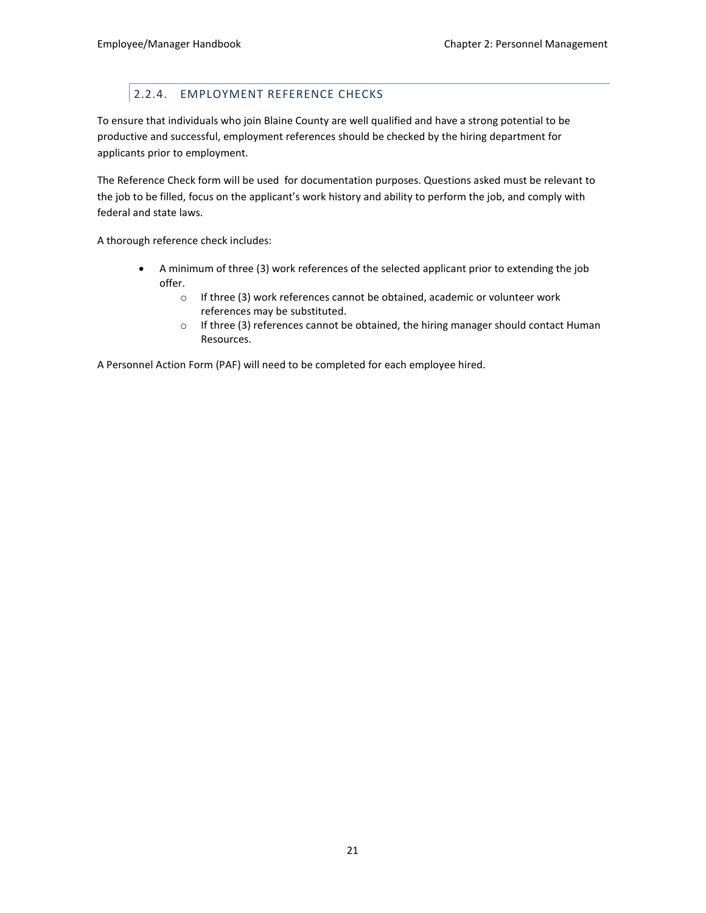### 2.2.4. EMPLOYMENT REFERENCE CHECKS

To ensure that individuals who join Blaine County are well qualified and have a strong potential to be productive and successful, employment references should be checked by the hiring department for applicants prior to employment.

The Reference Check form will be used for documentation purposes. Questions asked must be relevant to the job to be filled, focus on the applicant's work history and ability to perform the job, and comply with federal and state laws.

A thorough reference check includes:

- A minimum of three (3) work references of the selected applicant prior to extending the job offer.
  - If three (3) work references cannot be obtained, academic or volunteer work references may be substituted.
  - If three (3) references cannot be obtained, the hiring manager should contact Human Resources.

A Personnel Action Form (PAF) will need to be completed for each employee hired.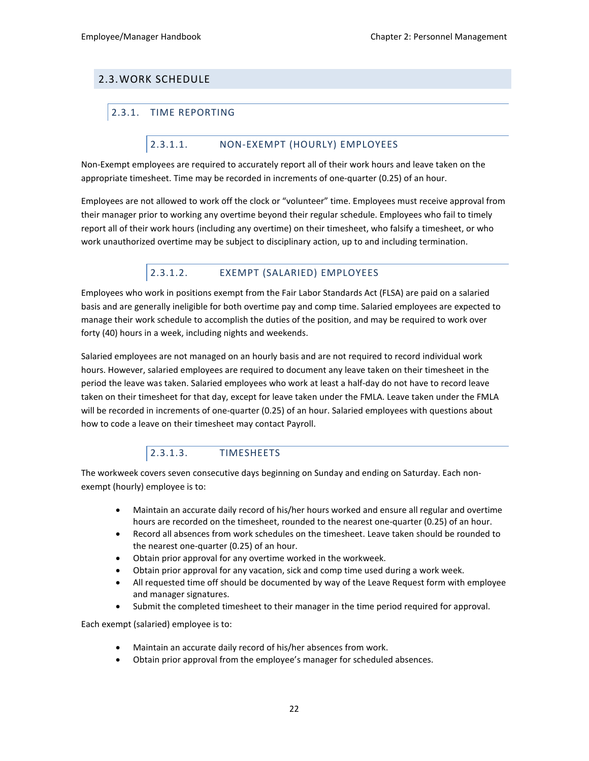## 2.3. WORK SCHEDULE

### 2.3.1. TIME REPORTING

#### 2.3.1.1. NON-EXEMPT (HOURLY) EMPLOYEES

Non-Exempt employees are required to accurately report all of their work hours and leave taken on the appropriate timesheet. Time may be recorded in increments of one-quarter (0.25) of an hour.

Employees are not allowed to work off the clock or "volunteer" time. Employees must receive approval from their manager prior to working any overtime beyond their regular schedule. Employees who fail to timely report all of their work hours (including any overtime) on their timesheet, who falsify a timesheet, or who work unauthorized overtime may be subject to disciplinary action, up to and including termination.

#### 2.3.1.2. EXEMPT (SALARIED) EMPLOYEES

Employees who work in positions exempt from the Fair Labor Standards Act (FLSA) are paid on a salaried basis and are generally ineligible for both overtime pay and comp time. Salaried employees are expected to manage their work schedule to accomplish the duties of the position, and may be required to work over forty (40) hours in a week, including nights and weekends.

Salaried employees are not managed on an hourly basis and are not required to record individual work hours. However, salaried employees are required to document any leave taken on their timesheet in the period the leave was taken. Salaried employees who work at least a half-day do not have to record leave taken on their timesheet for that day, except for leave taken under the FMLA. Leave taken under the FMLA will be recorded in increments of one-quarter (0.25) of an hour. Salaried employees with questions about how to code a leave on their timesheet may contact Payroll.

#### 2.3.1.3. TIMESHEETS

The workweek covers seven consecutive days beginning on Sunday and ending on Saturday. Each non-exempt (hourly) employee is to:

- Maintain an accurate daily record of his/her hours worked and ensure all regular and overtime hours are recorded on the timesheet, rounded to the nearest one-quarter (0.25) of an hour.
- Record all absences from work schedules on the timesheet. Leave taken should be rounded to the nearest one-quarter (0.25) of an hour.
- Obtain prior approval for any overtime worked in the workweek.
- Obtain prior approval for any vacation, sick and comp time used during a work week.
- All requested time off should be documented by way of the Leave Request form with employee and manager signatures.
- Submit the completed timesheet to their manager in the time period required for approval.

Each exempt (salaried) employee is to:

- Maintain an accurate daily record of his/her absences from work.
- Obtain prior approval from the employee's manager for scheduled absences.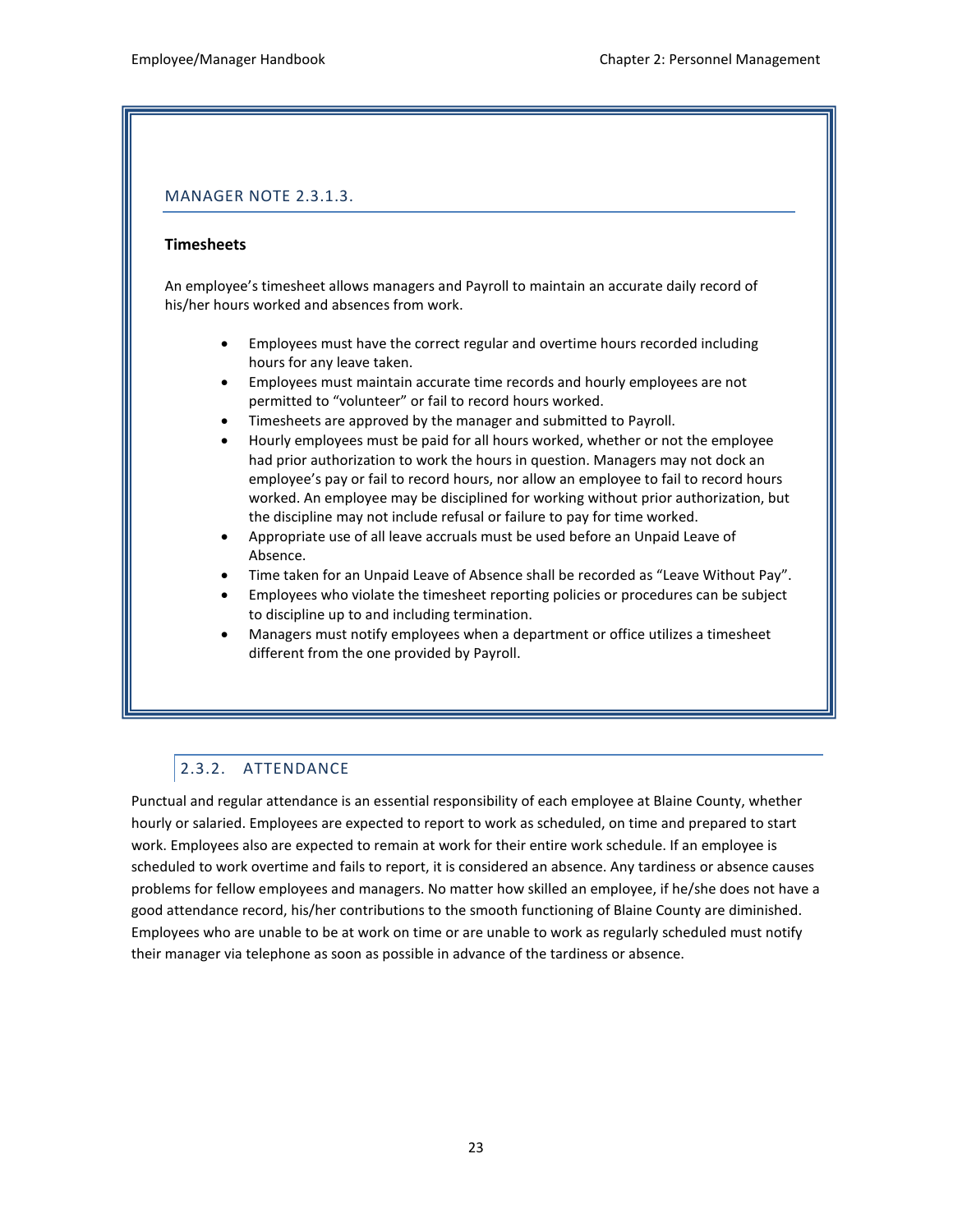### MANAGER NOTE 2.3.1.3.

**Timesheets**

An employee's timesheet allows managers and Payroll to maintain an accurate daily record of his/her hours worked and absences from work.

- Employees must have the correct regular and overtime hours recorded including hours for any leave taken.
- Employees must maintain accurate time records and hourly employees are not permitted to "volunteer" or fail to record hours worked.
- Timesheets are approved by the manager and submitted to Payroll.
- Hourly employees must be paid for all hours worked, whether or not the employee had prior authorization to work the hours in question. Managers may not dock an employee's pay or fail to record hours, nor allow an employee to fail to record hours worked. An employee may be disciplined for working without prior authorization, but the discipline may not include refusal or failure to pay for time worked.
- Appropriate use of all leave accruals must be used before an Unpaid Leave of Absence.
- Time taken for an Unpaid Leave of Absence shall be recorded as "Leave Without Pay".
- Employees who violate the timesheet reporting policies or procedures can be subject to discipline up to and including termination.
- Managers must notify employees when a department or office utilizes a timesheet different from the one provided by Payroll.

## 2.3.2. ATTENDANCE

Punctual and regular attendance is an essential responsibility of each employee at Blaine County, whether hourly or salaried. Employees are expected to report to work as scheduled, on time and prepared to start work. Employees also are expected to remain at work for their entire work schedule. If an employee is scheduled to work overtime and fails to report, it is considered an absence. Any tardiness or absence causes problems for fellow employees and managers. No matter how skilled an employee, if he/she does not have a good attendance record, his/her contributions to the smooth functioning of Blaine County are diminished. Employees who are unable to be at work on time or are unable to work as regularly scheduled must notify their manager via telephone as soon as possible in advance of the tardiness or absence.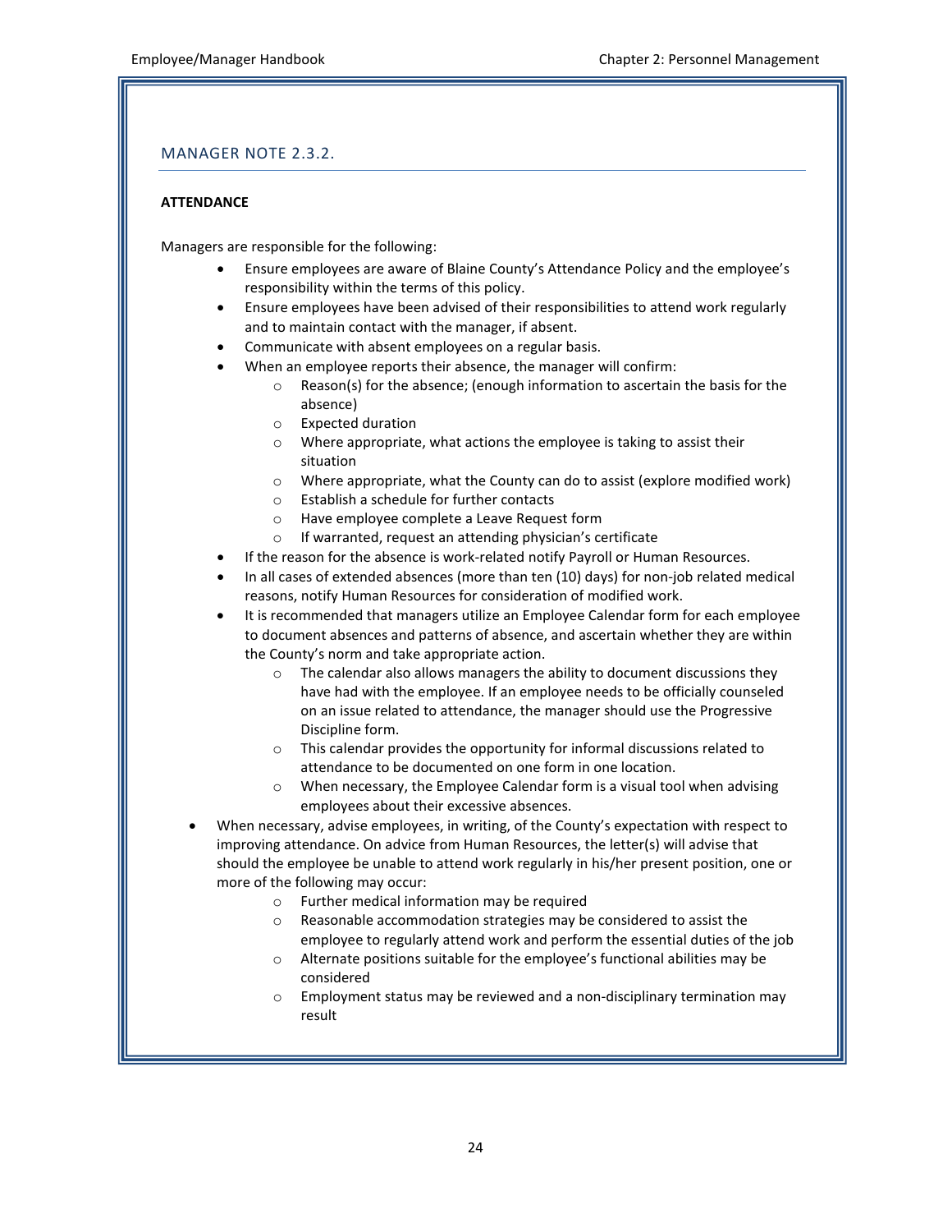## MANAGER NOTE 2.3.2.

**ATTENDANCE**

Managers are responsible for the following:

- Ensure employees are aware of Blaine County's Attendance Policy and the employee's responsibility within the terms of this policy.
- Ensure employees have been advised of their responsibilities to attend work regularly and to maintain contact with the manager, if absent.
- Communicate with absent employees on a regular basis.
- When an employee reports their absence, the manager will confirm:
  - Reason(s) for the absence; (enough information to ascertain the basis for the absence)
  - Expected duration
  - Where appropriate, what actions the employee is taking to assist their situation
  - Where appropriate, what the County can do to assist (explore modified work)
  - Establish a schedule for further contacts
  - Have employee complete a Leave Request form
  - If warranted, request an attending physician's certificate
- If the reason for the absence is work-related notify Payroll or Human Resources.
- In all cases of extended absences (more than ten (10) days) for non-job related medical reasons, notify Human Resources for consideration of modified work.
- It is recommended that managers utilize an Employee Calendar form for each employee to document absences and patterns of absence, and ascertain whether they are within the County's norm and take appropriate action.
  - The calendar also allows managers the ability to document discussions they have had with the employee. If an employee needs to be officially counseled on an issue related to attendance, the manager should use the Progressive Discipline form.
  - This calendar provides the opportunity for informal discussions related to attendance to be documented on one form in one location.
  - When necessary, the Employee Calendar form is a visual tool when advising employees about their excessive absences.
- When necessary, advise employees, in writing, of the County's expectation with respect to improving attendance. On advice from Human Resources, the letter(s) will advise that should the employee be unable to attend work regularly in his/her present position, one or more of the following may occur:
  - Further medical information may be required
  - Reasonable accommodation strategies may be considered to assist the employee to regularly attend work and perform the essential duties of the job
  - Alternate positions suitable for the employee's functional abilities may be considered
  - Employment status may be reviewed and a non-disciplinary termination may result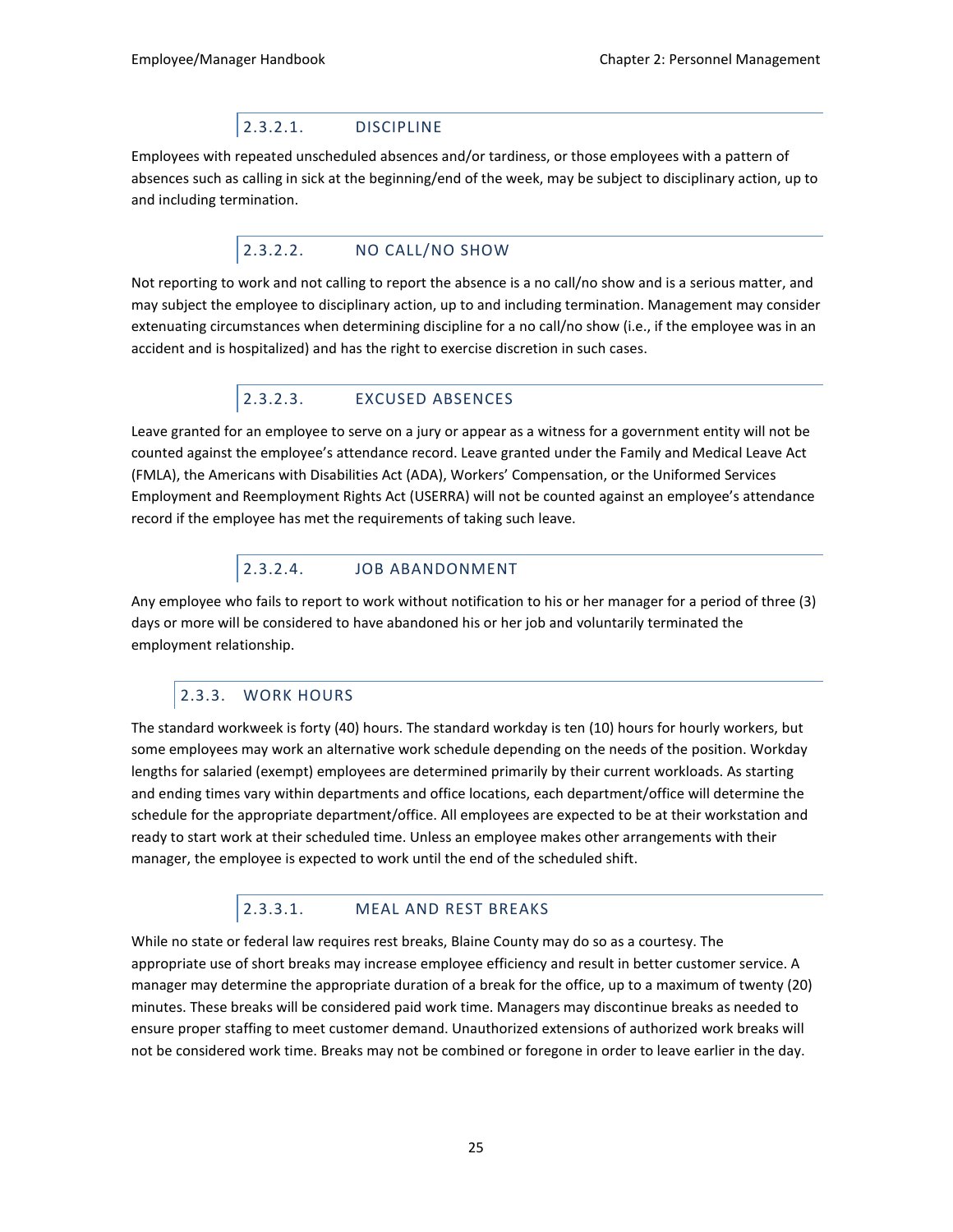#### 2.3.2.1. DISCIPLINE

Employees with repeated unscheduled absences and/or tardiness, or those employees with a pattern of absences such as calling in sick at the beginning/end of the week, may be subject to disciplinary action, up to and including termination.

#### 2.3.2.2. NO CALL/NO SHOW

Not reporting to work and not calling to report the absence is a no call/no show and is a serious matter, and may subject the employee to disciplinary action, up to and including termination. Management may consider extenuating circumstances when determining discipline for a no call/no show (i.e., if the employee was in an accident and is hospitalized) and has the right to exercise discretion in such cases.

#### 2.3.2.3. EXCUSED ABSENCES

Leave granted for an employee to serve on a jury or appear as a witness for a government entity will not be counted against the employee's attendance record. Leave granted under the Family and Medical Leave Act (FMLA), the Americans with Disabilities Act (ADA), Workers' Compensation, or the Uniformed Services Employment and Reemployment Rights Act (USERRA) will not be counted against an employee's attendance record if the employee has met the requirements of taking such leave.

#### 2.3.2.4. JOB ABANDONMENT

Any employee who fails to report to work without notification to his or her manager for a period of three (3) days or more will be considered to have abandoned his or her job and voluntarily terminated the employment relationship.

### 2.3.3. WORK HOURS

The standard workweek is forty (40) hours. The standard workday is ten (10) hours for hourly workers, but some employees may work an alternative work schedule depending on the needs of the position. Workday lengths for salaried (exempt) employees are determined primarily by their current workloads. As starting and ending times vary within departments and office locations, each department/office will determine the schedule for the appropriate department/office. All employees are expected to be at their workstation and ready to start work at their scheduled time. Unless an employee makes other arrangements with their manager, the employee is expected to work until the end of the scheduled shift.

#### 2.3.3.1. MEAL AND REST BREAKS

While no state or federal law requires rest breaks, Blaine County may do so as a courtesy. The appropriate use of short breaks may increase employee efficiency and result in better customer service. A manager may determine the appropriate duration of a break for the office, up to a maximum of twenty (20) minutes. These breaks will be considered paid work time. Managers may discontinue breaks as needed to ensure proper staffing to meet customer demand. Unauthorized extensions of authorized work breaks will not be considered work time. Breaks may not be combined or foregone in order to leave earlier in the day.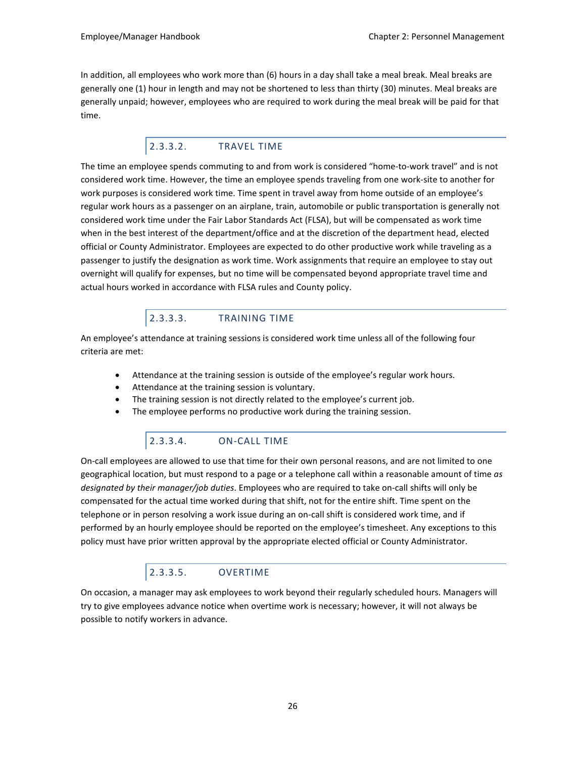In addition, all employees who work more than (6) hours in a day shall take a meal break. Meal breaks are generally one (1) hour in length and may not be shortened to less than thirty (30) minutes. Meal breaks are generally unpaid; however, employees who are required to work during the meal break will be paid for that time.

#### 2.3.3.2. TRAVEL TIME

The time an employee spends commuting to and from work is considered "home-to-work travel" and is not considered work time. However, the time an employee spends traveling from one work-site to another for work purposes is considered work time. Time spent in travel away from home outside of an employee's regular work hours as a passenger on an airplane, train, automobile or public transportation is generally not considered work time under the Fair Labor Standards Act (FLSA), but will be compensated as work time when in the best interest of the department/office and at the discretion of the department head, elected official or County Administrator. Employees are expected to do other productive work while traveling as a passenger to justify the designation as work time. Work assignments that require an employee to stay out overnight will qualify for expenses, but no time will be compensated beyond appropriate travel time and actual hours worked in accordance with FLSA rules and County policy.

#### 2.3.3.3. TRAINING TIME

An employee's attendance at training sessions is considered work time unless all of the following four criteria are met:

- Attendance at the training session is outside of the employee's regular work hours.
- Attendance at the training session is voluntary.
- The training session is not directly related to the employee's current job.
- The employee performs no productive work during the training session.

#### 2.3.3.4. ON-CALL TIME

On-call employees are allowed to use that time for their own personal reasons, and are not limited to one geographical location, but must respond to a page or a telephone call within a reasonable amount of time *as designated by their manager/job duties*. Employees who are required to take on-call shifts will only be compensated for the actual time worked during that shift, not for the entire shift. Time spent on the telephone or in person resolving a work issue during an on-call shift is considered work time, and if performed by an hourly employee should be reported on the employee's timesheet. Any exceptions to this policy must have prior written approval by the appropriate elected official or County Administrator.

#### 2.3.3.5. OVERTIME

On occasion, a manager may ask employees to work beyond their regularly scheduled hours. Managers will try to give employees advance notice when overtime work is necessary; however, it will not always be possible to notify workers in advance.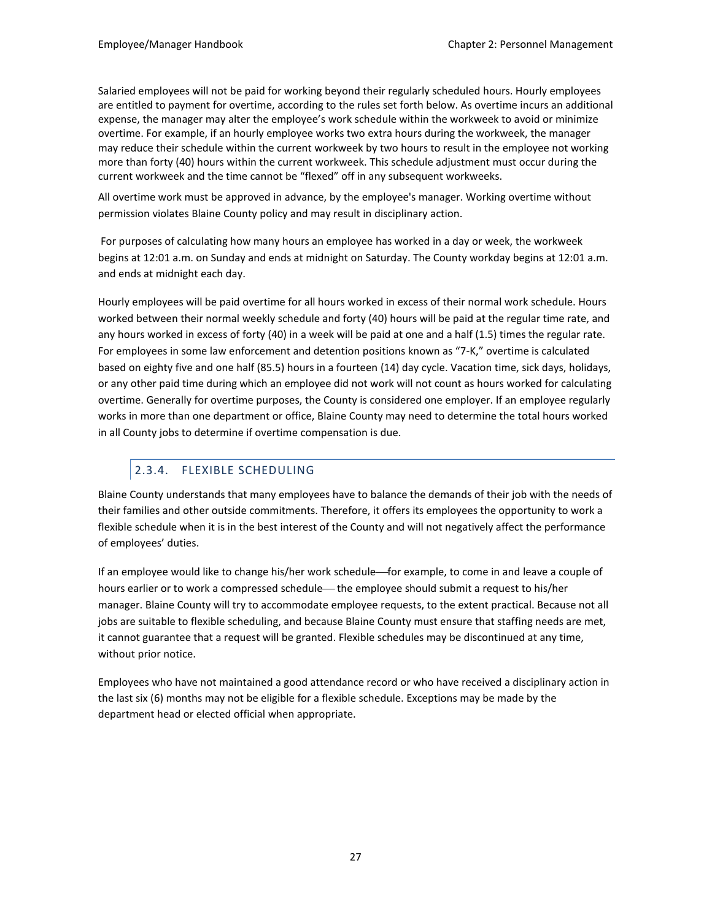Salaried employees will not be paid for working beyond their regularly scheduled hours. Hourly employees are entitled to payment for overtime, according to the rules set forth below. As overtime incurs an additional expense, the manager may alter the employee's work schedule within the workweek to avoid or minimize overtime. For example, if an hourly employee works two extra hours during the workweek, the manager may reduce their schedule within the current workweek by two hours to result in the employee not working more than forty (40) hours within the current workweek. This schedule adjustment must occur during the current workweek and the time cannot be "flexed" off in any subsequent workweeks.

All overtime work must be approved in advance, by the employee's manager. Working overtime without permission violates Blaine County policy and may result in disciplinary action.

For purposes of calculating how many hours an employee has worked in a day or week, the workweek begins at 12:01 a.m. on Sunday and ends at midnight on Saturday. The County workday begins at 12:01 a.m. and ends at midnight each day.

Hourly employees will be paid overtime for all hours worked in excess of their normal work schedule. Hours worked between their normal weekly schedule and forty (40) hours will be paid at the regular time rate, and any hours worked in excess of forty (40) in a week will be paid at one and a half (1.5) times the regular rate. For employees in some law enforcement and detention positions known as "7-K," overtime is calculated based on eighty five and one half (85.5) hours in a fourteen (14) day cycle. Vacation time, sick days, holidays, or any other paid time during which an employee did not work will not count as hours worked for calculating overtime. Generally for overtime purposes, the County is considered one employer. If an employee regularly works in more than one department or office, Blaine County may need to determine the total hours worked in all County jobs to determine if overtime compensation is due.

### 2.3.4. FLEXIBLE SCHEDULING

Blaine County understands that many employees have to balance the demands of their job with the needs of their families and other outside commitments. Therefore, it offers its employees the opportunity to work a flexible schedule when it is in the best interest of the County and will not negatively affect the performance of employees' duties.

If an employee would like to change his/her work schedule—for example, to come in and leave a couple of hours earlier or to work a compressed schedule— the employee should submit a request to his/her manager. Blaine County will try to accommodate employee requests, to the extent practical. Because not all jobs are suitable to flexible scheduling, and because Blaine County must ensure that staffing needs are met, it cannot guarantee that a request will be granted. Flexible schedules may be discontinued at any time, without prior notice.

Employees who have not maintained a good attendance record or who have received a disciplinary action in the last six (6) months may not be eligible for a flexible schedule. Exceptions may be made by the department head or elected official when appropriate.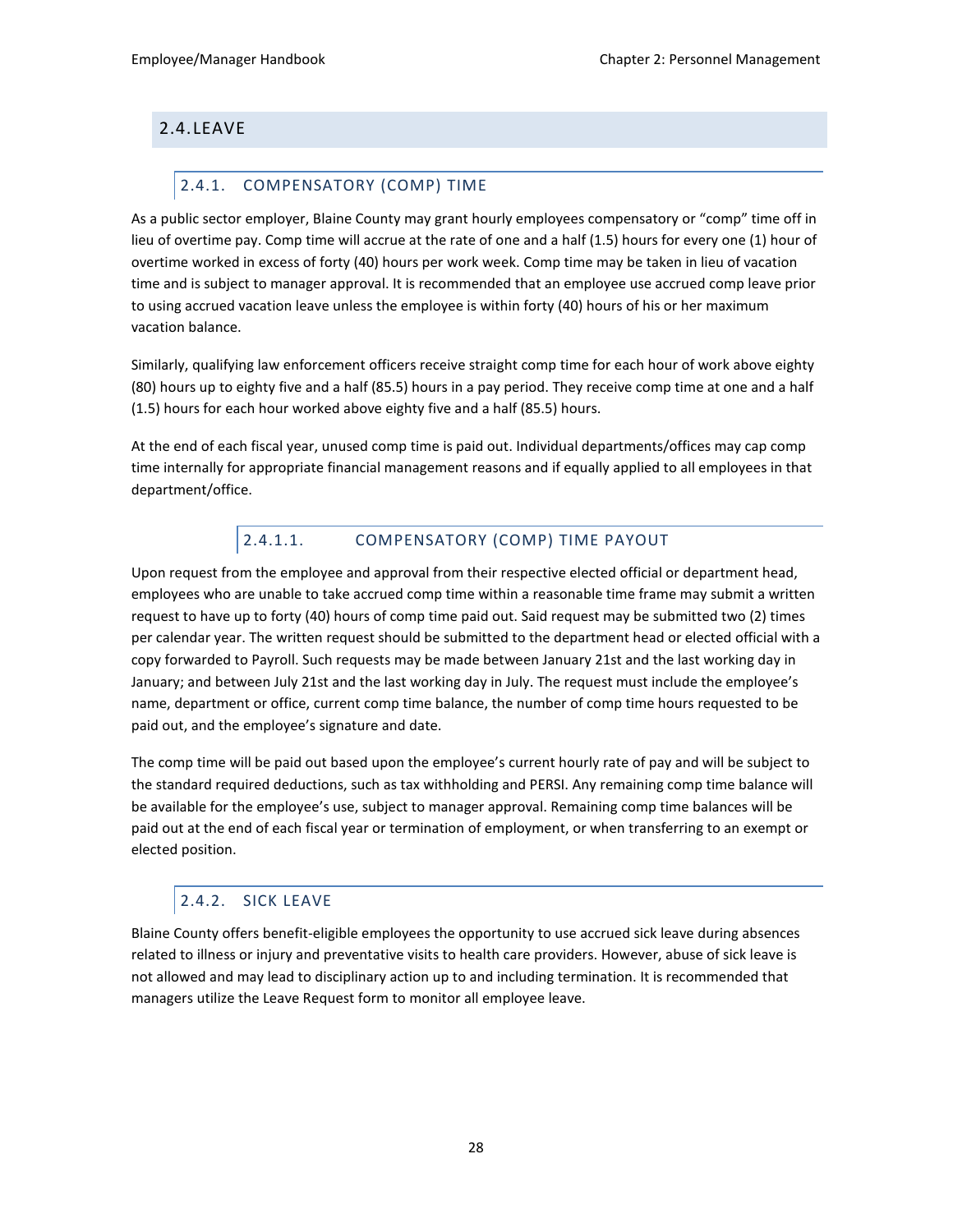## 2.4. LEAVE

### 2.4.1. COMPENSATORY (COMP) TIME

As a public sector employer, Blaine County may grant hourly employees compensatory or "comp" time off in lieu of overtime pay. Comp time will accrue at the rate of one and a half (1.5) hours for every one (1) hour of overtime worked in excess of forty (40) hours per work week. Comp time may be taken in lieu of vacation time and is subject to manager approval. It is recommended that an employee use accrued comp leave prior to using accrued vacation leave unless the employee is within forty (40) hours of his or her maximum vacation balance.

Similarly, qualifying law enforcement officers receive straight comp time for each hour of work above eighty (80) hours up to eighty five and a half (85.5) hours in a pay period. They receive comp time at one and a half (1.5) hours for each hour worked above eighty five and a half (85.5) hours.

At the end of each fiscal year, unused comp time is paid out. Individual departments/offices may cap comp time internally for appropriate financial management reasons and if equally applied to all employees in that department/office.

#### 2.4.1.1. COMPENSATORY (COMP) TIME PAYOUT

Upon request from the employee and approval from their respective elected official or department head, employees who are unable to take accrued comp time within a reasonable time frame may submit a written request to have up to forty (40) hours of comp time paid out. Said request may be submitted two (2) times per calendar year. The written request should be submitted to the department head or elected official with a copy forwarded to Payroll. Such requests may be made between January 21st and the last working day in January; and between July 21st and the last working day in July. The request must include the employee's name, department or office, current comp time balance, the number of comp time hours requested to be paid out, and the employee's signature and date.

The comp time will be paid out based upon the employee's current hourly rate of pay and will be subject to the standard required deductions, such as tax withholding and PERSI. Any remaining comp time balance will be available for the employee's use, subject to manager approval. Remaining comp time balances will be paid out at the end of each fiscal year or termination of employment, or when transferring to an exempt or elected position.

### 2.4.2. SICK LEAVE

Blaine County offers benefit-eligible employees the opportunity to use accrued sick leave during absences related to illness or injury and preventative visits to health care providers. However, abuse of sick leave is not allowed and may lead to disciplinary action up to and including termination. It is recommended that managers utilize the Leave Request form to monitor all employee leave.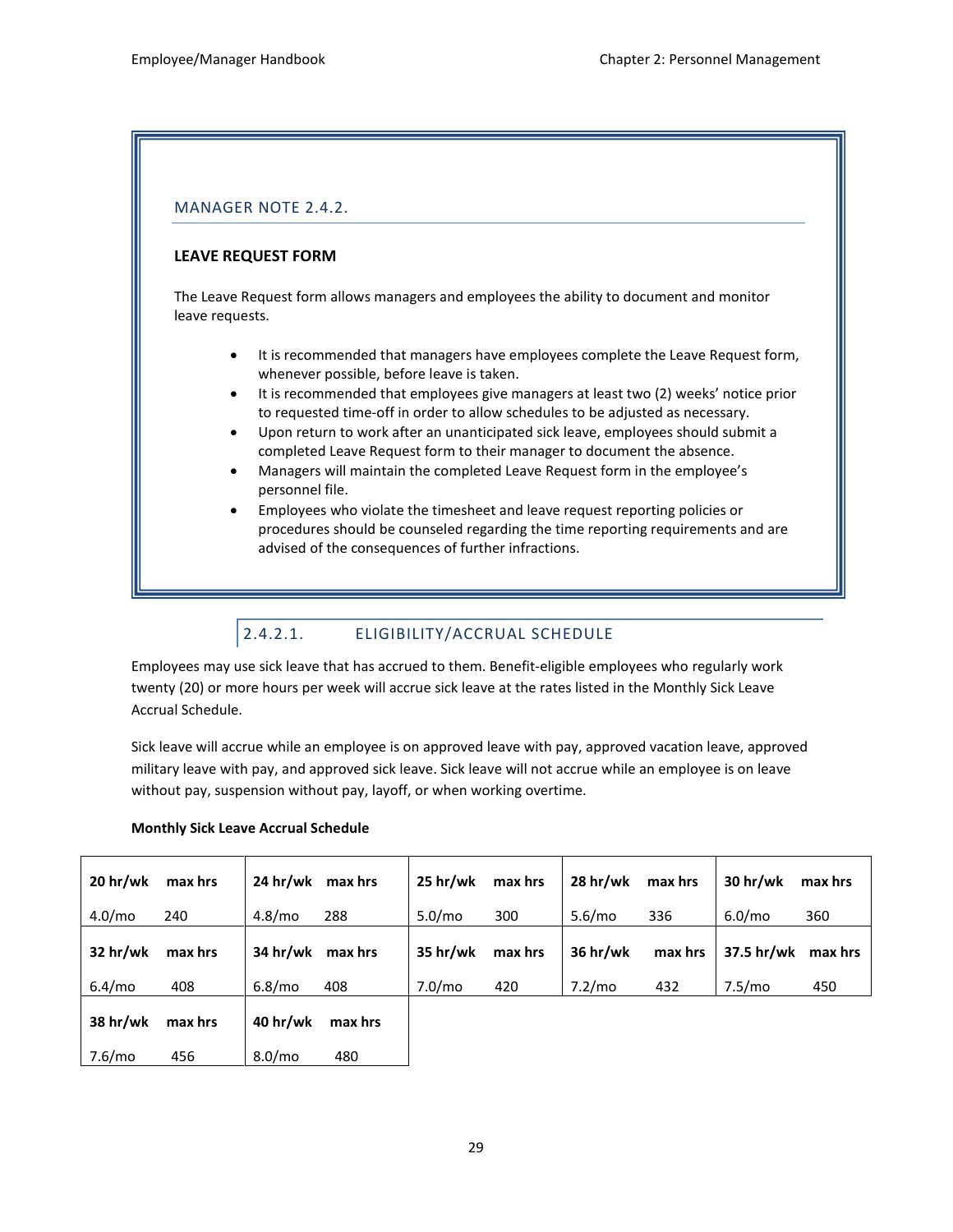### MANAGER NOTE 2.4.2.

**LEAVE REQUEST FORM**

The Leave Request form allows managers and employees the ability to document and monitor leave requests.

- It is recommended that managers have employees complete the Leave Request form, whenever possible, before leave is taken.
- It is recommended that employees give managers at least two (2) weeks' notice prior to requested time-off in order to allow schedules to be adjusted as necessary.
- Upon return to work after an unanticipated sick leave, employees should submit a completed Leave Request form to their manager to document the absence.
- Managers will maintain the completed Leave Request form in the employee's personnel file.
- Employees who violate the timesheet and leave request reporting policies or procedures should be counseled regarding the time reporting requirements and are advised of the consequences of further infractions.

### 2.4.2.1. ELIGIBILITY/ACCRUAL SCHEDULE

Employees may use sick leave that has accrued to them. Benefit-eligible employees who regularly work twenty (20) or more hours per week will accrue sick leave at the rates listed in the Monthly Sick Leave Accrual Schedule.

Sick leave will accrue while an employee is on approved leave with pay, approved vacation leave, approved military leave with pay, and approved sick leave. Sick leave will not accrue while an employee is on leave without pay, suspension without pay, layoff, or when working overtime.

**Monthly Sick Leave Accrual Schedule**

| 20 hr/wk | max hrs | 24 hr/wk | max hrs | 25 hr/wk | max hrs | 28 hr/wk | max hrs | 30 hr/wk | max hrs |
|---|---|---|---|---|---|---|---|---|---|
| 4.0/mo | 240 | 4.8/mo | 288 | 5.0/mo | 300 | 5.6/mo | 336 | 6.0/mo | 360 |
| **32 hr/wk** | **max hrs** | **34 hr/wk** | **max hrs** | **35 hr/wk** | **max hrs** | **36 hr/wk** | **max hrs** | **37.5 hr/wk** | **max hrs** |
| 6.4/mo | 408 | 6.8/mo | 408 | 7.0/mo | 420 | 7.2/mo | 432 | 7.5/mo | 450 |
| **38 hr/wk** | **max hrs** | **40 hr/wk** | **max hrs** | | | | | | |
| 7.6/mo | 456 | 8.0/mo | 480 | | | | | | |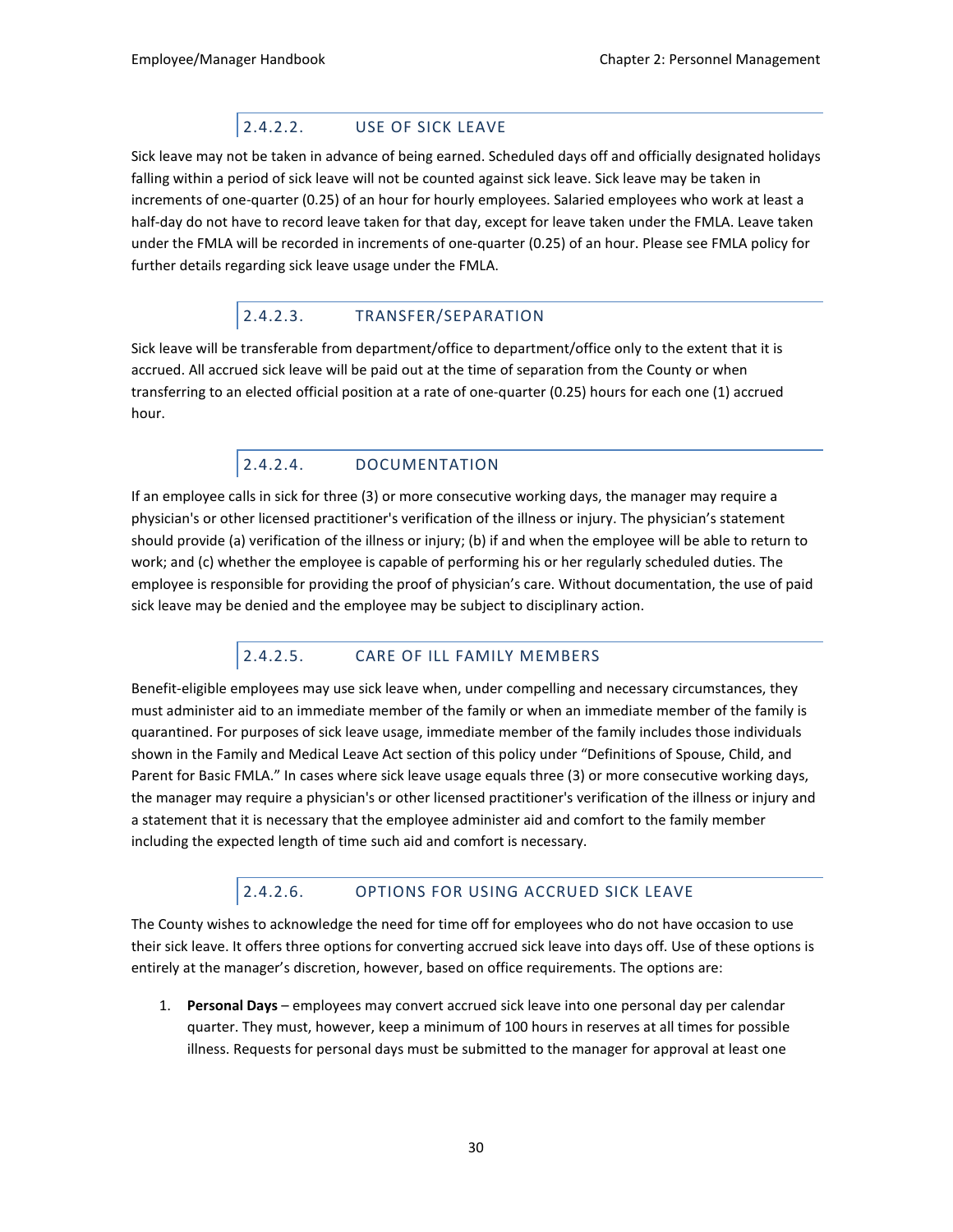#### 2.4.2.2. USE OF SICK LEAVE

Sick leave may not be taken in advance of being earned. Scheduled days off and officially designated holidays falling within a period of sick leave will not be counted against sick leave. Sick leave may be taken in increments of one-quarter (0.25) of an hour for hourly employees. Salaried employees who work at least a half-day do not have to record leave taken for that day, except for leave taken under the FMLA. Leave taken under the FMLA will be recorded in increments of one-quarter (0.25) of an hour. Please see FMLA policy for further details regarding sick leave usage under the FMLA.

#### 2.4.2.3. TRANSFER/SEPARATION

Sick leave will be transferable from department/office to department/office only to the extent that it is accrued. All accrued sick leave will be paid out at the time of separation from the County or when transferring to an elected official position at a rate of one-quarter (0.25) hours for each one (1) accrued hour.

#### 2.4.2.4. DOCUMENTATION

If an employee calls in sick for three (3) or more consecutive working days, the manager may require a physician's or other licensed practitioner's verification of the illness or injury. The physician's statement should provide (a) verification of the illness or injury; (b) if and when the employee will be able to return to work; and (c) whether the employee is capable of performing his or her regularly scheduled duties. The employee is responsible for providing the proof of physician's care. Without documentation, the use of paid sick leave may be denied and the employee may be subject to disciplinary action.

#### 2.4.2.5. CARE OF ILL FAMILY MEMBERS

Benefit-eligible employees may use sick leave when, under compelling and necessary circumstances, they must administer aid to an immediate member of the family or when an immediate member of the family is quarantined. For purposes of sick leave usage, immediate member of the family includes those individuals shown in the Family and Medical Leave Act section of this policy under "Definitions of Spouse, Child, and Parent for Basic FMLA." In cases where sick leave usage equals three (3) or more consecutive working days, the manager may require a physician's or other licensed practitioner's verification of the illness or injury and a statement that it is necessary that the employee administer aid and comfort to the family member including the expected length of time such aid and comfort is necessary.

#### 2.4.2.6. OPTIONS FOR USING ACCRUED SICK LEAVE

The County wishes to acknowledge the need for time off for employees who do not have occasion to use their sick leave. It offers three options for converting accrued sick leave into days off. Use of these options is entirely at the manager's discretion, however, based on office requirements. The options are:

1. **Personal Days** – employees may convert accrued sick leave into one personal day per calendar quarter. They must, however, keep a minimum of 100 hours in reserves at all times for possible illness. Requests for personal days must be submitted to the manager for approval at least one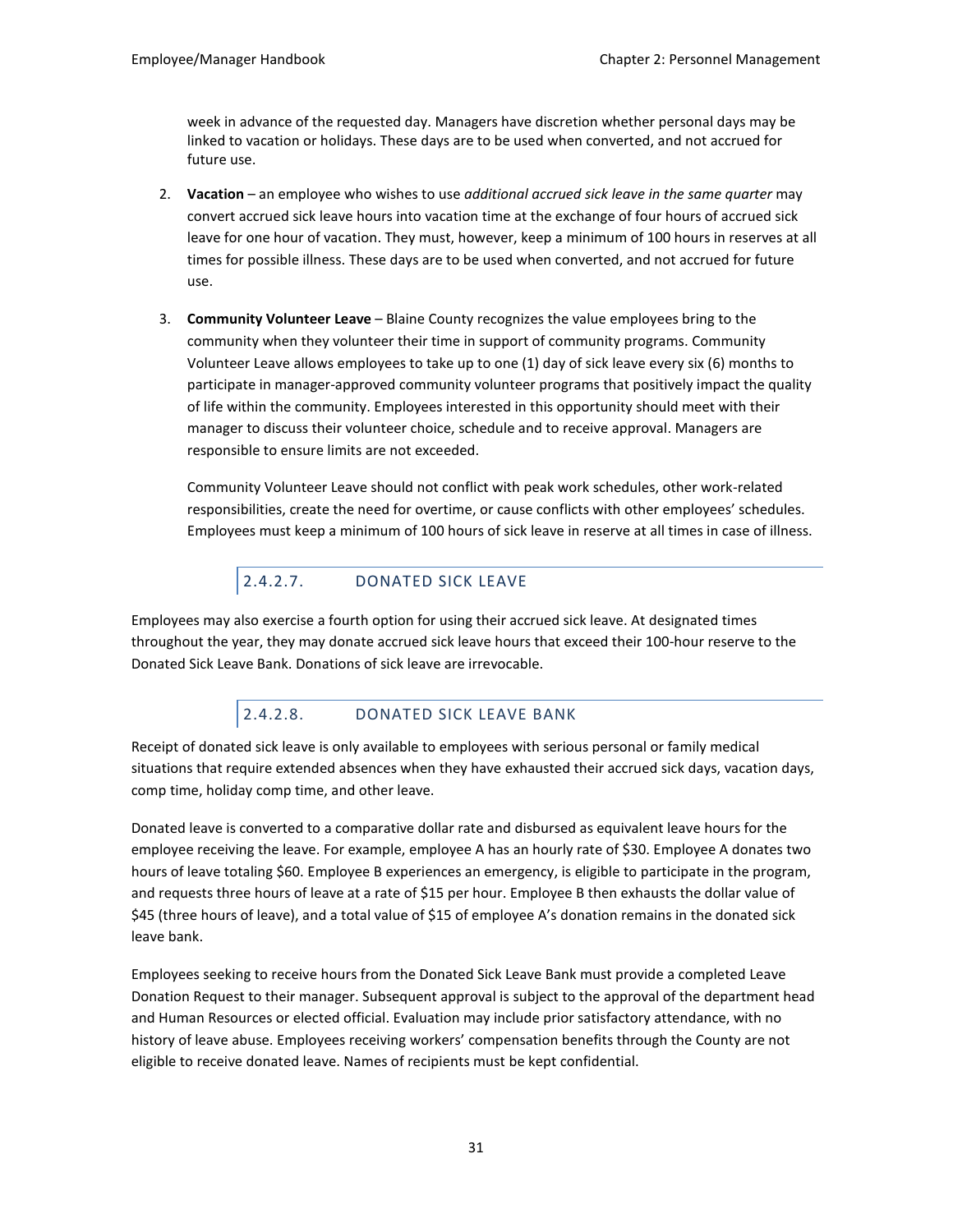week in advance of the requested day. Managers have discretion whether personal days may be linked to vacation or holidays. These days are to be used when converted, and not accrued for future use.

2. **Vacation** – an employee who wishes to use *additional accrued sick leave in the same quarter* may convert accrued sick leave hours into vacation time at the exchange of four hours of accrued sick leave for one hour of vacation. They must, however, keep a minimum of 100 hours in reserves at all times for possible illness. These days are to be used when converted, and not accrued for future use.

3. **Community Volunteer Leave** – Blaine County recognizes the value employees bring to the community when they volunteer their time in support of community programs. Community Volunteer Leave allows employees to take up to one (1) day of sick leave every six (6) months to participate in manager-approved community volunteer programs that positively impact the quality of life within the community. Employees interested in this opportunity should meet with their manager to discuss their volunteer choice, schedule and to receive approval. Managers are responsible to ensure limits are not exceeded.

   Community Volunteer Leave should not conflict with peak work schedules, other work-related responsibilities, create the need for overtime, or cause conflicts with other employees' schedules. Employees must keep a minimum of 100 hours of sick leave in reserve at all times in case of illness.

#### 2.4.2.7. DONATED SICK LEAVE

Employees may also exercise a fourth option for using their accrued sick leave. At designated times throughout the year, they may donate accrued sick leave hours that exceed their 100-hour reserve to the Donated Sick Leave Bank. Donations of sick leave are irrevocable.

#### 2.4.2.8. DONATED SICK LEAVE BANK

Receipt of donated sick leave is only available to employees with serious personal or family medical situations that require extended absences when they have exhausted their accrued sick days, vacation days, comp time, holiday comp time, and other leave.

Donated leave is converted to a comparative dollar rate and disbursed as equivalent leave hours for the employee receiving the leave. For example, employee A has an hourly rate of $30. Employee A donates two hours of leave totaling $60. Employee B experiences an emergency, is eligible to participate in the program, and requests three hours of leave at a rate of $15 per hour. Employee B then exhausts the dollar value of $45 (three hours of leave), and a total value of $15 of employee A's donation remains in the donated sick leave bank.

Employees seeking to receive hours from the Donated Sick Leave Bank must provide a completed Leave Donation Request to their manager. Subsequent approval is subject to the approval of the department head and Human Resources or elected official. Evaluation may include prior satisfactory attendance, with no history of leave abuse. Employees receiving workers' compensation benefits through the County are not eligible to receive donated leave. Names of recipients must be kept confidential.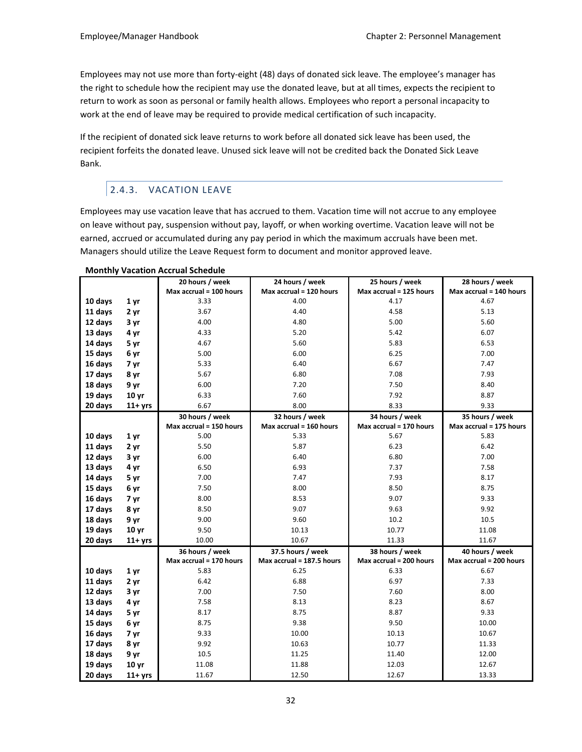Employees may not use more than forty-eight (48) days of donated sick leave. The employee's manager has the right to schedule how the recipient may use the donated leave, but at all times, expects the recipient to return to work as soon as personal or family health allows. Employees who report a personal incapacity to work at the end of leave may be required to provide medical certification of such incapacity.

If the recipient of donated sick leave returns to work before all donated sick leave has been used, the recipient forfeits the donated leave. Unused sick leave will not be credited back the Donated Sick Leave Bank.

### 2.4.3. VACATION LEAVE

Employees may use vacation leave that has accrued to them. Vacation time will not accrue to any employee on leave without pay, suspension without pay, layoff, or when working overtime. Vacation leave will not be earned, accrued or accumulated during any pay period in which the maximum accruals have been met. Managers should utilize the Leave Request form to document and monitor approved leave.

**Monthly Vacation Accrual Schedule**

| | | 20 hours / week<br>Max accrual = 100 hours | 24 hours / week<br>Max accrual = 120 hours | 25 hours / week<br>Max accrual = 125 hours | 28 hours / week<br>Max accrual = 140 hours |
|---|---|---|---|---|---|
| **10 days** | **1 yr** | 3.33 | 4.00 | 4.17 | 4.67 |
| **11 days** | **2 yr** | 3.67 | 4.40 | 4.58 | 5.13 |
| **12 days** | **3 yr** | 4.00 | 4.80 | 5.00 | 5.60 |
| **13 days** | **4 yr** | 4.33 | 5.20 | 5.42 | 6.07 |
| **14 days** | **5 yr** | 4.67 | 5.60 | 5.83 | 6.53 |
| **15 days** | **6 yr** | 5.00 | 6.00 | 6.25 | 7.00 |
| **16 days** | **7 yr** | 5.33 | 6.40 | 6.67 | 7.47 |
| **17 days** | **8 yr** | 5.67 | 6.80 | 7.08 | 7.93 |
| **18 days** | **9 yr** | 6.00 | 7.20 | 7.50 | 8.40 |
| **19 days** | **10 yr** | 6.33 | 7.60 | 7.92 | 8.87 |
| **20 days** | **11+ yrs** | 6.67 | 8.00 | 8.33 | 9.33 |
| | | **30 hours / week<br>Max accrual = 150 hours** | **32 hours / week<br>Max accrual = 160 hours** | **34 hours / week<br>Max accrual = 170 hours** | **35 hours / week<br>Max accrual = 175 hours** |
| **10 days** | **1 yr** | 5.00 | 5.33 | 5.67 | 5.83 |
| **11 days** | **2 yr** | 5.50 | 5.87 | 6.23 | 6.42 |
| **12 days** | **3 yr** | 6.00 | 6.40 | 6.80 | 7.00 |
| **13 days** | **4 yr** | 6.50 | 6.93 | 7.37 | 7.58 |
| **14 days** | **5 yr** | 7.00 | 7.47 | 7.93 | 8.17 |
| **15 days** | **6 yr** | 7.50 | 8.00 | 8.50 | 8.75 |
| **16 days** | **7 yr** | 8.00 | 8.53 | 9.07 | 9.33 |
| **17 days** | **8 yr** | 8.50 | 9.07 | 9.63 | 9.92 |
| **18 days** | **9 yr** | 9.00 | 9.60 | 10.2 | 10.5 |
| **19 days** | **10 yr** | 9.50 | 10.13 | 10.77 | 11.08 |
| **20 days** | **11+ yrs** | 10.00 | 10.67 | 11.33 | 11.67 |
| | | **36 hours / week<br>Max accrual = 170 hours** | **37.5 hours / week<br>Max accrual = 187.5 hours** | **38 hours / week<br>Max accrual = 200 hours** | **40 hours / week<br>Max accrual = 200 hours** |
| **10 days** | **1 yr** | 5.83 | 6.25 | 6.33 | 6.67 |
| **11 days** | **2 yr** | 6.42 | 6.88 | 6.97 | 7.33 |
| **12 days** | **3 yr** | 7.00 | 7.50 | 7.60 | 8.00 |
| **13 days** | **4 yr** | 7.58 | 8.13 | 8.23 | 8.67 |
| **14 days** | **5 yr** | 8.17 | 8.75 | 8.87 | 9.33 |
| **15 days** | **6 yr** | 8.75 | 9.38 | 9.50 | 10.00 |
| **16 days** | **7 yr** | 9.33 | 10.00 | 10.13 | 10.67 |
| **17 days** | **8 yr** | 9.92 | 10.63 | 10.77 | 11.33 |
| **18 days** | **9 yr** | 10.5 | 11.25 | 11.40 | 12.00 |
| **19 days** | **10 yr** | 11.08 | 11.88 | 12.03 | 12.67 |
| **20 days** | **11+ yrs** | 11.67 | 12.50 | 12.67 | 13.33 |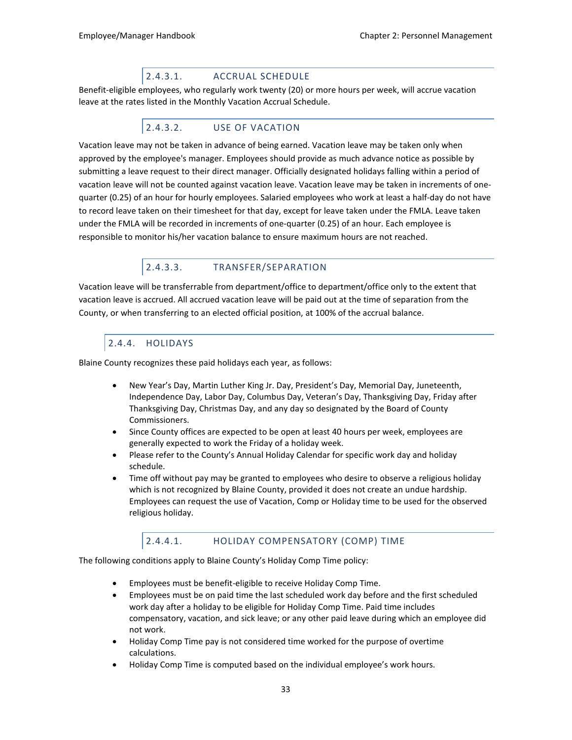#### 2.4.3.1. ACCRUAL SCHEDULE

Benefit-eligible employees, who regularly work twenty (20) or more hours per week, will accrue vacation leave at the rates listed in the Monthly Vacation Accrual Schedule.

#### 2.4.3.2. USE OF VACATION

Vacation leave may not be taken in advance of being earned. Vacation leave may be taken only when approved by the employee's manager. Employees should provide as much advance notice as possible by submitting a leave request to their direct manager. Officially designated holidays falling within a period of vacation leave will not be counted against vacation leave. Vacation leave may be taken in increments of one-quarter (0.25) of an hour for hourly employees. Salaried employees who work at least a half-day do not have to record leave taken on their timesheet for that day, except for leave taken under the FMLA. Leave taken under the FMLA will be recorded in increments of one-quarter (0.25) of an hour. Each employee is responsible to monitor his/her vacation balance to ensure maximum hours are not reached.

#### 2.4.3.3. TRANSFER/SEPARATION

Vacation leave will be transferrable from department/office to department/office only to the extent that vacation leave is accrued. All accrued vacation leave will be paid out at the time of separation from the County, or when transferring to an elected official position, at 100% of the accrual balance.

### 2.4.4. HOLIDAYS

Blaine County recognizes these paid holidays each year, as follows:

- New Year's Day, Martin Luther King Jr. Day, President's Day, Memorial Day, Juneteenth, Independence Day, Labor Day, Columbus Day, Veteran's Day, Thanksgiving Day, Friday after Thanksgiving Day, Christmas Day, and any day so designated by the Board of County Commissioners.
- Since County offices are expected to be open at least 40 hours per week, employees are generally expected to work the Friday of a holiday week.
- Please refer to the County's Annual Holiday Calendar for specific work day and holiday schedule.
- Time off without pay may be granted to employees who desire to observe a religious holiday which is not recognized by Blaine County, provided it does not create an undue hardship. Employees can request the use of Vacation, Comp or Holiday time to be used for the observed religious holiday.

#### 2.4.4.1. HOLIDAY COMPENSATORY (COMP) TIME

The following conditions apply to Blaine County's Holiday Comp Time policy:

- Employees must be benefit-eligible to receive Holiday Comp Time.
- Employees must be on paid time the last scheduled work day before and the first scheduled work day after a holiday to be eligible for Holiday Comp Time. Paid time includes compensatory, vacation, and sick leave; or any other paid leave during which an employee did not work.
- Holiday Comp Time pay is not considered time worked for the purpose of overtime calculations.
- Holiday Comp Time is computed based on the individual employee's work hours.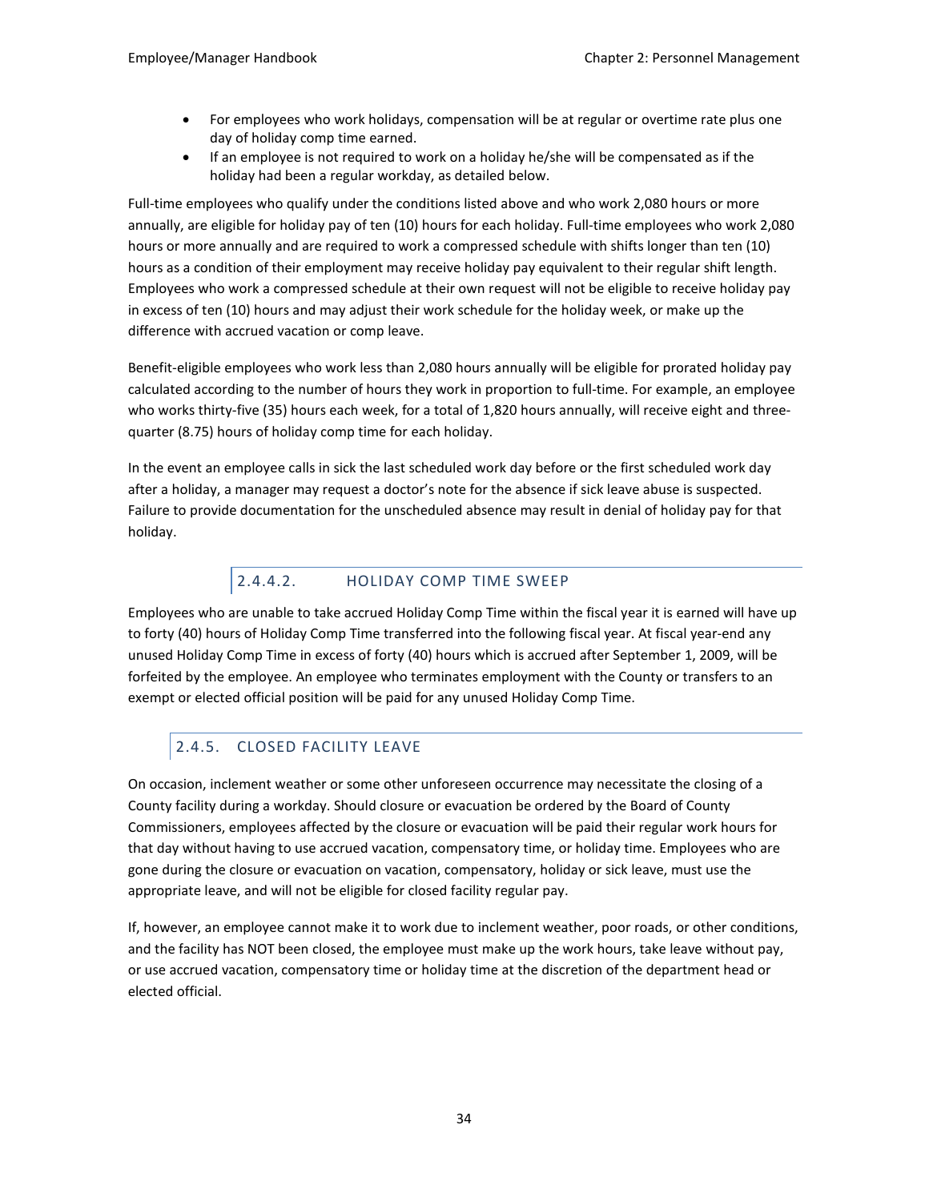- For employees who work holidays, compensation will be at regular or overtime rate plus one day of holiday comp time earned.
- If an employee is not required to work on a holiday he/she will be compensated as if the holiday had been a regular workday, as detailed below.

Full-time employees who qualify under the conditions listed above and who work 2,080 hours or more annually, are eligible for holiday pay of ten (10) hours for each holiday. Full-time employees who work 2,080 hours or more annually and are required to work a compressed schedule with shifts longer than ten (10) hours as a condition of their employment may receive holiday pay equivalent to their regular shift length. Employees who work a compressed schedule at their own request will not be eligible to receive holiday pay in excess of ten (10) hours and may adjust their work schedule for the holiday week, or make up the difference with accrued vacation or comp leave.

Benefit-eligible employees who work less than 2,080 hours annually will be eligible for prorated holiday pay calculated according to the number of hours they work in proportion to full-time. For example, an employee who works thirty-five (35) hours each week, for a total of 1,820 hours annually, will receive eight and three-quarter (8.75) hours of holiday comp time for each holiday.

In the event an employee calls in sick the last scheduled work day before or the first scheduled work day after a holiday, a manager may request a doctor's note for the absence if sick leave abuse is suspected. Failure to provide documentation for the unscheduled absence may result in denial of holiday pay for that holiday.

#### 2.4.4.2. HOLIDAY COMP TIME SWEEP

Employees who are unable to take accrued Holiday Comp Time within the fiscal year it is earned will have up to forty (40) hours of Holiday Comp Time transferred into the following fiscal year. At fiscal year-end any unused Holiday Comp Time in excess of forty (40) hours which is accrued after September 1, 2009, will be forfeited by the employee. An employee who terminates employment with the County or transfers to an exempt or elected official position will be paid for any unused Holiday Comp Time.

### 2.4.5. CLOSED FACILITY LEAVE

On occasion, inclement weather or some other unforeseen occurrence may necessitate the closing of a County facility during a workday. Should closure or evacuation be ordered by the Board of County Commissioners, employees affected by the closure or evacuation will be paid their regular work hours for that day without having to use accrued vacation, compensatory time, or holiday time. Employees who are gone during the closure or evacuation on vacation, compensatory, holiday or sick leave, must use the appropriate leave, and will not be eligible for closed facility regular pay.

If, however, an employee cannot make it to work due to inclement weather, poor roads, or other conditions, and the facility has NOT been closed, the employee must make up the work hours, take leave without pay, or use accrued vacation, compensatory time or holiday time at the discretion of the department head or elected official.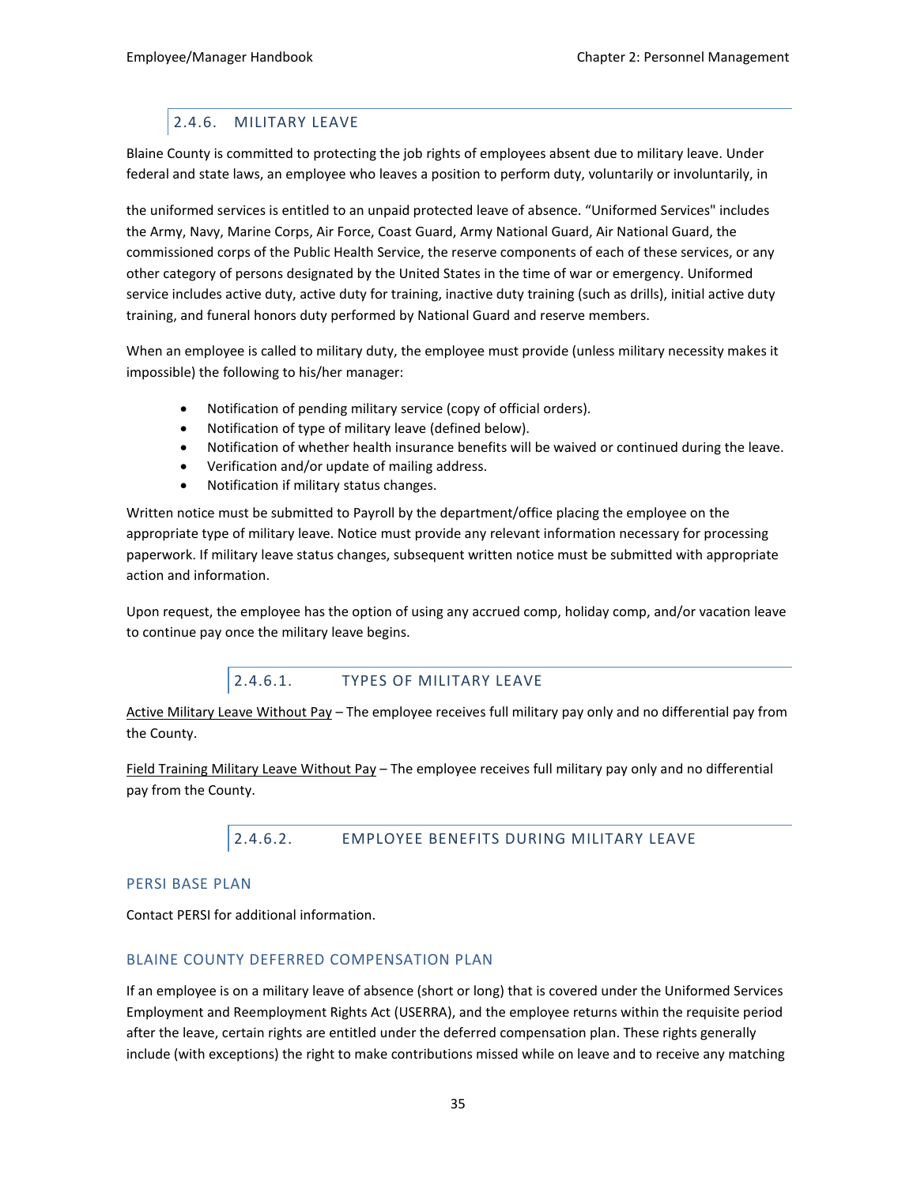### 2.4.6. MILITARY LEAVE

Blaine County is committed to protecting the job rights of employees absent due to military leave. Under federal and state laws, an employee who leaves a position to perform duty, voluntarily or involuntarily, in

the uniformed services is entitled to an unpaid protected leave of absence. "Uniformed Services" includes the Army, Navy, Marine Corps, Air Force, Coast Guard, Army National Guard, Air National Guard, the commissioned corps of the Public Health Service, the reserve components of each of these services, or any other category of persons designated by the United States in the time of war or emergency. Uniformed service includes active duty, active duty for training, inactive duty training (such as drills), initial active duty training, and funeral honors duty performed by National Guard and reserve members.

When an employee is called to military duty, the employee must provide (unless military necessity makes it impossible) the following to his/her manager:

- Notification of pending military service (copy of official orders).
- Notification of type of military leave (defined below).
- Notification of whether health insurance benefits will be waived or continued during the leave.
- Verification and/or update of mailing address.
- Notification if military status changes.

Written notice must be submitted to Payroll by the department/office placing the employee on the appropriate type of military leave. Notice must provide any relevant information necessary for processing paperwork. If military leave status changes, subsequent written notice must be submitted with appropriate action and information.

Upon request, the employee has the option of using any accrued comp, holiday comp, and/or vacation leave to continue pay once the military leave begins.

#### 2.4.6.1. TYPES OF MILITARY LEAVE

<u>Active Military Leave Without Pay</u> – The employee receives full military pay only and no differential pay from the County.

<u>Field Training Military Leave Without Pay</u> – The employee receives full military pay only and no differential pay from the County.

#### 2.4.6.2. EMPLOYEE BENEFITS DURING MILITARY LEAVE

##### PERSI BASE PLAN

Contact PERSI for additional information.

##### BLAINE COUNTY DEFERRED COMPENSATION PLAN

If an employee is on a military leave of absence (short or long) that is covered under the Uniformed Services Employment and Reemployment Rights Act (USERRA), and the employee returns within the requisite period after the leave, certain rights are entitled under the deferred compensation plan. These rights generally include (with exceptions) the right to make contributions missed while on leave and to receive any matching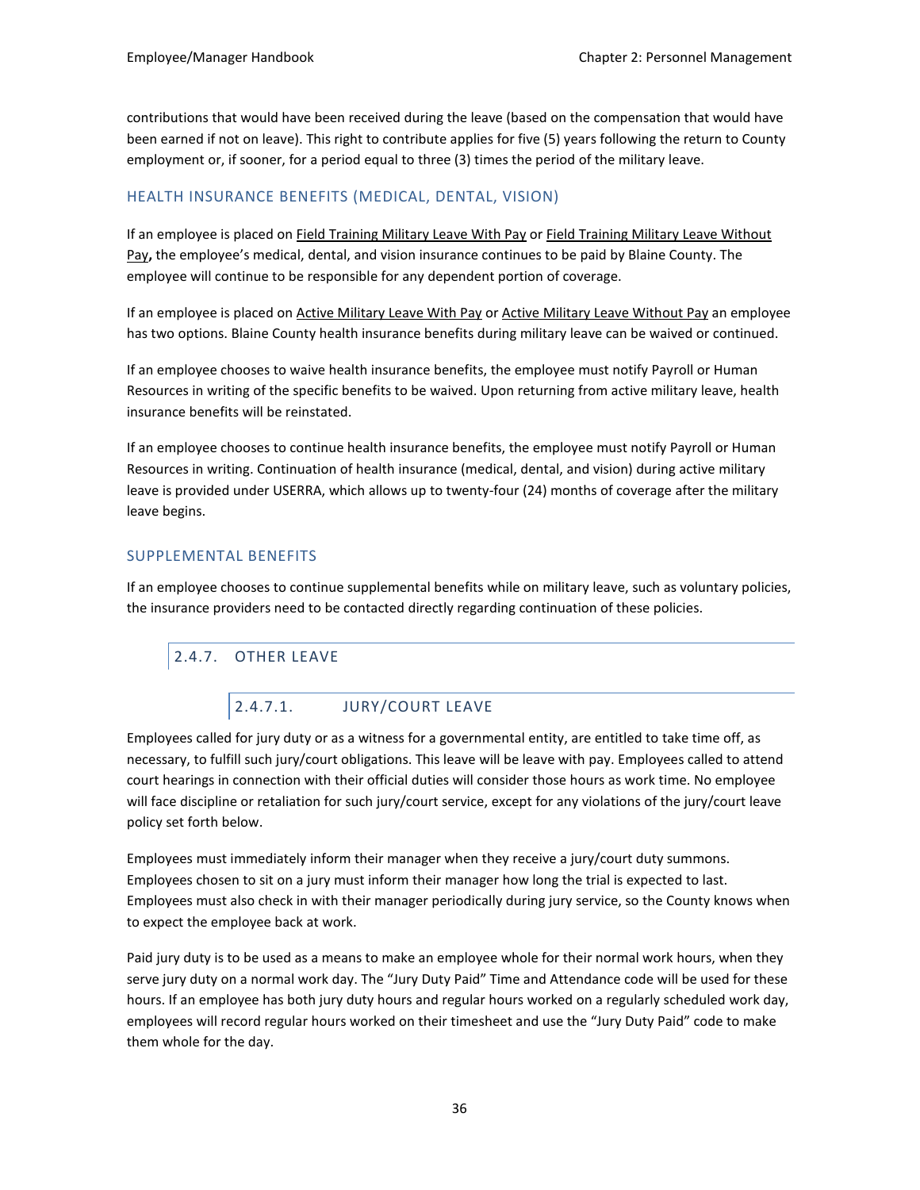contributions that would have been received during the leave (based on the compensation that would have been earned if not on leave). This right to contribute applies for five (5) years following the return to County employment or, if sooner, for a period equal to three (3) times the period of the military leave.

### HEALTH INSURANCE BENEFITS (MEDICAL, DENTAL, VISION)

If an employee is placed on <u>Field Training Military Leave With Pay</u> or <u>Field Training Military Leave Without Pay</u>**,** the employee's medical, dental, and vision insurance continues to be paid by Blaine County. The employee will continue to be responsible for any dependent portion of coverage.

If an employee is placed on <u>Active Military Leave With Pay</u> or <u>Active Military Leave Without Pay</u> an employee has two options. Blaine County health insurance benefits during military leave can be waived or continued.

If an employee chooses to waive health insurance benefits, the employee must notify Payroll or Human Resources in writing of the specific benefits to be waived. Upon returning from active military leave, health insurance benefits will be reinstated.

If an employee chooses to continue health insurance benefits, the employee must notify Payroll or Human Resources in writing. Continuation of health insurance (medical, dental, and vision) during active military leave is provided under USERRA, which allows up to twenty-four (24) months of coverage after the military leave begins.

### SUPPLEMENTAL BENEFITS

If an employee chooses to continue supplemental benefits while on military leave, such as voluntary policies, the insurance providers need to be contacted directly regarding continuation of these policies.

## 2.4.7. OTHER LEAVE

### 2.4.7.1. JURY/COURT LEAVE

Employees called for jury duty or as a witness for a governmental entity, are entitled to take time off, as necessary, to fulfill such jury/court obligations. This leave will be leave with pay. Employees called to attend court hearings in connection with their official duties will consider those hours as work time. No employee will face discipline or retaliation for such jury/court service, except for any violations of the jury/court leave policy set forth below.

Employees must immediately inform their manager when they receive a jury/court duty summons. Employees chosen to sit on a jury must inform their manager how long the trial is expected to last. Employees must also check in with their manager periodically during jury service, so the County knows when to expect the employee back at work.

Paid jury duty is to be used as a means to make an employee whole for their normal work hours, when they serve jury duty on a normal work day. The "Jury Duty Paid" Time and Attendance code will be used for these hours. If an employee has both jury duty hours and regular hours worked on a regularly scheduled work day, employees will record regular hours worked on their timesheet and use the "Jury Duty Paid" code to make them whole for the day.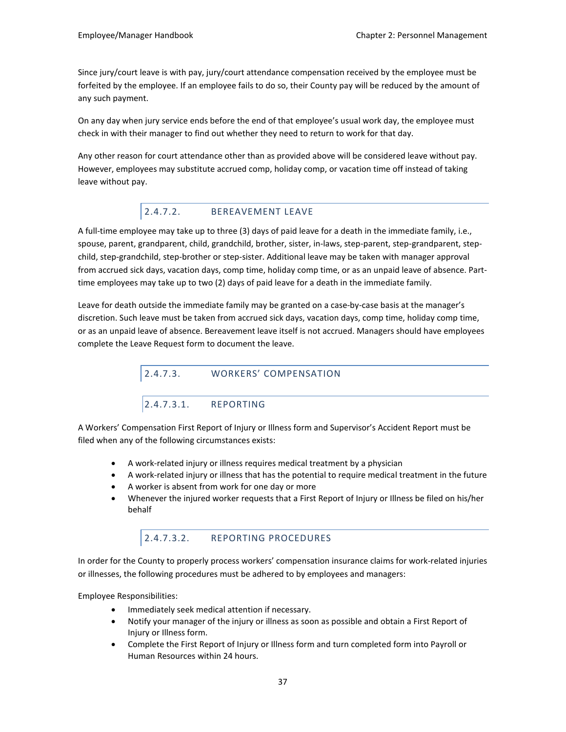Since jury/court leave is with pay, jury/court attendance compensation received by the employee must be forfeited by the employee. If an employee fails to do so, their County pay will be reduced by the amount of any such payment.

On any day when jury service ends before the end of that employee's usual work day, the employee must check in with their manager to find out whether they need to return to work for that day.

Any other reason for court attendance other than as provided above will be considered leave without pay. However, employees may substitute accrued comp, holiday comp, or vacation time off instead of taking leave without pay.

#### 2.4.7.2. BEREAVEMENT LEAVE

A full-time employee may take up to three (3) days of paid leave for a death in the immediate family, i.e., spouse, parent, grandparent, child, grandchild, brother, sister, in-laws, step-parent, step-grandparent, step-child, step-grandchild, step-brother or step-sister. Additional leave may be taken with manager approval from accrued sick days, vacation days, comp time, holiday comp time, or as an unpaid leave of absence. Part-time employees may take up to two (2) days of paid leave for a death in the immediate family.

Leave for death outside the immediate family may be granted on a case-by-case basis at the manager's discretion. Such leave must be taken from accrued sick days, vacation days, comp time, holiday comp time, or as an unpaid leave of absence. Bereavement leave itself is not accrued. Managers should have employees complete the Leave Request form to document the leave.

#### 2.4.7.3. WORKERS' COMPENSATION

##### 2.4.7.3.1. REPORTING

A Workers' Compensation First Report of Injury or Illness form and Supervisor's Accident Report must be filed when any of the following circumstances exists:

- A work-related injury or illness requires medical treatment by a physician
- A work-related injury or illness that has the potential to require medical treatment in the future
- A worker is absent from work for one day or more
- Whenever the injured worker requests that a First Report of Injury or Illness be filed on his/her behalf

##### 2.4.7.3.2. REPORTING PROCEDURES

In order for the County to properly process workers' compensation insurance claims for work-related injuries or illnesses, the following procedures must be adhered to by employees and managers:

Employee Responsibilities:

- Immediately seek medical attention if necessary.
- Notify your manager of the injury or illness as soon as possible and obtain a First Report of Injury or Illness form.
- Complete the First Report of Injury or Illness form and turn completed form into Payroll or Human Resources within 24 hours.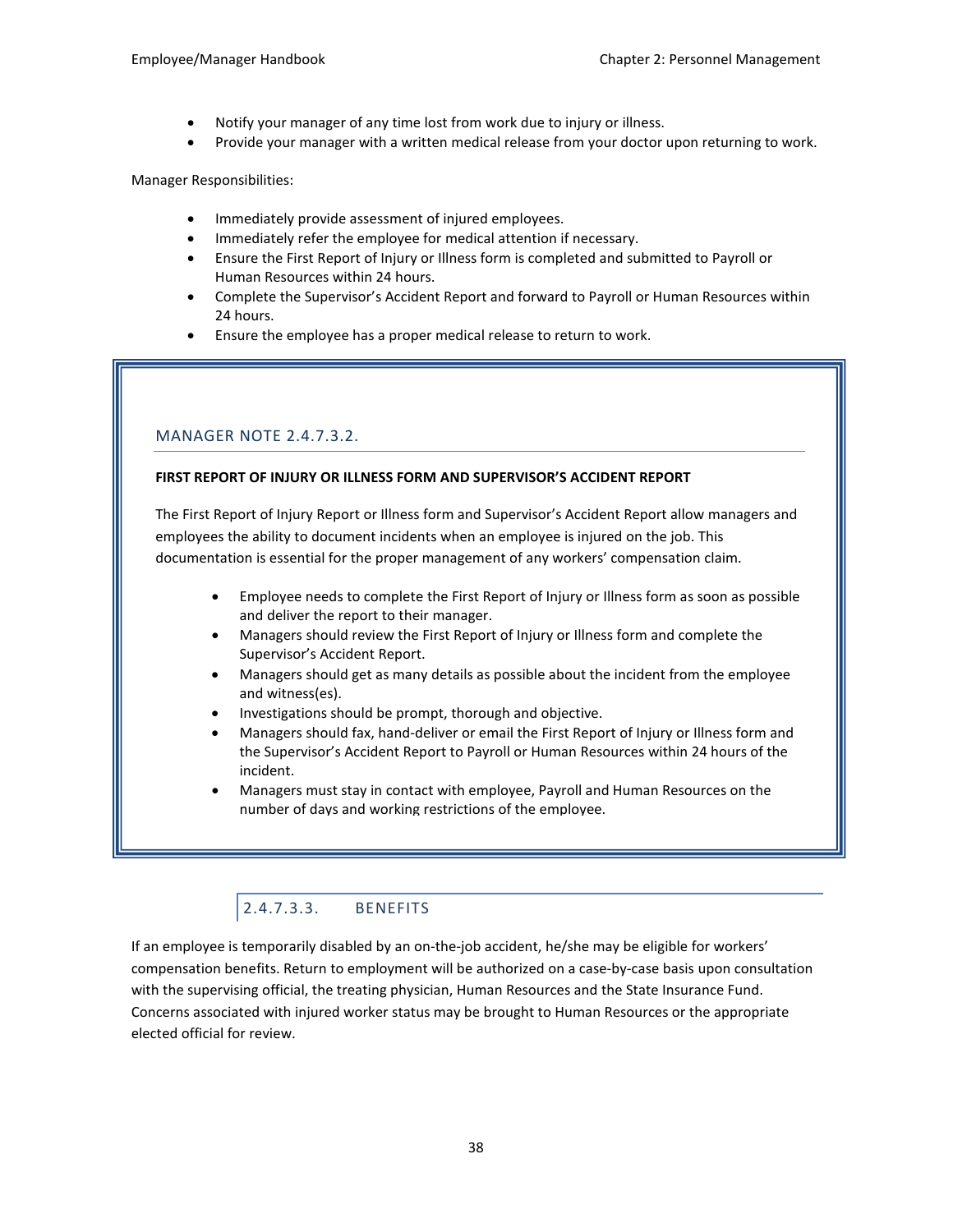- Notify your manager of any time lost from work due to injury or illness.
- Provide your manager with a written medical release from your doctor upon returning to work.

Manager Responsibilities:

- Immediately provide assessment of injured employees.
- Immediately refer the employee for medical attention if necessary.
- Ensure the First Report of Injury or Illness form is completed and submitted to Payroll or Human Resources within 24 hours.
- Complete the Supervisor's Accident Report and forward to Payroll or Human Resources within 24 hours.
- Ensure the employee has a proper medical release to return to work.

### MANAGER NOTE 2.4.7.3.2.

**FIRST REPORT OF INJURY OR ILLNESS FORM AND SUPERVISOR'S ACCIDENT REPORT**

The First Report of Injury Report or Illness form and Supervisor's Accident Report allow managers and employees the ability to document incidents when an employee is injured on the job. This documentation is essential for the proper management of any workers' compensation claim.

- Employee needs to complete the First Report of Injury or Illness form as soon as possible and deliver the report to their manager.
- Managers should review the First Report of Injury or Illness form and complete the Supervisor's Accident Report.
- Managers should get as many details as possible about the incident from the employee and witness(es).
- Investigations should be prompt, thorough and objective.
- Managers should fax, hand-deliver or email the First Report of Injury or Illness form and the Supervisor's Accident Report to Payroll or Human Resources within 24 hours of the incident.
- Managers must stay in contact with employee, Payroll and Human Resources on the number of days and working restrictions of the employee.

#### 2.4.7.3.3. BENEFITS

If an employee is temporarily disabled by an on-the-job accident, he/she may be eligible for workers' compensation benefits. Return to employment will be authorized on a case-by-case basis upon consultation with the supervising official, the treating physician, Human Resources and the State Insurance Fund. Concerns associated with injured worker status may be brought to Human Resources or the appropriate elected official for review.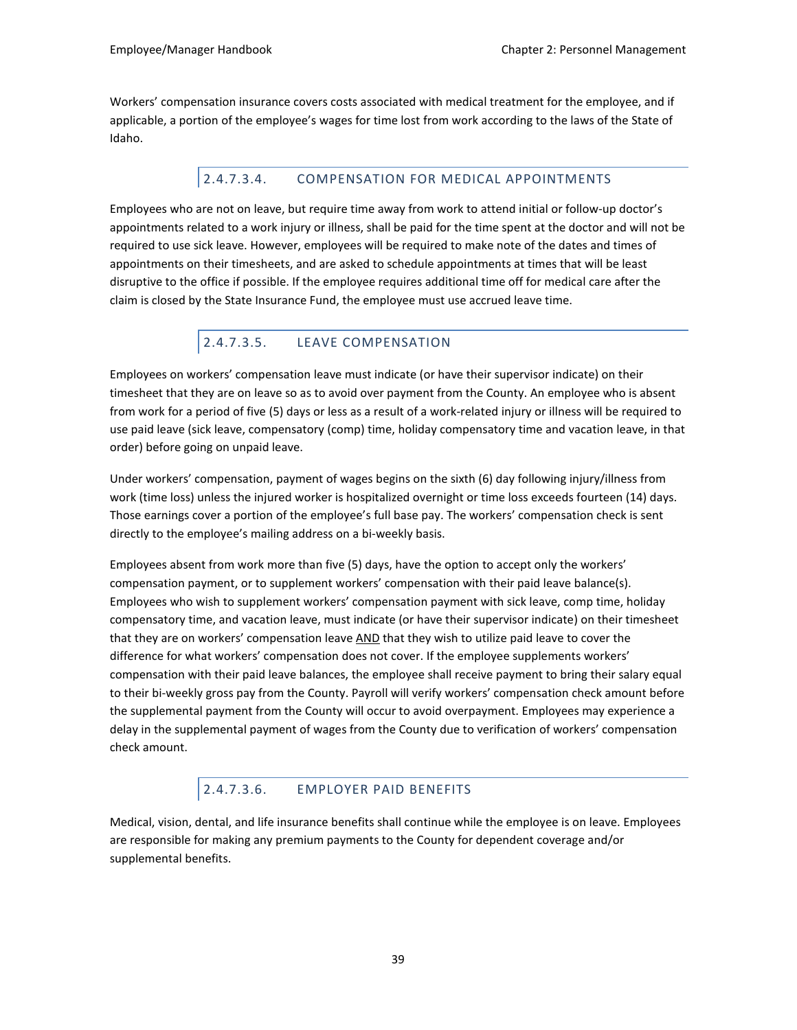Workers' compensation insurance covers costs associated with medical treatment for the employee, and if applicable, a portion of the employee's wages for time lost from work according to the laws of the State of Idaho.

##### 2.4.7.3.4. COMPENSATION FOR MEDICAL APPOINTMENTS

Employees who are not on leave, but require time away from work to attend initial or follow-up doctor's appointments related to a work injury or illness, shall be paid for the time spent at the doctor and will not be required to use sick leave. However, employees will be required to make note of the dates and times of appointments on their timesheets, and are asked to schedule appointments at times that will be least disruptive to the office if possible. If the employee requires additional time off for medical care after the claim is closed by the State Insurance Fund, the employee must use accrued leave time.

##### 2.4.7.3.5. LEAVE COMPENSATION

Employees on workers' compensation leave must indicate (or have their supervisor indicate) on their timesheet that they are on leave so as to avoid over payment from the County. An employee who is absent from work for a period of five (5) days or less as a result of a work-related injury or illness will be required to use paid leave (sick leave, compensatory (comp) time, holiday compensatory time and vacation leave, in that order) before going on unpaid leave.

Under workers' compensation, payment of wages begins on the sixth (6) day following injury/illness from work (time loss) unless the injured worker is hospitalized overnight or time loss exceeds fourteen (14) days. Those earnings cover a portion of the employee's full base pay. The workers' compensation check is sent directly to the employee's mailing address on a bi-weekly basis.

Employees absent from work more than five (5) days, have the option to accept only the workers' compensation payment, or to supplement workers' compensation with their paid leave balance(s). Employees who wish to supplement workers' compensation payment with sick leave, comp time, holiday compensatory time, and vacation leave, must indicate (or have their supervisor indicate) on their timesheet that they are on workers' compensation leave <u>AND</u> that they wish to utilize paid leave to cover the difference for what workers' compensation does not cover. If the employee supplements workers' compensation with their paid leave balances, the employee shall receive payment to bring their salary equal to their bi-weekly gross pay from the County. Payroll will verify workers' compensation check amount before the supplemental payment from the County will occur to avoid overpayment. Employees may experience a delay in the supplemental payment of wages from the County due to verification of workers' compensation check amount.

##### 2.4.7.3.6. EMPLOYER PAID BENEFITS

Medical, vision, dental, and life insurance benefits shall continue while the employee is on leave. Employees are responsible for making any premium payments to the County for dependent coverage and/or supplemental benefits.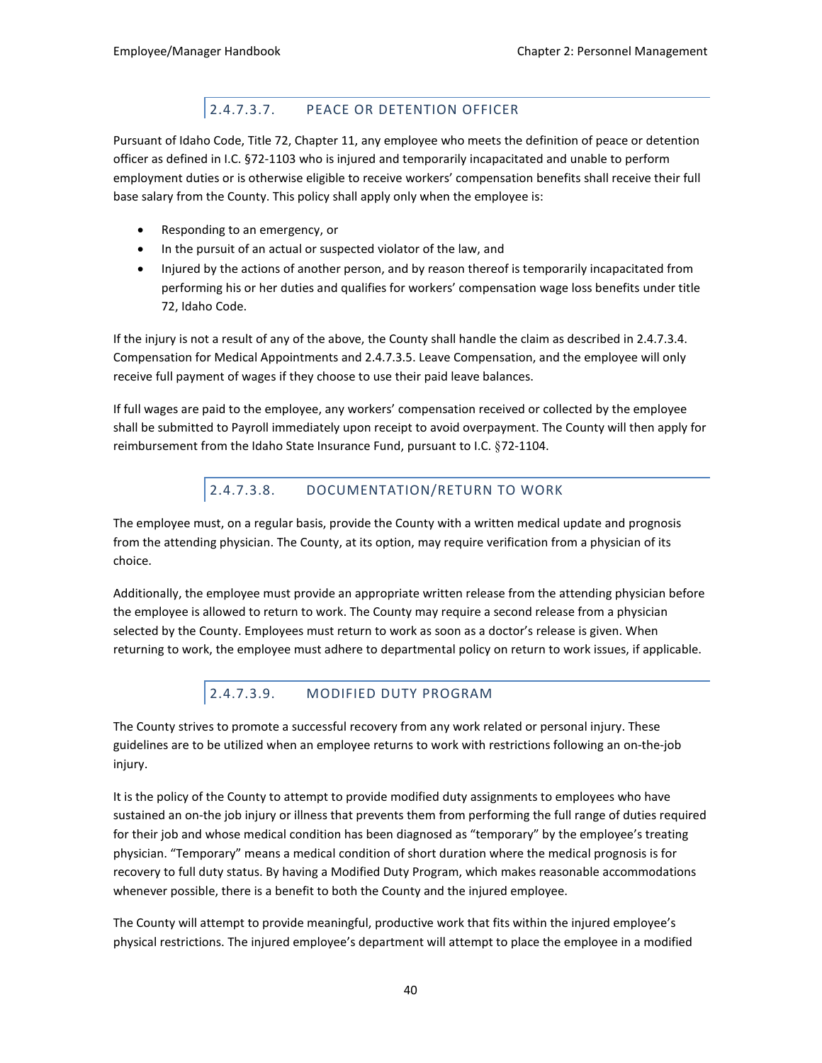### 2.4.7.3.7. PEACE OR DETENTION OFFICER

Pursuant of Idaho Code, Title 72, Chapter 11, any employee who meets the definition of peace or detention officer as defined in I.C. §72-1103 who is injured and temporarily incapacitated and unable to perform employment duties or is otherwise eligible to receive workers' compensation benefits shall receive their full base salary from the County. This policy shall apply only when the employee is:

- Responding to an emergency, or
- In the pursuit of an actual or suspected violator of the law, and
- Injured by the actions of another person, and by reason thereof is temporarily incapacitated from performing his or her duties and qualifies for workers' compensation wage loss benefits under title 72, Idaho Code.

If the injury is not a result of any of the above, the County shall handle the claim as described in 2.4.7.3.4. Compensation for Medical Appointments and 2.4.7.3.5. Leave Compensation, and the employee will only receive full payment of wages if they choose to use their paid leave balances.

If full wages are paid to the employee, any workers' compensation received or collected by the employee shall be submitted to Payroll immediately upon receipt to avoid overpayment. The County will then apply for reimbursement from the Idaho State Insurance Fund, pursuant to I.C. §72-1104.

### 2.4.7.3.8. DOCUMENTATION/RETURN TO WORK

The employee must, on a regular basis, provide the County with a written medical update and prognosis from the attending physician. The County, at its option, may require verification from a physician of its choice.

Additionally, the employee must provide an appropriate written release from the attending physician before the employee is allowed to return to work. The County may require a second release from a physician selected by the County. Employees must return to work as soon as a doctor's release is given. When returning to work, the employee must adhere to departmental policy on return to work issues, if applicable.

### 2.4.7.3.9. MODIFIED DUTY PROGRAM

The County strives to promote a successful recovery from any work related or personal injury. These guidelines are to be utilized when an employee returns to work with restrictions following an on-the-job injury.

It is the policy of the County to attempt to provide modified duty assignments to employees who have sustained an on-the job injury or illness that prevents them from performing the full range of duties required for their job and whose medical condition has been diagnosed as "temporary" by the employee's treating physician. "Temporary" means a medical condition of short duration where the medical prognosis is for recovery to full duty status. By having a Modified Duty Program, which makes reasonable accommodations whenever possible, there is a benefit to both the County and the injured employee.

The County will attempt to provide meaningful, productive work that fits within the injured employee's physical restrictions. The injured employee's department will attempt to place the employee in a modified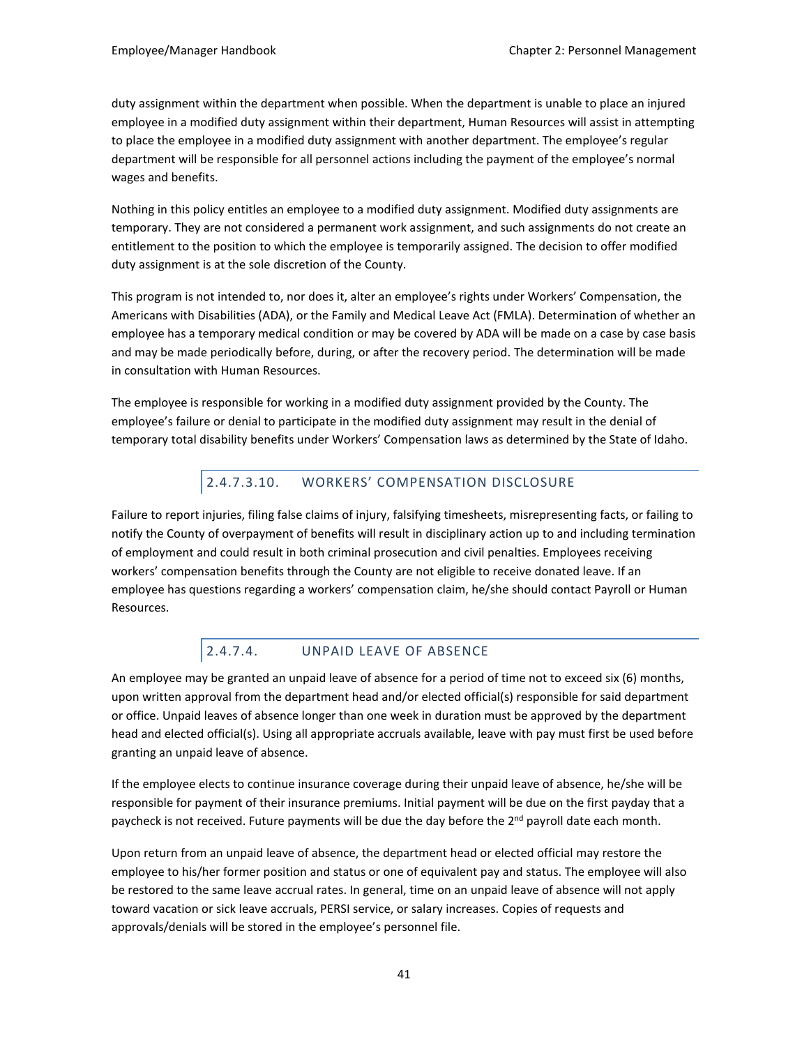duty assignment within the department when possible. When the department is unable to place an injured employee in a modified duty assignment within their department, Human Resources will assist in attempting to place the employee in a modified duty assignment with another department. The employee's regular department will be responsible for all personnel actions including the payment of the employee's normal wages and benefits.

Nothing in this policy entitles an employee to a modified duty assignment. Modified duty assignments are temporary. They are not considered a permanent work assignment, and such assignments do not create an entitlement to the position to which the employee is temporarily assigned. The decision to offer modified duty assignment is at the sole discretion of the County.

This program is not intended to, nor does it, alter an employee's rights under Workers' Compensation, the Americans with Disabilities (ADA), or the Family and Medical Leave Act (FMLA). Determination of whether an employee has a temporary medical condition or may be covered by ADA will be made on a case by case basis and may be made periodically before, during, or after the recovery period. The determination will be made in consultation with Human Resources.

The employee is responsible for working in a modified duty assignment provided by the County. The employee's failure or denial to participate in the modified duty assignment may result in the denial of temporary total disability benefits under Workers' Compensation laws as determined by the State of Idaho.

###### 2.4.7.3.10. WORKERS' COMPENSATION DISCLOSURE

Failure to report injuries, filing false claims of injury, falsifying timesheets, misrepresenting facts, or failing to notify the County of overpayment of benefits will result in disciplinary action up to and including termination of employment and could result in both criminal prosecution and civil penalties. Employees receiving workers' compensation benefits through the County are not eligible to receive donated leave. If an employee has questions regarding a workers' compensation claim, he/she should contact Payroll or Human Resources.

##### 2.4.7.4. UNPAID LEAVE OF ABSENCE

An employee may be granted an unpaid leave of absence for a period of time not to exceed six (6) months, upon written approval from the department head and/or elected official(s) responsible for said department or office. Unpaid leaves of absence longer than one week in duration must be approved by the department head and elected official(s). Using all appropriate accruals available, leave with pay must first be used before granting an unpaid leave of absence.

If the employee elects to continue insurance coverage during their unpaid leave of absence, he/she will be responsible for payment of their insurance premiums. Initial payment will be due on the first payday that a paycheck is not received. Future payments will be due the day before the 2nd payroll date each month.

Upon return from an unpaid leave of absence, the department head or elected official may restore the employee to his/her former position and status or one of equivalent pay and status. The employee will also be restored to the same leave accrual rates. In general, time on an unpaid leave of absence will not apply toward vacation or sick leave accruals, PERSI service, or salary increases. Copies of requests and approvals/denials will be stored in the employee's personnel file.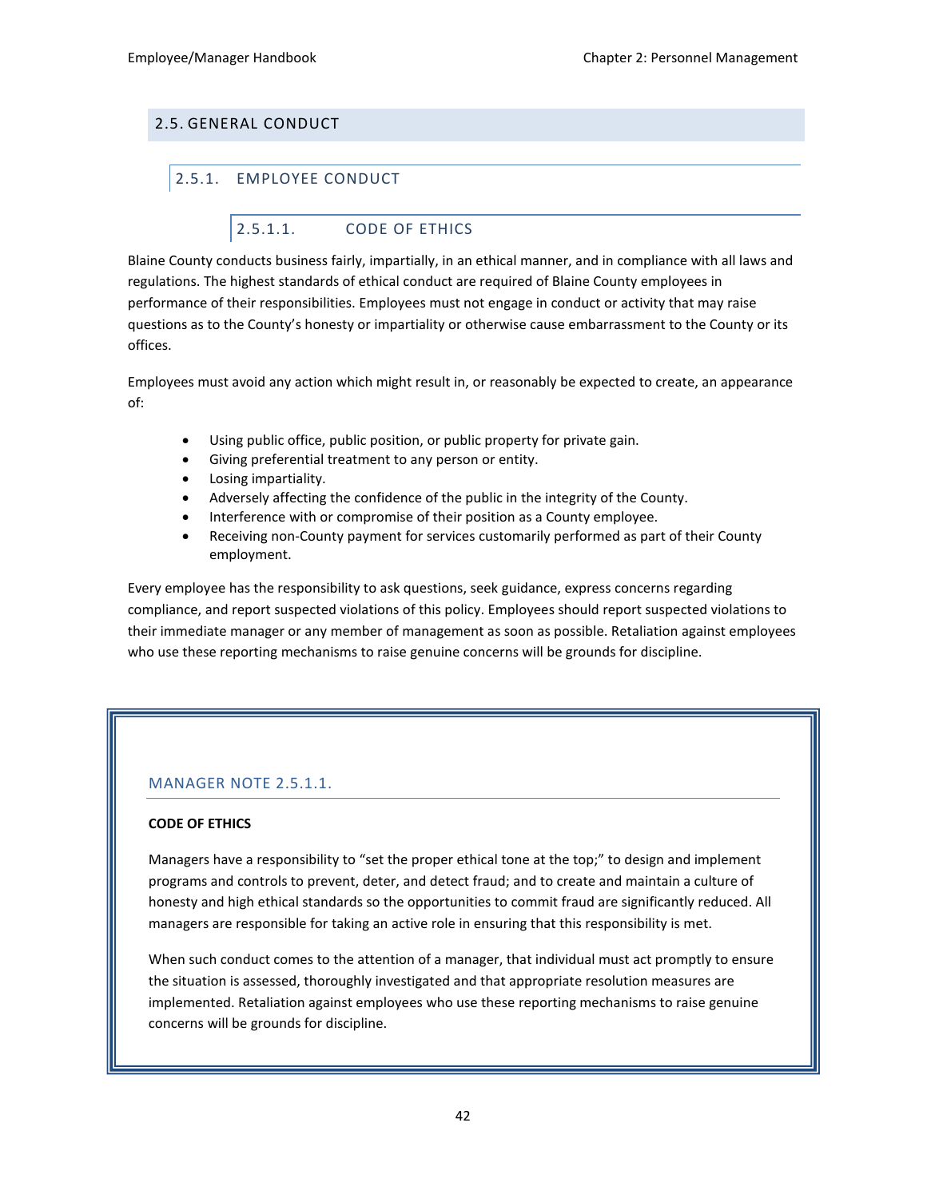## 2.5. GENERAL CONDUCT

### 2.5.1. EMPLOYEE CONDUCT

#### 2.5.1.1. CODE OF ETHICS

Blaine County conducts business fairly, impartially, in an ethical manner, and in compliance with all laws and regulations. The highest standards of ethical conduct are required of Blaine County employees in performance of their responsibilities. Employees must not engage in conduct or activity that may raise questions as to the County's honesty or impartiality or otherwise cause embarrassment to the County or its offices.

Employees must avoid any action which might result in, or reasonably be expected to create, an appearance of:

- Using public office, public position, or public property for private gain.
- Giving preferential treatment to any person or entity.
- Losing impartiality.
- Adversely affecting the confidence of the public in the integrity of the County.
- Interference with or compromise of their position as a County employee.
- Receiving non-County payment for services customarily performed as part of their County employment.

Every employee has the responsibility to ask questions, seek guidance, express concerns regarding compliance, and report suspected violations of this policy. Employees should report suspected violations to their immediate manager or any member of management as soon as possible. Retaliation against employees who use these reporting mechanisms to raise genuine concerns will be grounds for discipline.

---

MANAGER NOTE 2.5.1.1.

**CODE OF ETHICS**

Managers have a responsibility to "set the proper ethical tone at the top;" to design and implement programs and controls to prevent, deter, and detect fraud; and to create and maintain a culture of honesty and high ethical standards so the opportunities to commit fraud are significantly reduced. All managers are responsible for taking an active role in ensuring that this responsibility is met.

When such conduct comes to the attention of a manager, that individual must act promptly to ensure the situation is assessed, thoroughly investigated and that appropriate resolution measures are implemented. Retaliation against employees who use these reporting mechanisms to raise genuine concerns will be grounds for discipline.

---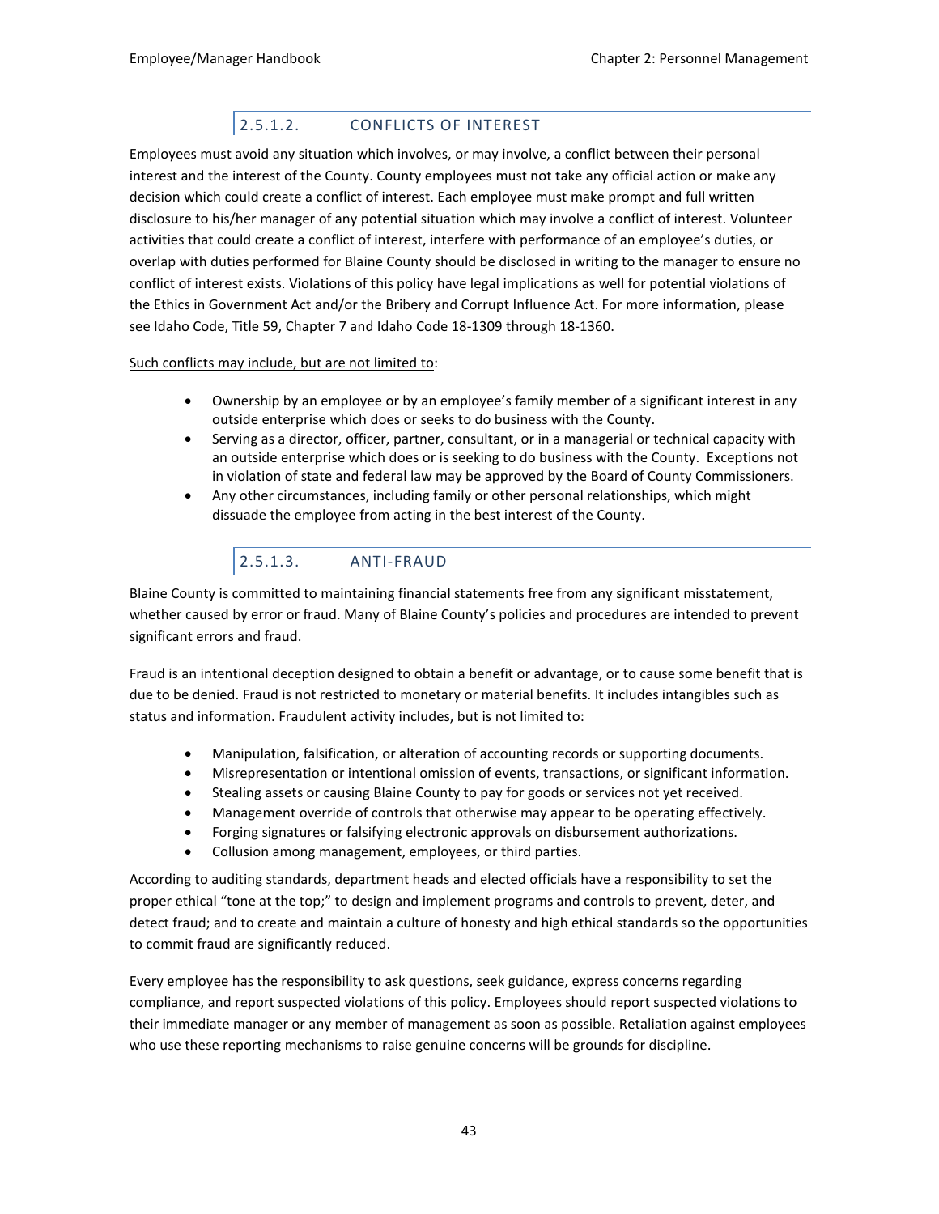#### 2.5.1.2. CONFLICTS OF INTEREST

Employees must avoid any situation which involves, or may involve, a conflict between their personal interest and the interest of the County. County employees must not take any official action or make any decision which could create a conflict of interest. Each employee must make prompt and full written disclosure to his/her manager of any potential situation which may involve a conflict of interest. Volunteer activities that could create a conflict of interest, interfere with performance of an employee's duties, or overlap with duties performed for Blaine County should be disclosed in writing to the manager to ensure no conflict of interest exists. Violations of this policy have legal implications as well for potential violations of the Ethics in Government Act and/or the Bribery and Corrupt Influence Act. For more information, please see Idaho Code, Title 59, Chapter 7 and Idaho Code 18-1309 through 18-1360.

<u>Such conflicts may include, but are not limited to</u>:

- Ownership by an employee or by an employee's family member of a significant interest in any outside enterprise which does or seeks to do business with the County.
- Serving as a director, officer, partner, consultant, or in a managerial or technical capacity with an outside enterprise which does or is seeking to do business with the County. Exceptions not in violation of state and federal law may be approved by the Board of County Commissioners.
- Any other circumstances, including family or other personal relationships, which might dissuade the employee from acting in the best interest of the County.

#### 2.5.1.3. ANTI-FRAUD

Blaine County is committed to maintaining financial statements free from any significant misstatement, whether caused by error or fraud. Many of Blaine County's policies and procedures are intended to prevent significant errors and fraud.

Fraud is an intentional deception designed to obtain a benefit or advantage, or to cause some benefit that is due to be denied. Fraud is not restricted to monetary or material benefits. It includes intangibles such as status and information. Fraudulent activity includes, but is not limited to:

- Manipulation, falsification, or alteration of accounting records or supporting documents.
- Misrepresentation or intentional omission of events, transactions, or significant information.
- Stealing assets or causing Blaine County to pay for goods or services not yet received.
- Management override of controls that otherwise may appear to be operating effectively.
- Forging signatures or falsifying electronic approvals on disbursement authorizations.
- Collusion among management, employees, or third parties.

According to auditing standards, department heads and elected officials have a responsibility to set the proper ethical "tone at the top;" to design and implement programs and controls to prevent, deter, and detect fraud; and to create and maintain a culture of honesty and high ethical standards so the opportunities to commit fraud are significantly reduced.

Every employee has the responsibility to ask questions, seek guidance, express concerns regarding compliance, and report suspected violations of this policy. Employees should report suspected violations to their immediate manager or any member of management as soon as possible. Retaliation against employees who use these reporting mechanisms to raise genuine concerns will be grounds for discipline.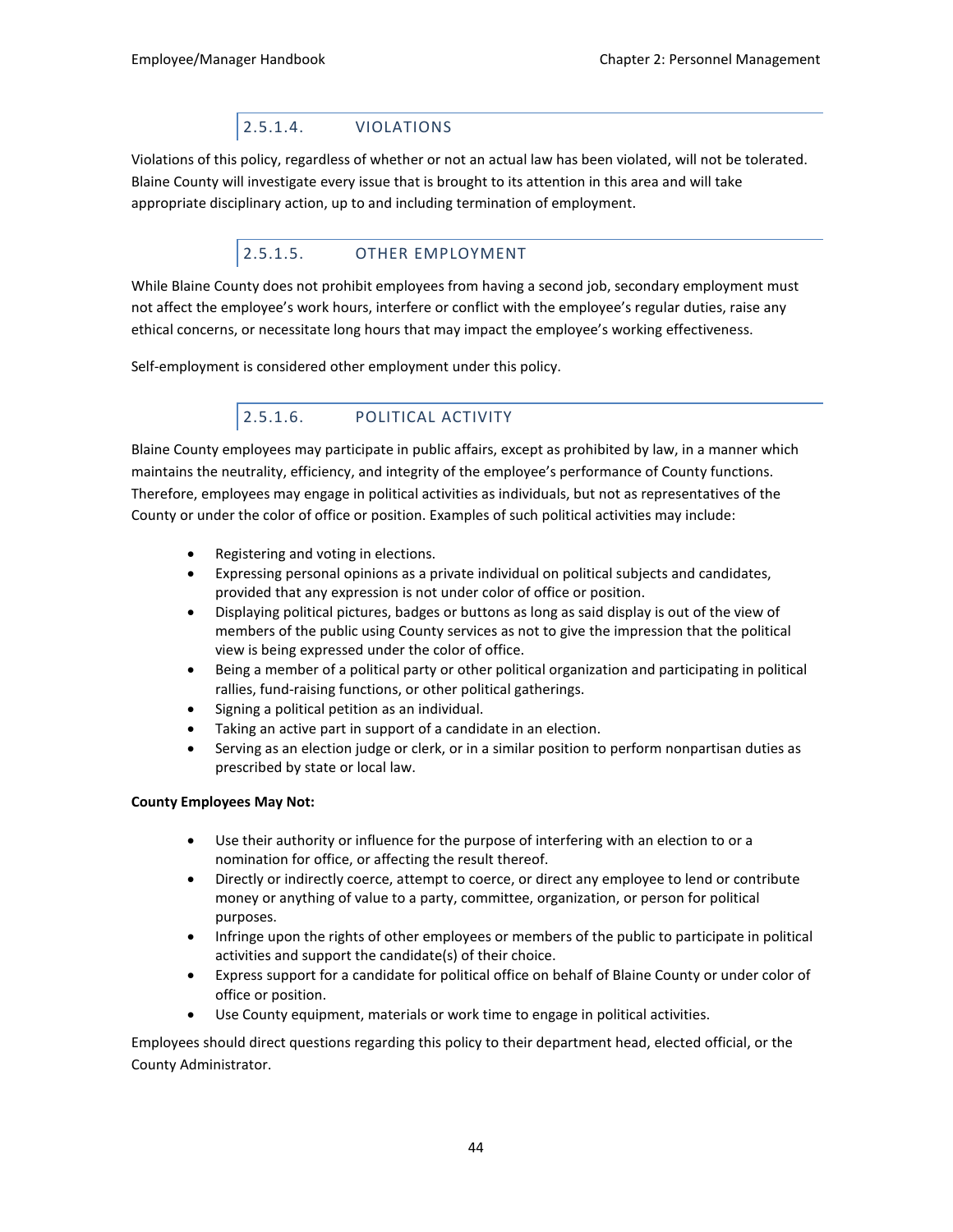#### 2.5.1.4. VIOLATIONS

Violations of this policy, regardless of whether or not an actual law has been violated, will not be tolerated. Blaine County will investigate every issue that is brought to its attention in this area and will take appropriate disciplinary action, up to and including termination of employment.

#### 2.5.1.5. OTHER EMPLOYMENT

While Blaine County does not prohibit employees from having a second job, secondary employment must not affect the employee's work hours, interfere or conflict with the employee's regular duties, raise any ethical concerns, or necessitate long hours that may impact the employee's working effectiveness.

Self-employment is considered other employment under this policy.

#### 2.5.1.6. POLITICAL ACTIVITY

Blaine County employees may participate in public affairs, except as prohibited by law, in a manner which maintains the neutrality, efficiency, and integrity of the employee's performance of County functions. Therefore, employees may engage in political activities as individuals, but not as representatives of the County or under the color of office or position. Examples of such political activities may include:

- Registering and voting in elections.
- Expressing personal opinions as a private individual on political subjects and candidates, provided that any expression is not under color of office or position.
- Displaying political pictures, badges or buttons as long as said display is out of the view of members of the public using County services as not to give the impression that the political view is being expressed under the color of office.
- Being a member of a political party or other political organization and participating in political rallies, fund-raising functions, or other political gatherings.
- Signing a political petition as an individual.
- Taking an active part in support of a candidate in an election.
- Serving as an election judge or clerk, or in a similar position to perform nonpartisan duties as prescribed by state or local law.

**County Employees May Not:**

- Use their authority or influence for the purpose of interfering with an election to or a nomination for office, or affecting the result thereof.
- Directly or indirectly coerce, attempt to coerce, or direct any employee to lend or contribute money or anything of value to a party, committee, organization, or person for political purposes.
- Infringe upon the rights of other employees or members of the public to participate in political activities and support the candidate(s) of their choice.
- Express support for a candidate for political office on behalf of Blaine County or under color of office or position.
- Use County equipment, materials or work time to engage in political activities.

Employees should direct questions regarding this policy to their department head, elected official, or the County Administrator.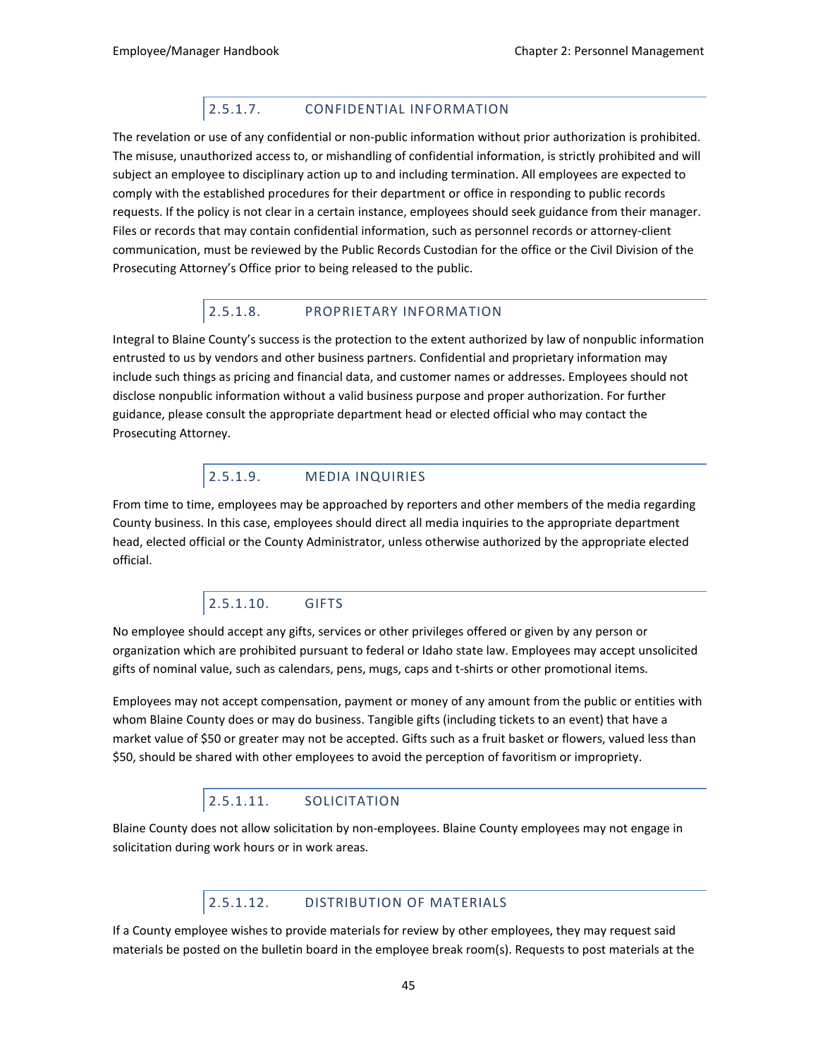#### 2.5.1.7. CONFIDENTIAL INFORMATION

The revelation or use of any confidential or non-public information without prior authorization is prohibited. The misuse, unauthorized access to, or mishandling of confidential information, is strictly prohibited and will subject an employee to disciplinary action up to and including termination. All employees are expected to comply with the established procedures for their department or office in responding to public records requests. If the policy is not clear in a certain instance, employees should seek guidance from their manager. Files or records that may contain confidential information, such as personnel records or attorney-client communication, must be reviewed by the Public Records Custodian for the office or the Civil Division of the Prosecuting Attorney's Office prior to being released to the public.

#### 2.5.1.8. PROPRIETARY INFORMATION

Integral to Blaine County's success is the protection to the extent authorized by law of nonpublic information entrusted to us by vendors and other business partners. Confidential and proprietary information may include such things as pricing and financial data, and customer names or addresses. Employees should not disclose nonpublic information without a valid business purpose and proper authorization. For further guidance, please consult the appropriate department head or elected official who may contact the Prosecuting Attorney.

#### 2.5.1.9. MEDIA INQUIRIES

From time to time, employees may be approached by reporters and other members of the media regarding County business. In this case, employees should direct all media inquiries to the appropriate department head, elected official or the County Administrator, unless otherwise authorized by the appropriate elected official.

#### 2.5.1.10. GIFTS

No employee should accept any gifts, services or other privileges offered or given by any person or organization which are prohibited pursuant to federal or Idaho state law. Employees may accept unsolicited gifts of nominal value, such as calendars, pens, mugs, caps and t-shirts or other promotional items.

Employees may not accept compensation, payment or money of any amount from the public or entities with whom Blaine County does or may do business. Tangible gifts (including tickets to an event) that have a market value of $50 or greater may not be accepted. Gifts such as a fruit basket or flowers, valued less than $50, should be shared with other employees to avoid the perception of favoritism or impropriety.

#### 2.5.1.11. SOLICITATION

Blaine County does not allow solicitation by non-employees. Blaine County employees may not engage in solicitation during work hours or in work areas.

#### 2.5.1.12. DISTRIBUTION OF MATERIALS

If a County employee wishes to provide materials for review by other employees, they may request said materials be posted on the bulletin board in the employee break room(s). Requests to post materials at the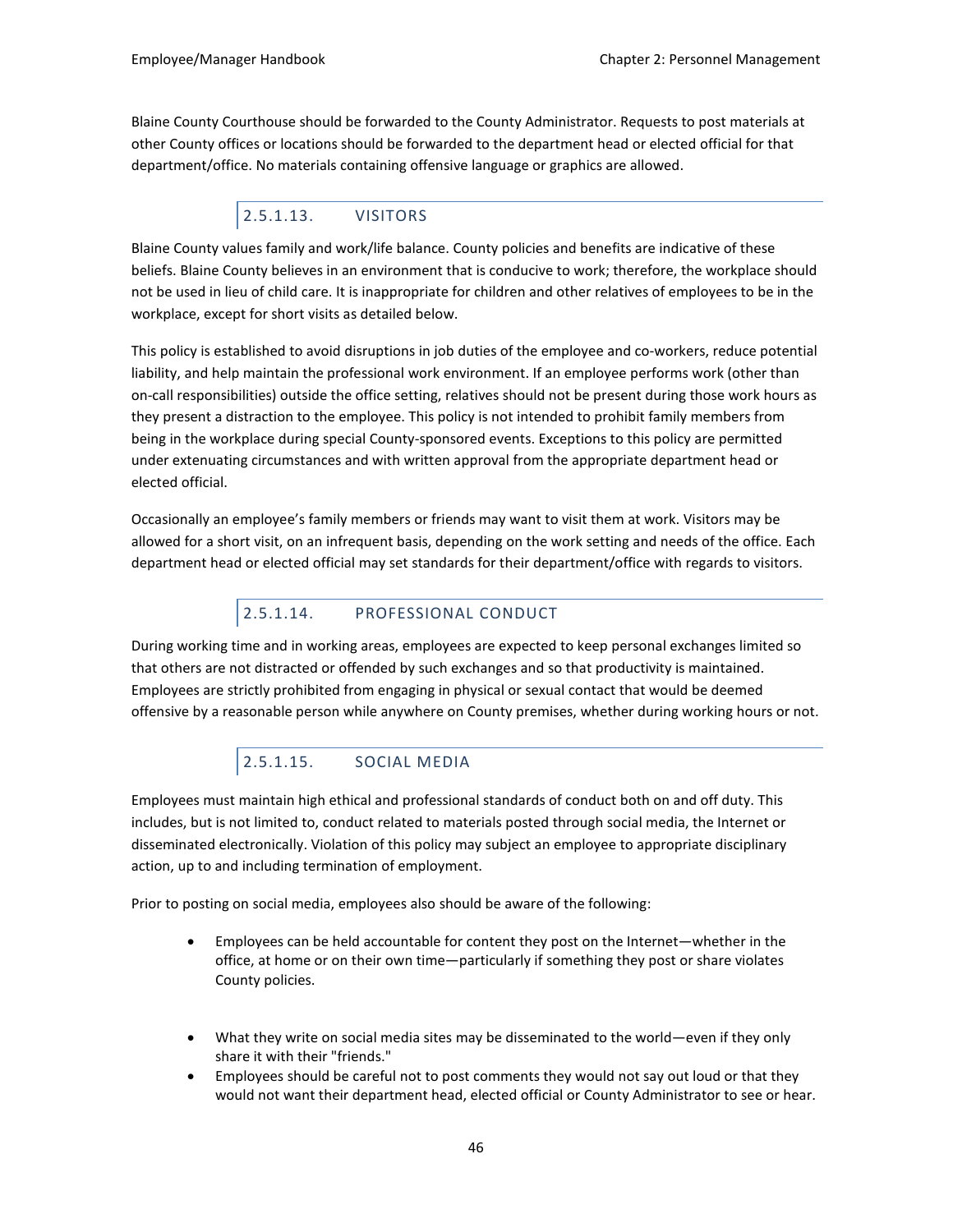Blaine County Courthouse should be forwarded to the County Administrator. Requests to post materials at other County offices or locations should be forwarded to the department head or elected official for that department/office. No materials containing offensive language or graphics are allowed.

### 2.5.1.13. VISITORS

Blaine County values family and work/life balance. County policies and benefits are indicative of these beliefs. Blaine County believes in an environment that is conducive to work; therefore, the workplace should not be used in lieu of child care. It is inappropriate for children and other relatives of employees to be in the workplace, except for short visits as detailed below.

This policy is established to avoid disruptions in job duties of the employee and co-workers, reduce potential liability, and help maintain the professional work environment. If an employee performs work (other than on-call responsibilities) outside the office setting, relatives should not be present during those work hours as they present a distraction to the employee. This policy is not intended to prohibit family members from being in the workplace during special County-sponsored events. Exceptions to this policy are permitted under extenuating circumstances and with written approval from the appropriate department head or elected official.

Occasionally an employee's family members or friends may want to visit them at work. Visitors may be allowed for a short visit, on an infrequent basis, depending on the work setting and needs of the office. Each department head or elected official may set standards for their department/office with regards to visitors.

### 2.5.1.14. PROFESSIONAL CONDUCT

During working time and in working areas, employees are expected to keep personal exchanges limited so that others are not distracted or offended by such exchanges and so that productivity is maintained. Employees are strictly prohibited from engaging in physical or sexual contact that would be deemed offensive by a reasonable person while anywhere on County premises, whether during working hours or not.

### 2.5.1.15. SOCIAL MEDIA

Employees must maintain high ethical and professional standards of conduct both on and off duty. This includes, but is not limited to, conduct related to materials posted through social media, the Internet or disseminated electronically. Violation of this policy may subject an employee to appropriate disciplinary action, up to and including termination of employment.

Prior to posting on social media, employees also should be aware of the following:

- Employees can be held accountable for content they post on the Internet—whether in the office, at home or on their own time—particularly if something they post or share violates County policies.
- What they write on social media sites may be disseminated to the world—even if they only share it with their "friends."
- Employees should be careful not to post comments they would not say out loud or that they would not want their department head, elected official or County Administrator to see or hear.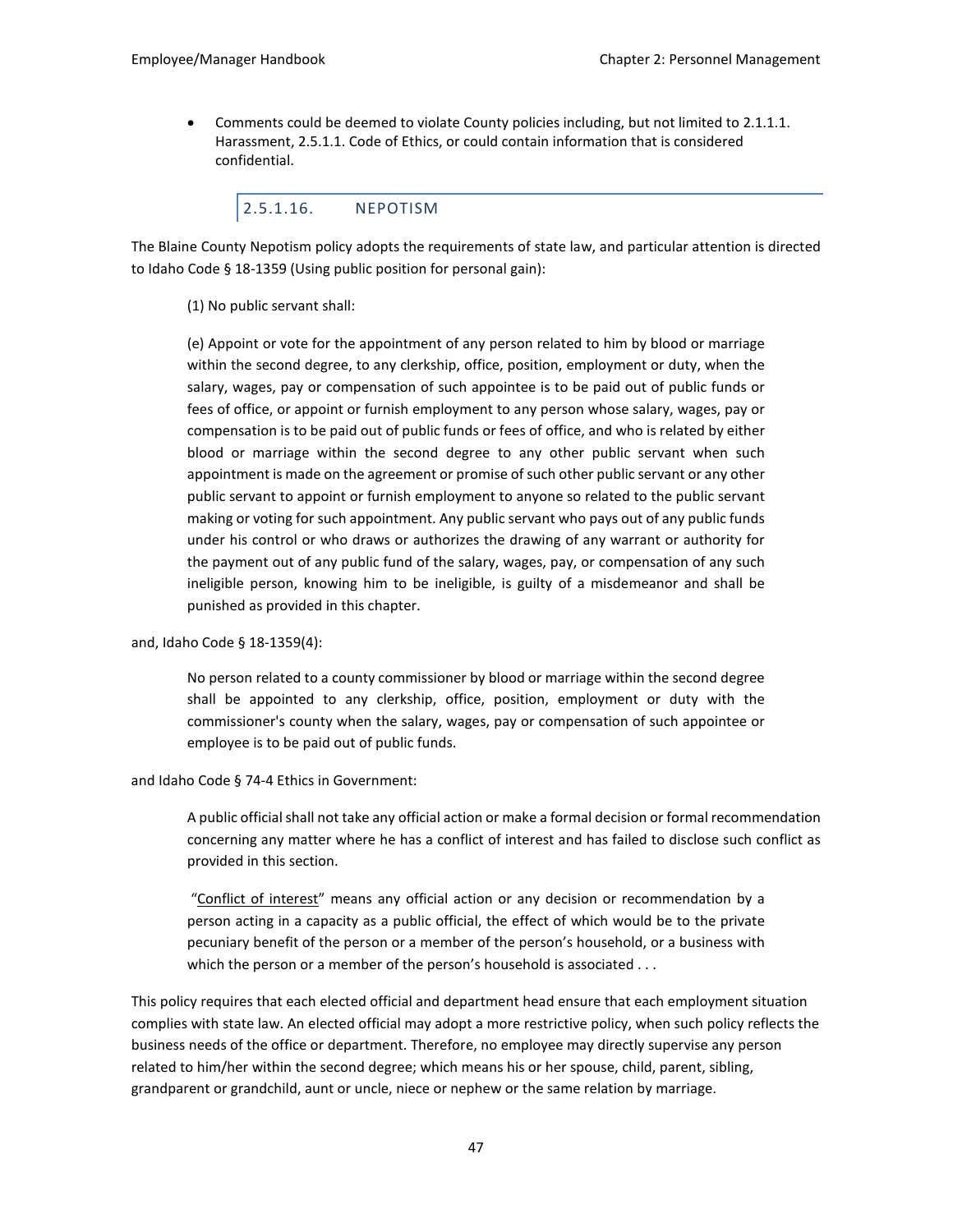- Comments could be deemed to violate County policies including, but not limited to 2.1.1.1. Harassment, 2.5.1.1. Code of Ethics, or could contain information that is considered confidential.

#### 2.5.1.16. NEPOTISM

The Blaine County Nepotism policy adopts the requirements of state law, and particular attention is directed to Idaho Code § 18-1359 (Using public position for personal gain):

> (1) No public servant shall:
>
> (e) Appoint or vote for the appointment of any person related to him by blood or marriage within the second degree, to any clerkship, office, position, employment or duty, when the salary, wages, pay or compensation of such appointee is to be paid out of public funds or fees of office, or appoint or furnish employment to any person whose salary, wages, pay or compensation is to be paid out of public funds or fees of office, and who is related by either blood or marriage within the second degree to any other public servant when such appointment is made on the agreement or promise of such other public servant or any other public servant to appoint or furnish employment to anyone so related to the public servant making or voting for such appointment. Any public servant who pays out of any public funds under his control or who draws or authorizes the drawing of any warrant or authority for the payment out of any public fund of the salary, wages, pay, or compensation of any such ineligible person, knowing him to be ineligible, is guilty of a misdemeanor and shall be punished as provided in this chapter.

and, Idaho Code § 18-1359(4):

> No person related to a county commissioner by blood or marriage within the second degree shall be appointed to any clerkship, office, position, employment or duty with the commissioner's county when the salary, wages, pay or compensation of such appointee or employee is to be paid out of public funds.

and Idaho Code § 74-4 Ethics in Government:

> A public official shall not take any official action or make a formal decision or formal recommendation concerning any matter where he has a conflict of interest and has failed to disclose such conflict as provided in this section.
>
> "Conflict of interest" means any official action or any decision or recommendation by a person acting in a capacity as a public official, the effect of which would be to the private pecuniary benefit of the person or a member of the person's household, or a business with which the person or a member of the person's household is associated . . .

This policy requires that each elected official and department head ensure that each employment situation complies with state law. An elected official may adopt a more restrictive policy, when such policy reflects the business needs of the office or department. Therefore, no employee may directly supervise any person related to him/her within the second degree; which means his or her spouse, child, parent, sibling, grandparent or grandchild, aunt or uncle, niece or nephew or the same relation by marriage.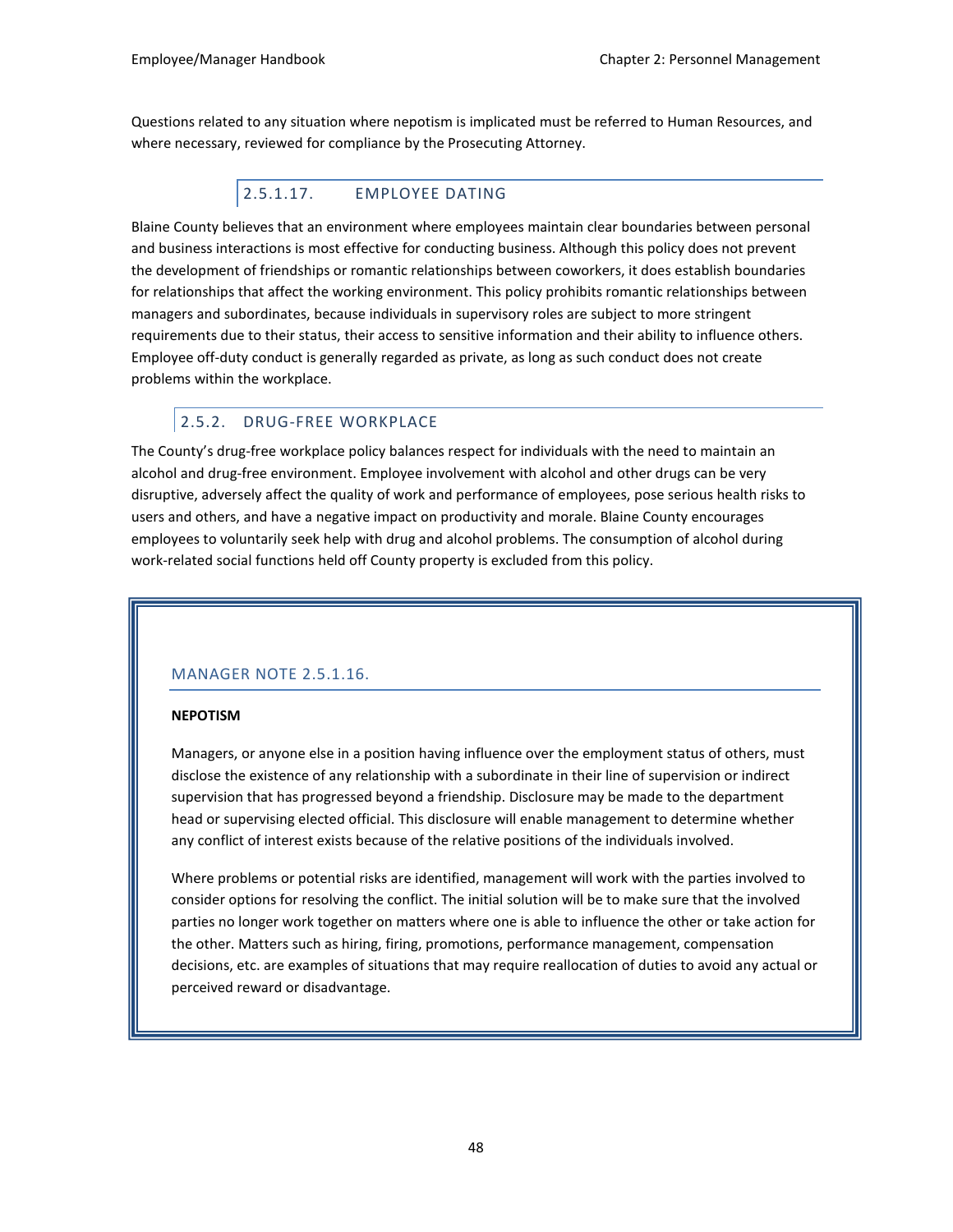Questions related to any situation where nepotism is implicated must be referred to Human Resources, and where necessary, reviewed for compliance by the Prosecuting Attorney.

#### 2.5.1.17. EMPLOYEE DATING

Blaine County believes that an environment where employees maintain clear boundaries between personal and business interactions is most effective for conducting business. Although this policy does not prevent the development of friendships or romantic relationships between coworkers, it does establish boundaries for relationships that affect the working environment. This policy prohibits romantic relationships between managers and subordinates, because individuals in supervisory roles are subject to more stringent requirements due to their status, their access to sensitive information and their ability to influence others. Employee off-duty conduct is generally regarded as private, as long as such conduct does not create problems within the workplace.

### 2.5.2. DRUG-FREE WORKPLACE

The County's drug-free workplace policy balances respect for individuals with the need to maintain an alcohol and drug-free environment. Employee involvement with alcohol and other drugs can be very disruptive, adversely affect the quality of work and performance of employees, pose serious health risks to users and others, and have a negative impact on productivity and morale. Blaine County encourages employees to voluntarily seek help with drug and alcohol problems. The consumption of alcohol during work-related social functions held off County property is excluded from this policy.

#### MANAGER NOTE 2.5.1.16.

**NEPOTISM**

Managers, or anyone else in a position having influence over the employment status of others, must disclose the existence of any relationship with a subordinate in their line of supervision or indirect supervision that has progressed beyond a friendship. Disclosure may be made to the department head or supervising elected official. This disclosure will enable management to determine whether any conflict of interest exists because of the relative positions of the individuals involved.

Where problems or potential risks are identified, management will work with the parties involved to consider options for resolving the conflict. The initial solution will be to make sure that the involved parties no longer work together on matters where one is able to influence the other or take action for the other. Matters such as hiring, firing, promotions, performance management, compensation decisions, etc. are examples of situations that may require reallocation of duties to avoid any actual or perceived reward or disadvantage.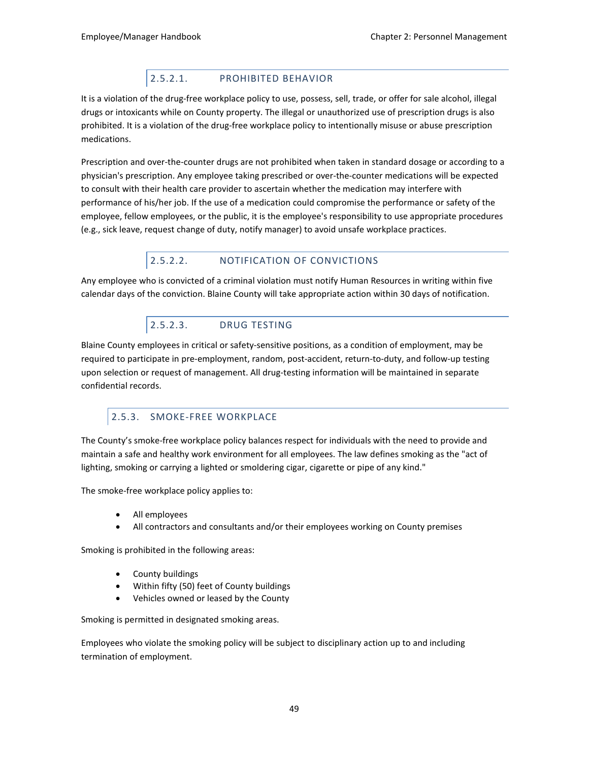#### 2.5.2.1. PROHIBITED BEHAVIOR

It is a violation of the drug-free workplace policy to use, possess, sell, trade, or offer for sale alcohol, illegal drugs or intoxicants while on County property. The illegal or unauthorized use of prescription drugs is also prohibited. It is a violation of the drug-free workplace policy to intentionally misuse or abuse prescription medications.

Prescription and over-the-counter drugs are not prohibited when taken in standard dosage or according to a physician's prescription. Any employee taking prescribed or over-the-counter medications will be expected to consult with their health care provider to ascertain whether the medication may interfere with performance of his/her job. If the use of a medication could compromise the performance or safety of the employee, fellow employees, or the public, it is the employee's responsibility to use appropriate procedures (e.g., sick leave, request change of duty, notify manager) to avoid unsafe workplace practices.

#### 2.5.2.2. NOTIFICATION OF CONVICTIONS

Any employee who is convicted of a criminal violation must notify Human Resources in writing within five calendar days of the conviction. Blaine County will take appropriate action within 30 days of notification.

#### 2.5.2.3. DRUG TESTING

Blaine County employees in critical or safety-sensitive positions, as a condition of employment, may be required to participate in pre-employment, random, post-accident, return-to-duty, and follow-up testing upon selection or request of management. All drug-testing information will be maintained in separate confidential records.

### 2.5.3. SMOKE-FREE WORKPLACE

The County's smoke-free workplace policy balances respect for individuals with the need to provide and maintain a safe and healthy work environment for all employees. The law defines smoking as the "act of lighting, smoking or carrying a lighted or smoldering cigar, cigarette or pipe of any kind."

The smoke-free workplace policy applies to:

- All employees
- All contractors and consultants and/or their employees working on County premises

Smoking is prohibited in the following areas:

- County buildings
- Within fifty (50) feet of County buildings
- Vehicles owned or leased by the County

Smoking is permitted in designated smoking areas.

Employees who violate the smoking policy will be subject to disciplinary action up to and including termination of employment.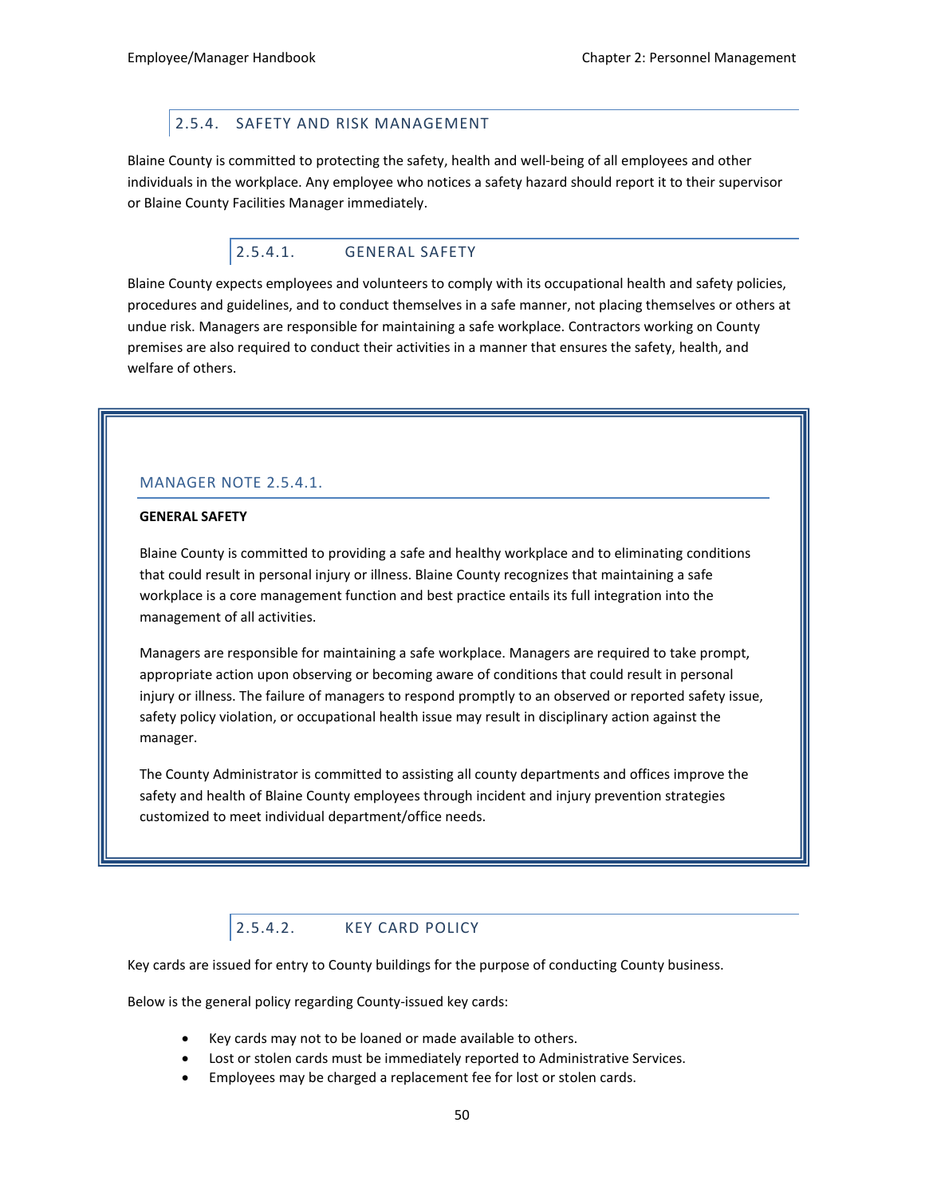### 2.5.4. SAFETY AND RISK MANAGEMENT

Blaine County is committed to protecting the safety, health and well-being of all employees and other individuals in the workplace. Any employee who notices a safety hazard should report it to their supervisor or Blaine County Facilities Manager immediately.

#### 2.5.4.1. GENERAL SAFETY

Blaine County expects employees and volunteers to comply with its occupational health and safety policies, procedures and guidelines, and to conduct themselves in a safe manner, not placing themselves or others at undue risk. Managers are responsible for maintaining a safe workplace. Contractors working on County premises are also required to conduct their activities in a manner that ensures the safety, health, and welfare of others.

> **MANAGER NOTE 2.5.4.1.**
>
> **GENERAL SAFETY**
>
> Blaine County is committed to providing a safe and healthy workplace and to eliminating conditions that could result in personal injury or illness. Blaine County recognizes that maintaining a safe workplace is a core management function and best practice entails its full integration into the management of all activities.
>
> Managers are responsible for maintaining a safe workplace. Managers are required to take prompt, appropriate action upon observing or becoming aware of conditions that could result in personal injury or illness. The failure of managers to respond promptly to an observed or reported safety issue, safety policy violation, or occupational health issue may result in disciplinary action against the manager.
>
> The County Administrator is committed to assisting all county departments and offices improve the safety and health of Blaine County employees through incident and injury prevention strategies customized to meet individual department/office needs.

#### 2.5.4.2. KEY CARD POLICY

Key cards are issued for entry to County buildings for the purpose of conducting County business.

Below is the general policy regarding County-issued key cards:

- Key cards may not to be loaned or made available to others.
- Lost or stolen cards must be immediately reported to Administrative Services.
- Employees may be charged a replacement fee for lost or stolen cards.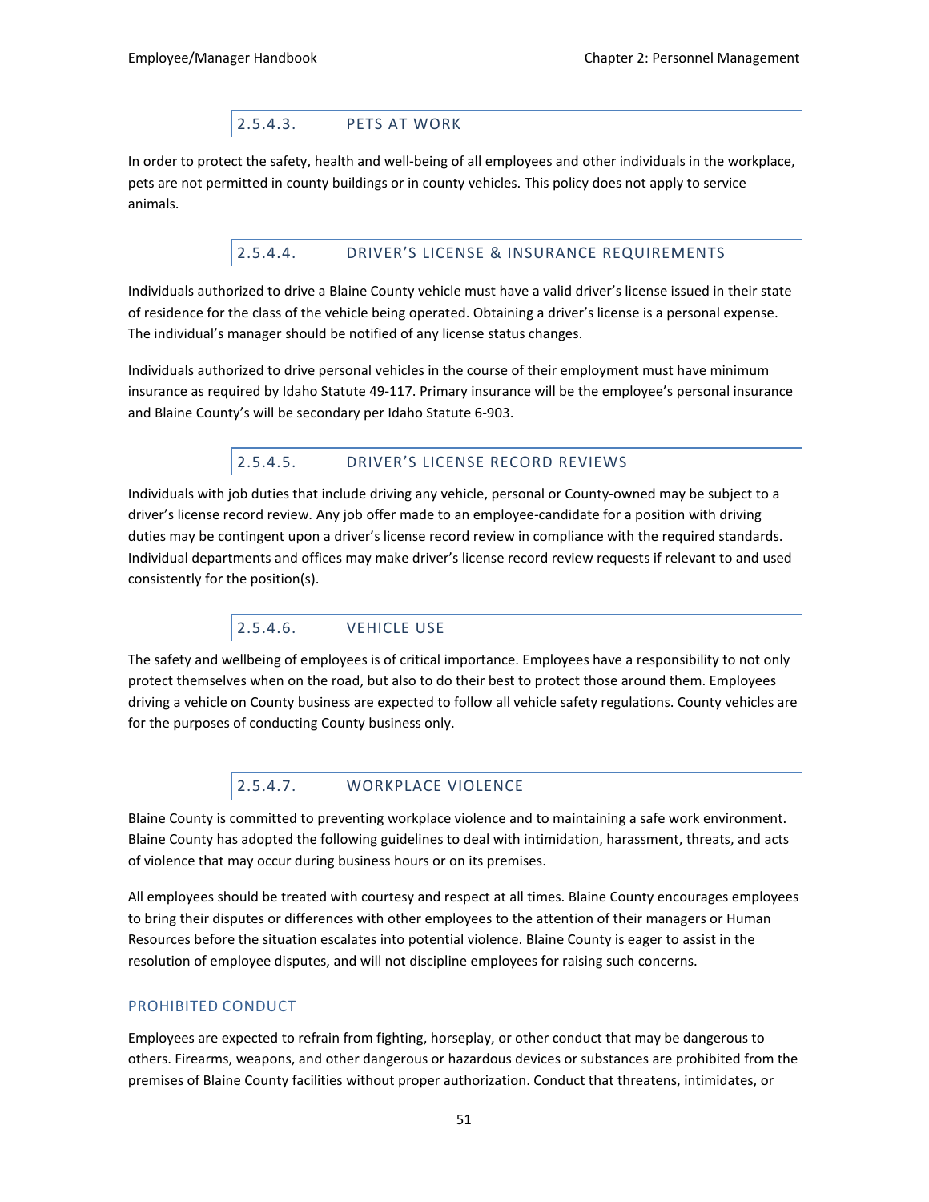#### 2.5.4.3. PETS AT WORK

In order to protect the safety, health and well-being of all employees and other individuals in the workplace, pets are not permitted in county buildings or in county vehicles. This policy does not apply to service animals.

#### 2.5.4.4. DRIVER'S LICENSE & INSURANCE REQUIREMENTS

Individuals authorized to drive a Blaine County vehicle must have a valid driver's license issued in their state of residence for the class of the vehicle being operated. Obtaining a driver's license is a personal expense. The individual's manager should be notified of any license status changes.

Individuals authorized to drive personal vehicles in the course of their employment must have minimum insurance as required by Idaho Statute 49-117. Primary insurance will be the employee's personal insurance and Blaine County's will be secondary per Idaho Statute 6-903.

#### 2.5.4.5. DRIVER'S LICENSE RECORD REVIEWS

Individuals with job duties that include driving any vehicle, personal or County-owned may be subject to a driver's license record review. Any job offer made to an employee-candidate for a position with driving duties may be contingent upon a driver's license record review in compliance with the required standards. Individual departments and offices may make driver's license record review requests if relevant to and used consistently for the position(s).

#### 2.5.4.6. VEHICLE USE

The safety and wellbeing of employees is of critical importance. Employees have a responsibility to not only protect themselves when on the road, but also to do their best to protect those around them. Employees driving a vehicle on County business are expected to follow all vehicle safety regulations. County vehicles are for the purposes of conducting County business only.

#### 2.5.4.7. WORKPLACE VIOLENCE

Blaine County is committed to preventing workplace violence and to maintaining a safe work environment. Blaine County has adopted the following guidelines to deal with intimidation, harassment, threats, and acts of violence that may occur during business hours or on its premises.

All employees should be treated with courtesy and respect at all times. Blaine County encourages employees to bring their disputes or differences with other employees to the attention of their managers or Human Resources before the situation escalates into potential violence. Blaine County is eager to assist in the resolution of employee disputes, and will not discipline employees for raising such concerns.

##### PROHIBITED CONDUCT

Employees are expected to refrain from fighting, horseplay, or other conduct that may be dangerous to others. Firearms, weapons, and other dangerous or hazardous devices or substances are prohibited from the premises of Blaine County facilities without proper authorization. Conduct that threatens, intimidates, or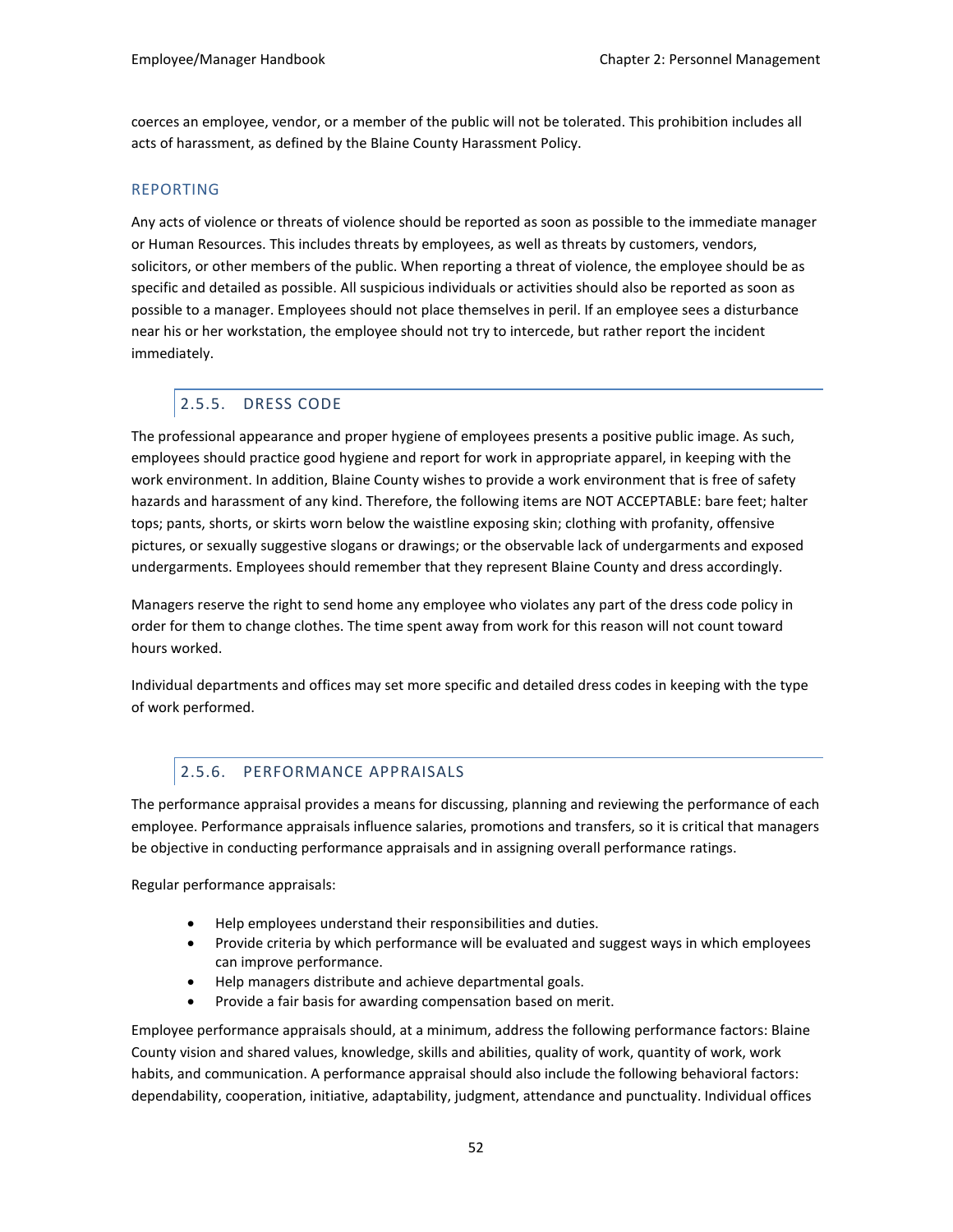coerces an employee, vendor, or a member of the public will not be tolerated. This prohibition includes all acts of harassment, as defined by the Blaine County Harassment Policy.

#### REPORTING

Any acts of violence or threats of violence should be reported as soon as possible to the immediate manager or Human Resources. This includes threats by employees, as well as threats by customers, vendors, solicitors, or other members of the public. When reporting a threat of violence, the employee should be as specific and detailed as possible. All suspicious individuals or activities should also be reported as soon as possible to a manager. Employees should not place themselves in peril. If an employee sees a disturbance near his or her workstation, the employee should not try to intercede, but rather report the incident immediately.

### 2.5.5. DRESS CODE

The professional appearance and proper hygiene of employees presents a positive public image. As such, employees should practice good hygiene and report for work in appropriate apparel, in keeping with the work environment. In addition, Blaine County wishes to provide a work environment that is free of safety hazards and harassment of any kind. Therefore, the following items are NOT ACCEPTABLE: bare feet; halter tops; pants, shorts, or skirts worn below the waistline exposing skin; clothing with profanity, offensive pictures, or sexually suggestive slogans or drawings; or the observable lack of undergarments and exposed undergarments. Employees should remember that they represent Blaine County and dress accordingly.

Managers reserve the right to send home any employee who violates any part of the dress code policy in order for them to change clothes. The time spent away from work for this reason will not count toward hours worked.

Individual departments and offices may set more specific and detailed dress codes in keeping with the type of work performed.

### 2.5.6. PERFORMANCE APPRAISALS

The performance appraisal provides a means for discussing, planning and reviewing the performance of each employee. Performance appraisals influence salaries, promotions and transfers, so it is critical that managers be objective in conducting performance appraisals and in assigning overall performance ratings.

Regular performance appraisals:

- Help employees understand their responsibilities and duties.
- Provide criteria by which performance will be evaluated and suggest ways in which employees can improve performance.
- Help managers distribute and achieve departmental goals.
- Provide a fair basis for awarding compensation based on merit.

Employee performance appraisals should, at a minimum, address the following performance factors: Blaine County vision and shared values, knowledge, skills and abilities, quality of work, quantity of work, work habits, and communication. A performance appraisal should also include the following behavioral factors: dependability, cooperation, initiative, adaptability, judgment, attendance and punctuality. Individual offices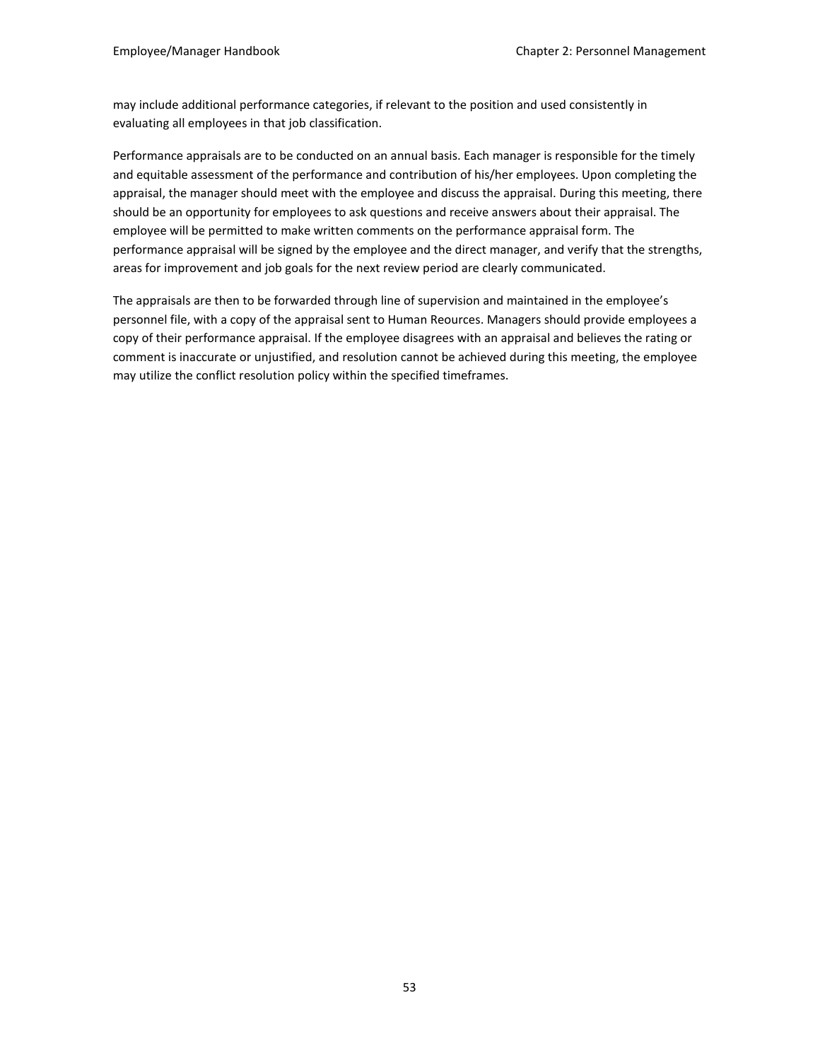may include additional performance categories, if relevant to the position and used consistently in evaluating all employees in that job classification.

Performance appraisals are to be conducted on an annual basis. Each manager is responsible for the timely and equitable assessment of the performance and contribution of his/her employees. Upon completing the appraisal, the manager should meet with the employee and discuss the appraisal. During this meeting, there should be an opportunity for employees to ask questions and receive answers about their appraisal. The employee will be permitted to make written comments on the performance appraisal form. The performance appraisal will be signed by the employee and the direct manager, and verify that the strengths, areas for improvement and job goals for the next review period are clearly communicated.

The appraisals are then to be forwarded through line of supervision and maintained in the employee's personnel file, with a copy of the appraisal sent to Human Reources. Managers should provide employees a copy of their performance appraisal. If the employee disagrees with an appraisal and believes the rating or comment is inaccurate or unjustified, and resolution cannot be achieved during this meeting, the employee may utilize the conflict resolution policy within the specified timeframes.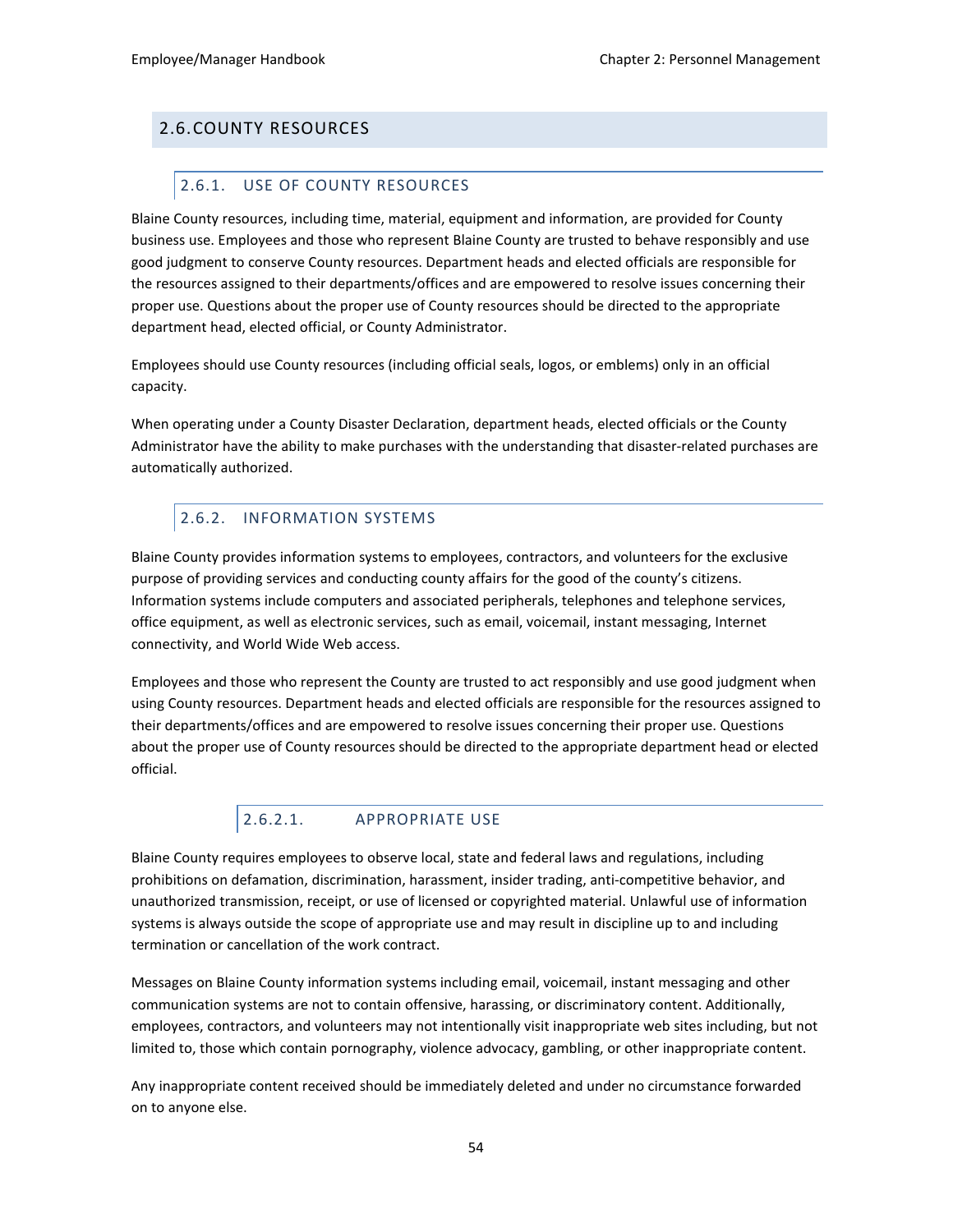## 2.6. COUNTY RESOURCES

### 2.6.1. USE OF COUNTY RESOURCES

Blaine County resources, including time, material, equipment and information, are provided for County business use. Employees and those who represent Blaine County are trusted to behave responsibly and use good judgment to conserve County resources. Department heads and elected officials are responsible for the resources assigned to their departments/offices and are empowered to resolve issues concerning their proper use. Questions about the proper use of County resources should be directed to the appropriate department head, elected official, or County Administrator.

Employees should use County resources (including official seals, logos, or emblems) only in an official capacity.

When operating under a County Disaster Declaration, department heads, elected officials or the County Administrator have the ability to make purchases with the understanding that disaster-related purchases are automatically authorized.

### 2.6.2. INFORMATION SYSTEMS

Blaine County provides information systems to employees, contractors, and volunteers for the exclusive purpose of providing services and conducting county affairs for the good of the county's citizens. Information systems include computers and associated peripherals, telephones and telephone services, office equipment, as well as electronic services, such as email, voicemail, instant messaging, Internet connectivity, and World Wide Web access.

Employees and those who represent the County are trusted to act responsibly and use good judgment when using County resources. Department heads and elected officials are responsible for the resources assigned to their departments/offices and are empowered to resolve issues concerning their proper use. Questions about the proper use of County resources should be directed to the appropriate department head or elected official.

#### 2.6.2.1. APPROPRIATE USE

Blaine County requires employees to observe local, state and federal laws and regulations, including prohibitions on defamation, discrimination, harassment, insider trading, anti-competitive behavior, and unauthorized transmission, receipt, or use of licensed or copyrighted material. Unlawful use of information systems is always outside the scope of appropriate use and may result in discipline up to and including termination or cancellation of the work contract.

Messages on Blaine County information systems including email, voicemail, instant messaging and other communication systems are not to contain offensive, harassing, or discriminatory content. Additionally, employees, contractors, and volunteers may not intentionally visit inappropriate web sites including, but not limited to, those which contain pornography, violence advocacy, gambling, or other inappropriate content.

Any inappropriate content received should be immediately deleted and under no circumstance forwarded on to anyone else.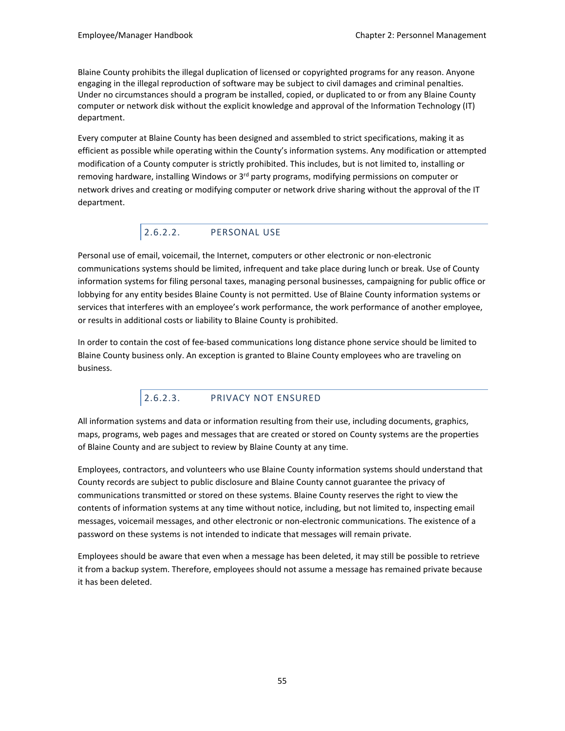Blaine County prohibits the illegal duplication of licensed or copyrighted programs for any reason. Anyone engaging in the illegal reproduction of software may be subject to civil damages and criminal penalties. Under no circumstances should a program be installed, copied, or duplicated to or from any Blaine County computer or network disk without the explicit knowledge and approval of the Information Technology (IT) department.

Every computer at Blaine County has been designed and assembled to strict specifications, making it as efficient as possible while operating within the County's information systems. Any modification or attempted modification of a County computer is strictly prohibited. This includes, but is not limited to, installing or removing hardware, installing Windows or 3rd party programs, modifying permissions on computer or network drives and creating or modifying computer or network drive sharing without the approval of the IT department.

#### 2.6.2.2. PERSONAL USE

Personal use of email, voicemail, the Internet, computers or other electronic or non-electronic communications systems should be limited, infrequent and take place during lunch or break. Use of County information systems for filing personal taxes, managing personal businesses, campaigning for public office or lobbying for any entity besides Blaine County is not permitted. Use of Blaine County information systems or services that interferes with an employee's work performance, the work performance of another employee, or results in additional costs or liability to Blaine County is prohibited.

In order to contain the cost of fee-based communications long distance phone service should be limited to Blaine County business only. An exception is granted to Blaine County employees who are traveling on business.

#### 2.6.2.3. PRIVACY NOT ENSURED

All information systems and data or information resulting from their use, including documents, graphics, maps, programs, web pages and messages that are created or stored on County systems are the properties of Blaine County and are subject to review by Blaine County at any time.

Employees, contractors, and volunteers who use Blaine County information systems should understand that County records are subject to public disclosure and Blaine County cannot guarantee the privacy of communications transmitted or stored on these systems. Blaine County reserves the right to view the contents of information systems at any time without notice, including, but not limited to, inspecting email messages, voicemail messages, and other electronic or non-electronic communications. The existence of a password on these systems is not intended to indicate that messages will remain private.

Employees should be aware that even when a message has been deleted, it may still be possible to retrieve it from a backup system. Therefore, employees should not assume a message has remained private because it has been deleted.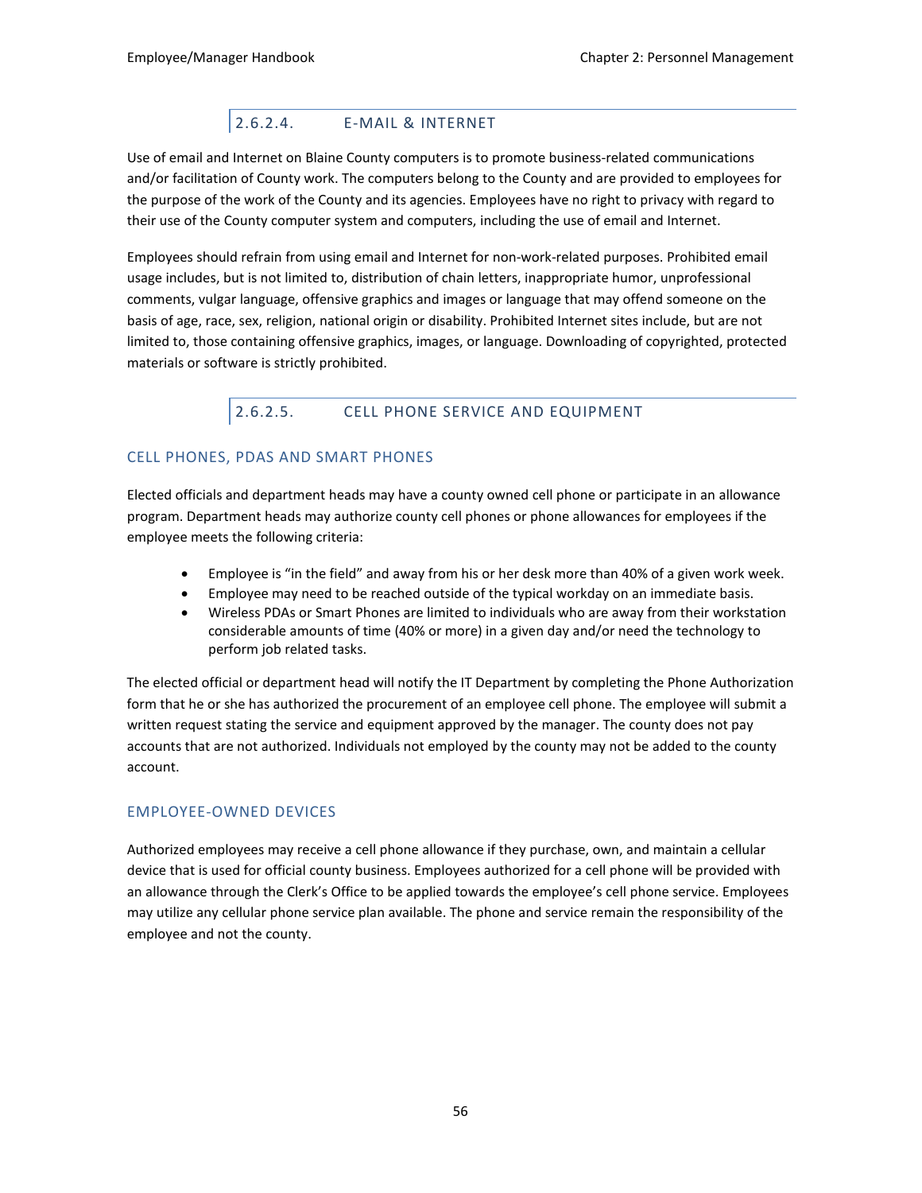#### 2.6.2.4. E-MAIL & INTERNET

Use of email and Internet on Blaine County computers is to promote business-related communications and/or facilitation of County work. The computers belong to the County and are provided to employees for the purpose of the work of the County and its agencies. Employees have no right to privacy with regard to their use of the County computer system and computers, including the use of email and Internet.

Employees should refrain from using email and Internet for non-work-related purposes. Prohibited email usage includes, but is not limited to, distribution of chain letters, inappropriate humor, unprofessional comments, vulgar language, offensive graphics and images or language that may offend someone on the basis of age, race, sex, religion, national origin or disability. Prohibited Internet sites include, but are not limited to, those containing offensive graphics, images, or language. Downloading of copyrighted, protected materials or software is strictly prohibited.

#### 2.6.2.5. CELL PHONE SERVICE AND EQUIPMENT

##### CELL PHONES, PDAS AND SMART PHONES

Elected officials and department heads may have a county owned cell phone or participate in an allowance program. Department heads may authorize county cell phones or phone allowances for employees if the employee meets the following criteria:

- Employee is "in the field" and away from his or her desk more than 40% of a given work week.
- Employee may need to be reached outside of the typical workday on an immediate basis.
- Wireless PDAs or Smart Phones are limited to individuals who are away from their workstation considerable amounts of time (40% or more) in a given day and/or need the technology to perform job related tasks.

The elected official or department head will notify the IT Department by completing the Phone Authorization form that he or she has authorized the procurement of an employee cell phone. The employee will submit a written request stating the service and equipment approved by the manager. The county does not pay accounts that are not authorized. Individuals not employed by the county may not be added to the county account.

##### EMPLOYEE-OWNED DEVICES

Authorized employees may receive a cell phone allowance if they purchase, own, and maintain a cellular device that is used for official county business. Employees authorized for a cell phone will be provided with an allowance through the Clerk's Office to be applied towards the employee's cell phone service. Employees may utilize any cellular phone service plan available. The phone and service remain the responsibility of the employee and not the county.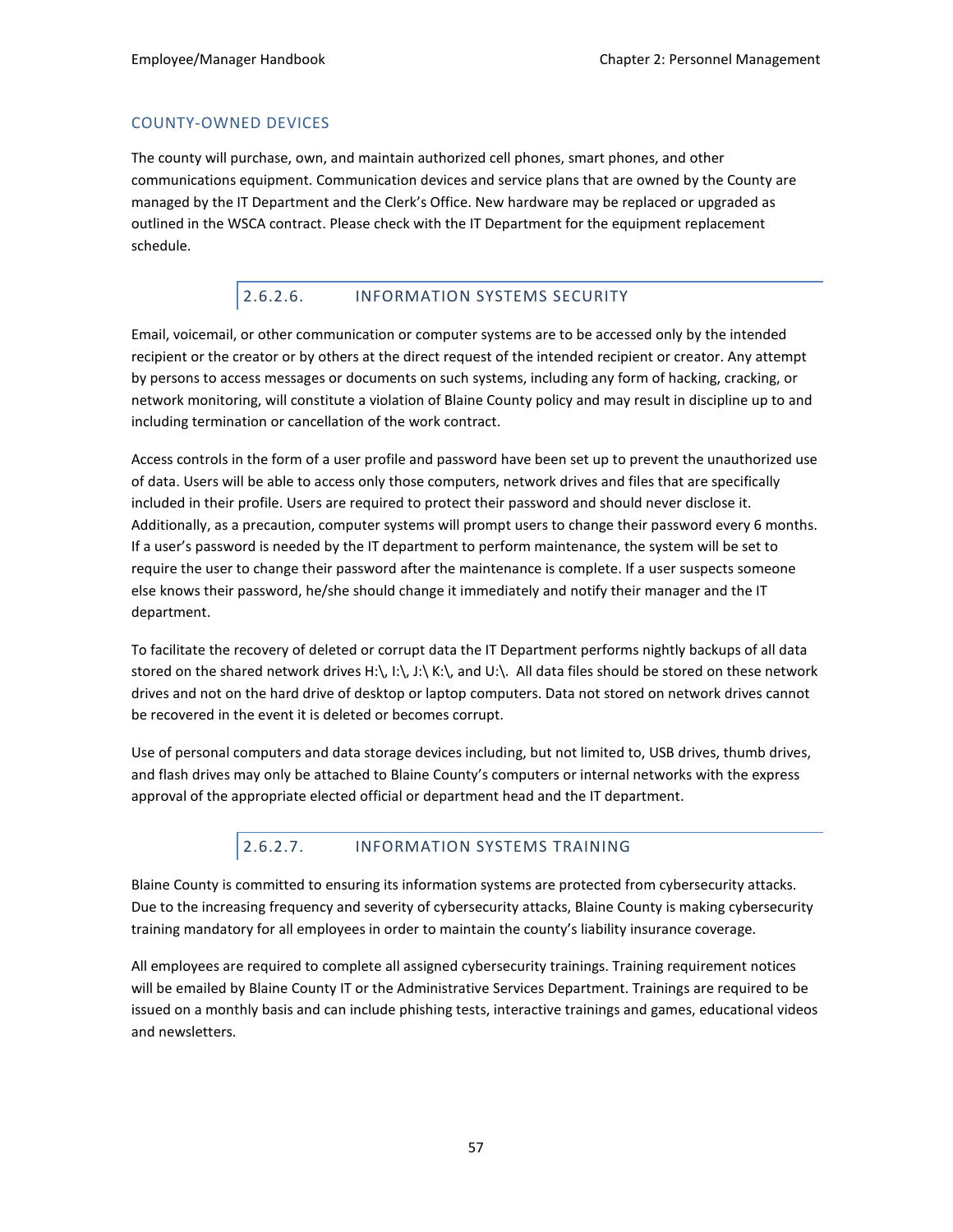### COUNTY-OWNED DEVICES

The county will purchase, own, and maintain authorized cell phones, smart phones, and other communications equipment. Communication devices and service plans that are owned by the County are managed by the IT Department and the Clerk's Office. New hardware may be replaced or upgraded as outlined in the WSCA contract. Please check with the IT Department for the equipment replacement schedule.

## 2.6.2.6. INFORMATION SYSTEMS SECURITY

Email, voicemail, or other communication or computer systems are to be accessed only by the intended recipient or the creator or by others at the direct request of the intended recipient or creator. Any attempt by persons to access messages or documents on such systems, including any form of hacking, cracking, or network monitoring, will constitute a violation of Blaine County policy and may result in discipline up to and including termination or cancellation of the work contract.

Access controls in the form of a user profile and password have been set up to prevent the unauthorized use of data. Users will be able to access only those computers, network drives and files that are specifically included in their profile. Users are required to protect their password and should never disclose it. Additionally, as a precaution, computer systems will prompt users to change their password every 6 months. If a user's password is needed by the IT department to perform maintenance, the system will be set to require the user to change their password after the maintenance is complete. If a user suspects someone else knows their password, he/she should change it immediately and notify their manager and the IT department.

To facilitate the recovery of deleted or corrupt data the IT Department performs nightly backups of all data stored on the shared network drives H:\, I:\, J:\ K:\, and U:\. All data files should be stored on these network drives and not on the hard drive of desktop or laptop computers. Data not stored on network drives cannot be recovered in the event it is deleted or becomes corrupt.

Use of personal computers and data storage devices including, but not limited to, USB drives, thumb drives, and flash drives may only be attached to Blaine County's computers or internal networks with the express approval of the appropriate elected official or department head and the IT department.

## 2.6.2.7. INFORMATION SYSTEMS TRAINING

Blaine County is committed to ensuring its information systems are protected from cybersecurity attacks. Due to the increasing frequency and severity of cybersecurity attacks, Blaine County is making cybersecurity training mandatory for all employees in order to maintain the county's liability insurance coverage.

All employees are required to complete all assigned cybersecurity trainings. Training requirement notices will be emailed by Blaine County IT or the Administrative Services Department. Trainings are required to be issued on a monthly basis and can include phishing tests, interactive trainings and games, educational videos and newsletters.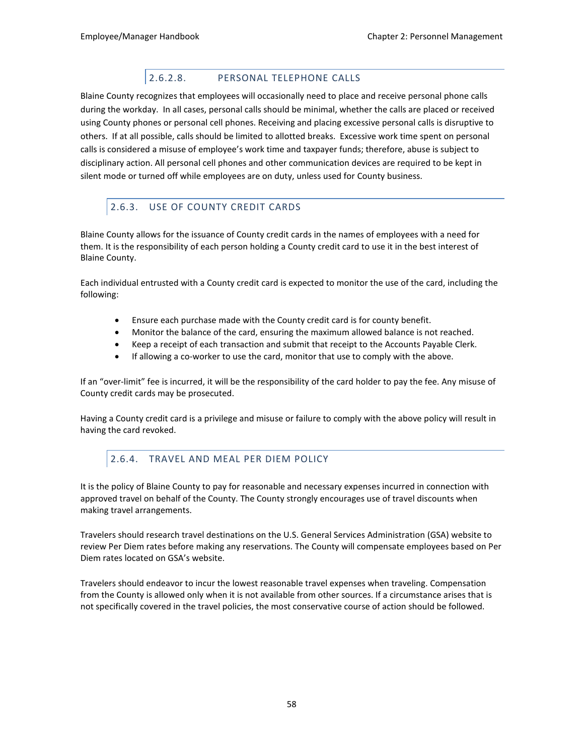#### 2.6.2.8. PERSONAL TELEPHONE CALLS

Blaine County recognizes that employees will occasionally need to place and receive personal phone calls during the workday. In all cases, personal calls should be minimal, whether the calls are placed or received using County phones or personal cell phones. Receiving and placing excessive personal calls is disruptive to others. If at all possible, calls should be limited to allotted breaks. Excessive work time spent on personal calls is considered a misuse of employee's work time and taxpayer funds; therefore, abuse is subject to disciplinary action. All personal cell phones and other communication devices are required to be kept in silent mode or turned off while employees are on duty, unless used for County business.

### 2.6.3. USE OF COUNTY CREDIT CARDS

Blaine County allows for the issuance of County credit cards in the names of employees with a need for them. It is the responsibility of each person holding a County credit card to use it in the best interest of Blaine County.

Each individual entrusted with a County credit card is expected to monitor the use of the card, including the following:

- Ensure each purchase made with the County credit card is for county benefit.
- Monitor the balance of the card, ensuring the maximum allowed balance is not reached.
- Keep a receipt of each transaction and submit that receipt to the Accounts Payable Clerk.
- If allowing a co-worker to use the card, monitor that use to comply with the above.

If an "over-limit" fee is incurred, it will be the responsibility of the card holder to pay the fee. Any misuse of County credit cards may be prosecuted.

Having a County credit card is a privilege and misuse or failure to comply with the above policy will result in having the card revoked.

### 2.6.4. TRAVEL AND MEAL PER DIEM POLICY

It is the policy of Blaine County to pay for reasonable and necessary expenses incurred in connection with approved travel on behalf of the County. The County strongly encourages use of travel discounts when making travel arrangements.

Travelers should research travel destinations on the U.S. General Services Administration (GSA) website to review Per Diem rates before making any reservations. The County will compensate employees based on Per Diem rates located on GSA's website.

Travelers should endeavor to incur the lowest reasonable travel expenses when traveling. Compensation from the County is allowed only when it is not available from other sources. If a circumstance arises that is not specifically covered in the travel policies, the most conservative course of action should be followed.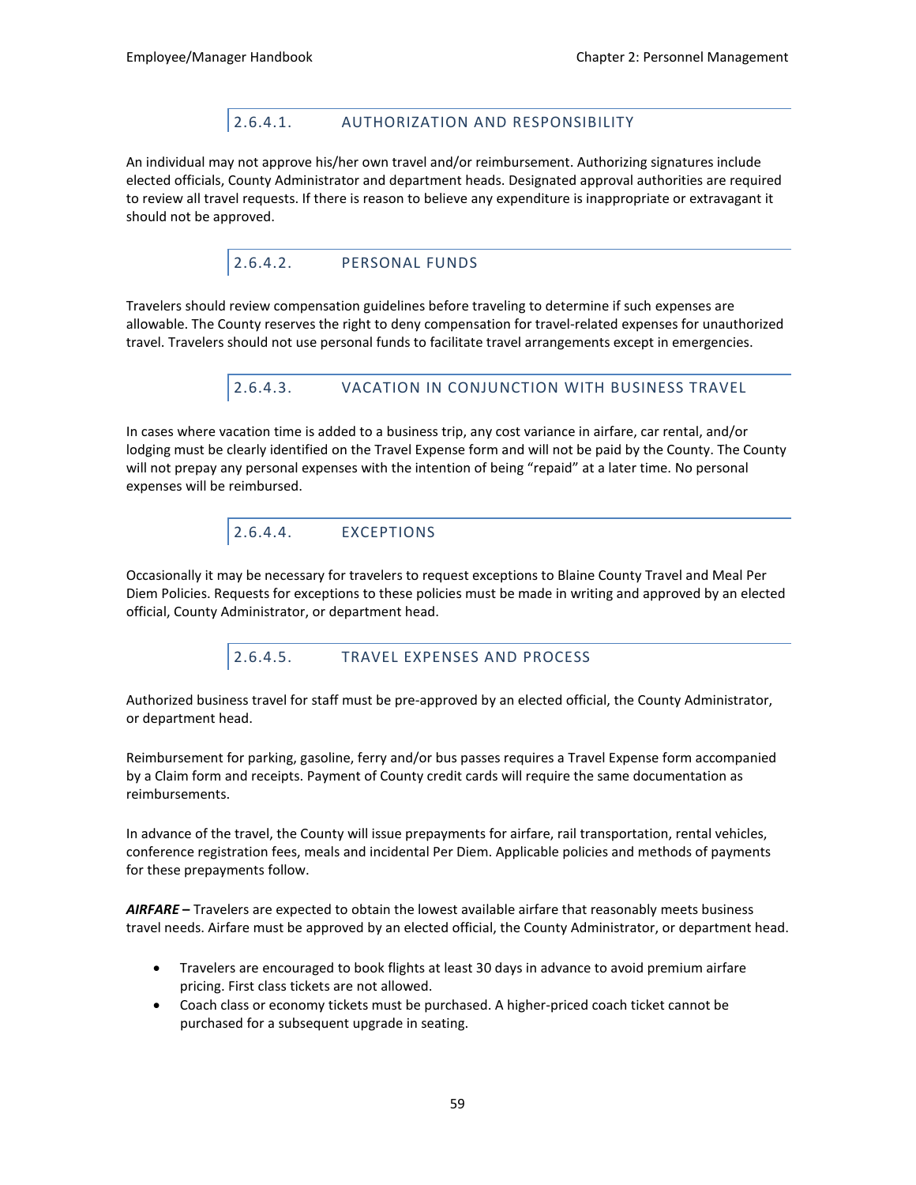#### 2.6.4.1. AUTHORIZATION AND RESPONSIBILITY

An individual may not approve his/her own travel and/or reimbursement. Authorizing signatures include elected officials, County Administrator and department heads. Designated approval authorities are required to review all travel requests. If there is reason to believe any expenditure is inappropriate or extravagant it should not be approved.

#### 2.6.4.2. PERSONAL FUNDS

Travelers should review compensation guidelines before traveling to determine if such expenses are allowable. The County reserves the right to deny compensation for travel-related expenses for unauthorized travel. Travelers should not use personal funds to facilitate travel arrangements except in emergencies.

#### 2.6.4.3. VACATION IN CONJUNCTION WITH BUSINESS TRAVEL

In cases where vacation time is added to a business trip, any cost variance in airfare, car rental, and/or lodging must be clearly identified on the Travel Expense form and will not be paid by the County. The County will not prepay any personal expenses with the intention of being "repaid" at a later time. No personal expenses will be reimbursed.

#### 2.6.4.4. EXCEPTIONS

Occasionally it may be necessary for travelers to request exceptions to Blaine County Travel and Meal Per Diem Policies. Requests for exceptions to these policies must be made in writing and approved by an elected official, County Administrator, or department head.

#### 2.6.4.5. TRAVEL EXPENSES AND PROCESS

Authorized business travel for staff must be pre-approved by an elected official, the County Administrator, or department head.

Reimbursement for parking, gasoline, ferry and/or bus passes requires a Travel Expense form accompanied by a Claim form and receipts. Payment of County credit cards will require the same documentation as reimbursements.

In advance of the travel, the County will issue prepayments for airfare, rail transportation, rental vehicles, conference registration fees, meals and incidental Per Diem. Applicable policies and methods of payments for these prepayments follow.

***AIRFARE –*** Travelers are expected to obtain the lowest available airfare that reasonably meets business travel needs. Airfare must be approved by an elected official, the County Administrator, or department head.

- Travelers are encouraged to book flights at least 30 days in advance to avoid premium airfare pricing. First class tickets are not allowed.
- Coach class or economy tickets must be purchased. A higher-priced coach ticket cannot be purchased for a subsequent upgrade in seating.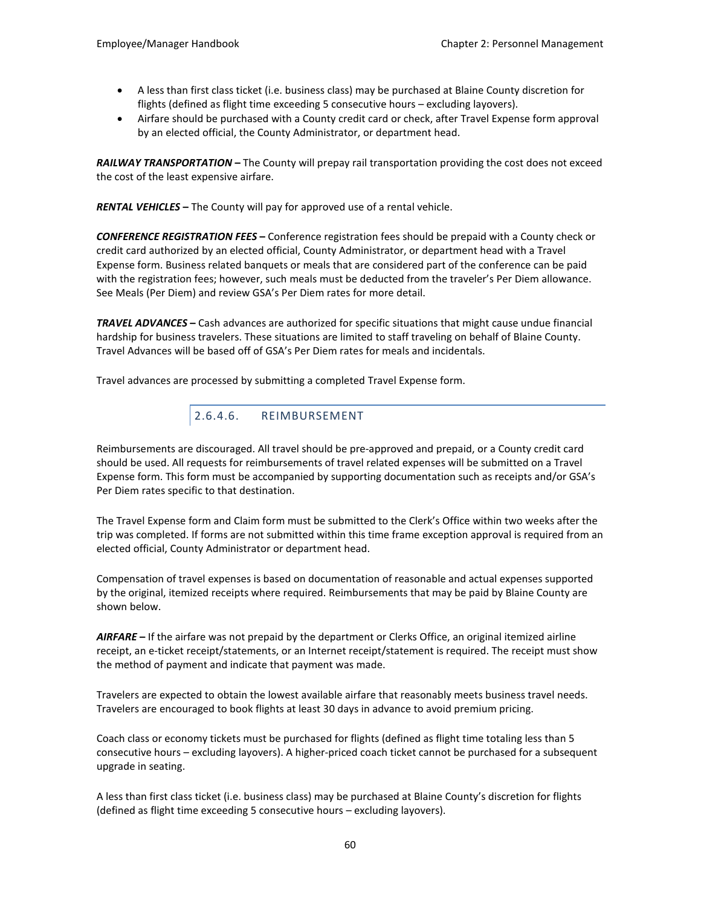- A less than first class ticket (i.e. business class) may be purchased at Blaine County discretion for flights (defined as flight time exceeding 5 consecutive hours – excluding layovers).
- Airfare should be purchased with a County credit card or check, after Travel Expense form approval by an elected official, the County Administrator, or department head.

***RAILWAY TRANSPORTATION –*** The County will prepay rail transportation providing the cost does not exceed the cost of the least expensive airfare.

***RENTAL VEHICLES –*** The County will pay for approved use of a rental vehicle.

***CONFERENCE REGISTRATION FEES –*** Conference registration fees should be prepaid with a County check or credit card authorized by an elected official, County Administrator, or department head with a Travel Expense form. Business related banquets or meals that are considered part of the conference can be paid with the registration fees; however, such meals must be deducted from the traveler's Per Diem allowance. See Meals (Per Diem) and review GSA's Per Diem rates for more detail.

***TRAVEL ADVANCES –*** Cash advances are authorized for specific situations that might cause undue financial hardship for business travelers. These situations are limited to staff traveling on behalf of Blaine County. Travel Advances will be based off of GSA's Per Diem rates for meals and incidentals.

Travel advances are processed by submitting a completed Travel Expense form.

#### 2.6.4.6. REIMBURSEMENT

Reimbursements are discouraged. All travel should be pre-approved and prepaid, or a County credit card should be used. All requests for reimbursements of travel related expenses will be submitted on a Travel Expense form. This form must be accompanied by supporting documentation such as receipts and/or GSA's Per Diem rates specific to that destination.

The Travel Expense form and Claim form must be submitted to the Clerk's Office within two weeks after the trip was completed. If forms are not submitted within this time frame exception approval is required from an elected official, County Administrator or department head.

Compensation of travel expenses is based on documentation of reasonable and actual expenses supported by the original, itemized receipts where required. Reimbursements that may be paid by Blaine County are shown below.

***AIRFARE –*** If the airfare was not prepaid by the department or Clerks Office, an original itemized airline receipt, an e-ticket receipt/statements, or an Internet receipt/statement is required. The receipt must show the method of payment and indicate that payment was made.

Travelers are expected to obtain the lowest available airfare that reasonably meets business travel needs. Travelers are encouraged to book flights at least 30 days in advance to avoid premium pricing.

Coach class or economy tickets must be purchased for flights (defined as flight time totaling less than 5 consecutive hours – excluding layovers). A higher-priced coach ticket cannot be purchased for a subsequent upgrade in seating.

A less than first class ticket (i.e. business class) may be purchased at Blaine County's discretion for flights (defined as flight time exceeding 5 consecutive hours – excluding layovers).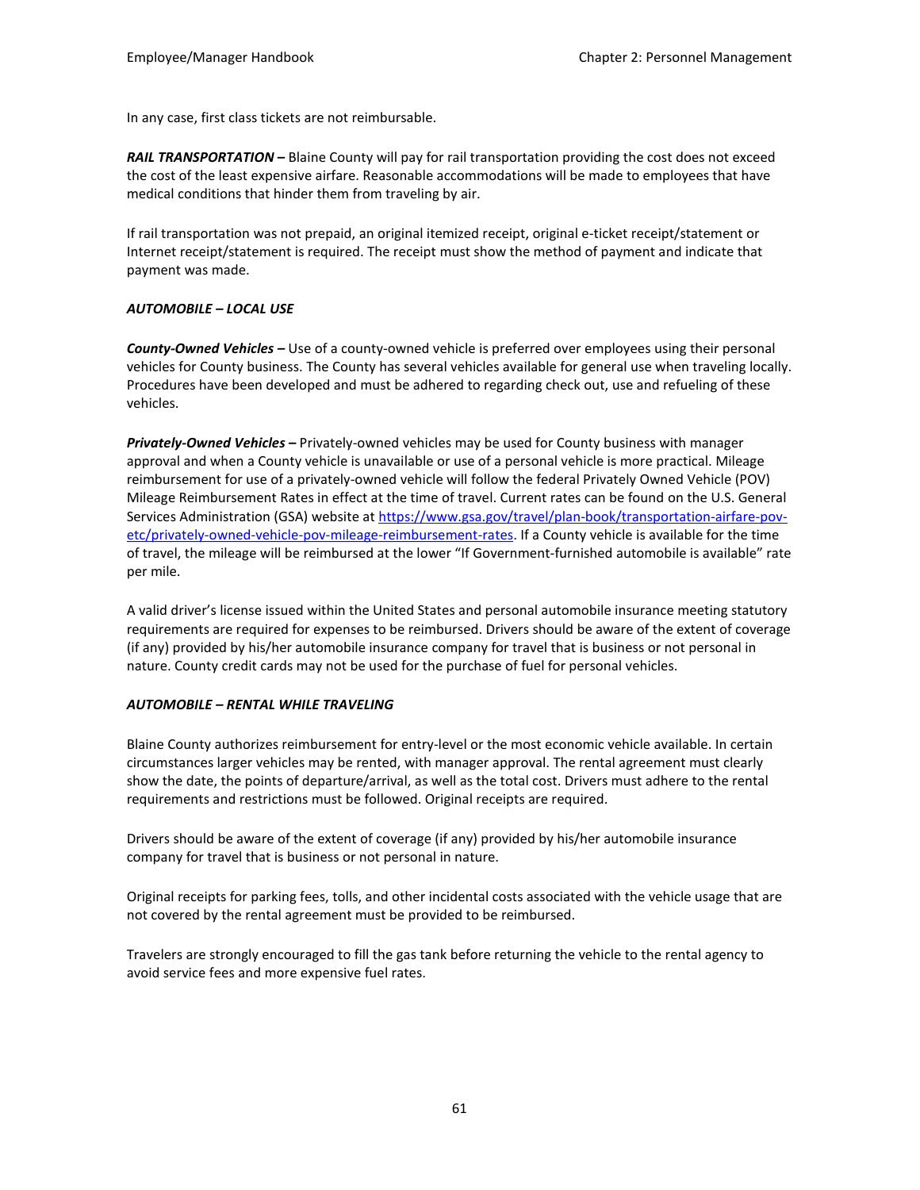In any case, first class tickets are not reimbursable.

***RAIL TRANSPORTATION –*** Blaine County will pay for rail transportation providing the cost does not exceed the cost of the least expensive airfare. Reasonable accommodations will be made to employees that have medical conditions that hinder them from traveling by air.

If rail transportation was not prepaid, an original itemized receipt, original e-ticket receipt/statement or Internet receipt/statement is required. The receipt must show the method of payment and indicate that payment was made.

***AUTOMOBILE – LOCAL USE***

***County-Owned Vehicles –*** Use of a county-owned vehicle is preferred over employees using their personal vehicles for County business. The County has several vehicles available for general use when traveling locally. Procedures have been developed and must be adhered to regarding check out, use and refueling of these vehicles.

***Privately-Owned Vehicles –*** Privately-owned vehicles may be used for County business with manager approval and when a County vehicle is unavailable or use of a personal vehicle is more practical. Mileage reimbursement for use of a privately-owned vehicle will follow the federal Privately Owned Vehicle (POV) Mileage Reimbursement Rates in effect at the time of travel. Current rates can be found on the U.S. General Services Administration (GSA) website at [https://www.gsa.gov/travel/plan-book/transportation-airfare-pov-etc/privately-owned-vehicle-pov-mileage-reimbursement-rates](https://www.gsa.gov/travel/plan-book/transportation-airfare-pov-etc/privately-owned-vehicle-pov-mileage-reimbursement-rates). If a County vehicle is available for the time of travel, the mileage will be reimbursed at the lower "If Government-furnished automobile is available" rate per mile.

A valid driver's license issued within the United States and personal automobile insurance meeting statutory requirements are required for expenses to be reimbursed. Drivers should be aware of the extent of coverage (if any) provided by his/her automobile insurance company for travel that is business or not personal in nature. County credit cards may not be used for the purchase of fuel for personal vehicles.

***AUTOMOBILE – RENTAL WHILE TRAVELING***

Blaine County authorizes reimbursement for entry-level or the most economic vehicle available. In certain circumstances larger vehicles may be rented, with manager approval. The rental agreement must clearly show the date, the points of departure/arrival, as well as the total cost. Drivers must adhere to the rental requirements and restrictions must be followed. Original receipts are required.

Drivers should be aware of the extent of coverage (if any) provided by his/her automobile insurance company for travel that is business or not personal in nature.

Original receipts for parking fees, tolls, and other incidental costs associated with the vehicle usage that are not covered by the rental agreement must be provided to be reimbursed.

Travelers are strongly encouraged to fill the gas tank before returning the vehicle to the rental agency to avoid service fees and more expensive fuel rates.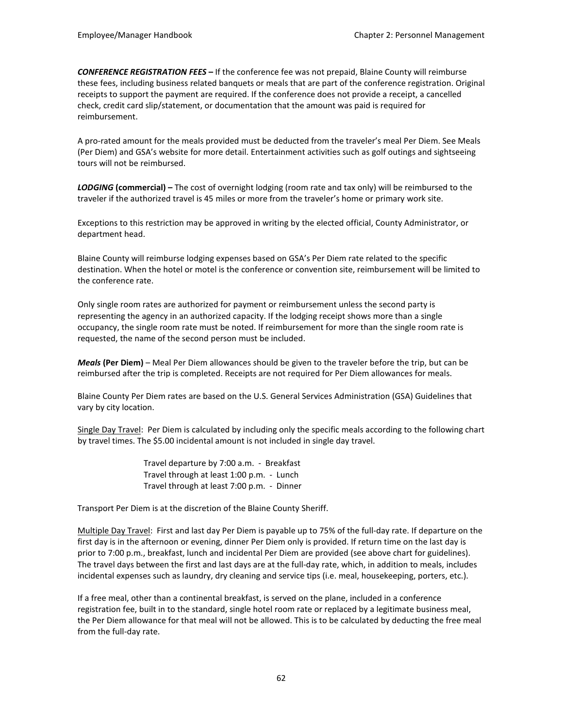***CONFERENCE REGISTRATION FEES –*** If the conference fee was not prepaid, Blaine County will reimburse these fees, including business related banquets or meals that are part of the conference registration. Original receipts to support the payment are required. If the conference does not provide a receipt, a cancelled check, credit card slip/statement, or documentation that the amount was paid is required for reimbursement.

A pro-rated amount for the meals provided must be deducted from the traveler's meal Per Diem. See Meals (Per Diem) and GSA's website for more detail. Entertainment activities such as golf outings and sightseeing tours will not be reimbursed.

***LODGING* (commercial) –** The cost of overnight lodging (room rate and tax only) will be reimbursed to the traveler if the authorized travel is 45 miles or more from the traveler's home or primary work site.

Exceptions to this restriction may be approved in writing by the elected official, County Administrator, or department head.

Blaine County will reimburse lodging expenses based on GSA's Per Diem rate related to the specific destination. When the hotel or motel is the conference or convention site, reimbursement will be limited to the conference rate.

Only single room rates are authorized for payment or reimbursement unless the second party is representing the agency in an authorized capacity. If the lodging receipt shows more than a single occupancy, the single room rate must be noted. If reimbursement for more than the single room rate is requested, the name of the second person must be included.

***Meals* (Per Diem)** – Meal Per Diem allowances should be given to the traveler before the trip, but can be reimbursed after the trip is completed. Receipts are not required for Per Diem allowances for meals.

Blaine County Per Diem rates are based on the U.S. General Services Administration (GSA) Guidelines that vary by city location.

<u>Single Day Travel</u>: Per Diem is calculated by including only the specific meals according to the following chart by travel times. The $5.00 incidental amount is not included in single day travel.

Travel departure by 7:00 a.m. - Breakfast
Travel through at least 1:00 p.m. - Lunch
Travel through at least 7:00 p.m. - Dinner

Transport Per Diem is at the discretion of the Blaine County Sheriff.

<u>Multiple Day Travel</u>: First and last day Per Diem is payable up to 75% of the full-day rate. If departure on the first day is in the afternoon or evening, dinner Per Diem only is provided. If return time on the last day is prior to 7:00 p.m., breakfast, lunch and incidental Per Diem are provided (see above chart for guidelines). The travel days between the first and last days are at the full-day rate, which, in addition to meals, includes incidental expenses such as laundry, dry cleaning and service tips (i.e. meal, housekeeping, porters, etc.).

If a free meal, other than a continental breakfast, is served on the plane, included in a conference registration fee, built in to the standard, single hotel room rate or replaced by a legitimate business meal, the Per Diem allowance for that meal will not be allowed. This is to be calculated by deducting the free meal from the full-day rate.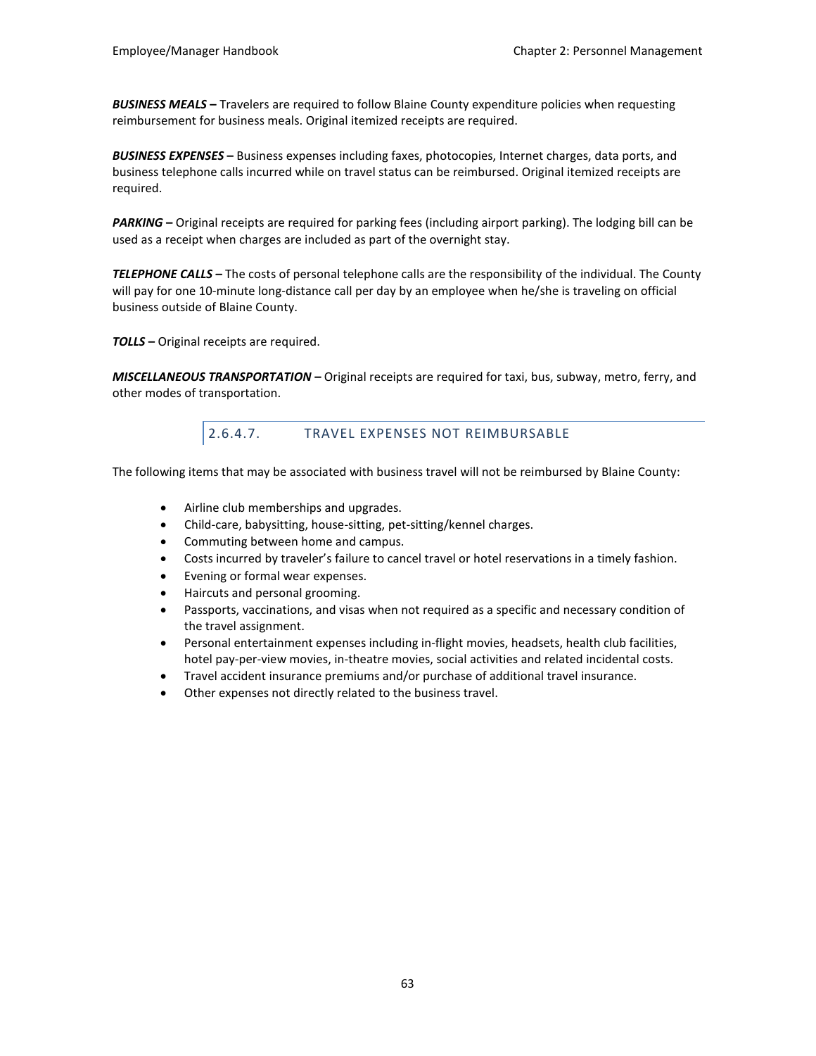***BUSINESS MEALS –*** Travelers are required to follow Blaine County expenditure policies when requesting reimbursement for business meals. Original itemized receipts are required.

***BUSINESS EXPENSES –*** Business expenses including faxes, photocopies, Internet charges, data ports, and business telephone calls incurred while on travel status can be reimbursed. Original itemized receipts are required.

***PARKING –*** Original receipts are required for parking fees (including airport parking). The lodging bill can be used as a receipt when charges are included as part of the overnight stay.

***TELEPHONE CALLS –*** The costs of personal telephone calls are the responsibility of the individual. The County will pay for one 10-minute long-distance call per day by an employee when he/she is traveling on official business outside of Blaine County.

***TOLLS –*** Original receipts are required.

***MISCELLANEOUS TRANSPORTATION –*** Original receipts are required for taxi, bus, subway, metro, ferry, and other modes of transportation.

#### 2.6.4.7. TRAVEL EXPENSES NOT REIMBURSABLE

The following items that may be associated with business travel will not be reimbursed by Blaine County:

- Airline club memberships and upgrades.
- Child-care, babysitting, house-sitting, pet-sitting/kennel charges.
- Commuting between home and campus.
- Costs incurred by traveler's failure to cancel travel or hotel reservations in a timely fashion.
- Evening or formal wear expenses.
- Haircuts and personal grooming.
- Passports, vaccinations, and visas when not required as a specific and necessary condition of the travel assignment.
- Personal entertainment expenses including in-flight movies, headsets, health club facilities, hotel pay-per-view movies, in-theatre movies, social activities and related incidental costs.
- Travel accident insurance premiums and/or purchase of additional travel insurance.
- Other expenses not directly related to the business travel.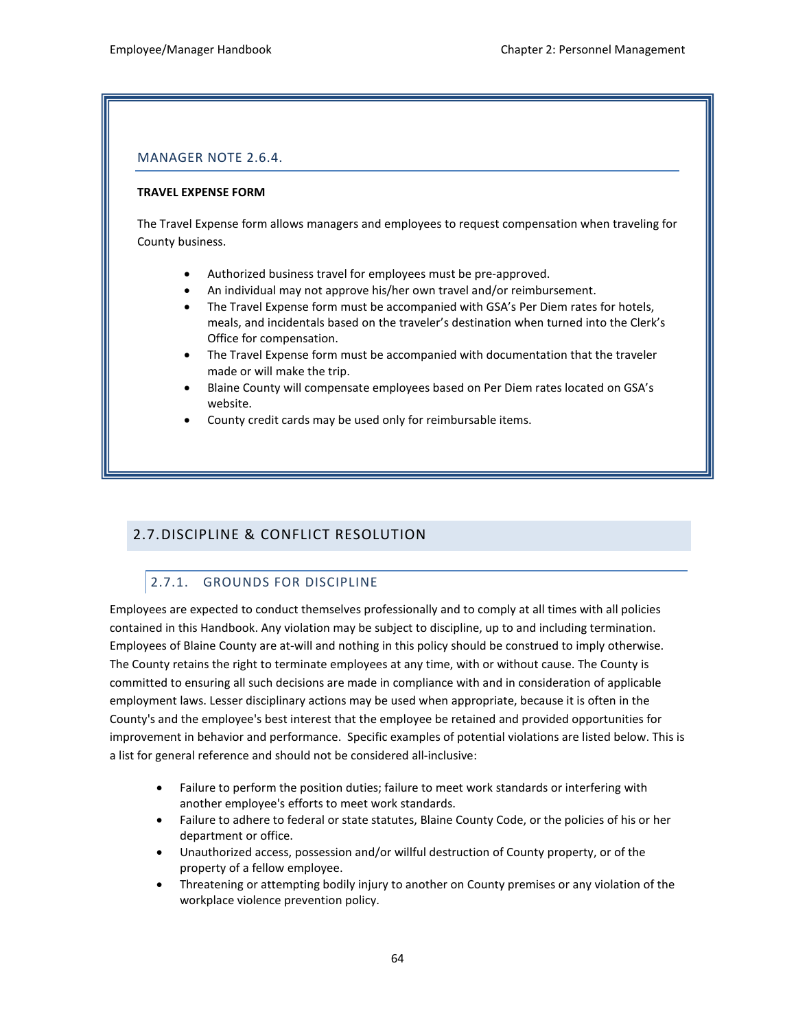### MANAGER NOTE 2.6.4.

**TRAVEL EXPENSE FORM**

The Travel Expense form allows managers and employees to request compensation when traveling for County business.

- Authorized business travel for employees must be pre-approved.
- An individual may not approve his/her own travel and/or reimbursement.
- The Travel Expense form must be accompanied with GSA's Per Diem rates for hotels, meals, and incidentals based on the traveler's destination when turned into the Clerk's Office for compensation.
- The Travel Expense form must be accompanied with documentation that the traveler made or will make the trip.
- Blaine County will compensate employees based on Per Diem rates located on GSA's website.
- County credit cards may be used only for reimbursable items.

## 2.7. DISCIPLINE & CONFLICT RESOLUTION

### 2.7.1. GROUNDS FOR DISCIPLINE

Employees are expected to conduct themselves professionally and to comply at all times with all policies contained in this Handbook. Any violation may be subject to discipline, up to and including termination. Employees of Blaine County are at-will and nothing in this policy should be construed to imply otherwise. The County retains the right to terminate employees at any time, with or without cause. The County is committed to ensuring all such decisions are made in compliance with and in consideration of applicable employment laws. Lesser disciplinary actions may be used when appropriate, because it is often in the County's and the employee's best interest that the employee be retained and provided opportunities for improvement in behavior and performance. Specific examples of potential violations are listed below. This is a list for general reference and should not be considered all-inclusive:

- Failure to perform the position duties; failure to meet work standards or interfering with another employee's efforts to meet work standards.
- Failure to adhere to federal or state statutes, Blaine County Code, or the policies of his or her department or office.
- Unauthorized access, possession and/or willful destruction of County property, or of the property of a fellow employee.
- Threatening or attempting bodily injury to another on County premises or any violation of the workplace violence prevention policy.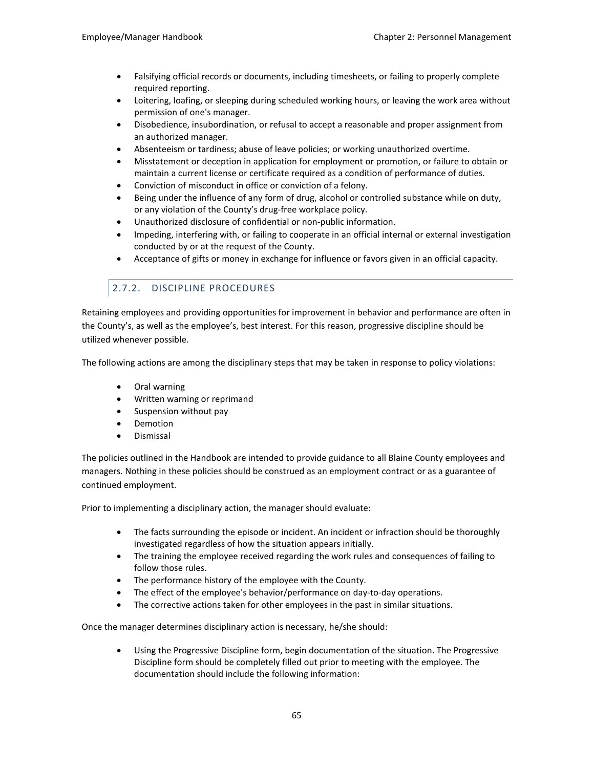- Falsifying official records or documents, including timesheets, or failing to properly complete required reporting.
- Loitering, loafing, or sleeping during scheduled working hours, or leaving the work area without permission of one's manager.
- Disobedience, insubordination, or refusal to accept a reasonable and proper assignment from an authorized manager.
- Absenteeism or tardiness; abuse of leave policies; or working unauthorized overtime.
- Misstatement or deception in application for employment or promotion, or failure to obtain or maintain a current license or certificate required as a condition of performance of duties.
- Conviction of misconduct in office or conviction of a felony.
- Being under the influence of any form of drug, alcohol or controlled substance while on duty, or any violation of the County's drug-free workplace policy.
- Unauthorized disclosure of confidential or non-public information.
- Impeding, interfering with, or failing to cooperate in an official internal or external investigation conducted by or at the request of the County.
- Acceptance of gifts or money in exchange for influence or favors given in an official capacity.

### 2.7.2. DISCIPLINE PROCEDURES

Retaining employees and providing opportunities for improvement in behavior and performance are often in the County's, as well as the employee's, best interest. For this reason, progressive discipline should be utilized whenever possible.

The following actions are among the disciplinary steps that may be taken in response to policy violations:

- Oral warning
- Written warning or reprimand
- Suspension without pay
- Demotion
- Dismissal

The policies outlined in the Handbook are intended to provide guidance to all Blaine County employees and managers. Nothing in these policies should be construed as an employment contract or as a guarantee of continued employment.

Prior to implementing a disciplinary action, the manager should evaluate:

- The facts surrounding the episode or incident. An incident or infraction should be thoroughly investigated regardless of how the situation appears initially.
- The training the employee received regarding the work rules and consequences of failing to follow those rules.
- The performance history of the employee with the County.
- The effect of the employee's behavior/performance on day-to-day operations.
- The corrective actions taken for other employees in the past in similar situations.

Once the manager determines disciplinary action is necessary, he/she should:

- Using the Progressive Discipline form, begin documentation of the situation. The Progressive Discipline form should be completely filled out prior to meeting with the employee. The documentation should include the following information: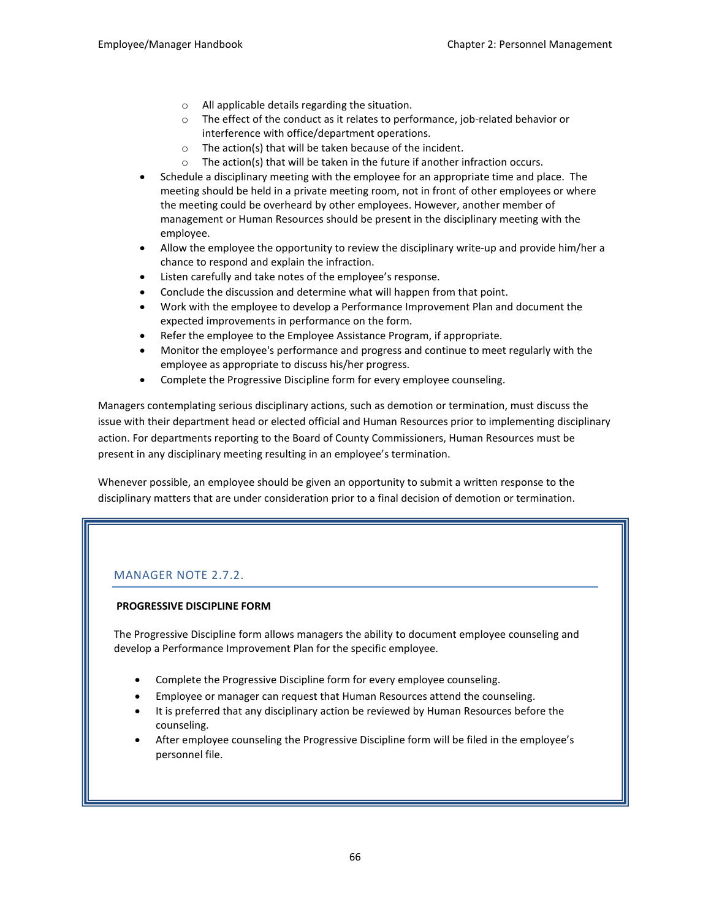- All applicable details regarding the situation.
  - The effect of the conduct as it relates to performance, job-related behavior or interference with office/department operations.
  - The action(s) that will be taken because of the incident.
  - The action(s) that will be taken in the future if another infraction occurs.
- Schedule a disciplinary meeting with the employee for an appropriate time and place. The meeting should be held in a private meeting room, not in front of other employees or where the meeting could be overheard by other employees. However, another member of management or Human Resources should be present in the disciplinary meeting with the employee.
- Allow the employee the opportunity to review the disciplinary write-up and provide him/her a chance to respond and explain the infraction.
- Listen carefully and take notes of the employee's response.
- Conclude the discussion and determine what will happen from that point.
- Work with the employee to develop a Performance Improvement Plan and document the expected improvements in performance on the form.
- Refer the employee to the Employee Assistance Program, if appropriate.
- Monitor the employee's performance and progress and continue to meet regularly with the employee as appropriate to discuss his/her progress.
- Complete the Progressive Discipline form for every employee counseling.

Managers contemplating serious disciplinary actions, such as demotion or termination, must discuss the issue with their department head or elected official and Human Resources prior to implementing disciplinary action. For departments reporting to the Board of County Commissioners, Human Resources must be present in any disciplinary meeting resulting in an employee's termination.

Whenever possible, an employee should be given an opportunity to submit a written response to the disciplinary matters that are under consideration prior to a final decision of demotion or termination.

### MANAGER NOTE 2.7.2.

**PROGRESSIVE DISCIPLINE FORM**

The Progressive Discipline form allows managers the ability to document employee counseling and develop a Performance Improvement Plan for the specific employee.

- Complete the Progressive Discipline form for every employee counseling.
- Employee or manager can request that Human Resources attend the counseling.
- It is preferred that any disciplinary action be reviewed by Human Resources before the counseling.
- After employee counseling the Progressive Discipline form will be filed in the employee's personnel file.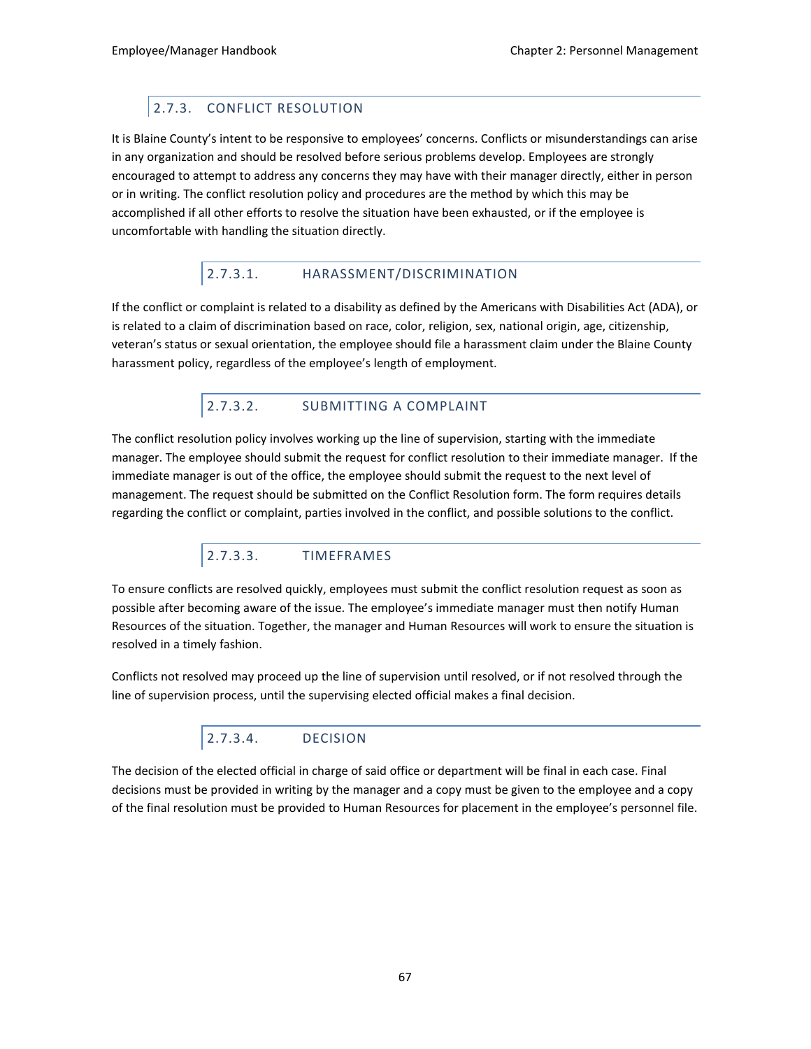## 2.7.3. CONFLICT RESOLUTION

It is Blaine County's intent to be responsive to employees' concerns. Conflicts or misunderstandings can arise in any organization and should be resolved before serious problems develop. Employees are strongly encouraged to attempt to address any concerns they may have with their manager directly, either in person or in writing. The conflict resolution policy and procedures are the method by which this may be accomplished if all other efforts to resolve the situation have been exhausted, or if the employee is uncomfortable with handling the situation directly.

### 2.7.3.1. HARASSMENT/DISCRIMINATION

If the conflict or complaint is related to a disability as defined by the Americans with Disabilities Act (ADA), or is related to a claim of discrimination based on race, color, religion, sex, national origin, age, citizenship, veteran's status or sexual orientation, the employee should file a harassment claim under the Blaine County harassment policy, regardless of the employee's length of employment.

### 2.7.3.2. SUBMITTING A COMPLAINT

The conflict resolution policy involves working up the line of supervision, starting with the immediate manager. The employee should submit the request for conflict resolution to their immediate manager. If the immediate manager is out of the office, the employee should submit the request to the next level of management. The request should be submitted on the Conflict Resolution form. The form requires details regarding the conflict or complaint, parties involved in the conflict, and possible solutions to the conflict.

### 2.7.3.3. TIMEFRAMES

To ensure conflicts are resolved quickly, employees must submit the conflict resolution request as soon as possible after becoming aware of the issue. The employee's immediate manager must then notify Human Resources of the situation. Together, the manager and Human Resources will work to ensure the situation is resolved in a timely fashion.

Conflicts not resolved may proceed up the line of supervision until resolved, or if not resolved through the line of supervision process, until the supervising elected official makes a final decision.

### 2.7.3.4. DECISION

The decision of the elected official in charge of said office or department will be final in each case. Final decisions must be provided in writing by the manager and a copy must be given to the employee and a copy of the final resolution must be provided to Human Resources for placement in the employee's personnel file.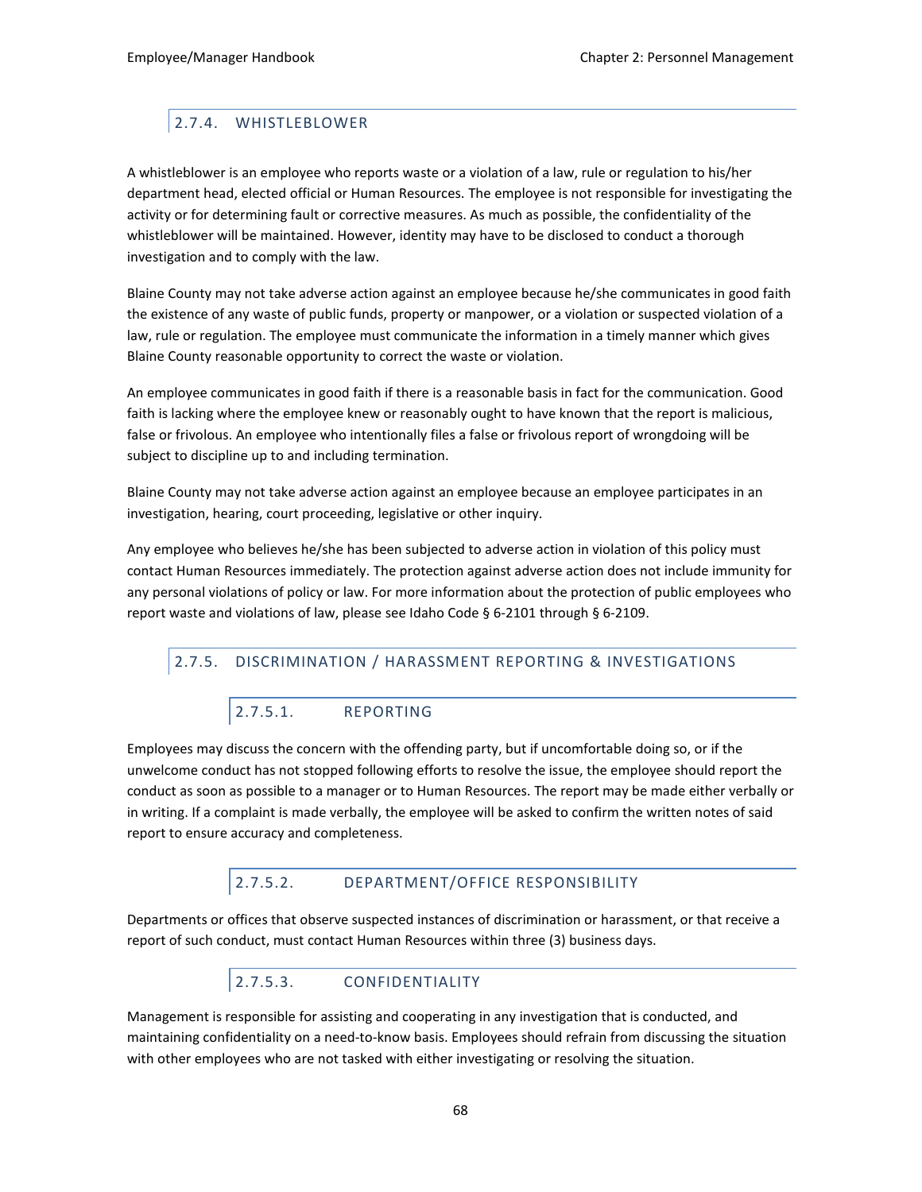### 2.7.4. WHISTLEBLOWER

A whistleblower is an employee who reports waste or a violation of a law, rule or regulation to his/her department head, elected official or Human Resources. The employee is not responsible for investigating the activity or for determining fault or corrective measures. As much as possible, the confidentiality of the whistleblower will be maintained. However, identity may have to be disclosed to conduct a thorough investigation and to comply with the law.

Blaine County may not take adverse action against an employee because he/she communicates in good faith the existence of any waste of public funds, property or manpower, or a violation or suspected violation of a law, rule or regulation. The employee must communicate the information in a timely manner which gives Blaine County reasonable opportunity to correct the waste or violation.

An employee communicates in good faith if there is a reasonable basis in fact for the communication. Good faith is lacking where the employee knew or reasonably ought to have known that the report is malicious, false or frivolous. An employee who intentionally files a false or frivolous report of wrongdoing will be subject to discipline up to and including termination.

Blaine County may not take adverse action against an employee because an employee participates in an investigation, hearing, court proceeding, legislative or other inquiry.

Any employee who believes he/she has been subjected to adverse action in violation of this policy must contact Human Resources immediately. The protection against adverse action does not include immunity for any personal violations of policy or law. For more information about the protection of public employees who report waste and violations of law, please see Idaho Code § 6-2101 through § 6-2109.

### 2.7.5. DISCRIMINATION / HARASSMENT REPORTING & INVESTIGATIONS

#### 2.7.5.1. REPORTING

Employees may discuss the concern with the offending party, but if uncomfortable doing so, or if the unwelcome conduct has not stopped following efforts to resolve the issue, the employee should report the conduct as soon as possible to a manager or to Human Resources. The report may be made either verbally or in writing. If a complaint is made verbally, the employee will be asked to confirm the written notes of said report to ensure accuracy and completeness.

#### 2.7.5.2. DEPARTMENT/OFFICE RESPONSIBILITY

Departments or offices that observe suspected instances of discrimination or harassment, or that receive a report of such conduct, must contact Human Resources within three (3) business days.

#### 2.7.5.3. CONFIDENTIALITY

Management is responsible for assisting and cooperating in any investigation that is conducted, and maintaining confidentiality on a need-to-know basis. Employees should refrain from discussing the situation with other employees who are not tasked with either investigating or resolving the situation.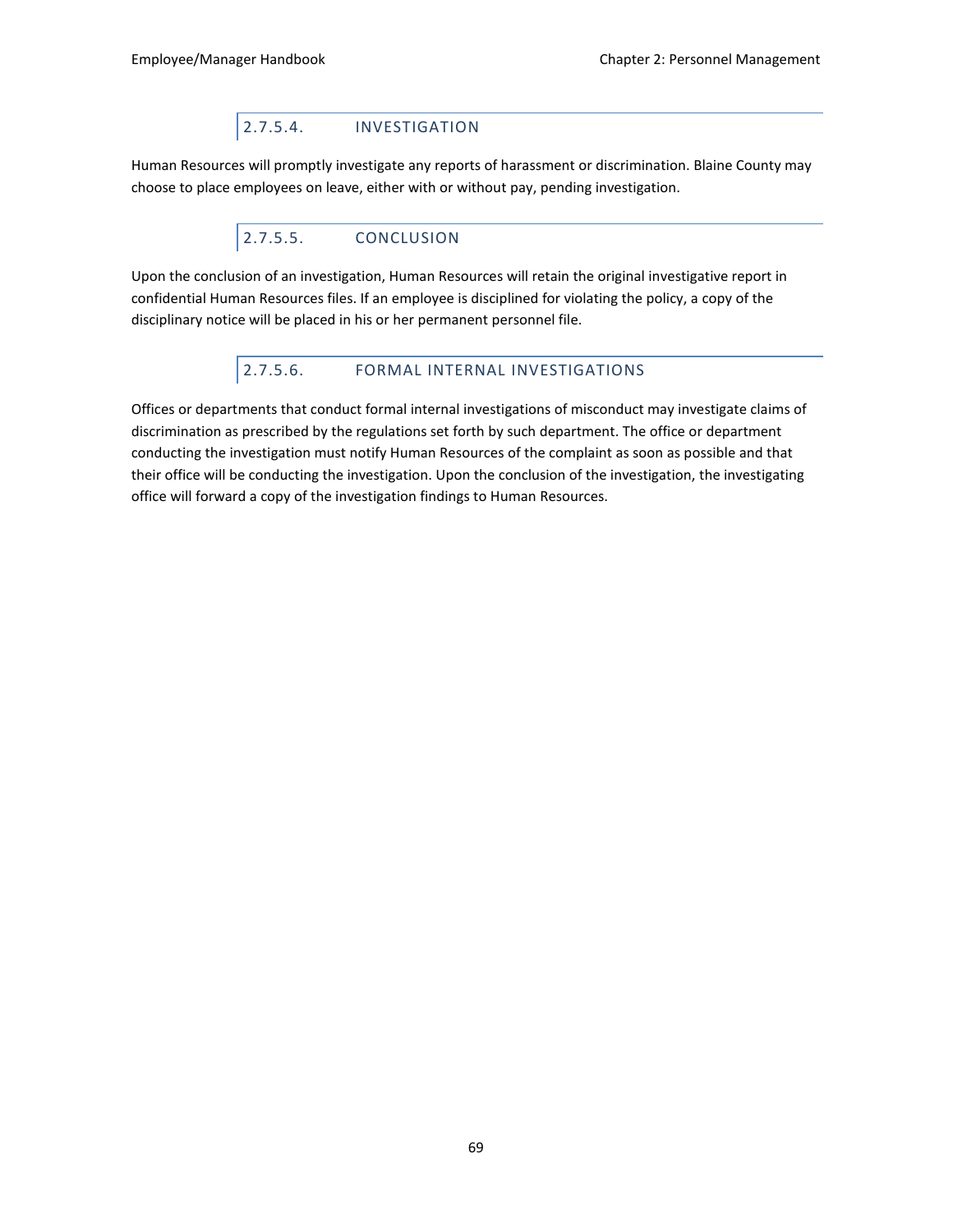#### 2.7.5.4. INVESTIGATION

Human Resources will promptly investigate any reports of harassment or discrimination. Blaine County may choose to place employees on leave, either with or without pay, pending investigation.

#### 2.7.5.5. CONCLUSION

Upon the conclusion of an investigation, Human Resources will retain the original investigative report in confidential Human Resources files. If an employee is disciplined for violating the policy, a copy of the disciplinary notice will be placed in his or her permanent personnel file.

#### 2.7.5.6. FORMAL INTERNAL INVESTIGATIONS

Offices or departments that conduct formal internal investigations of misconduct may investigate claims of discrimination as prescribed by the regulations set forth by such department. The office or department conducting the investigation must notify Human Resources of the complaint as soon as possible and that their office will be conducting the investigation. Upon the conclusion of the investigation, the investigating office will forward a copy of the investigation findings to Human Resources.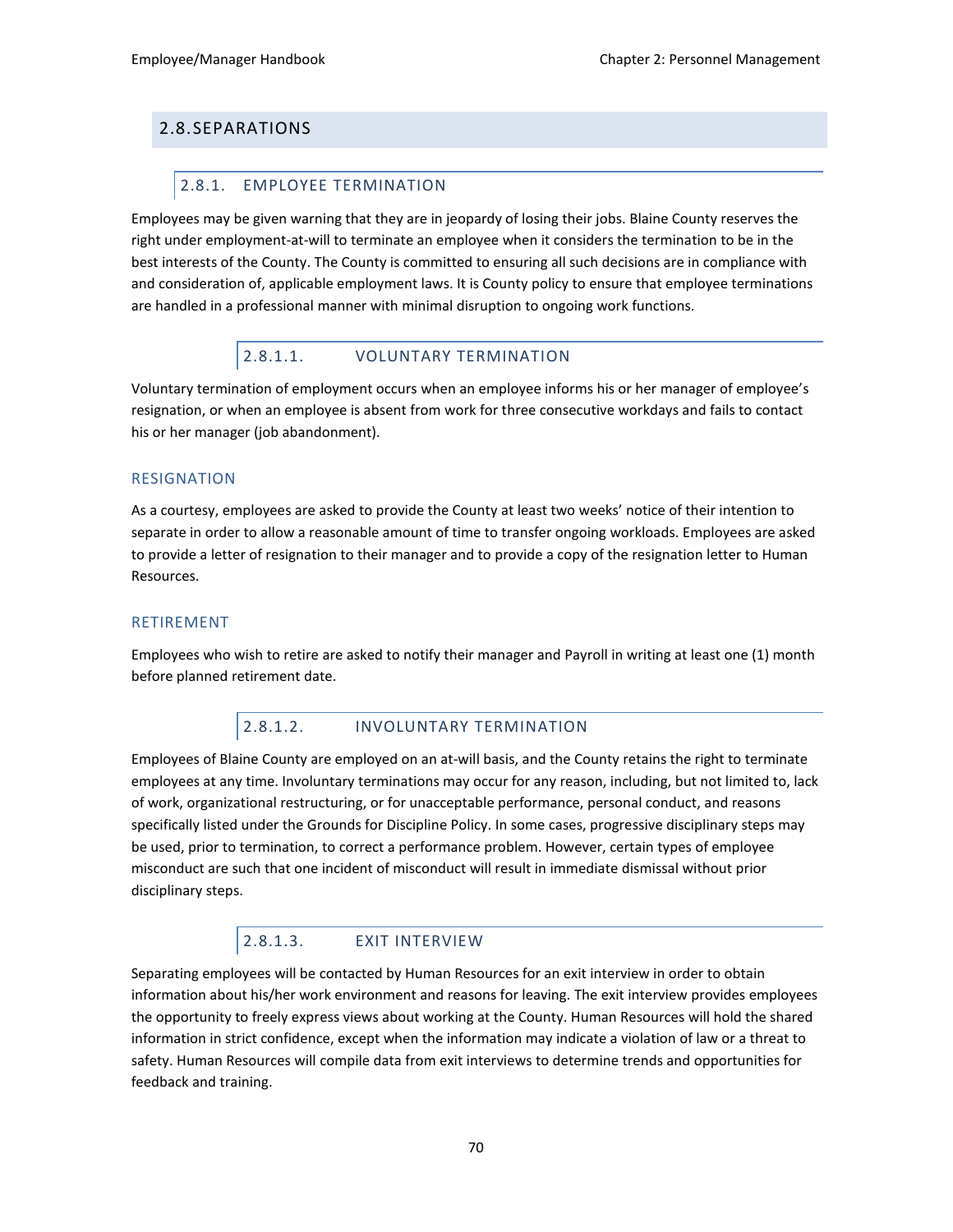## 2.8. SEPARATIONS

### 2.8.1. EMPLOYEE TERMINATION

Employees may be given warning that they are in jeopardy of losing their jobs. Blaine County reserves the right under employment-at-will to terminate an employee when it considers the termination to be in the best interests of the County. The County is committed to ensuring all such decisions are in compliance with and consideration of, applicable employment laws. It is County policy to ensure that employee terminations are handled in a professional manner with minimal disruption to ongoing work functions.

#### 2.8.1.1. VOLUNTARY TERMINATION

Voluntary termination of employment occurs when an employee informs his or her manager of employee's resignation, or when an employee is absent from work for three consecutive workdays and fails to contact his or her manager (job abandonment).

##### RESIGNATION

As a courtesy, employees are asked to provide the County at least two weeks' notice of their intention to separate in order to allow a reasonable amount of time to transfer ongoing workloads. Employees are asked to provide a letter of resignation to their manager and to provide a copy of the resignation letter to Human Resources.

##### RETIREMENT

Employees who wish to retire are asked to notify their manager and Payroll in writing at least one (1) month before planned retirement date.

#### 2.8.1.2. INVOLUNTARY TERMINATION

Employees of Blaine County are employed on an at-will basis, and the County retains the right to terminate employees at any time. Involuntary terminations may occur for any reason, including, but not limited to, lack of work, organizational restructuring, or for unacceptable performance, personal conduct, and reasons specifically listed under the Grounds for Discipline Policy. In some cases, progressive disciplinary steps may be used, prior to termination, to correct a performance problem. However, certain types of employee misconduct are such that one incident of misconduct will result in immediate dismissal without prior disciplinary steps.

#### 2.8.1.3. EXIT INTERVIEW

Separating employees will be contacted by Human Resources for an exit interview in order to obtain information about his/her work environment and reasons for leaving. The exit interview provides employees the opportunity to freely express views about working at the County. Human Resources will hold the shared information in strict confidence, except when the information may indicate a violation of law or a threat to safety. Human Resources will compile data from exit interviews to determine trends and opportunities for feedback and training.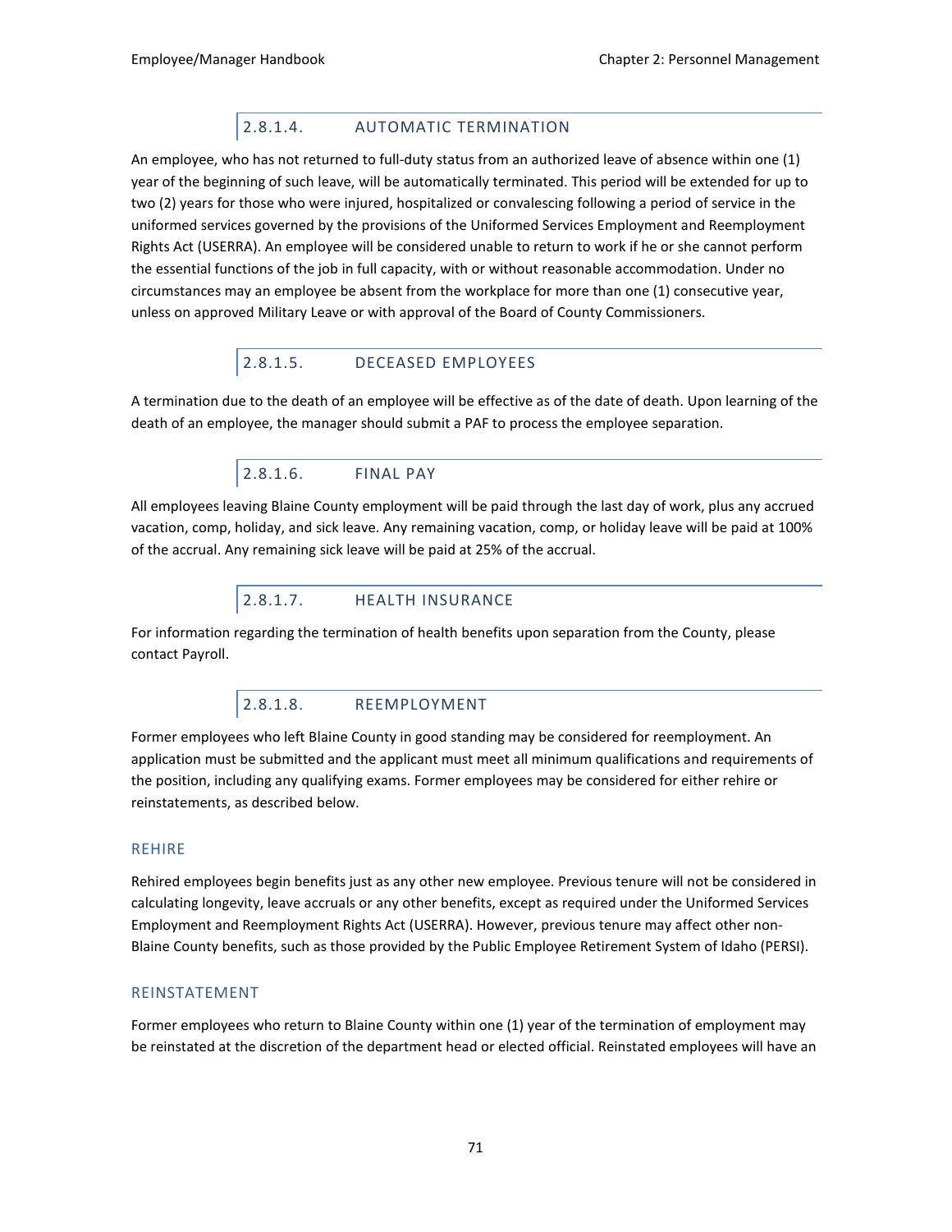#### 2.8.1.4. AUTOMATIC TERMINATION

An employee, who has not returned to full-duty status from an authorized leave of absence within one (1) year of the beginning of such leave, will be automatically terminated. This period will be extended for up to two (2) years for those who were injured, hospitalized or convalescing following a period of service in the uniformed services governed by the provisions of the Uniformed Services Employment and Reemployment Rights Act (USERRA). An employee will be considered unable to return to work if he or she cannot perform the essential functions of the job in full capacity, with or without reasonable accommodation. Under no circumstances may an employee be absent from the workplace for more than one (1) consecutive year, unless on approved Military Leave or with approval of the Board of County Commissioners.

#### 2.8.1.5. DECEASED EMPLOYEES

A termination due to the death of an employee will be effective as of the date of death. Upon learning of the death of an employee, the manager should submit a PAF to process the employee separation.

#### 2.8.1.6. FINAL PAY

All employees leaving Blaine County employment will be paid through the last day of work, plus any accrued vacation, comp, holiday, and sick leave. Any remaining vacation, comp, or holiday leave will be paid at 100% of the accrual. Any remaining sick leave will be paid at 25% of the accrual.

#### 2.8.1.7. HEALTH INSURANCE

For information regarding the termination of health benefits upon separation from the County, please contact Payroll.

#### 2.8.1.8. REEMPLOYMENT

Former employees who left Blaine County in good standing may be considered for reemployment. An application must be submitted and the applicant must meet all minimum qualifications and requirements of the position, including any qualifying exams. Former employees may be considered for either rehire or reinstatements, as described below.

##### REHIRE

Rehired employees begin benefits just as any other new employee. Previous tenure will not be considered in calculating longevity, leave accruals or any other benefits, except as required under the Uniformed Services Employment and Reemployment Rights Act (USERRA). However, previous tenure may affect other non-Blaine County benefits, such as those provided by the Public Employee Retirement System of Idaho (PERSI).

##### REINSTATEMENT

Former employees who return to Blaine County within one (1) year of the termination of employment may be reinstated at the discretion of the department head or elected official. Reinstated employees will have an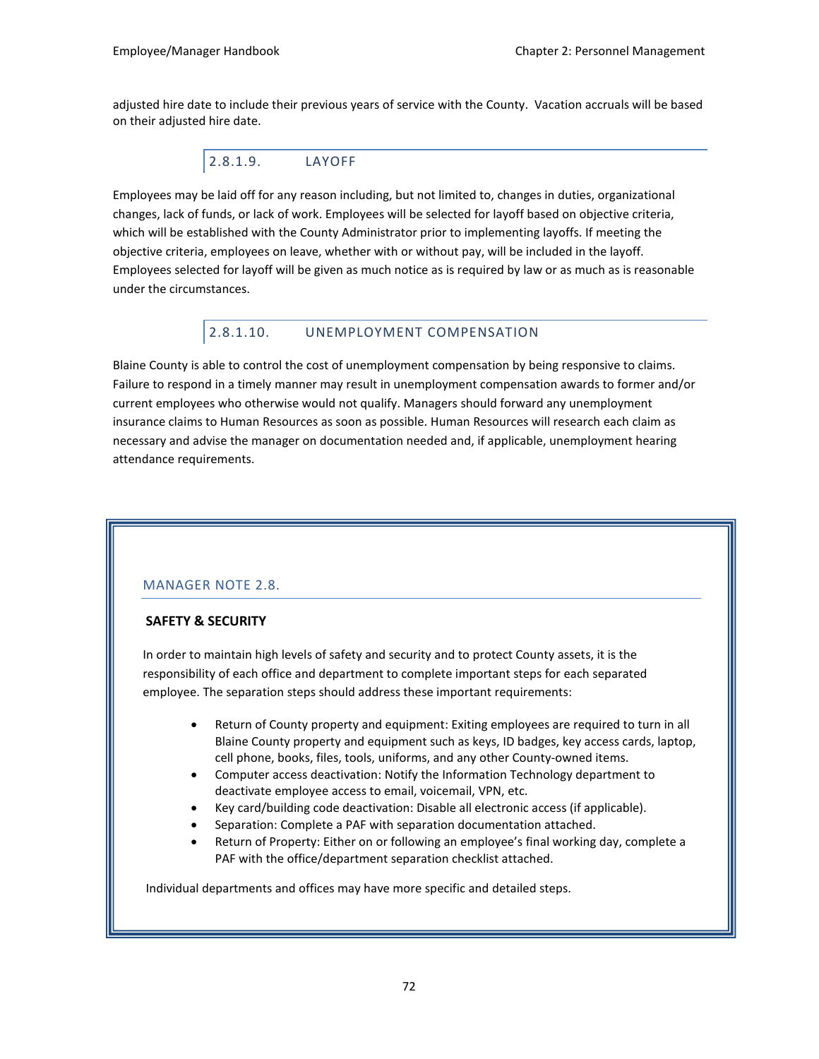adjusted hire date to include their previous years of service with the County. Vacation accruals will be based on their adjusted hire date.

#### 2.8.1.9. LAYOFF

Employees may be laid off for any reason including, but not limited to, changes in duties, organizational changes, lack of funds, or lack of work. Employees will be selected for layoff based on objective criteria, which will be established with the County Administrator prior to implementing layoffs. If meeting the objective criteria, employees on leave, whether with or without pay, will be included in the layoff. Employees selected for layoff will be given as much notice as is required by law or as much as is reasonable under the circumstances.

#### 2.8.1.10. UNEMPLOYMENT COMPENSATION

Blaine County is able to control the cost of unemployment compensation by being responsive to claims. Failure to respond in a timely manner may result in unemployment compensation awards to former and/or current employees who otherwise would not qualify. Managers should forward any unemployment insurance claims to Human Resources as soon as possible. Human Resources will research each claim as necessary and advise the manager on documentation needed and, if applicable, unemployment hearing attendance requirements.

### MANAGER NOTE 2.8.

**SAFETY & SECURITY**

In order to maintain high levels of safety and security and to protect County assets, it is the responsibility of each office and department to complete important steps for each separated employee. The separation steps should address these important requirements:

- Return of County property and equipment: Exiting employees are required to turn in all Blaine County property and equipment such as keys, ID badges, key access cards, laptop, cell phone, books, files, tools, uniforms, and any other County-owned items.
- Computer access deactivation: Notify the Information Technology department to deactivate employee access to email, voicemail, VPN, etc.
- Key card/building code deactivation: Disable all electronic access (if applicable).
- Separation: Complete a PAF with separation documentation attached.
- Return of Property: Either on or following an employee's final working day, complete a PAF with the office/department separation checklist attached.

Individual departments and offices may have more specific and detailed steps.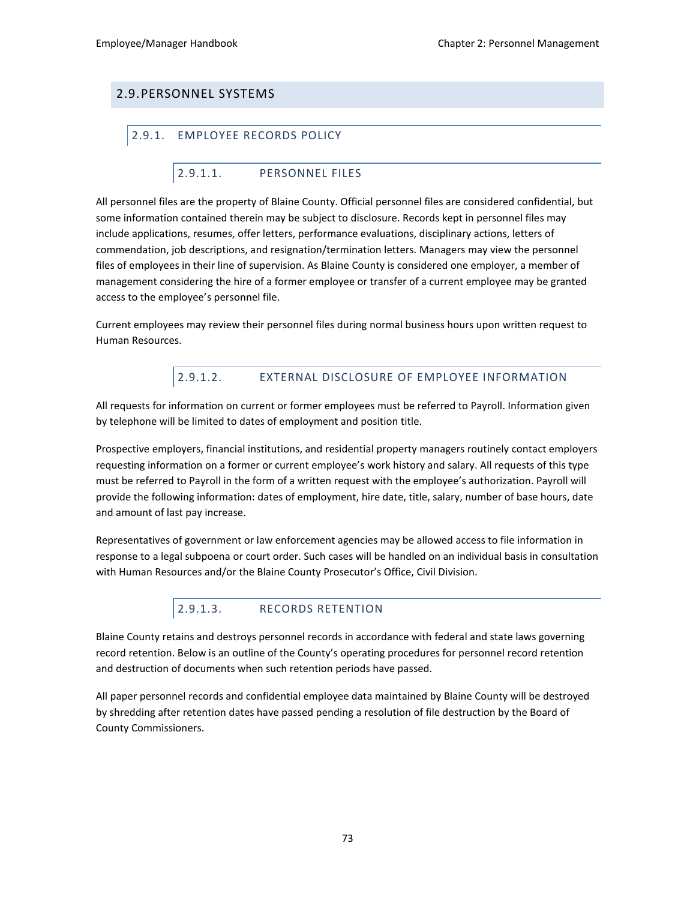## 2.9. PERSONNEL SYSTEMS

### 2.9.1. EMPLOYEE RECORDS POLICY

#### 2.9.1.1. PERSONNEL FILES

All personnel files are the property of Blaine County. Official personnel files are considered confidential, but some information contained therein may be subject to disclosure. Records kept in personnel files may include applications, resumes, offer letters, performance evaluations, disciplinary actions, letters of commendation, job descriptions, and resignation/termination letters. Managers may view the personnel files of employees in their line of supervision. As Blaine County is considered one employer, a member of management considering the hire of a former employee or transfer of a current employee may be granted access to the employee's personnel file.

Current employees may review their personnel files during normal business hours upon written request to Human Resources.

#### 2.9.1.2. EXTERNAL DISCLOSURE OF EMPLOYEE INFORMATION

All requests for information on current or former employees must be referred to Payroll. Information given by telephone will be limited to dates of employment and position title.

Prospective employers, financial institutions, and residential property managers routinely contact employers requesting information on a former or current employee's work history and salary. All requests of this type must be referred to Payroll in the form of a written request with the employee's authorization. Payroll will provide the following information: dates of employment, hire date, title, salary, number of base hours, date and amount of last pay increase.

Representatives of government or law enforcement agencies may be allowed access to file information in response to a legal subpoena or court order. Such cases will be handled on an individual basis in consultation with Human Resources and/or the Blaine County Prosecutor's Office, Civil Division.

#### 2.9.1.3. RECORDS RETENTION

Blaine County retains and destroys personnel records in accordance with federal and state laws governing record retention. Below is an outline of the County's operating procedures for personnel record retention and destruction of documents when such retention periods have passed.

All paper personnel records and confidential employee data maintained by Blaine County will be destroyed by shredding after retention dates have passed pending a resolution of file destruction by the Board of County Commissioners.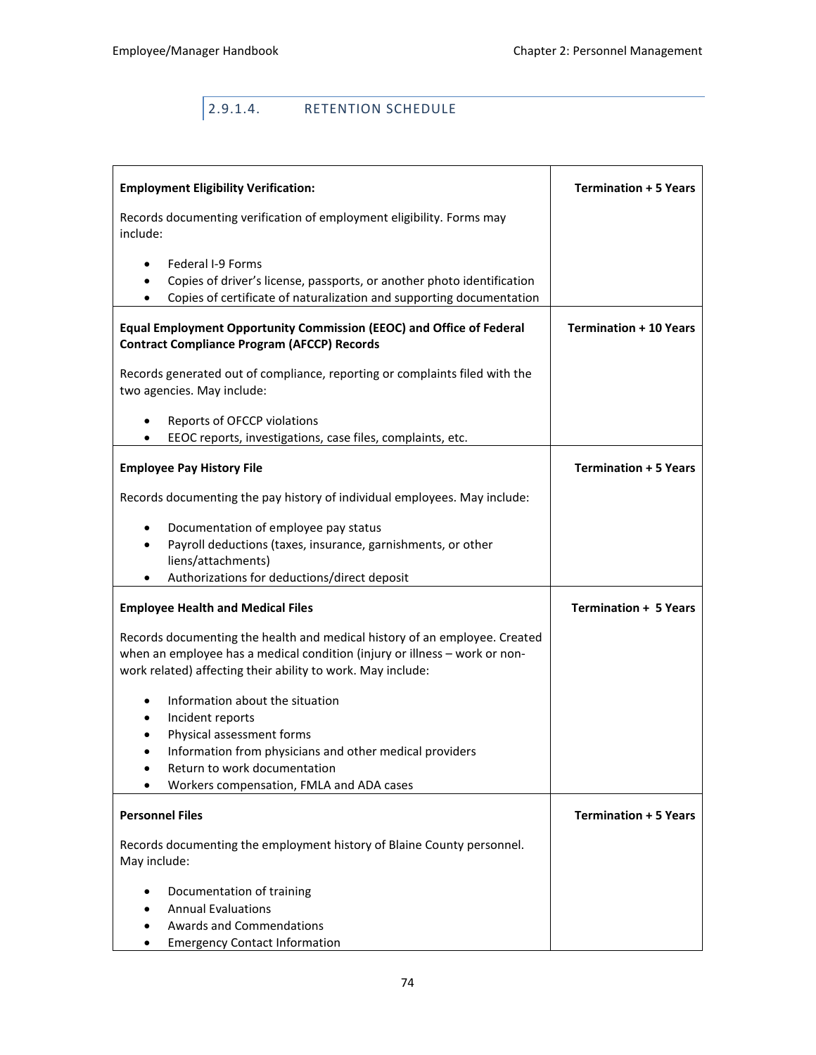#### 2.9.1.4. RETENTION SCHEDULE

| | |
|---|---|
| **Employment Eligibility Verification:**<br><br>Records documenting verification of employment eligibility. Forms may include:<br><br>• Federal I-9 Forms<br>• Copies of driver's license, passports, or another photo identification<br>• Copies of certificate of naturalization and supporting documentation | **Termination + 5 Years** |
| **Equal Employment Opportunity Commission (EEOC) and Office of Federal Contract Compliance Program (AFCCP) Records**<br><br>Records generated out of compliance, reporting or complaints filed with the two agencies. May include:<br><br>• Reports of OFCCP violations<br>• EEOC reports, investigations, case files, complaints, etc. | **Termination + 10 Years** |
| **Employee Pay History File**<br><br>Records documenting the pay history of individual employees. May include:<br><br>• Documentation of employee pay status<br>• Payroll deductions (taxes, insurance, garnishments, or other liens/attachments)<br>• Authorizations for deductions/direct deposit | **Termination + 5 Years** |
| **Employee Health and Medical Files**<br><br>Records documenting the health and medical history of an employee. Created when an employee has a medical condition (injury or illness – work or non-work related) affecting their ability to work. May include:<br><br>• Information about the situation<br>• Incident reports<br>• Physical assessment forms<br>• Information from physicians and other medical providers<br>• Return to work documentation<br>• Workers compensation, FMLA and ADA cases | **Termination + 5 Years** |
| **Personnel Files**<br><br>Records documenting the employment history of Blaine County personnel. May include:<br><br>• Documentation of training<br>• Annual Evaluations<br>• Awards and Commendations<br>• Emergency Contact Information | **Termination + 5 Years** |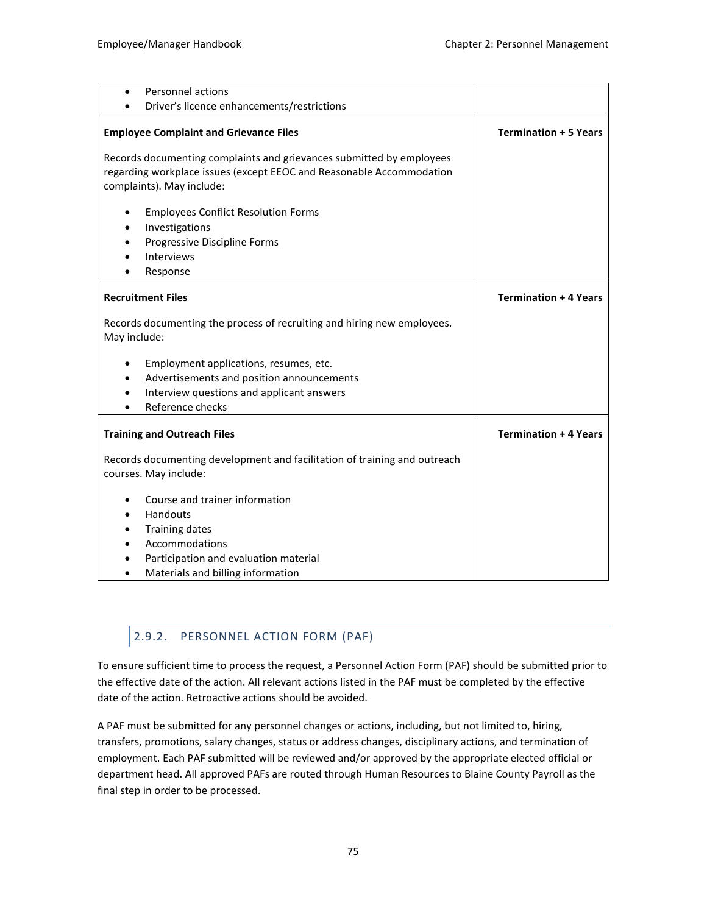| | |
|---|---|
| • Personnel actions<br>• Driver's licence enhancements/restrictions | |
| **Employee Complaint and Grievance Files**<br><br>Records documenting complaints and grievances submitted by employees regarding workplace issues (except EEOC and Reasonable Accommodation complaints). May include:<br><br>• Employees Conflict Resolution Forms<br>• Investigations<br>• Progressive Discipline Forms<br>• Interviews<br>• Response | **Termination + 5 Years** |
| **Recruitment Files**<br><br>Records documenting the process of recruiting and hiring new employees. May include:<br><br>• Employment applications, resumes, etc.<br>• Advertisements and position announcements<br>• Interview questions and applicant answers<br>• Reference checks | **Termination + 4 Years** |
| **Training and Outreach Files**<br><br>Records documenting development and facilitation of training and outreach courses. May include:<br><br>• Course and trainer information<br>• Handouts<br>• Training dates<br>• Accommodations<br>• Participation and evaluation material<br>• Materials and billing information | **Termination + 4 Years** |

### 2.9.2. PERSONNEL ACTION FORM (PAF)

To ensure sufficient time to process the request, a Personnel Action Form (PAF) should be submitted prior to the effective date of the action. All relevant actions listed in the PAF must be completed by the effective date of the action. Retroactive actions should be avoided.

A PAF must be submitted for any personnel changes or actions, including, but not limited to, hiring, transfers, promotions, salary changes, status or address changes, disciplinary actions, and termination of employment. Each PAF submitted will be reviewed and/or approved by the appropriate elected official or department head. All approved PAFs are routed through Human Resources to Blaine County Payroll as the final step in order to be processed.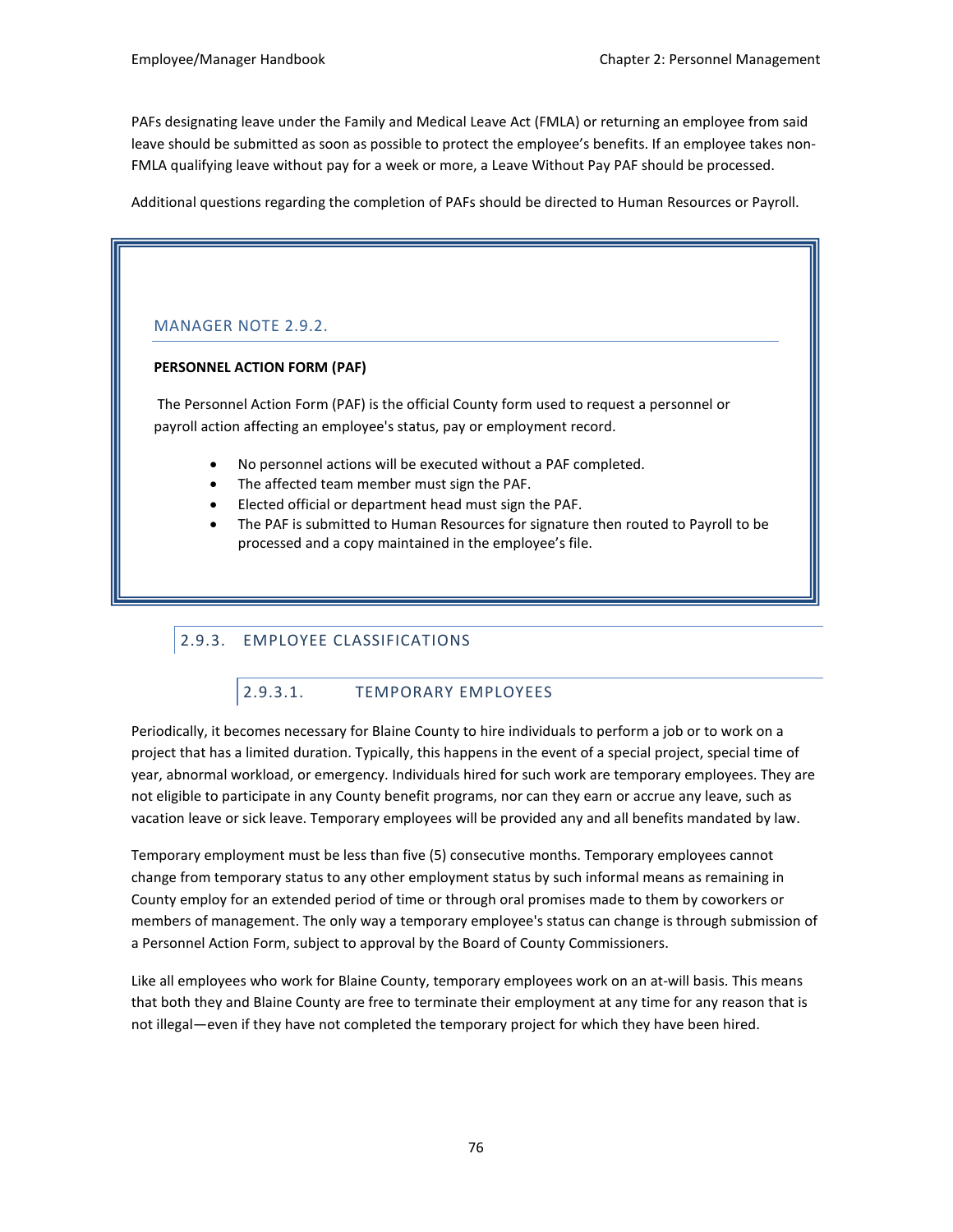PAFs designating leave under the Family and Medical Leave Act (FMLA) or returning an employee from said leave should be submitted as soon as possible to protect the employee's benefits. If an employee takes non-FMLA qualifying leave without pay for a week or more, a Leave Without Pay PAF should be processed.

Additional questions regarding the completion of PAFs should be directed to Human Resources or Payroll.

#### MANAGER NOTE 2.9.2.

**PERSONNEL ACTION FORM (PAF)**

The Personnel Action Form (PAF) is the official County form used to request a personnel or payroll action affecting an employee's status, pay or employment record.

- No personnel actions will be executed without a PAF completed.
- The affected team member must sign the PAF.
- Elected official or department head must sign the PAF.
- The PAF is submitted to Human Resources for signature then routed to Payroll to be processed and a copy maintained in the employee's file.

### 2.9.3. EMPLOYEE CLASSIFICATIONS

#### 2.9.3.1. TEMPORARY EMPLOYEES

Periodically, it becomes necessary for Blaine County to hire individuals to perform a job or to work on a project that has a limited duration. Typically, this happens in the event of a special project, special time of year, abnormal workload, or emergency. Individuals hired for such work are temporary employees. They are not eligible to participate in any County benefit programs, nor can they earn or accrue any leave, such as vacation leave or sick leave. Temporary employees will be provided any and all benefits mandated by law.

Temporary employment must be less than five (5) consecutive months. Temporary employees cannot change from temporary status to any other employment status by such informal means as remaining in County employ for an extended period of time or through oral promises made to them by coworkers or members of management. The only way a temporary employee's status can change is through submission of a Personnel Action Form, subject to approval by the Board of County Commissioners.

Like all employees who work for Blaine County, temporary employees work on an at-will basis. This means that both they and Blaine County are free to terminate their employment at any time for any reason that is not illegal—even if they have not completed the temporary project for which they have been hired.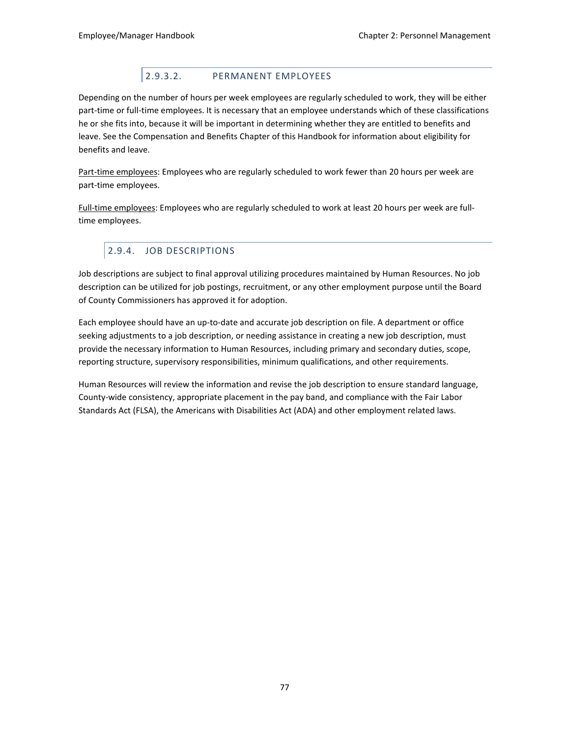#### 2.9.3.2. PERMANENT EMPLOYEES

Depending on the number of hours per week employees are regularly scheduled to work, they will be either part-time or full-time employees. It is necessary that an employee understands which of these classifications he or she fits into, because it will be important in determining whether they are entitled to benefits and leave. See the Compensation and Benefits Chapter of this Handbook for information about eligibility for benefits and leave.

<u>Part-time employees</u>: Employees who are regularly scheduled to work fewer than 20 hours per week are part-time employees.

<u>Full-time employees</u>: Employees who are regularly scheduled to work at least 20 hours per week are full-time employees.

### 2.9.4. JOB DESCRIPTIONS

Job descriptions are subject to final approval utilizing procedures maintained by Human Resources. No job description can be utilized for job postings, recruitment, or any other employment purpose until the Board of County Commissioners has approved it for adoption.

Each employee should have an up-to-date and accurate job description on file. A department or office seeking adjustments to a job description, or needing assistance in creating a new job description, must provide the necessary information to Human Resources, including primary and secondary duties, scope, reporting structure, supervisory responsibilities, minimum qualifications, and other requirements.

Human Resources will review the information and revise the job description to ensure standard language, County-wide consistency, appropriate placement in the pay band, and compliance with the Fair Labor Standards Act (FLSA), the Americans with Disabilities Act (ADA) and other employment related laws.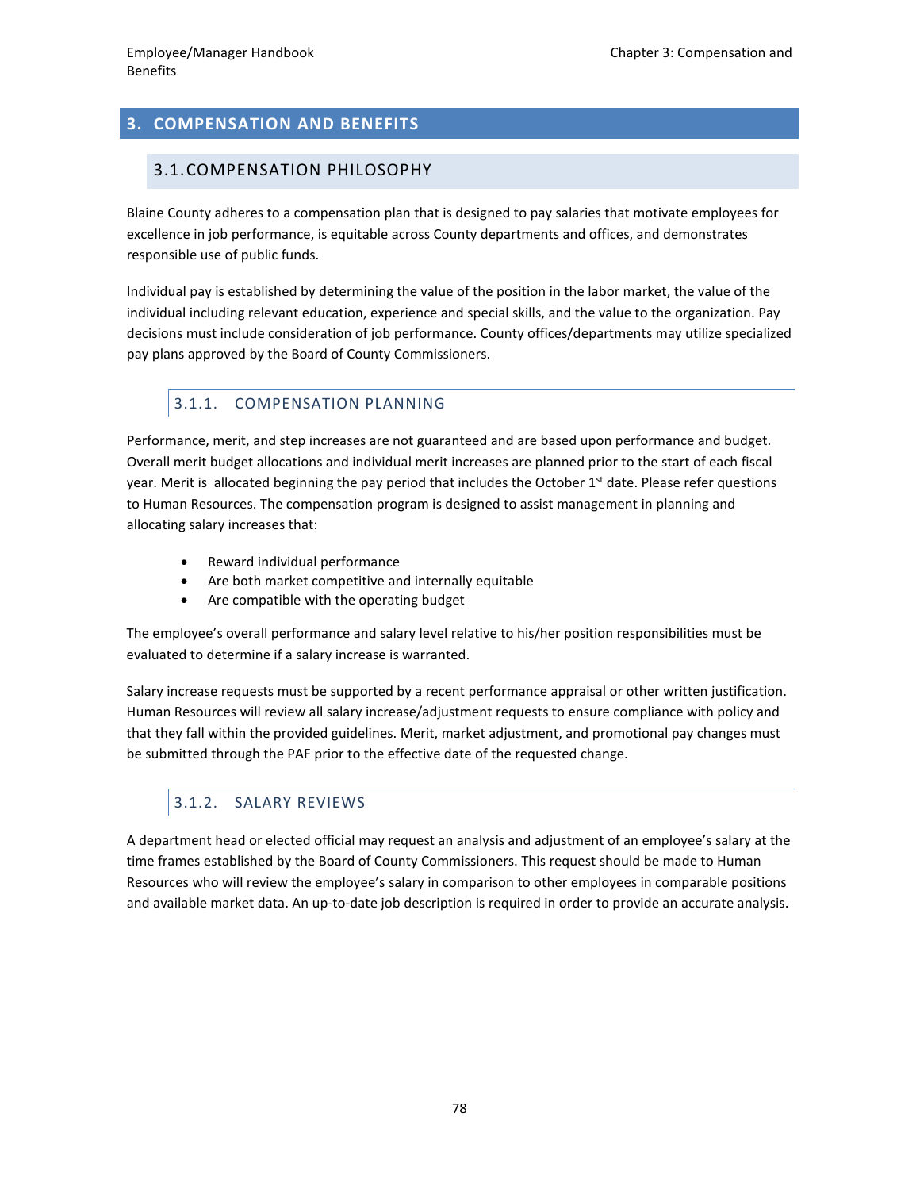# 3. COMPENSATION AND BENEFITS

## 3.1. COMPENSATION PHILOSOPHY

Blaine County adheres to a compensation plan that is designed to pay salaries that motivate employees for excellence in job performance, is equitable across County departments and offices, and demonstrates responsible use of public funds.

Individual pay is established by determining the value of the position in the labor market, the value of the individual including relevant education, experience and special skills, and the value to the organization. Pay decisions must include consideration of job performance. County offices/departments may utilize specialized pay plans approved by the Board of County Commissioners.

### 3.1.1. COMPENSATION PLANNING

Performance, merit, and step increases are not guaranteed and are based upon performance and budget. Overall merit budget allocations and individual merit increases are planned prior to the start of each fiscal year. Merit is allocated beginning the pay period that includes the October 1st date. Please refer questions to Human Resources. The compensation program is designed to assist management in planning and allocating salary increases that:

- Reward individual performance
- Are both market competitive and internally equitable
- Are compatible with the operating budget

The employee's overall performance and salary level relative to his/her position responsibilities must be evaluated to determine if a salary increase is warranted.

Salary increase requests must be supported by a recent performance appraisal or other written justification. Human Resources will review all salary increase/adjustment requests to ensure compliance with policy and that they fall within the provided guidelines. Merit, market adjustment, and promotional pay changes must be submitted through the PAF prior to the effective date of the requested change.

### 3.1.2. SALARY REVIEWS

A department head or elected official may request an analysis and adjustment of an employee's salary at the time frames established by the Board of County Commissioners. This request should be made to Human Resources who will review the employee's salary in comparison to other employees in comparable positions and available market data. An up-to-date job description is required in order to provide an accurate analysis.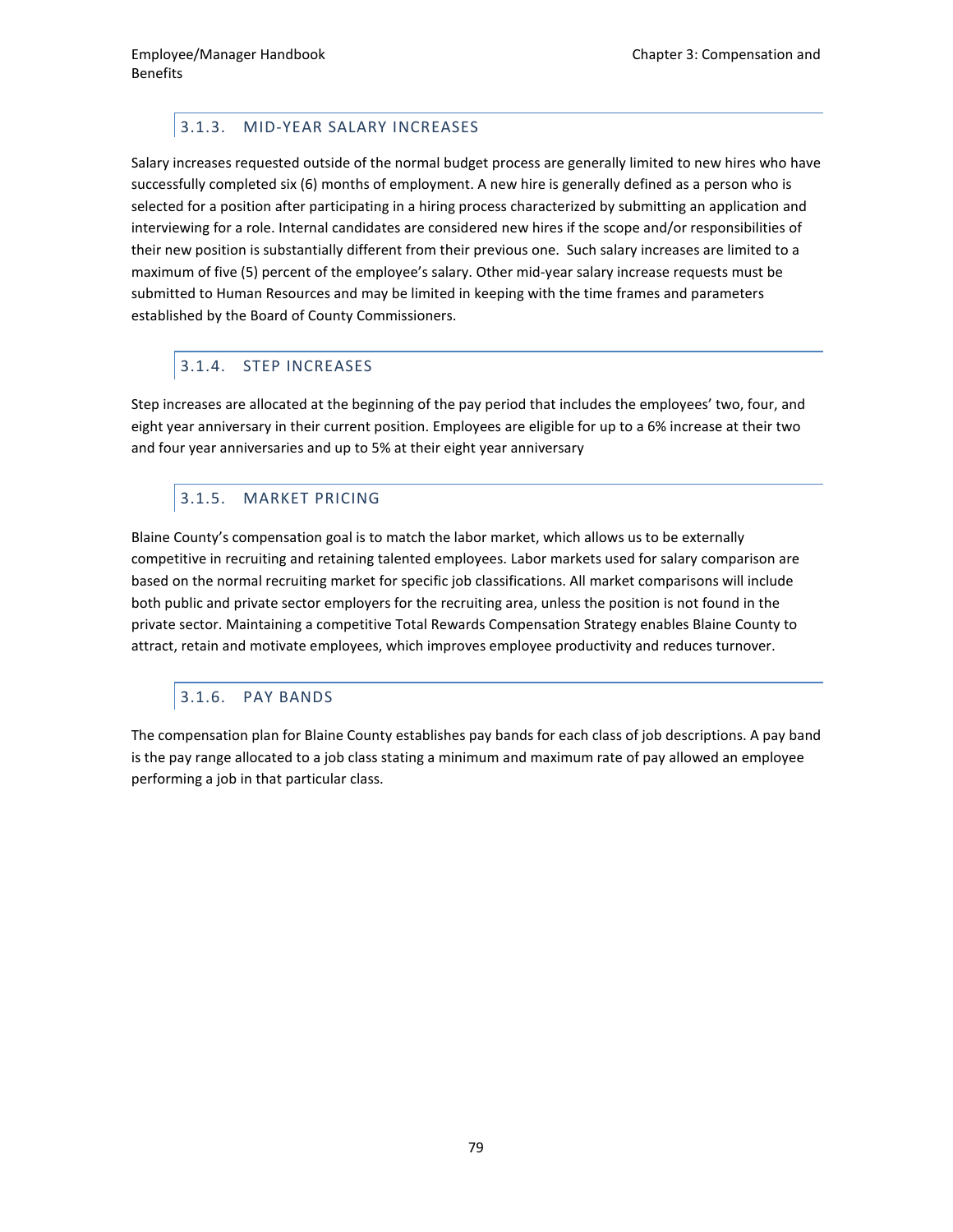### 3.1.3. MID-YEAR SALARY INCREASES

Salary increases requested outside of the normal budget process are generally limited to new hires who have successfully completed six (6) months of employment. A new hire is generally defined as a person who is selected for a position after participating in a hiring process characterized by submitting an application and interviewing for a role. Internal candidates are considered new hires if the scope and/or responsibilities of their new position is substantially different from their previous one. Such salary increases are limited to a maximum of five (5) percent of the employee's salary. Other mid-year salary increase requests must be submitted to Human Resources and may be limited in keeping with the time frames and parameters established by the Board of County Commissioners.

### 3.1.4. STEP INCREASES

Step increases are allocated at the beginning of the pay period that includes the employees' two, four, and eight year anniversary in their current position. Employees are eligible for up to a 6% increase at their two and four year anniversaries and up to 5% at their eight year anniversary

### 3.1.5. MARKET PRICING

Blaine County's compensation goal is to match the labor market, which allows us to be externally competitive in recruiting and retaining talented employees. Labor markets used for salary comparison are based on the normal recruiting market for specific job classifications. All market comparisons will include both public and private sector employers for the recruiting area, unless the position is not found in the private sector. Maintaining a competitive Total Rewards Compensation Strategy enables Blaine County to attract, retain and motivate employees, which improves employee productivity and reduces turnover.

### 3.1.6. PAY BANDS

The compensation plan for Blaine County establishes pay bands for each class of job descriptions. A pay band is the pay range allocated to a job class stating a minimum and maximum rate of pay allowed an employee performing a job in that particular class.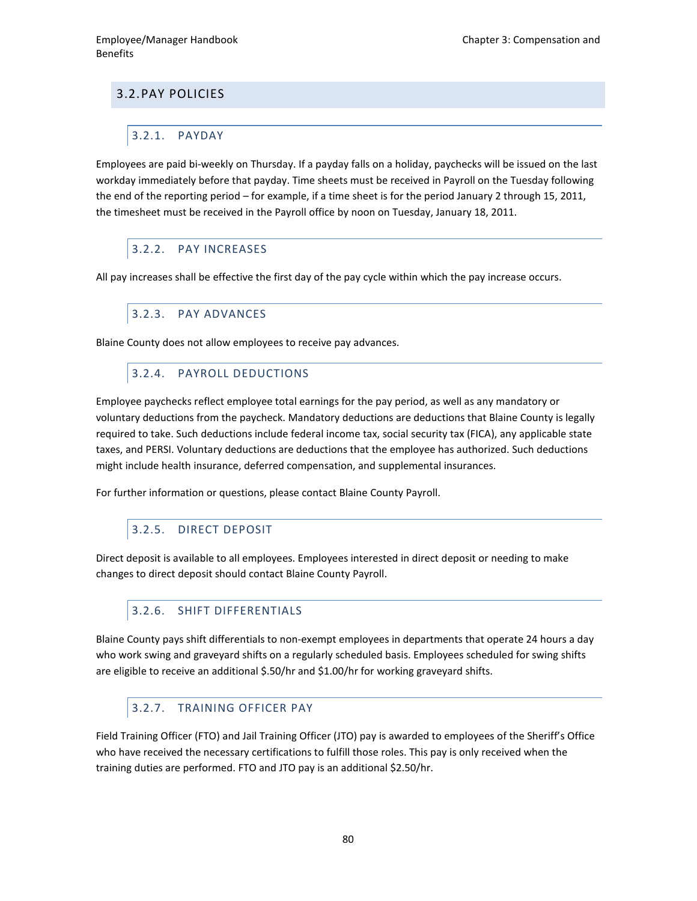## 3.2. PAY POLICIES

### 3.2.1. PAYDAY

Employees are paid bi-weekly on Thursday. If a payday falls on a holiday, paychecks will be issued on the last workday immediately before that payday. Time sheets must be received in Payroll on the Tuesday following the end of the reporting period – for example, if a time sheet is for the period January 2 through 15, 2011, the timesheet must be received in the Payroll office by noon on Tuesday, January 18, 2011.

### 3.2.2. PAY INCREASES

All pay increases shall be effective the first day of the pay cycle within which the pay increase occurs.

### 3.2.3. PAY ADVANCES

Blaine County does not allow employees to receive pay advances.

### 3.2.4. PAYROLL DEDUCTIONS

Employee paychecks reflect employee total earnings for the pay period, as well as any mandatory or voluntary deductions from the paycheck. Mandatory deductions are deductions that Blaine County is legally required to take. Such deductions include federal income tax, social security tax (FICA), any applicable state taxes, and PERSI. Voluntary deductions are deductions that the employee has authorized. Such deductions might include health insurance, deferred compensation, and supplemental insurances.

For further information or questions, please contact Blaine County Payroll.

### 3.2.5. DIRECT DEPOSIT

Direct deposit is available to all employees. Employees interested in direct deposit or needing to make changes to direct deposit should contact Blaine County Payroll.

### 3.2.6. SHIFT DIFFERENTIALS

Blaine County pays shift differentials to non-exempt employees in departments that operate 24 hours a day who work swing and graveyard shifts on a regularly scheduled basis. Employees scheduled for swing shifts are eligible to receive an additional $.50/hr and $1.00/hr for working graveyard shifts.

### 3.2.7. TRAINING OFFICER PAY

Field Training Officer (FTO) and Jail Training Officer (JTO) pay is awarded to employees of the Sheriff's Office who have received the necessary certifications to fulfill those roles. This pay is only received when the training duties are performed. FTO and JTO pay is an additional $2.50/hr.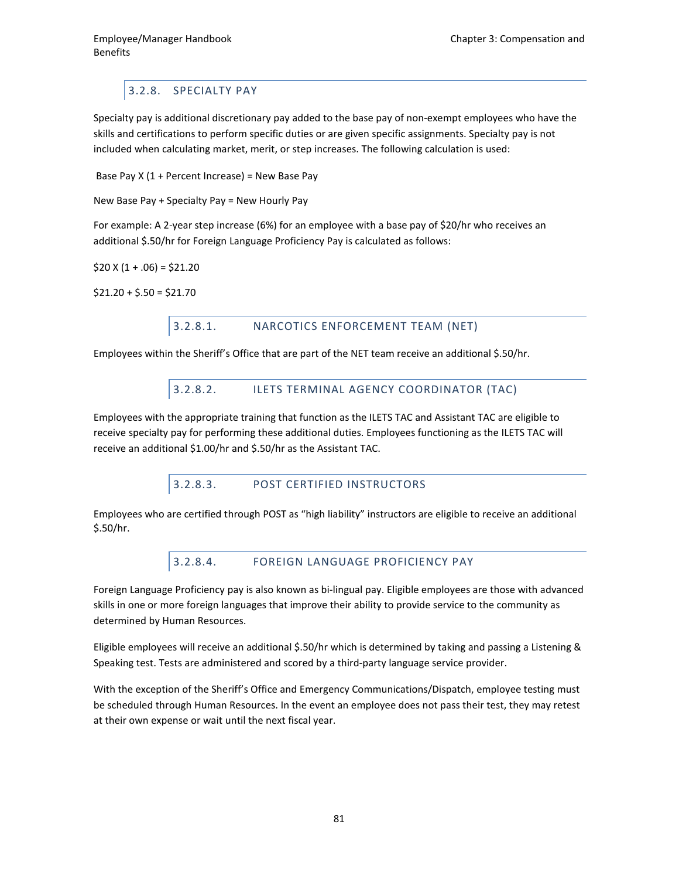### 3.2.8. SPECIALTY PAY

Specialty pay is additional discretionary pay added to the base pay of non-exempt employees who have the skills and certifications to perform specific duties or are given specific assignments. Specialty pay is not included when calculating market, merit, or step increases. The following calculation is used:

Base Pay X (1 + Percent Increase) = New Base Pay

New Base Pay + Specialty Pay = New Hourly Pay

For example: A 2-year step increase (6%) for an employee with a base pay of $20/hr who receives an additional $.50/hr for Foreign Language Proficiency Pay is calculated as follows:

$20 X (1 + .06) = $21.20

$21.20 + $.50 = $21.70

#### 3.2.8.1. NARCOTICS ENFORCEMENT TEAM (NET)

Employees within the Sheriff's Office that are part of the NET team receive an additional $.50/hr.

#### 3.2.8.2. ILETS TERMINAL AGENCY COORDINATOR (TAC)

Employees with the appropriate training that function as the ILETS TAC and Assistant TAC are eligible to receive specialty pay for performing these additional duties. Employees functioning as the ILETS TAC will receive an additional $1.00/hr and $.50/hr as the Assistant TAC.

#### 3.2.8.3. POST CERTIFIED INSTRUCTORS

Employees who are certified through POST as "high liability" instructors are eligible to receive an additional $.50/hr.

#### 3.2.8.4. FOREIGN LANGUAGE PROFICIENCY PAY

Foreign Language Proficiency pay is also known as bi-lingual pay. Eligible employees are those with advanced skills in one or more foreign languages that improve their ability to provide service to the community as determined by Human Resources.

Eligible employees will receive an additional $.50/hr which is determined by taking and passing a Listening & Speaking test. Tests are administered and scored by a third-party language service provider.

With the exception of the Sheriff's Office and Emergency Communications/Dispatch, employee testing must be scheduled through Human Resources. In the event an employee does not pass their test, they may retest at their own expense or wait until the next fiscal year.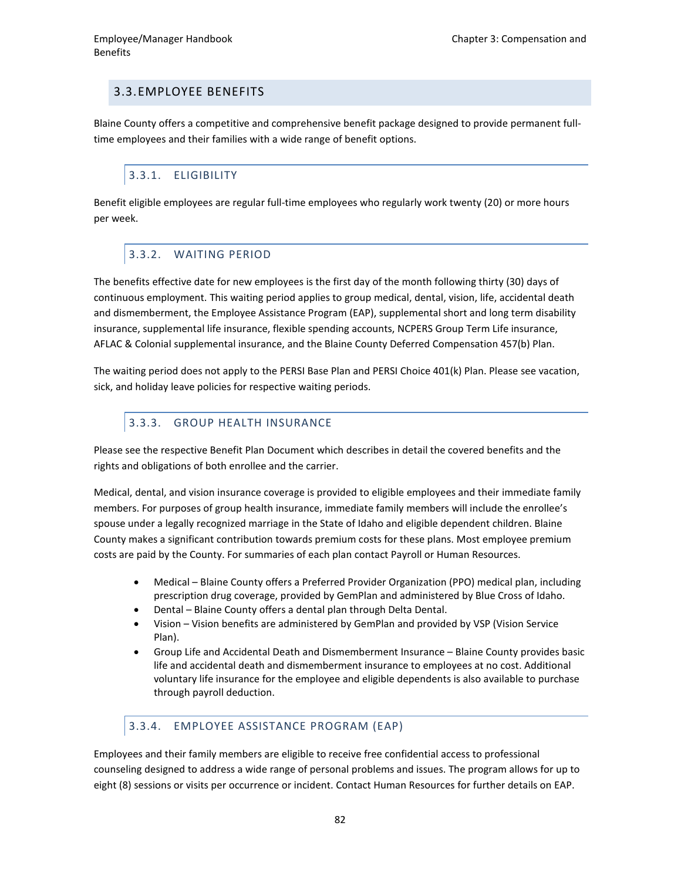## 3.3. EMPLOYEE BENEFITS

Blaine County offers a competitive and comprehensive benefit package designed to provide permanent full-time employees and their families with a wide range of benefit options.

### 3.3.1. ELIGIBILITY

Benefit eligible employees are regular full-time employees who regularly work twenty (20) or more hours per week.

### 3.3.2. WAITING PERIOD

The benefits effective date for new employees is the first day of the month following thirty (30) days of continuous employment. This waiting period applies to group medical, dental, vision, life, accidental death and dismemberment, the Employee Assistance Program (EAP), supplemental short and long term disability insurance, supplemental life insurance, flexible spending accounts, NCPERS Group Term Life insurance, AFLAC & Colonial supplemental insurance, and the Blaine County Deferred Compensation 457(b) Plan.

The waiting period does not apply to the PERSI Base Plan and PERSI Choice 401(k) Plan. Please see vacation, sick, and holiday leave policies for respective waiting periods.

### 3.3.3. GROUP HEALTH INSURANCE

Please see the respective Benefit Plan Document which describes in detail the covered benefits and the rights and obligations of both enrollee and the carrier.

Medical, dental, and vision insurance coverage is provided to eligible employees and their immediate family members. For purposes of group health insurance, immediate family members will include the enrollee's spouse under a legally recognized marriage in the State of Idaho and eligible dependent children. Blaine County makes a significant contribution towards premium costs for these plans. Most employee premium costs are paid by the County. For summaries of each plan contact Payroll or Human Resources.

- Medical – Blaine County offers a Preferred Provider Organization (PPO) medical plan, including prescription drug coverage, provided by GemPlan and administered by Blue Cross of Idaho.
- Dental – Blaine County offers a dental plan through Delta Dental.
- Vision – Vision benefits are administered by GemPlan and provided by VSP (Vision Service Plan).
- Group Life and Accidental Death and Dismemberment Insurance – Blaine County provides basic life and accidental death and dismemberment insurance to employees at no cost. Additional voluntary life insurance for the employee and eligible dependents is also available to purchase through payroll deduction.

### 3.3.4. EMPLOYEE ASSISTANCE PROGRAM (EAP)

Employees and their family members are eligible to receive free confidential access to professional counseling designed to address a wide range of personal problems and issues. The program allows for up to eight (8) sessions or visits per occurrence or incident. Contact Human Resources for further details on EAP.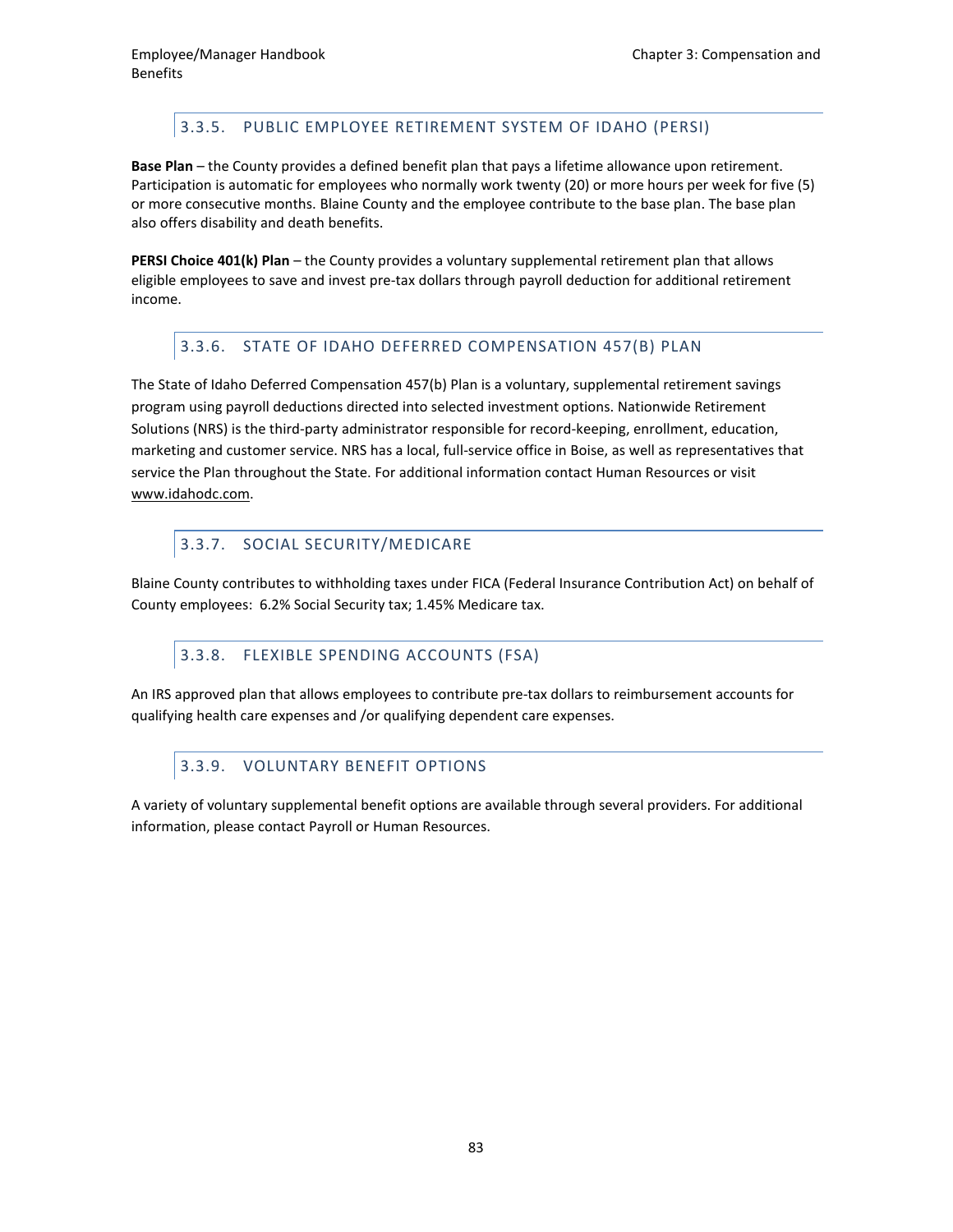### 3.3.5. PUBLIC EMPLOYEE RETIREMENT SYSTEM OF IDAHO (PERSI)

**Base Plan** – the County provides a defined benefit plan that pays a lifetime allowance upon retirement. Participation is automatic for employees who normally work twenty (20) or more hours per week for five (5) or more consecutive months. Blaine County and the employee contribute to the base plan. The base plan also offers disability and death benefits.

**PERSI Choice 401(k) Plan** – the County provides a voluntary supplemental retirement plan that allows eligible employees to save and invest pre-tax dollars through payroll deduction for additional retirement income.

### 3.3.6. STATE OF IDAHO DEFERRED COMPENSATION 457(B) PLAN

The State of Idaho Deferred Compensation 457(b) Plan is a voluntary, supplemental retirement savings program using payroll deductions directed into selected investment options. Nationwide Retirement Solutions (NRS) is the third-party administrator responsible for record-keeping, enrollment, education, marketing and customer service. NRS has a local, full-service office in Boise, as well as representatives that service the Plan throughout the State. For additional information contact Human Resources or visit www.idahodc.com.

### 3.3.7. SOCIAL SECURITY/MEDICARE

Blaine County contributes to withholding taxes under FICA (Federal Insurance Contribution Act) on behalf of County employees: 6.2% Social Security tax; 1.45% Medicare tax.

### 3.3.8. FLEXIBLE SPENDING ACCOUNTS (FSA)

An IRS approved plan that allows employees to contribute pre-tax dollars to reimbursement accounts for qualifying health care expenses and /or qualifying dependent care expenses.

### 3.3.9. VOLUNTARY BENEFIT OPTIONS

A variety of voluntary supplemental benefit options are available through several providers. For additional information, please contact Payroll or Human Resources.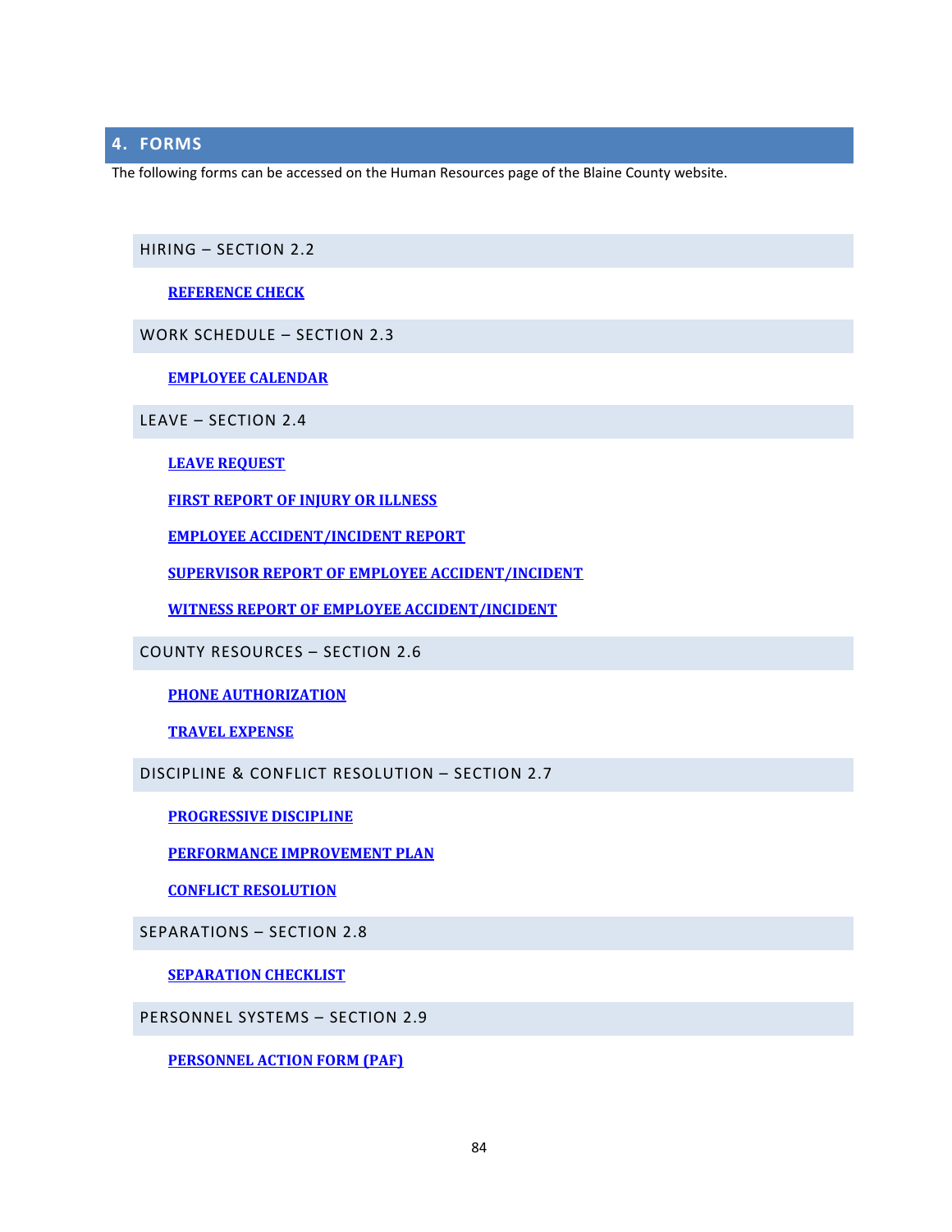# 4. FORMS

The following forms can be accessed on the Human Resources page of the Blaine County website.

## HIRING – SECTION 2.2

**REFERENCE CHECK**

## WORK SCHEDULE – SECTION 2.3

**EMPLOYEE CALENDAR**

## LEAVE – SECTION 2.4

**LEAVE REQUEST**

**FIRST REPORT OF INJURY OR ILLNESS**

**EMPLOYEE ACCIDENT/INCIDENT REPORT**

**SUPERVISOR REPORT OF EMPLOYEE ACCIDENT/INCIDENT**

**WITNESS REPORT OF EMPLOYEE ACCIDENT/INCIDENT**

## COUNTY RESOURCES – SECTION 2.6

**PHONE AUTHORIZATION**

**TRAVEL EXPENSE**

## DISCIPLINE & CONFLICT RESOLUTION – SECTION 2.7

**PROGRESSIVE DISCIPLINE**

**PERFORMANCE IMPROVEMENT PLAN**

**CONFLICT RESOLUTION**

## SEPARATIONS – SECTION 2.8

**SEPARATION CHECKLIST**

## PERSONNEL SYSTEMS – SECTION 2.9

**PERSONNEL ACTION FORM (PAF)**